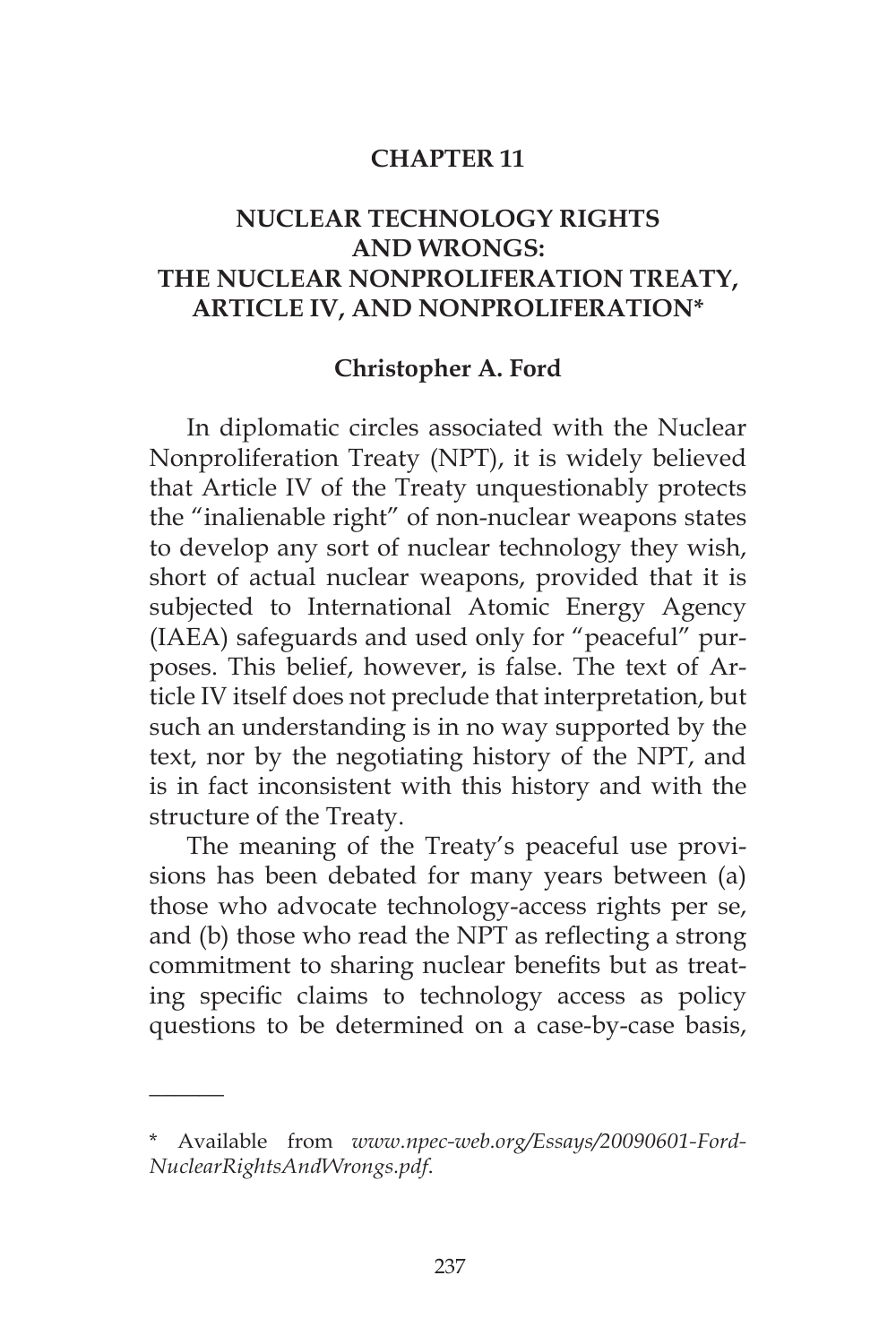# CHAPTER 11

## NUCLEAR TECHNOLOGY RIGHTS AND WRONGS: THE NUCLEAR NONPROLIFERATION TREATY, ARTICLE IV, AND NONPROLIFERATION*

**Christopher A. Ford**

In diplomatic circles associated with the Nuclear Nonproliferation Treaty (NPT), it is widely believed that Article IV of the Treaty unquestionably protects the "inalienable right" of non-nuclear weapons states to develop any sort of nuclear technology they wish, short of actual nuclear weapons, provided that it is subjected to International Atomic Energy Agency (IAEA) safeguards and used only for "peaceful" purposes. This belief, however, is false. The text of Article IV itself does not preclude that interpretation, but such an understanding is in no way supported by the text, nor by the negotiating history of the NPT, and is in fact inconsistent with this history and with the structure of the Treaty.

The meaning of the Treaty's peaceful use provisions has been debated for many years between (a) those who advocate technology-access rights per se, and (b) those who read the NPT as reflecting a strong commitment to sharing nuclear benefits but as treating specific claims to technology access as policy questions to be determined on a case-by-case basis,

---

\* Available from *www.npec-web.org/Essays/20090601-Ford-NuclearRightsAndWrongs.pdf*.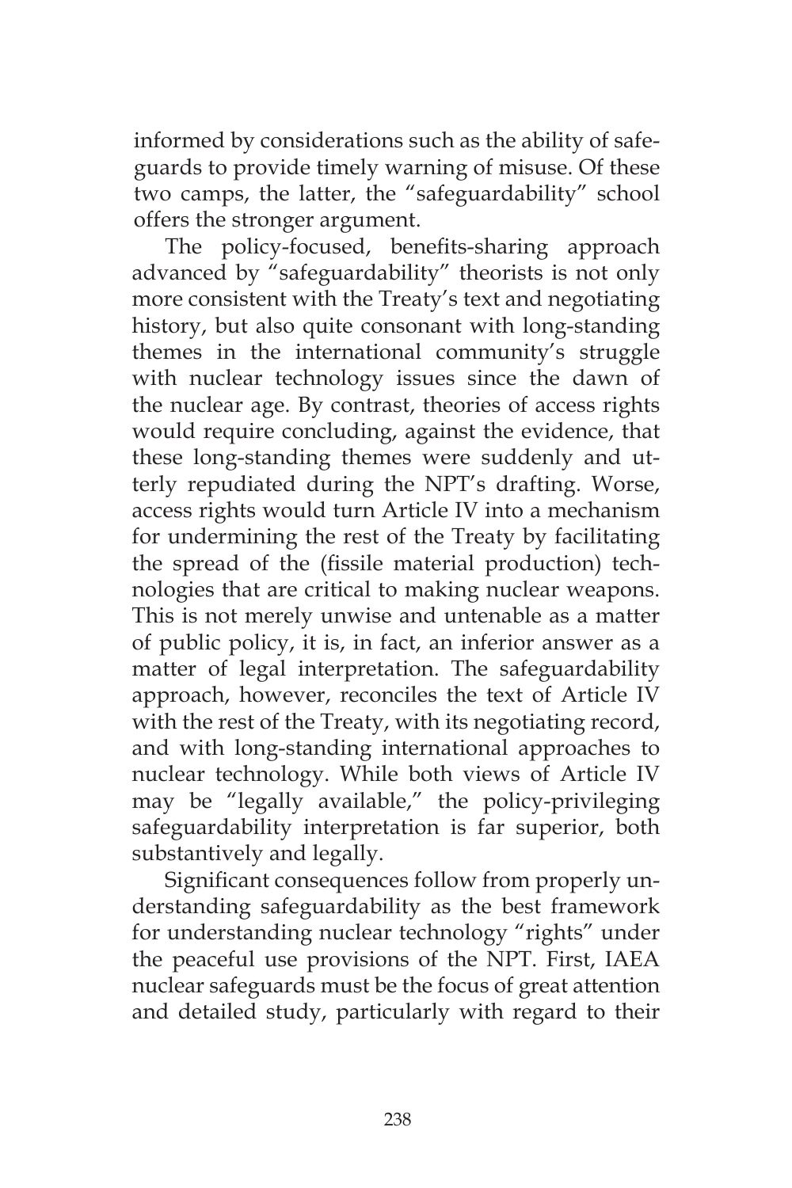informed by considerations such as the ability of safeguards to provide timely warning of misuse. Of these two camps, the latter, the "safeguardability" school offers the stronger argument.

The policy-focused, benefits-sharing approach advanced by "safeguardability" theorists is not only more consistent with the Treaty's text and negotiating history, but also quite consonant with long-standing themes in the international community's struggle with nuclear technology issues since the dawn of the nuclear age. By contrast, theories of access rights would require concluding, against the evidence, that these long-standing themes were suddenly and utterly repudiated during the NPT's drafting. Worse, access rights would turn Article IV into a mechanism for undermining the rest of the Treaty by facilitating the spread of the (fissile material production) technologies that are critical to making nuclear weapons. This is not merely unwise and untenable as a matter of public policy, it is, in fact, an inferior answer as a matter of legal interpretation. The safeguardability approach, however, reconciles the text of Article IV with the rest of the Treaty, with its negotiating record, and with long-standing international approaches to nuclear technology. While both views of Article IV may be "legally available," the policy-privileging safeguardability interpretation is far superior, both substantively and legally.

Significant consequences follow from properly understanding safeguardability as the best framework for understanding nuclear technology "rights" under the peaceful use provisions of the NPT. First, IAEA nuclear safeguards must be the focus of great attention and detailed study, particularly with regard to their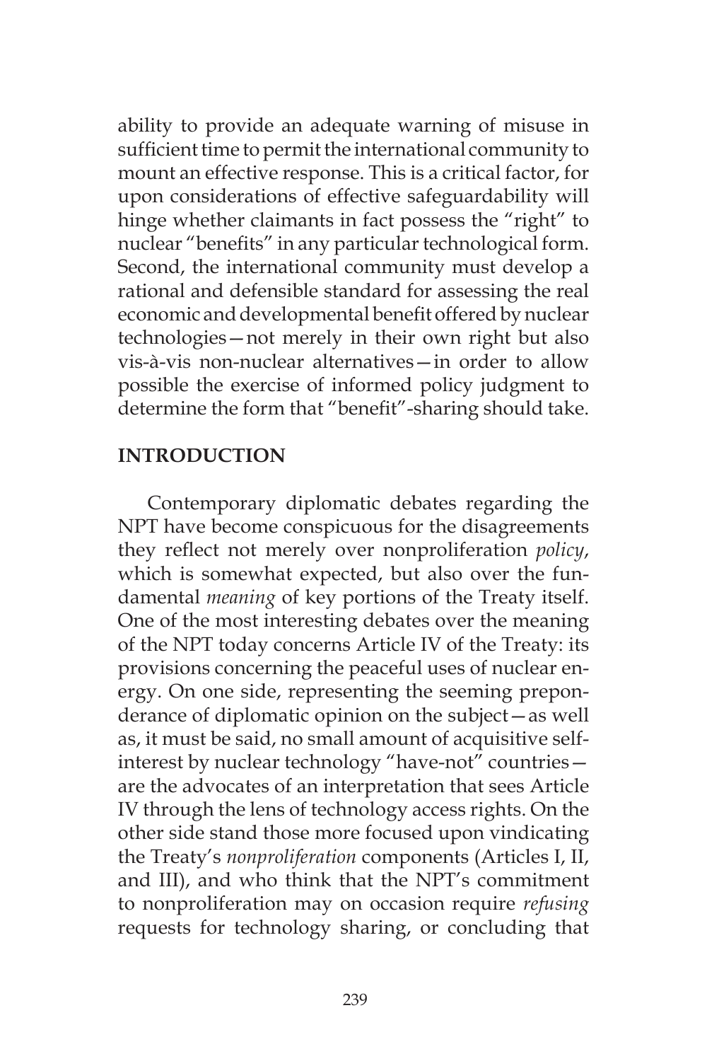ability to provide an adequate warning of misuse in sufficient time to permit the international community to mount an effective response. This is a critical factor, for upon considerations of effective safeguardability will hinge whether claimants in fact possess the "right" to nuclear "benefits" in any particular technological form. Second, the international community must develop a rational and defensible standard for assessing the real economic and developmental benefit offered by nuclear technologies—not merely in their own right but also vis-à-vis non-nuclear alternatives—in order to allow possible the exercise of informed policy judgment to determine the form that "benefit"-sharing should take.

## INTRODUCTION

Contemporary diplomatic debates regarding the NPT have become conspicuous for the disagreements they reflect not merely over nonproliferation *policy*, which is somewhat expected, but also over the fundamental *meaning* of key portions of the Treaty itself. One of the most interesting debates over the meaning of the NPT today concerns Article IV of the Treaty: its provisions concerning the peaceful uses of nuclear energy. On one side, representing the seeming preponderance of diplomatic opinion on the subject—as well as, it must be said, no small amount of acquisitive self-interest by nuclear technology "have-not" countries—are the advocates of an interpretation that sees Article IV through the lens of technology access rights. On the other side stand those more focused upon vindicating the Treaty's *nonproliferation* components (Articles I, II, and III), and who think that the NPT's commitment to nonproliferation may on occasion require *refusing* requests for technology sharing, or concluding that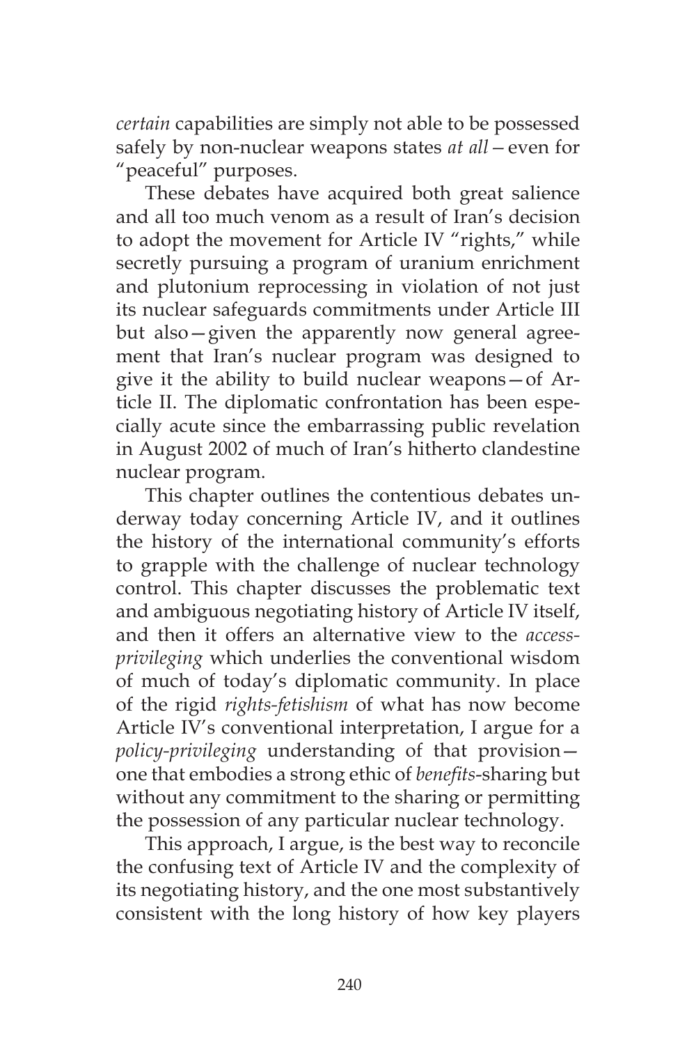*certain* capabilities are simply not able to be possessed safely by non-nuclear weapons states *at all*—even for "peaceful" purposes.

These debates have acquired both great salience and all too much venom as a result of Iran's decision to adopt the movement for Article IV "rights," while secretly pursuing a program of uranium enrichment and plutonium reprocessing in violation of not just its nuclear safeguards commitments under Article III but also—given the apparently now general agreement that Iran's nuclear program was designed to give it the ability to build nuclear weapons—of Article II. The diplomatic confrontation has been especially acute since the embarrassing public revelation in August 2002 of much of Iran's hitherto clandestine nuclear program.

This chapter outlines the contentious debates underway today concerning Article IV, and it outlines the history of the international community's efforts to grapple with the challenge of nuclear technology control. This chapter discusses the problematic text and ambiguous negotiating history of Article IV itself, and then it offers an alternative view to the *access-privileging* which underlies the conventional wisdom of much of today's diplomatic community. In place of the rigid *rights-fetishism* of what has now become Article IV's conventional interpretation, I argue for a *policy-privileging* understanding of that provision—one that embodies a strong ethic of *benefits*-sharing but without any commitment to the sharing or permitting the possession of any particular nuclear technology.

This approach, I argue, is the best way to reconcile the confusing text of Article IV and the complexity of its negotiating history, and the one most substantively consistent with the long history of how key players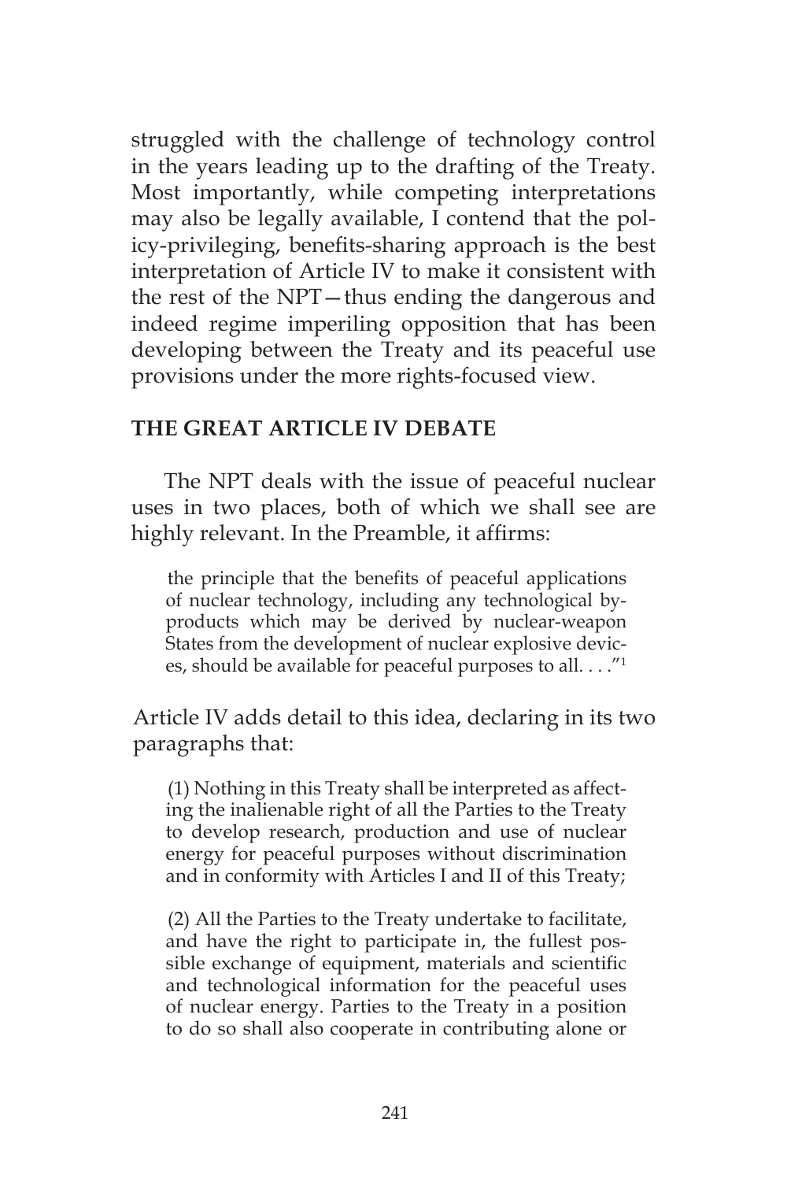struggled with the challenge of technology control in the years leading up to the drafting of the Treaty. Most importantly, while competing interpretations may also be legally available, I contend that the policy-privileging, benefits-sharing approach is the best interpretation of Article IV to make it consistent with the rest of the NPT—thus ending the dangerous and indeed regime imperiling opposition that has been developing between the Treaty and its peaceful use provisions under the more rights-focused view.

## THE GREAT ARTICLE IV DEBATE

The NPT deals with the issue of peaceful nuclear uses in two places, both of which we shall see are highly relevant. In the Preamble, it affirms:

> the principle that the benefits of peaceful applications of nuclear technology, including any technological by-products which may be derived by nuclear-weapon States from the development of nuclear explosive devices, should be available for peaceful purposes to all. . . ."[1]

Article IV adds detail to this idea, declaring in its two paragraphs that:

> (1) Nothing in this Treaty shall be interpreted as affecting the inalienable right of all the Parties to the Treaty to develop research, production and use of nuclear energy for peaceful purposes without discrimination and in conformity with Articles I and II of this Treaty;
>
> (2) All the Parties to the Treaty undertake to facilitate, and have the right to participate in, the fullest possible exchange of equipment, materials and scientific and technological information for the peaceful uses of nuclear energy. Parties to the Treaty in a position to do so shall also cooperate in contributing alone or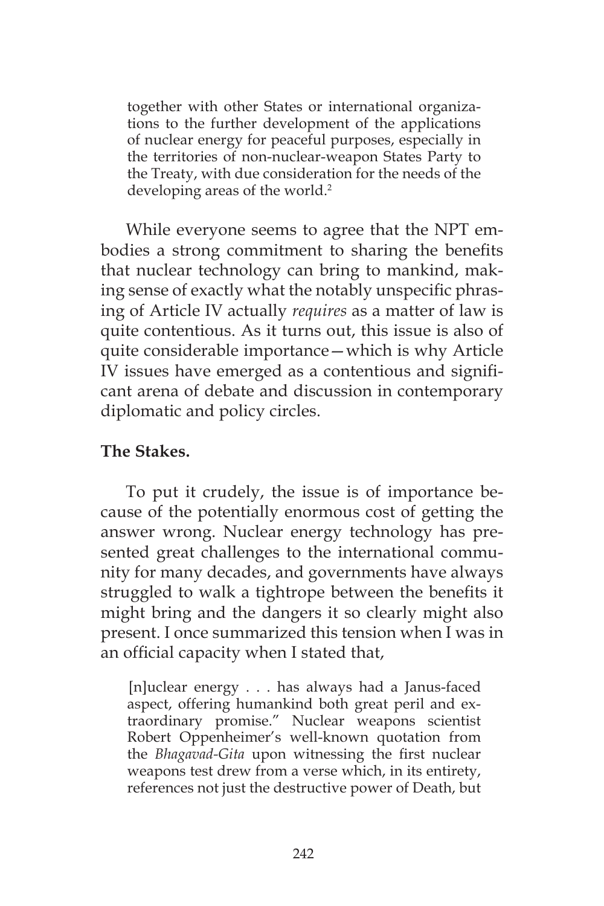> together with other States or international organizations to the further development of the applications of nuclear energy for peaceful purposes, especially in the territories of non-nuclear-weapon States Party to the Treaty, with due consideration for the needs of the developing areas of the world.[2]

While everyone seems to agree that the NPT embodies a strong commitment to sharing the benefits that nuclear technology can bring to mankind, making sense of exactly what the notably unspecific phrasing of Article IV actually *requires* as a matter of law is quite contentious. As it turns out, this issue is also of quite considerable importance—which is why Article IV issues have emerged as a contentious and significant arena of debate and discussion in contemporary diplomatic and policy circles.

**The Stakes.**

To put it crudely, the issue is of importance because of the potentially enormous cost of getting the answer wrong. Nuclear energy technology has presented great challenges to the international community for many decades, and governments have always struggled to walk a tightrope between the benefits it might bring and the dangers it so clearly might also present. I once summarized this tension when I was in an official capacity when I stated that,

> [n]uclear energy . . . has always had a Janus-faced aspect, offering humankind both great peril and extraordinary promise." Nuclear weapons scientist Robert Oppenheimer's well-known quotation from the *Bhagavad-Gita* upon witnessing the first nuclear weapons test drew from a verse which, in its entirety, references not just the destructive power of Death, but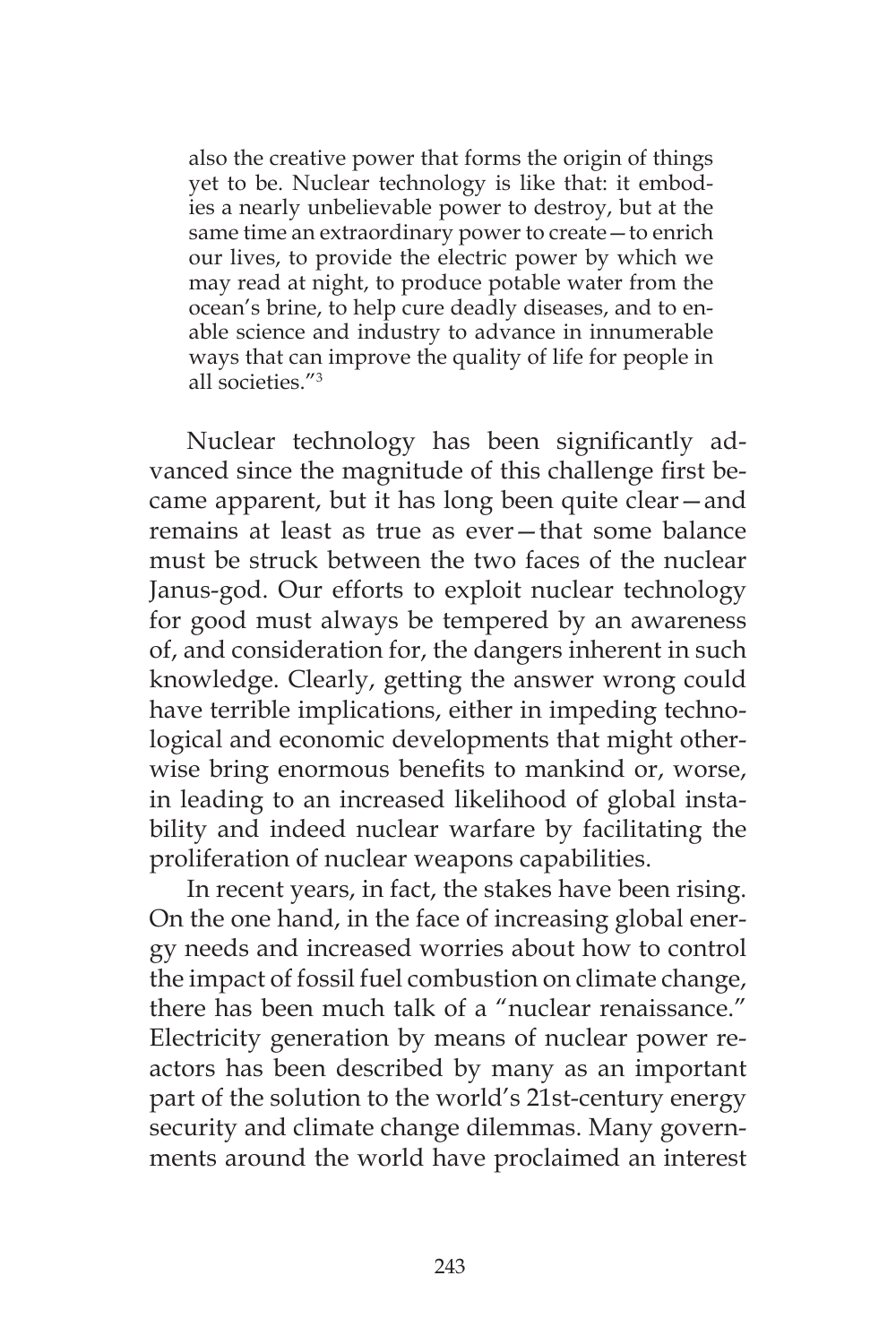> also the creative power that forms the origin of things yet to be. Nuclear technology is like that: it embodies a nearly unbelievable power to destroy, but at the same time an extraordinary power to create—to enrich our lives, to provide the electric power by which we may read at night, to produce potable water from the ocean's brine, to help cure deadly diseases, and to enable science and industry to advance in innumerable ways that can improve the quality of life for people in all societies."[3]

Nuclear technology has been significantly advanced since the magnitude of this challenge first became apparent, but it has long been quite clear—and remains at least as true as ever—that some balance must be struck between the two faces of the nuclear Janus-god. Our efforts to exploit nuclear technology for good must always be tempered by an awareness of, and consideration for, the dangers inherent in such knowledge. Clearly, getting the answer wrong could have terrible implications, either in impeding technological and economic developments that might otherwise bring enormous benefits to mankind or, worse, in leading to an increased likelihood of global instability and indeed nuclear warfare by facilitating the proliferation of nuclear weapons capabilities.

In recent years, in fact, the stakes have been rising. On the one hand, in the face of increasing global energy needs and increased worries about how to control the impact of fossil fuel combustion on climate change, there has been much talk of a "nuclear renaissance." Electricity generation by means of nuclear power reactors has been described by many as an important part of the solution to the world's 21st-century energy security and climate change dilemmas. Many governments around the world have proclaimed an interest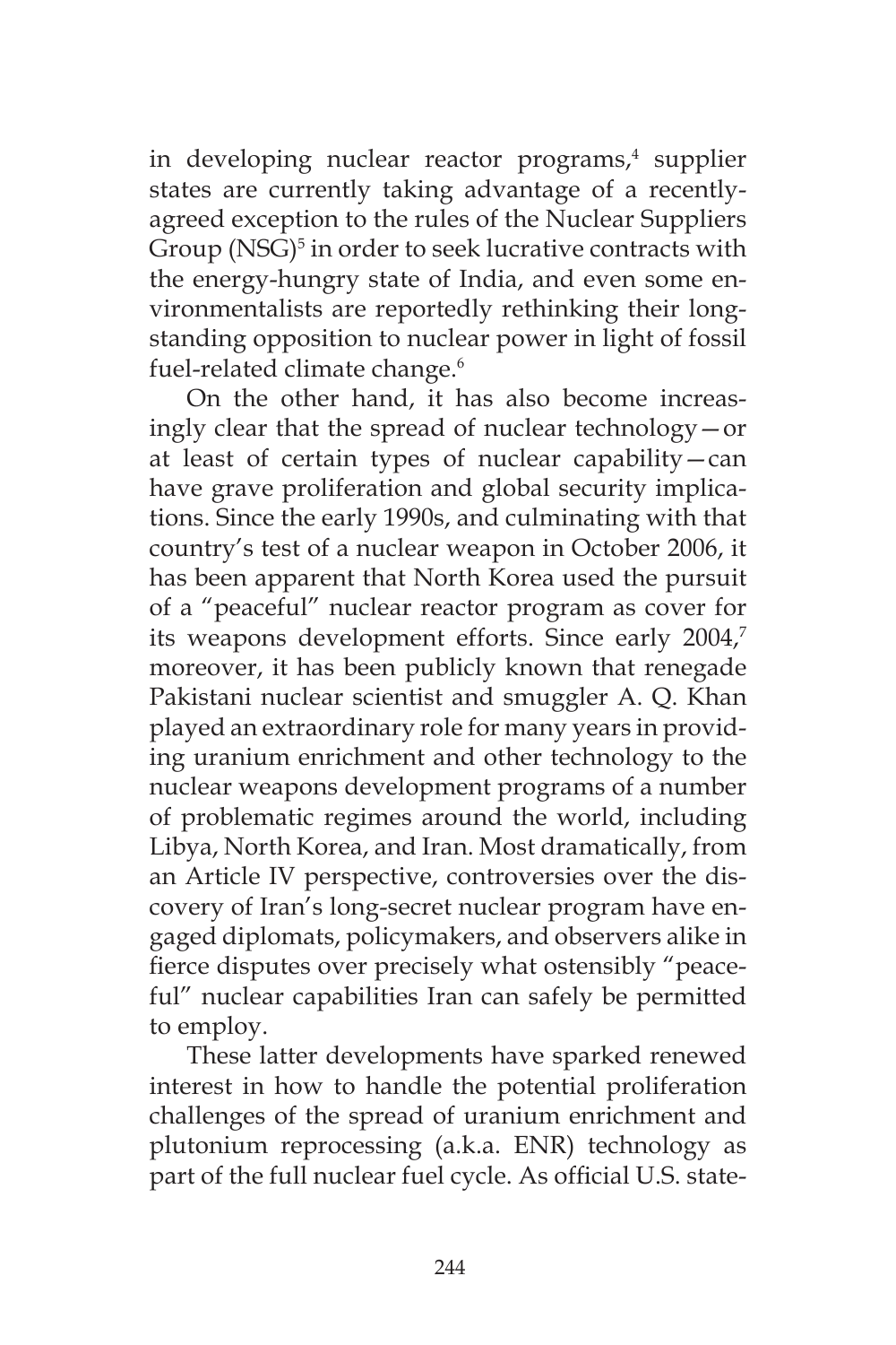in developing nuclear reactor programs,[4] supplier states are currently taking advantage of a recently-agreed exception to the rules of the Nuclear Suppliers Group (NSG)[5] in order to seek lucrative contracts with the energy-hungry state of India, and even some environmentalists are reportedly rethinking their long-standing opposition to nuclear power in light of fossil fuel-related climate change.[6]

On the other hand, it has also become increasingly clear that the spread of nuclear technology—or at least of certain types of nuclear capability—can have grave proliferation and global security implications. Since the early 1990s, and culminating with that country's test of a nuclear weapon in October 2006, it has been apparent that North Korea used the pursuit of a "peaceful" nuclear reactor program as cover for its weapons development efforts. Since early 2004,[7] moreover, it has been publicly known that renegade Pakistani nuclear scientist and smuggler A. Q. Khan played an extraordinary role for many years in providing uranium enrichment and other technology to the nuclear weapons development programs of a number of problematic regimes around the world, including Libya, North Korea, and Iran. Most dramatically, from an Article IV perspective, controversies over the discovery of Iran's long-secret nuclear program have engaged diplomats, policymakers, and observers alike in fierce disputes over precisely what ostensibly "peaceful" nuclear capabilities Iran can safely be permitted to employ.

These latter developments have sparked renewed interest in how to handle the potential proliferation challenges of the spread of uranium enrichment and plutonium reprocessing (a.k.a. ENR) technology as part of the full nuclear fuel cycle. As official U.S. state-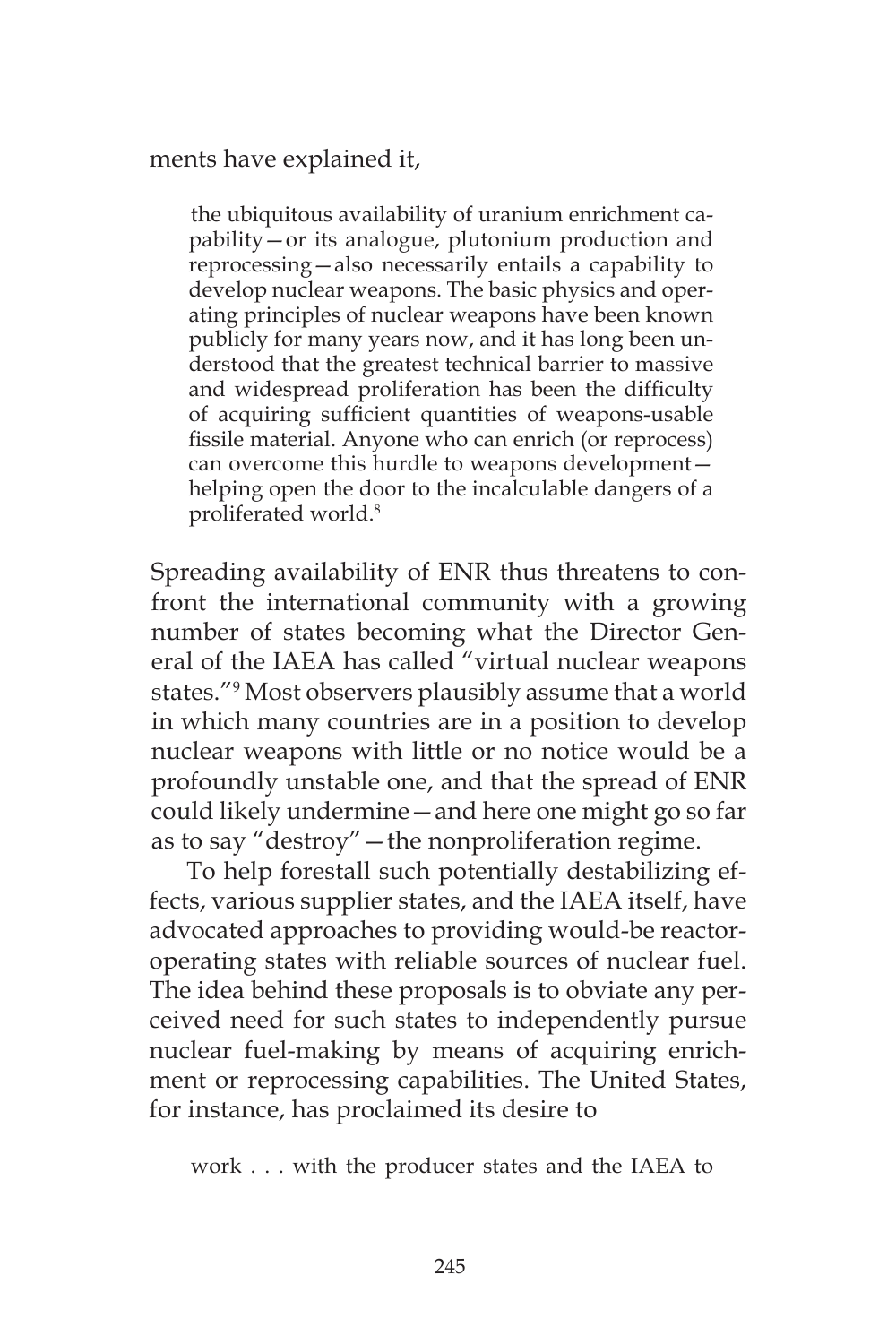ments have explained it,

> the ubiquitous availability of uranium enrichment capability—or its analogue, plutonium production and reprocessing—also necessarily entails a capability to develop nuclear weapons. The basic physics and operating principles of nuclear weapons have been known publicly for many years now, and it has long been understood that the greatest technical barrier to massive and widespread proliferation has been the difficulty of acquiring sufficient quantities of weapons-usable fissile material. Anyone who can enrich (or reprocess) can overcome this hurdle to weapons development—helping open the door to the incalculable dangers of a proliferated world.[8]

Spreading availability of ENR thus threatens to confront the international community with a growing number of states becoming what the Director General of the IAEA has called "virtual nuclear weapons states."[9] Most observers plausibly assume that a world in which many countries are in a position to develop nuclear weapons with little or no notice would be a profoundly unstable one, and that the spread of ENR could likely undermine—and here one might go so far as to say "destroy"—the nonproliferation regime.

To help forestall such potentially destabilizing effects, various supplier states, and the IAEA itself, have advocated approaches to providing would-be reactor-operating states with reliable sources of nuclear fuel. The idea behind these proposals is to obviate any perceived need for such states to independently pursue nuclear fuel-making by means of acquiring enrichment or reprocessing capabilities. The United States, for instance, has proclaimed its desire to

> work . . . with the producer states and the IAEA to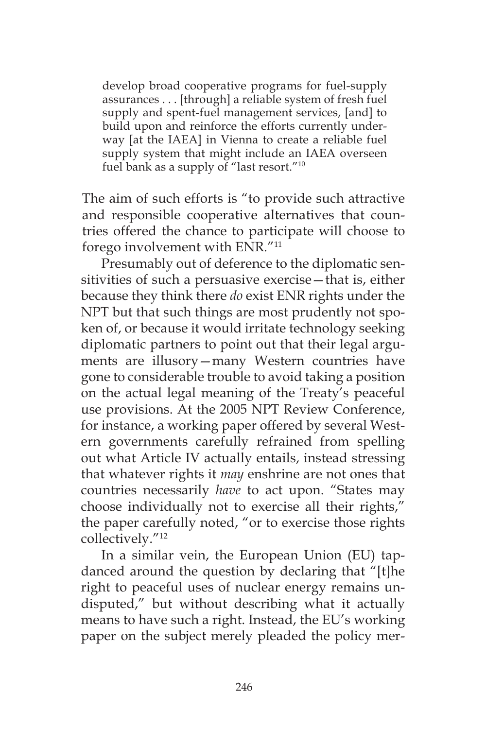> develop broad cooperative programs for fuel-supply assurances . . . [through] a reliable system of fresh fuel supply and spent-fuel management services, [and] to build upon and reinforce the efforts currently underway [at the IAEA] in Vienna to create a reliable fuel supply system that might include an IAEA overseen fuel bank as a supply of "last resort."[10]

The aim of such efforts is "to provide such attractive and responsible cooperative alternatives that countries offered the chance to participate will choose to forego involvement with ENR."[11]

Presumably out of deference to the diplomatic sensitivities of such a persuasive exercise—that is, either because they think there *do* exist ENR rights under the NPT but that such things are most prudently not spoken of, or because it would irritate technology seeking diplomatic partners to point out that their legal arguments are illusory—many Western countries have gone to considerable trouble to avoid taking a position on the actual legal meaning of the Treaty's peaceful use provisions. At the 2005 NPT Review Conference, for instance, a working paper offered by several Western governments carefully refrained from spelling out what Article IV actually entails, instead stressing that whatever rights it *may* enshrine are not ones that countries necessarily *have* to act upon. "States may choose individually not to exercise all their rights," the paper carefully noted, "or to exercise those rights collectively."[12]

In a similar vein, the European Union (EU) tap-danced around the question by declaring that "[t]he right to peaceful uses of nuclear energy remains undisputed," but without describing what it actually means to have such a right. Instead, the EU's working paper on the subject merely pleaded the policy mer-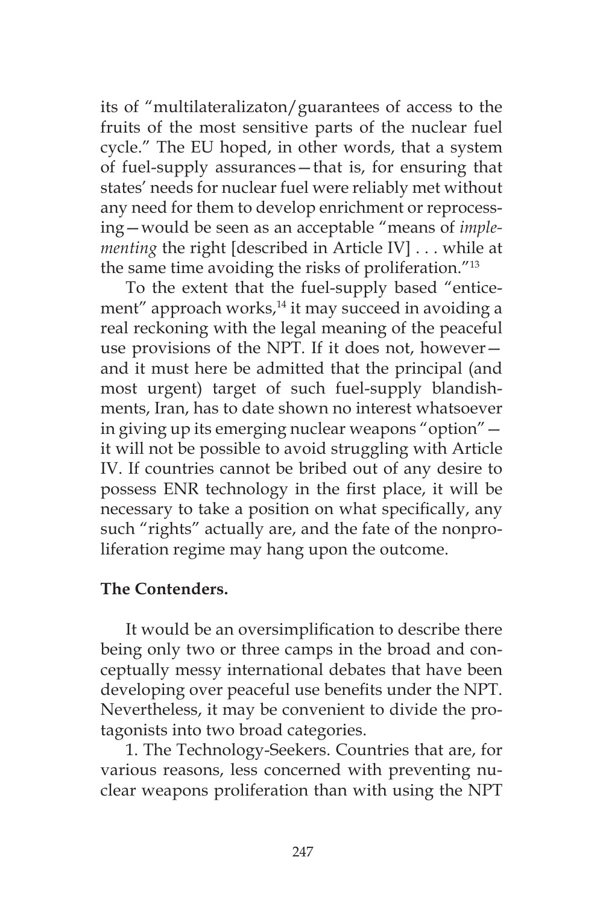its of "multilateralizaton/guarantees of access to the fruits of the most sensitive parts of the nuclear fuel cycle." The EU hoped, in other words, that a system of fuel-supply assurances—that is, for ensuring that states' needs for nuclear fuel were reliably met without any need for them to develop enrichment or reprocessing—would be seen as an acceptable "means of *implementing* the right [described in Article IV] . . . while at the same time avoiding the risks of proliferation."[13]

To the extent that the fuel-supply based "enticement" approach works,[14] it may succeed in avoiding a real reckoning with the legal meaning of the peaceful use provisions of the NPT. If it does not, however—and it must here be admitted that the principal (and most urgent) target of such fuel-supply blandishments, Iran, has to date shown no interest whatsoever in giving up its emerging nuclear weapons "option"—it will not be possible to avoid struggling with Article IV. If countries cannot be bribed out of any desire to possess ENR technology in the first place, it will be necessary to take a position on what specifically, any such "rights" actually are, and the fate of the nonproliferation regime may hang upon the outcome.

**The Contenders.**

It would be an oversimplification to describe there being only two or three camps in the broad and conceptually messy international debates that have been developing over peaceful use benefits under the NPT. Nevertheless, it may be convenient to divide the protagonists into two broad categories.

1. The Technology-Seekers. Countries that are, for various reasons, less concerned with preventing nuclear weapons proliferation than with using the NPT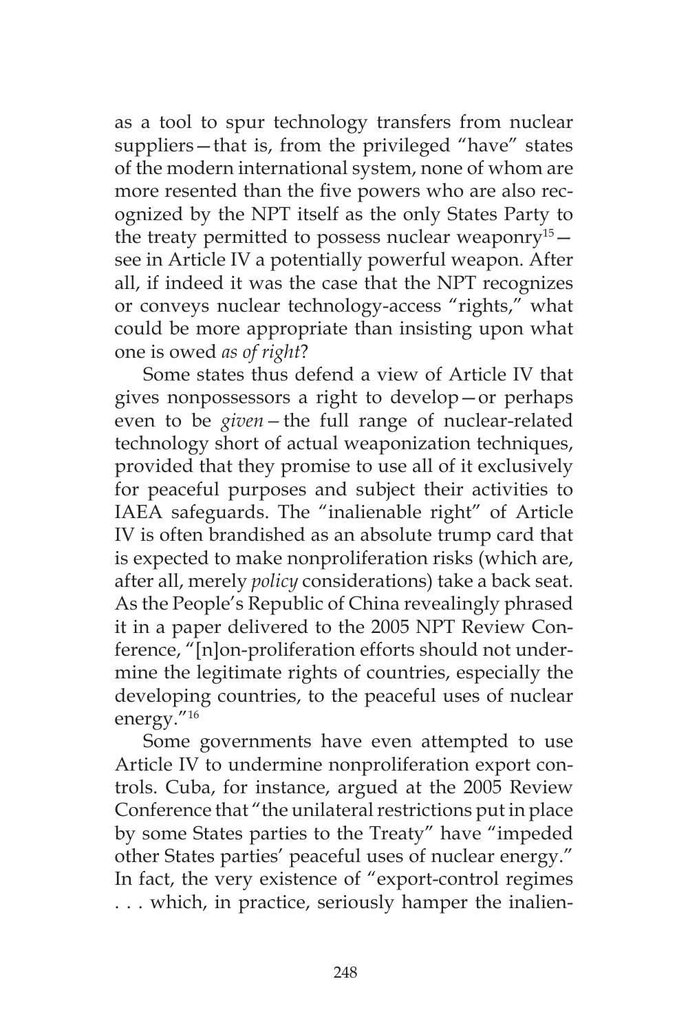as a tool to spur technology transfers from nuclear suppliers—that is, from the privileged "have" states of the modern international system, none of whom are more resented than the five powers who are also recognized by the NPT itself as the only States Party to the treaty permitted to possess nuclear weaponry[15]—see in Article IV a potentially powerful weapon. After all, if indeed it was the case that the NPT recognizes or conveys nuclear technology-access "rights," what could be more appropriate than insisting upon what one is owed *as of right*?

Some states thus defend a view of Article IV that gives nonpossessors a right to develop—or perhaps even to be *given*—the full range of nuclear-related technology short of actual weaponization techniques, provided that they promise to use all of it exclusively for peaceful purposes and subject their activities to IAEA safeguards. The "inalienable right" of Article IV is often brandished as an absolute trump card that is expected to make nonproliferation risks (which are, after all, merely *policy* considerations) take a back seat. As the People's Republic of China revealingly phrased it in a paper delivered to the 2005 NPT Review Conference, "[n]on-proliferation efforts should not undermine the legitimate rights of countries, especially the developing countries, to the peaceful uses of nuclear energy."[16]

Some governments have even attempted to use Article IV to undermine nonproliferation export controls. Cuba, for instance, argued at the 2005 Review Conference that "the unilateral restrictions put in place by some States parties to the Treaty" have "impeded other States parties' peaceful uses of nuclear energy." In fact, the very existence of "export-control regimes . . . which, in practice, seriously hamper the inalien-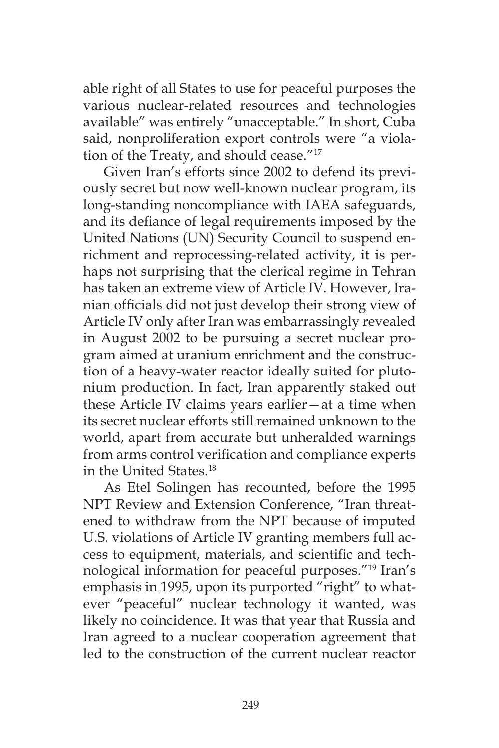able right of all States to use for peaceful purposes the various nuclear-related resources and technologies available" was entirely "unacceptable." In short, Cuba said, nonproliferation export controls were "a violation of the Treaty, and should cease."[17]

Given Iran's efforts since 2002 to defend its previously secret but now well-known nuclear program, its long-standing noncompliance with IAEA safeguards, and its defiance of legal requirements imposed by the United Nations (UN) Security Council to suspend enrichment and reprocessing-related activity, it is perhaps not surprising that the clerical regime in Tehran has taken an extreme view of Article IV. However, Iranian officials did not just develop their strong view of Article IV only after Iran was embarrassingly revealed in August 2002 to be pursuing a secret nuclear program aimed at uranium enrichment and the construction of a heavy-water reactor ideally suited for plutonium production. In fact, Iran apparently staked out these Article IV claims years earlier—at a time when its secret nuclear efforts still remained unknown to the world, apart from accurate but unheralded warnings from arms control verification and compliance experts in the United States.[18]

As Etel Solingen has recounted, before the 1995 NPT Review and Extension Conference, "Iran threatened to withdraw from the NPT because of imputed U.S. violations of Article IV granting members full access to equipment, materials, and scientific and technological information for peaceful purposes."[19] Iran's emphasis in 1995, upon its purported "right" to whatever "peaceful" nuclear technology it wanted, was likely no coincidence. It was that year that Russia and Iran agreed to a nuclear cooperation agreement that led to the construction of the current nuclear reactor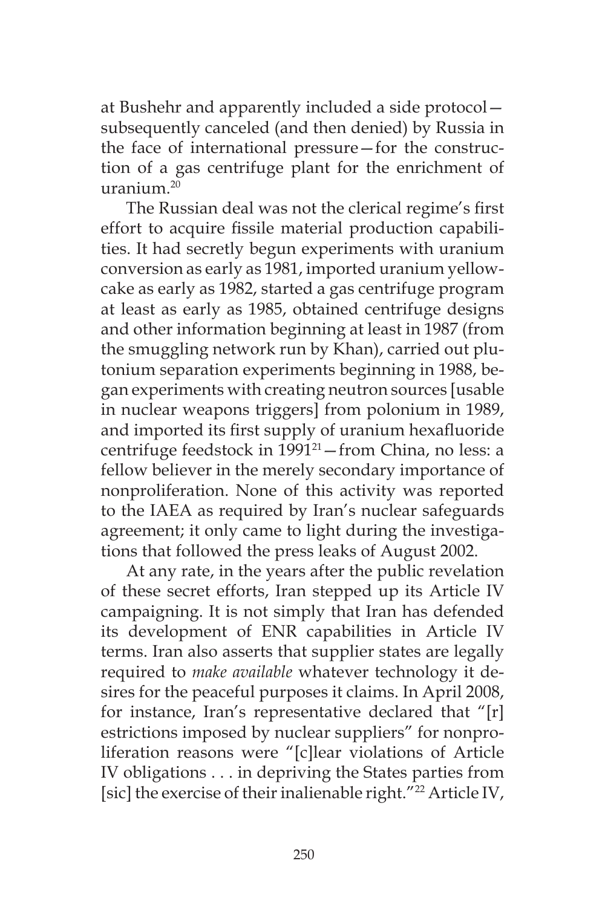at Bushehr and apparently included a side protocol—subsequently canceled (and then denied) by Russia in the face of international pressure—for the construction of a gas centrifuge plant for the enrichment of uranium.[20]

The Russian deal was not the clerical regime's first effort to acquire fissile material production capabilities. It had secretly begun experiments with uranium conversion as early as 1981, imported uranium yellowcake as early as 1982, started a gas centrifuge program at least as early as 1985, obtained centrifuge designs and other information beginning at least in 1987 (from the smuggling network run by Khan), carried out plutonium separation experiments beginning in 1988, began experiments with creating neutron sources [usable in nuclear weapons triggers] from polonium in 1989, and imported its first supply of uranium hexafluoride centrifuge feedstock in 1991[21]—from China, no less: a fellow believer in the merely secondary importance of nonproliferation. None of this activity was reported to the IAEA as required by Iran's nuclear safeguards agreement; it only came to light during the investigations that followed the press leaks of August 2002.

At any rate, in the years after the public revelation of these secret efforts, Iran stepped up its Article IV campaigning. It is not simply that Iran has defended its development of ENR capabilities in Article IV terms. Iran also asserts that supplier states are legally required to *make available* whatever technology it desires for the peaceful purposes it claims. In April 2008, for instance, Iran's representative declared that "[r]estrictions imposed by nuclear suppliers" for nonproliferation reasons were "[c]lear violations of Article IV obligations . . . in depriving the States parties from [sic] the exercise of their inalienable right."[22] Article IV,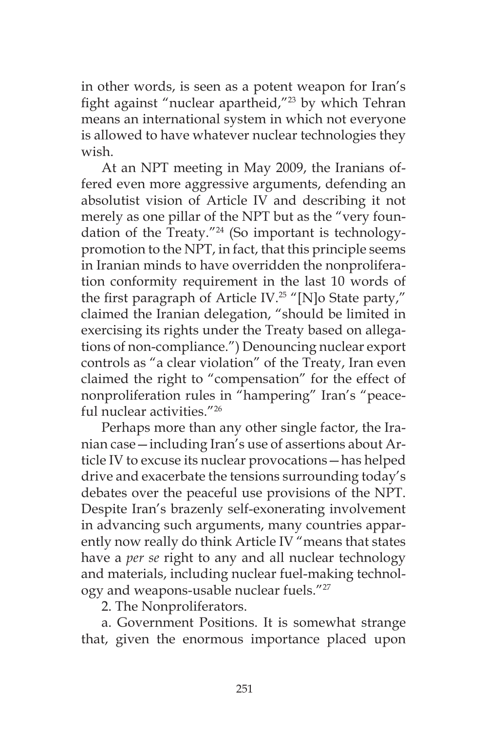in other words, is seen as a potent weapon for Iran's fight against "nuclear apartheid,"[23] by which Tehran means an international system in which not everyone is allowed to have whatever nuclear technologies they wish.

At an NPT meeting in May 2009, the Iranians offered even more aggressive arguments, defending an absolutist vision of Article IV and describing it not merely as one pillar of the NPT but as the "very foundation of the Treaty."[24] (So important is technology-promotion to the NPT, in fact, that this principle seems in Iranian minds to have overridden the nonproliferation conformity requirement in the last 10 words of the first paragraph of Article IV.[25] "[N]o State party," claimed the Iranian delegation, "should be limited in exercising its rights under the Treaty based on allegations of non-compliance.") Denouncing nuclear export controls as "a clear violation" of the Treaty, Iran even claimed the right to "compensation" for the effect of nonproliferation rules in "hampering" Iran's "peaceful nuclear activities."[26]

Perhaps more than any other single factor, the Iranian case—including Iran's use of assertions about Article IV to excuse its nuclear provocations—has helped drive and exacerbate the tensions surrounding today's debates over the peaceful use provisions of the NPT. Despite Iran's brazenly self-exonerating involvement in advancing such arguments, many countries apparently now really do think Article IV "means that states have a *per se* right to any and all nuclear technology and materials, including nuclear fuel-making technology and weapons-usable nuclear fuels."[27]

2. The Nonproliferators.

a. Government Positions. It is somewhat strange that, given the enormous importance placed upon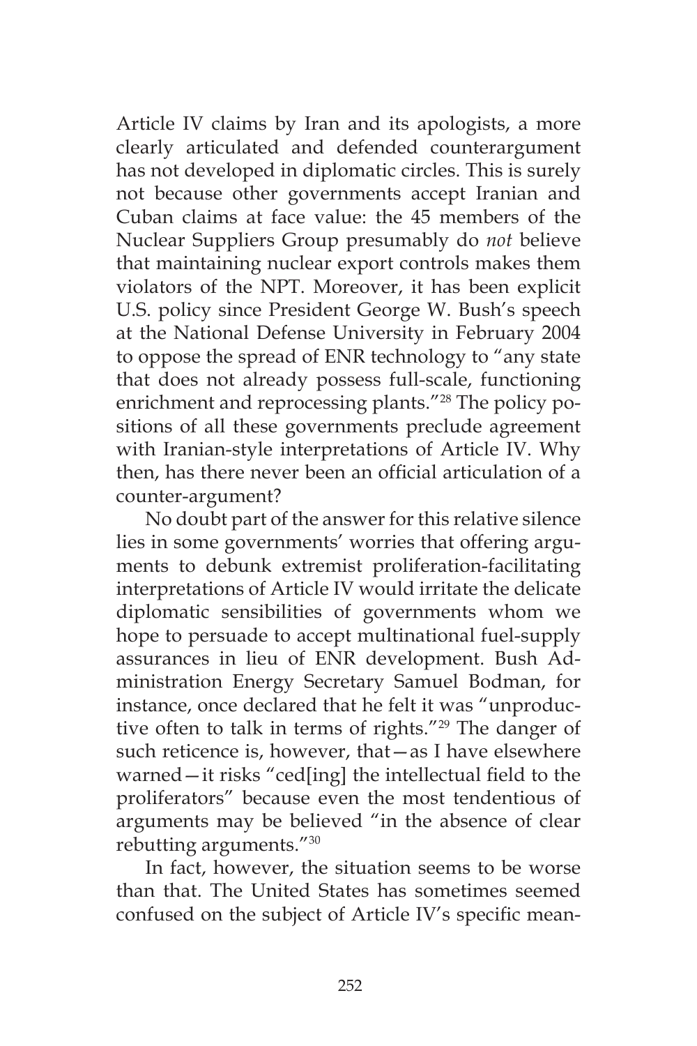Article IV claims by Iran and its apologists, a more clearly articulated and defended counterargument has not developed in diplomatic circles. This is surely not because other governments accept Iranian and Cuban claims at face value: the 45 members of the Nuclear Suppliers Group presumably do *not* believe that maintaining nuclear export controls makes them violators of the NPT. Moreover, it has been explicit U.S. policy since President George W. Bush's speech at the National Defense University in February 2004 to oppose the spread of ENR technology to "any state that does not already possess full-scale, functioning enrichment and reprocessing plants."[28] The policy positions of all these governments preclude agreement with Iranian-style interpretations of Article IV. Why then, has there never been an official articulation of a counter-argument?

No doubt part of the answer for this relative silence lies in some governments' worries that offering arguments to debunk extremist proliferation-facilitating interpretations of Article IV would irritate the delicate diplomatic sensibilities of governments whom we hope to persuade to accept multinational fuel-supply assurances in lieu of ENR development. Bush Administration Energy Secretary Samuel Bodman, for instance, once declared that he felt it was "unproductive often to talk in terms of rights."[29] The danger of such reticence is, however, that—as I have elsewhere warned—it risks "ced[ing] the intellectual field to the proliferators" because even the most tendentious of arguments may be believed "in the absence of clear rebutting arguments."[30]

In fact, however, the situation seems to be worse than that. The United States has sometimes seemed confused on the subject of Article IV's specific mean-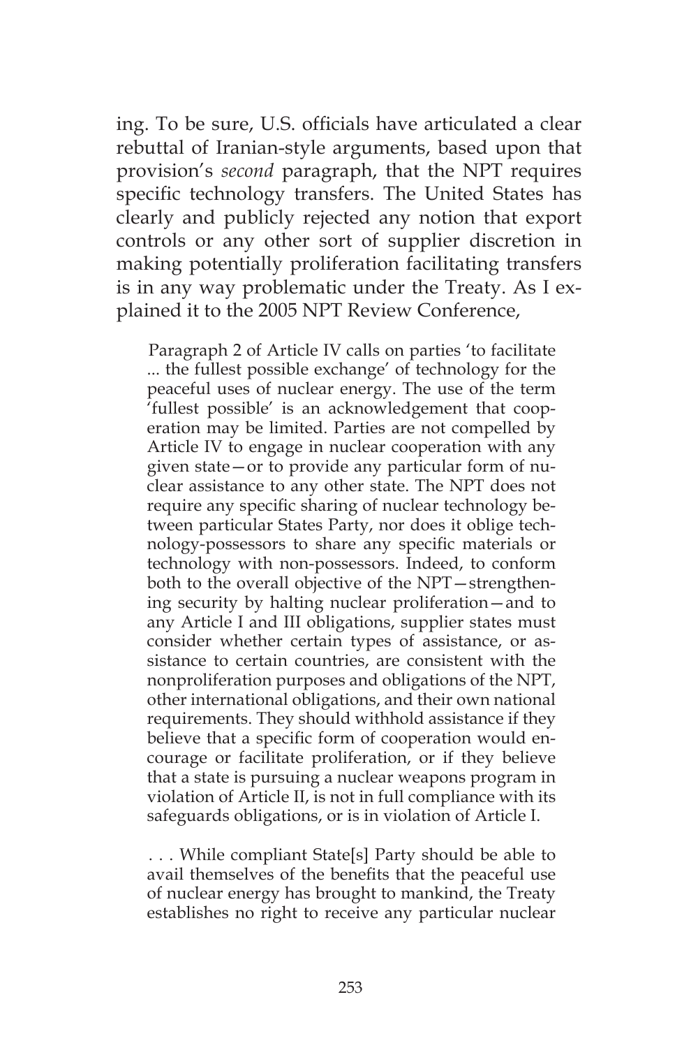ing. To be sure, U.S. officials have articulated a clear rebuttal of Iranian-style arguments, based upon that provision's *second* paragraph, that the NPT requires specific technology transfers. The United States has clearly and publicly rejected any notion that export controls or any other sort of supplier discretion in making potentially proliferation facilitating transfers is in any way problematic under the Treaty. As I explained it to the 2005 NPT Review Conference,

> Paragraph 2 of Article IV calls on parties 'to facilitate ... the fullest possible exchange' of technology for the peaceful uses of nuclear energy. The use of the term 'fullest possible' is an acknowledgement that cooperation may be limited. Parties are not compelled by Article IV to engage in nuclear cooperation with any given state—or to provide any particular form of nuclear assistance to any other state. The NPT does not require any specific sharing of nuclear technology between particular States Party, nor does it oblige technology-possessors to share any specific materials or technology with non-possessors. Indeed, to conform both to the overall objective of the NPT—strengthening security by halting nuclear proliferation—and to any Article I and III obligations, supplier states must consider whether certain types of assistance, or assistance to certain countries, are consistent with the nonproliferation purposes and obligations of the NPT, other international obligations, and their own national requirements. They should withhold assistance if they believe that a specific form of cooperation would encourage or facilitate proliferation, or if they believe that a state is pursuing a nuclear weapons program in violation of Article II, is not in full compliance with its safeguards obligations, or is in violation of Article I.
>
> . . . While compliant State[s] Party should be able to avail themselves of the benefits that the peaceful use of nuclear energy has brought to mankind, the Treaty establishes no right to receive any particular nuclear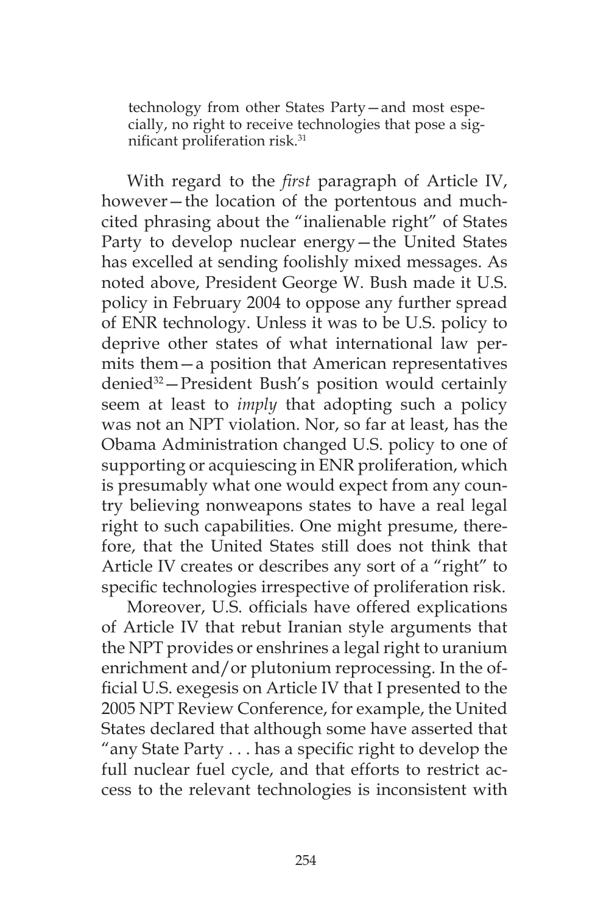> technology from other States Party—and most especially, no right to receive technologies that pose a significant proliferation risk.[31]

With regard to the *first* paragraph of Article IV, however—the location of the portentous and much-cited phrasing about the "inalienable right" of States Party to develop nuclear energy—the United States has excelled at sending foolishly mixed messages. As noted above, President George W. Bush made it U.S. policy in February 2004 to oppose any further spread of ENR technology. Unless it was to be U.S. policy to deprive other states of what international law permits them—a position that American representatives denied[32]—President Bush's position would certainly seem at least to *imply* that adopting such a policy was not an NPT violation. Nor, so far at least, has the Obama Administration changed U.S. policy to one of supporting or acquiescing in ENR proliferation, which is presumably what one would expect from any country believing nonweapons states to have a real legal right to such capabilities. One might presume, therefore, that the United States still does not think that Article IV creates or describes any sort of a "right" to specific technologies irrespective of proliferation risk.

Moreover, U.S. officials have offered explications of Article IV that rebut Iranian style arguments that the NPT provides or enshrines a legal right to uranium enrichment and/or plutonium reprocessing. In the official U.S. exegesis on Article IV that I presented to the 2005 NPT Review Conference, for example, the United States declared that although some have asserted that "any State Party . . . has a specific right to develop the full nuclear fuel cycle, and that efforts to restrict access to the relevant technologies is inconsistent with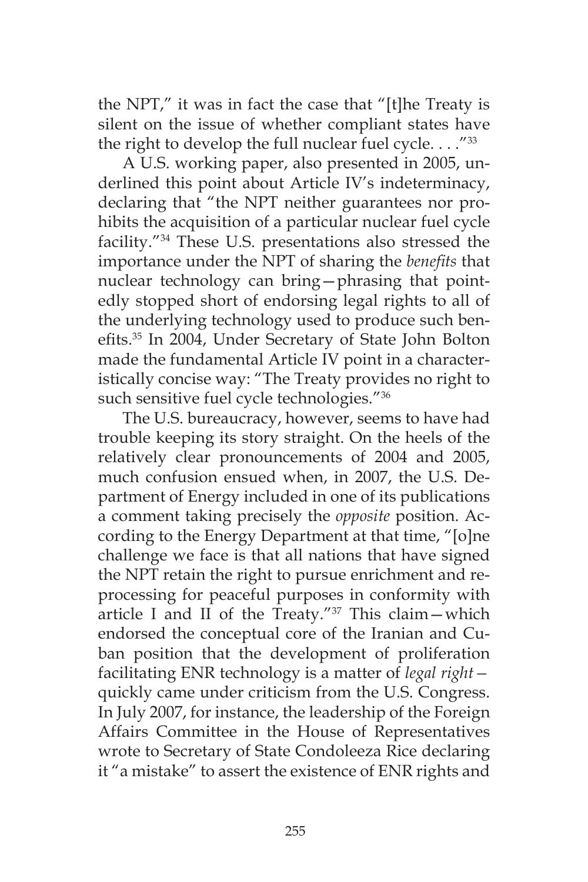the NPT," it was in fact the case that "[t]he Treaty is silent on the issue of whether compliant states have the right to develop the full nuclear fuel cycle. . . ."[33]

A U.S. working paper, also presented in 2005, underlined this point about Article IV's indeterminacy, declaring that "the NPT neither guarantees nor prohibits the acquisition of a particular nuclear fuel cycle facility."[34] These U.S. presentations also stressed the importance under the NPT of sharing the *benefits* that nuclear technology can bring—phrasing that pointedly stopped short of endorsing legal rights to all of the underlying technology used to produce such benefits.[35] In 2004, Under Secretary of State John Bolton made the fundamental Article IV point in a characteristically concise way: "The Treaty provides no right to such sensitive fuel cycle technologies."[36]

The U.S. bureaucracy, however, seems to have had trouble keeping its story straight. On the heels of the relatively clear pronouncements of 2004 and 2005, much confusion ensued when, in 2007, the U.S. Department of Energy included in one of its publications a comment taking precisely the *opposite* position. According to the Energy Department at that time, "[o]ne challenge we face is that all nations that have signed the NPT retain the right to pursue enrichment and reprocessing for peaceful purposes in conformity with article I and II of the Treaty."[37] This claim—which endorsed the conceptual core of the Iranian and Cuban position that the development of proliferation facilitating ENR technology is a matter of *legal right*—quickly came under criticism from the U.S. Congress. In July 2007, for instance, the leadership of the Foreign Affairs Committee in the House of Representatives wrote to Secretary of State Condoleeza Rice declaring it "a mistake" to assert the existence of ENR rights and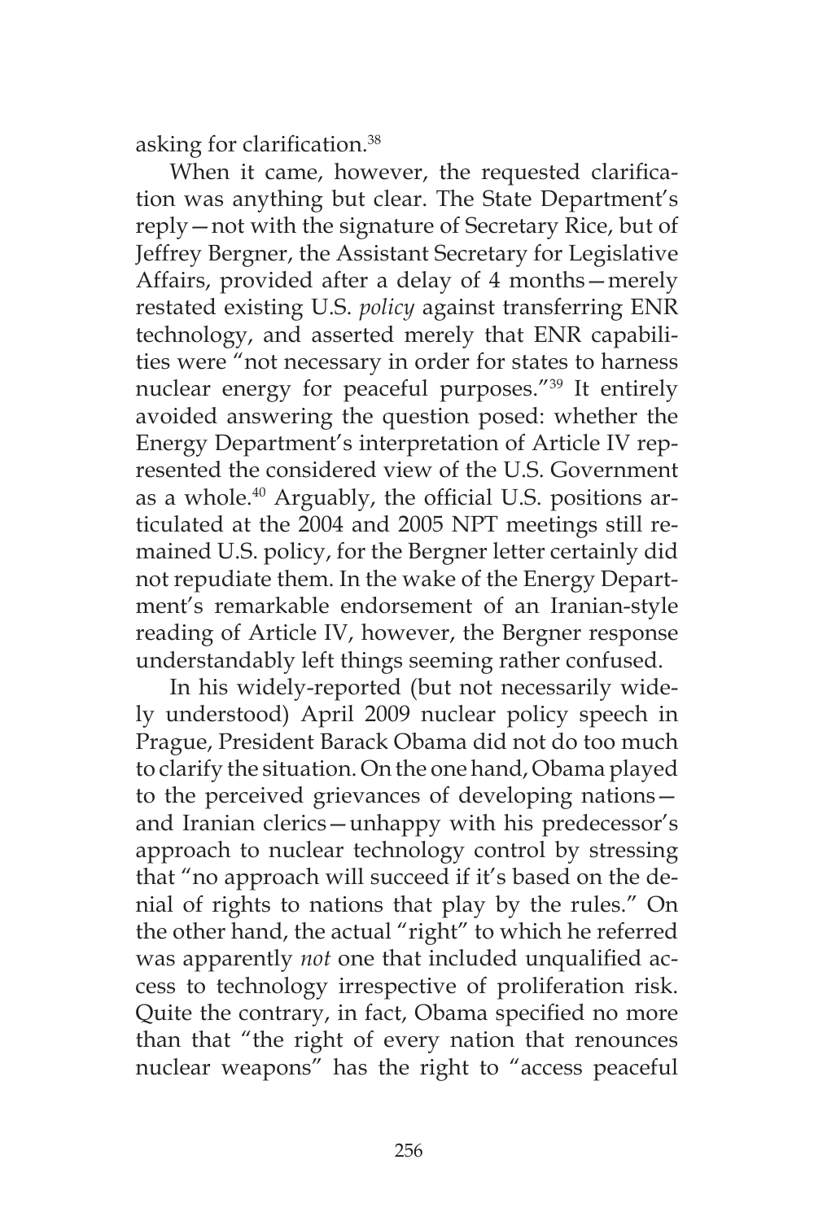asking for clarification.[38]

When it came, however, the requested clarification was anything but clear. The State Department's reply—not with the signature of Secretary Rice, but of Jeffrey Bergner, the Assistant Secretary for Legislative Affairs, provided after a delay of 4 months—merely restated existing U.S. *policy* against transferring ENR technology, and asserted merely that ENR capabilities were "not necessary in order for states to harness nuclear energy for peaceful purposes."[39] It entirely avoided answering the question posed: whether the Energy Department's interpretation of Article IV represented the considered view of the U.S. Government as a whole.[40] Arguably, the official U.S. positions articulated at the 2004 and 2005 NPT meetings still remained U.S. policy, for the Bergner letter certainly did not repudiate them. In the wake of the Energy Department's remarkable endorsement of an Iranian-style reading of Article IV, however, the Bergner response understandably left things seeming rather confused.

In his widely-reported (but not necessarily widely understood) April 2009 nuclear policy speech in Prague, President Barack Obama did not do too much to clarify the situation. On the one hand, Obama played to the perceived grievances of developing nations—and Iranian clerics—unhappy with his predecessor's approach to nuclear technology control by stressing that "no approach will succeed if it's based on the denial of rights to nations that play by the rules." On the other hand, the actual "right" to which he referred was apparently *not* one that included unqualified access to technology irrespective of proliferation risk. Quite the contrary, in fact, Obama specified no more than that "the right of every nation that renounces nuclear weapons" has the right to "access peaceful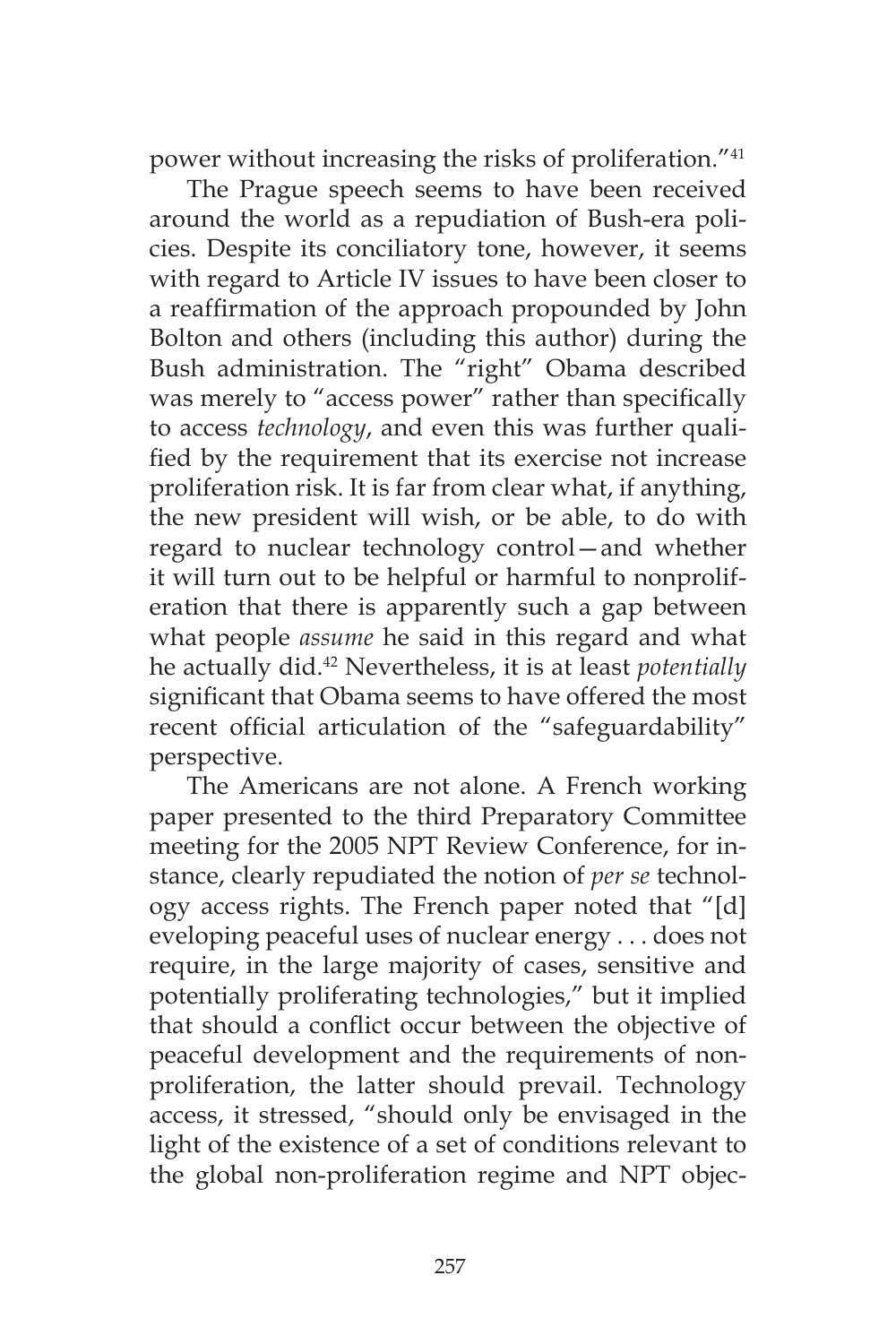power without increasing the risks of proliferation."[41]

The Prague speech seems to have been received around the world as a repudiation of Bush-era policies. Despite its conciliatory tone, however, it seems with regard to Article IV issues to have been closer to a reaffirmation of the approach propounded by John Bolton and others (including this author) during the Bush administration. The "right" Obama described was merely to "access power" rather than specifically to access *technology*, and even this was further qualified by the requirement that its exercise not increase proliferation risk. It is far from clear what, if anything, the new president will wish, or be able, to do with regard to nuclear technology control—and whether it will turn out to be helpful or harmful to nonproliferation that there is apparently such a gap between what people *assume* he said in this regard and what he actually did.[42] Nevertheless, it is at least *potentially* significant that Obama seems to have offered the most recent official articulation of the "safeguardability" perspective.

The Americans are not alone. A French working paper presented to the third Preparatory Committee meeting for the 2005 NPT Review Conference, for instance, clearly repudiated the notion of *per se* technology access rights. The French paper noted that "[d]eveloping peaceful uses of nuclear energy . . . does not require, in the large majority of cases, sensitive and potentially proliferating technologies," but it implied that should a conflict occur between the objective of peaceful development and the requirements of nonproliferation, the latter should prevail. Technology access, it stressed, "should only be envisaged in the light of the existence of a set of conditions relevant to the global non-proliferation regime and NPT objec-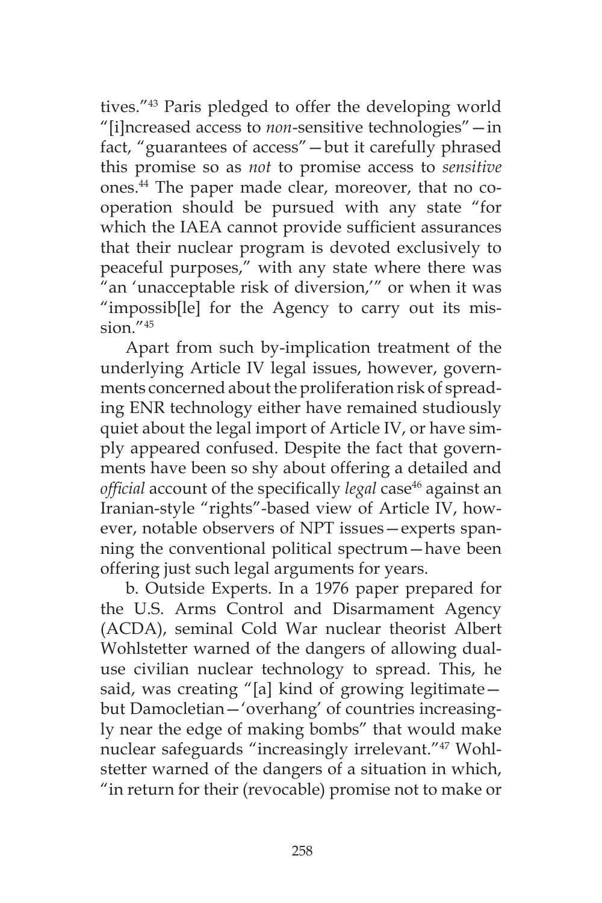tives."[43] Paris pledged to offer the developing world "[i]ncreased access to *non*-sensitive technologies"—in fact, "guarantees of access"—but it carefully phrased this promise so as *not* to promise access to *sensitive* ones.[44] The paper made clear, moreover, that no cooperation should be pursued with any state "for which the IAEA cannot provide sufficient assurances that their nuclear program is devoted exclusively to peaceful purposes," with any state where there was "an 'unacceptable risk of diversion,'" or when it was "impossib[le] for the Agency to carry out its mission."[45]

Apart from such by-implication treatment of the underlying Article IV legal issues, however, governments concerned about the proliferation risk of spreading ENR technology either have remained studiously quiet about the legal import of Article IV, or have simply appeared confused. Despite the fact that governments have been so shy about offering a detailed and *official* account of the specifically *legal* case[46] against an Iranian-style "rights"-based view of Article IV, however, notable observers of NPT issues—experts spanning the conventional political spectrum—have been offering just such legal arguments for years.

b. Outside Experts. In a 1976 paper prepared for the U.S. Arms Control and Disarmament Agency (ACDA), seminal Cold War nuclear theorist Albert Wohlstetter warned of the dangers of allowing dual-use civilian nuclear technology to spread. This, he said, was creating "[a] kind of growing legitimate—but Damocletian—'overhang' of countries increasingly near the edge of making bombs" that would make nuclear safeguards "increasingly irrelevant."[47] Wohlstetter warned of the dangers of a situation in which, "in return for their (revocable) promise not to make or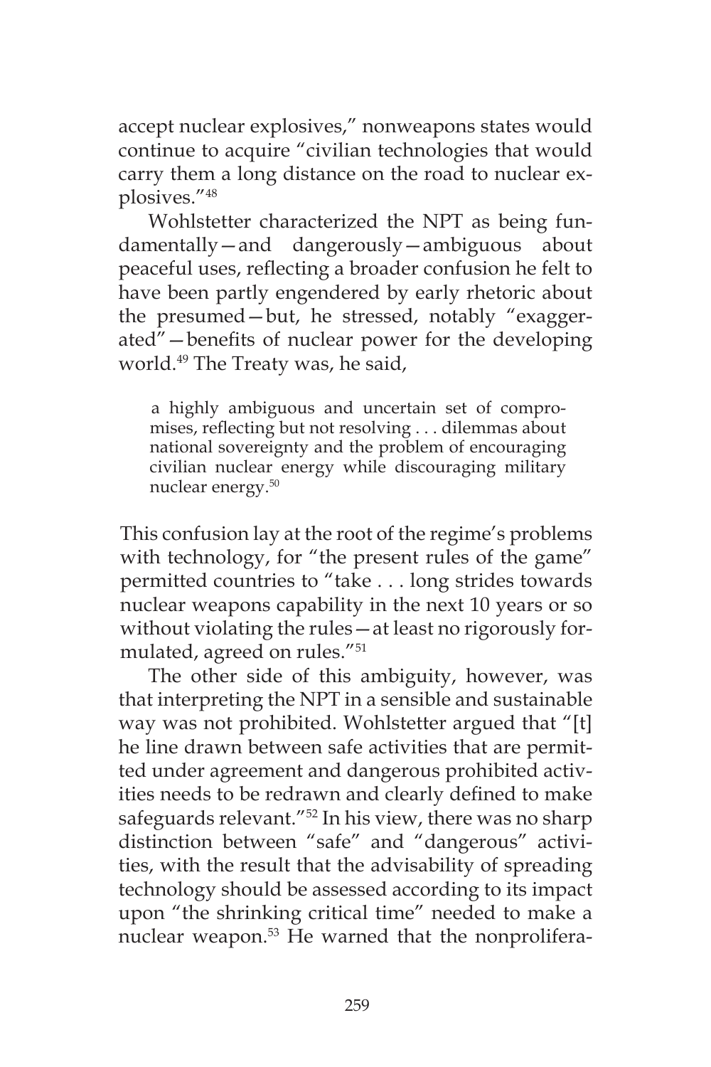accept nuclear explosives," nonweapons states would continue to acquire "civilian technologies that would carry them a long distance on the road to nuclear explosives."[48]

Wohlstetter characterized the NPT as being fundamentally—and dangerously—ambiguous about peaceful uses, reflecting a broader confusion he felt to have been partly engendered by early rhetoric about the presumed—but, he stressed, notably "exaggerated"—benefits of nuclear power for the developing world.[49] The Treaty was, he said,

> a highly ambiguous and uncertain set of compromises, reflecting but not resolving . . . dilemmas about national sovereignty and the problem of encouraging civilian nuclear energy while discouraging military nuclear energy.[50]

This confusion lay at the root of the regime's problems with technology, for "the present rules of the game" permitted countries to "take . . . long strides towards nuclear weapons capability in the next 10 years or so without violating the rules—at least no rigorously formulated, agreed on rules."[51]

The other side of this ambiguity, however, was that interpreting the NPT in a sensible and sustainable way was not prohibited. Wohlstetter argued that "[t]he line drawn between safe activities that are permitted under agreement and dangerous prohibited activities needs to be redrawn and clearly defined to make safeguards relevant."[52] In his view, there was no sharp distinction between "safe" and "dangerous" activities, with the result that the advisability of spreading technology should be assessed according to its impact upon "the shrinking critical time" needed to make a nuclear weapon.[53] He warned that the nonprolifera-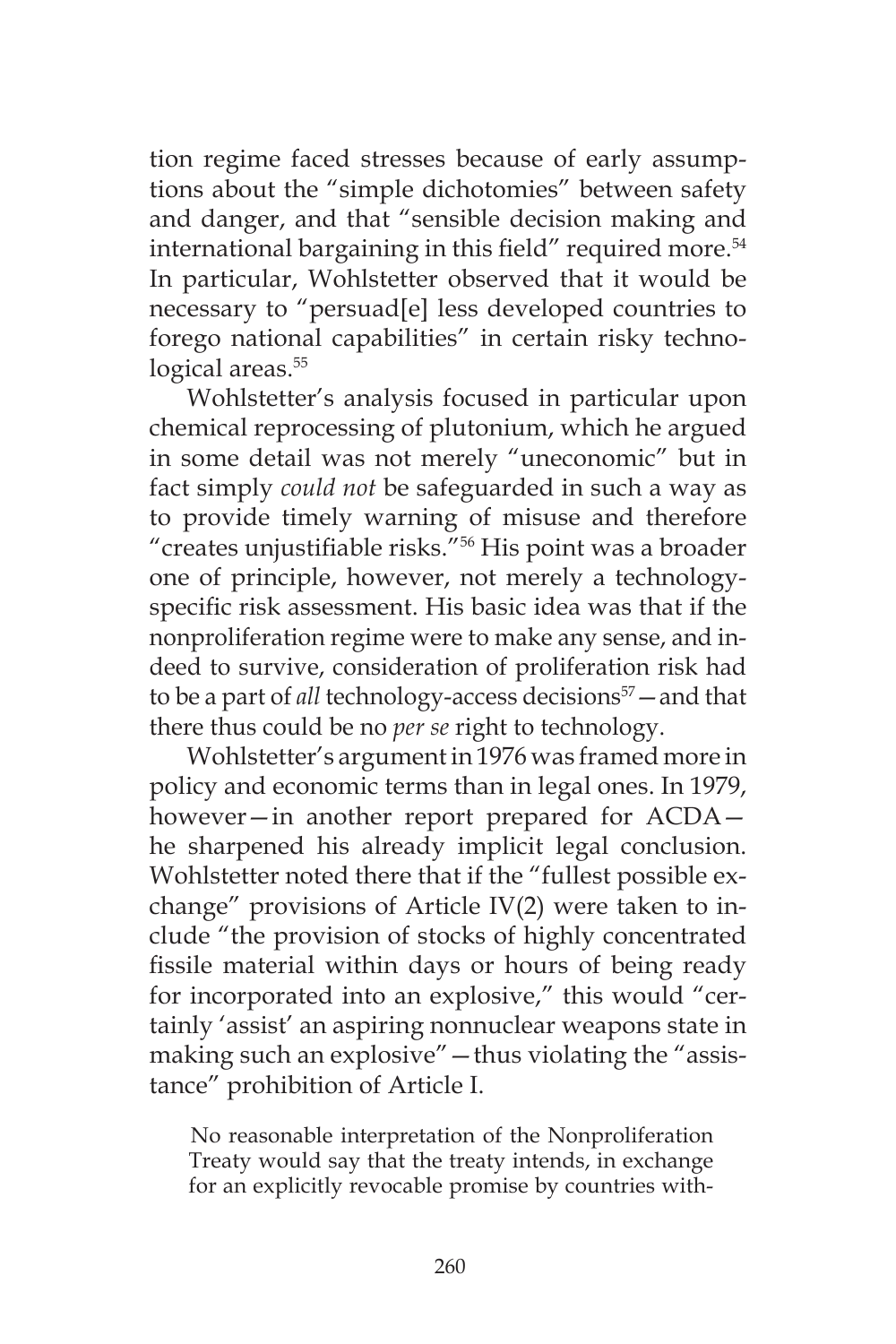tion regime faced stresses because of early assumptions about the "simple dichotomies" between safety and danger, and that "sensible decision making and international bargaining in this field" required more.[54] In particular, Wohlstetter observed that it would be necessary to "persuad[e] less developed countries to forego national capabilities" in certain risky technological areas.[55]

Wohlstetter's analysis focused in particular upon chemical reprocessing of plutonium, which he argued in some detail was not merely "uneconomic" but in fact simply *could not* be safeguarded in such a way as to provide timely warning of misuse and therefore "creates unjustifiable risks."[56] His point was a broader one of principle, however, not merely a technology-specific risk assessment. His basic idea was that if the nonproliferation regime were to make any sense, and indeed to survive, consideration of proliferation risk had to be a part of *all* technology-access decisions[57]—and that there thus could be no *per se* right to technology.

Wohlstetter's argument in 1976 was framed more in policy and economic terms than in legal ones. In 1979, however—in another report prepared for ACDA—he sharpened his already implicit legal conclusion. Wohlstetter noted there that if the "fullest possible exchange" provisions of Article IV(2) were taken to include "the provision of stocks of highly concentrated fissile material within days or hours of being ready for incorporated into an explosive," this would "certainly 'assist' an aspiring nonnuclear weapons state in making such an explosive"—thus violating the "assistance" prohibition of Article I.

> No reasonable interpretation of the Nonproliferation Treaty would say that the treaty intends, in exchange for an explicitly revocable promise by countries with-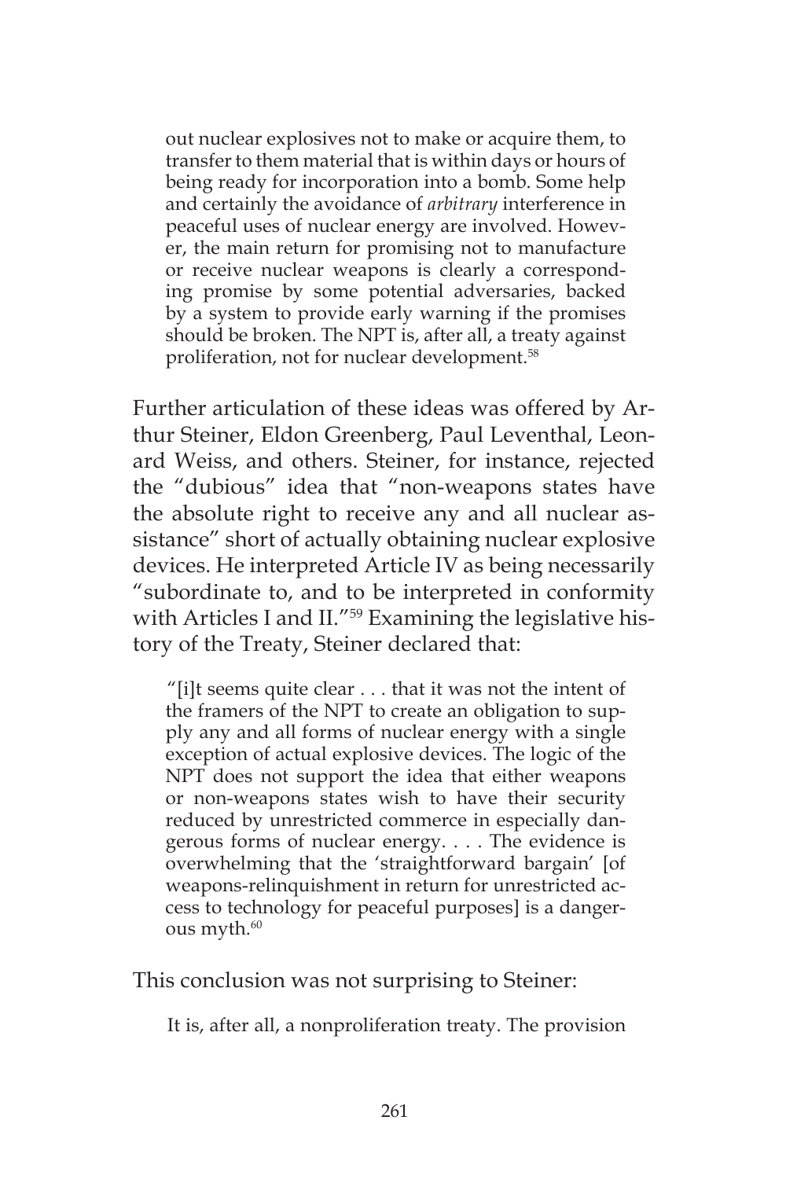> out nuclear explosives not to make or acquire them, to transfer to them material that is within days or hours of being ready for incorporation into a bomb. Some help and certainly the avoidance of *arbitrary* interference in peaceful uses of nuclear energy are involved. However, the main return for promising not to manufacture or receive nuclear weapons is clearly a corresponding promise by some potential adversaries, backed by a system to provide early warning if the promises should be broken. The NPT is, after all, a treaty against proliferation, not for nuclear development.[58]

Further articulation of these ideas was offered by Arthur Steiner, Eldon Greenberg, Paul Leventhal, Leonard Weiss, and others. Steiner, for instance, rejected the "dubious" idea that "non-weapons states have the absolute right to receive any and all nuclear assistance" short of actually obtaining nuclear explosive devices. He interpreted Article IV as being necessarily "subordinate to, and to be interpreted in conformity with Articles I and II."[59] Examining the legislative history of the Treaty, Steiner declared that:

> "[i]t seems quite clear . . . that it was not the intent of the framers of the NPT to create an obligation to supply any and all forms of nuclear energy with a single exception of actual explosive devices. The logic of the NPT does not support the idea that either weapons or non-weapons states wish to have their security reduced by unrestricted commerce in especially dangerous forms of nuclear energy. . . . The evidence is overwhelming that the 'straightforward bargain' [of weapons-relinquishment in return for unrestricted access to technology for peaceful purposes] is a dangerous myth.[60]

This conclusion was not surprising to Steiner:

> It is, after all, a nonproliferation treaty. The provision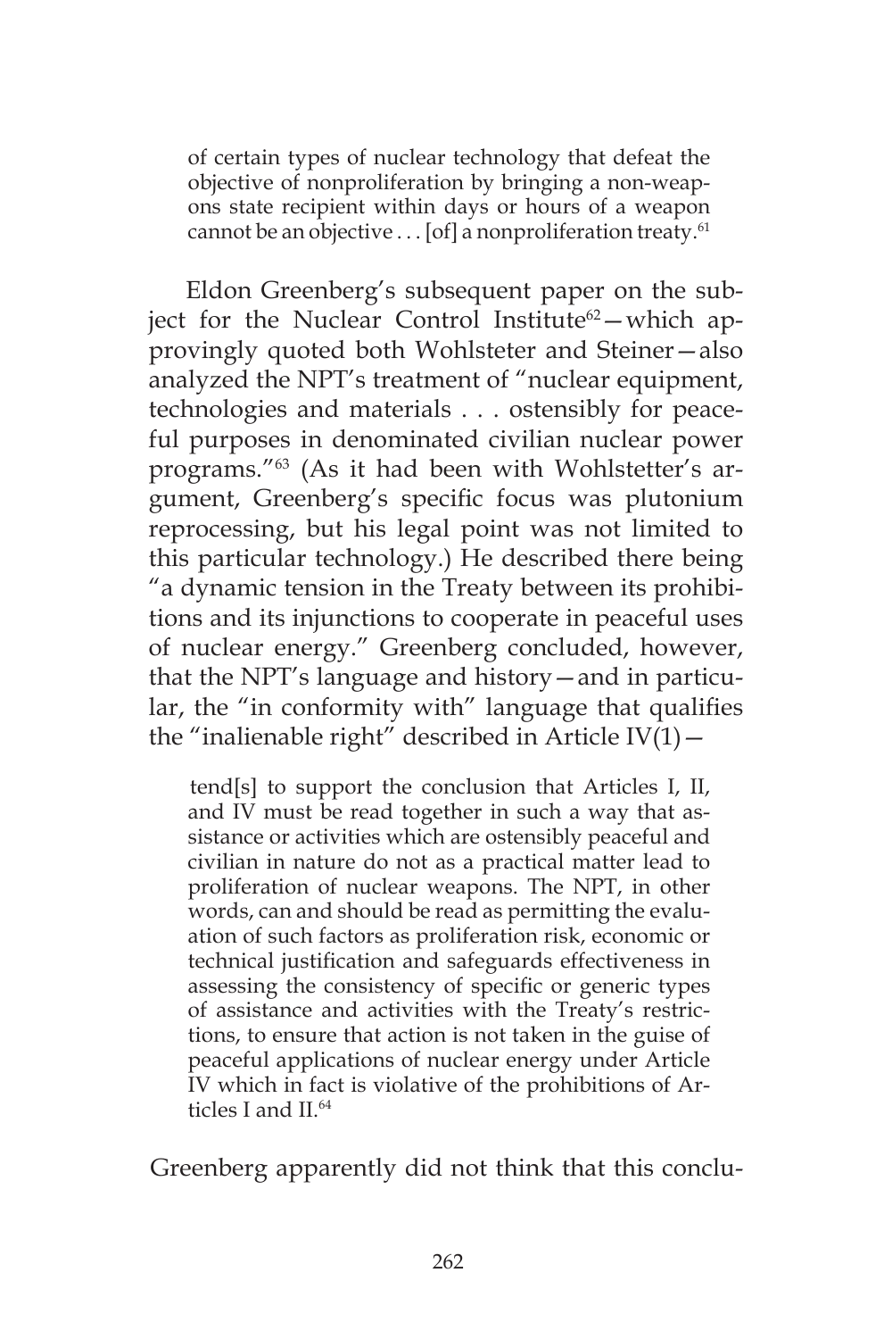> of certain types of nuclear technology that defeat the objective of nonproliferation by bringing a non-weapons state recipient within days or hours of a weapon cannot be an objective . . . [of] a nonproliferation treaty.[61]

Eldon Greenberg's subsequent paper on the subject for the Nuclear Control Institute[62]—which approvingly quoted both Wohlsteter and Steiner—also analyzed the NPT's treatment of "nuclear equipment, technologies and materials . . . ostensibly for peaceful purposes in denominated civilian nuclear power programs."[63] (As it had been with Wohlstetter's argument, Greenberg's specific focus was plutonium reprocessing, but his legal point was not limited to this particular technology.) He described there being "a dynamic tension in the Treaty between its prohibitions and its injunctions to cooperate in peaceful uses of nuclear energy." Greenberg concluded, however, that the NPT's language and history—and in particular, the "in conformity with" language that qualifies the "inalienable right" described in Article IV(1)—

> tend[s] to support the conclusion that Articles I, II, and IV must be read together in such a way that assistance or activities which are ostensibly peaceful and civilian in nature do not as a practical matter lead to proliferation of nuclear weapons. The NPT, in other words, can and should be read as permitting the evaluation of such factors as proliferation risk, economic or technical justification and safeguards effectiveness in assessing the consistency of specific or generic types of assistance and activities with the Treaty's restrictions, to ensure that action is not taken in the guise of peaceful applications of nuclear energy under Article IV which in fact is violative of the prohibitions of Articles I and II.[64]

Greenberg apparently did not think that this conclu-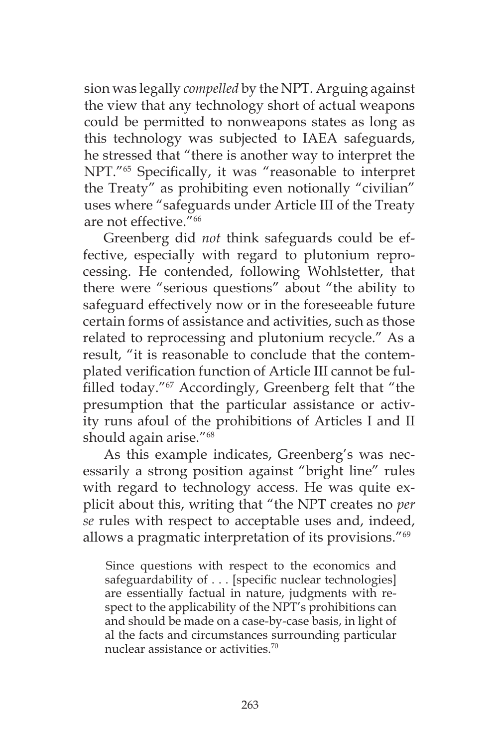sion was legally *compelled* by the NPT. Arguing against the view that any technology short of actual weapons could be permitted to nonweapons states as long as this technology was subjected to IAEA safeguards, he stressed that "there is another way to interpret the NPT."[65] Specifically, it was "reasonable to interpret the Treaty" as prohibiting even notionally "civilian" uses where "safeguards under Article III of the Treaty are not effective."[66]

Greenberg did *not* think safeguards could be effective, especially with regard to plutonium reprocessing. He contended, following Wohlstetter, that there were "serious questions" about "the ability to safeguard effectively now or in the foreseeable future certain forms of assistance and activities, such as those related to reprocessing and plutonium recycle." As a result, "it is reasonable to conclude that the contemplated verification function of Article III cannot be fulfilled today."[67] Accordingly, Greenberg felt that "the presumption that the particular assistance or activity runs afoul of the prohibitions of Articles I and II should again arise."[68]

As this example indicates, Greenberg's was necessarily a strong position against "bright line" rules with regard to technology access. He was quite explicit about this, writing that "the NPT creates no *per se* rules with respect to acceptable uses and, indeed, allows a pragmatic interpretation of its provisions."[69]

> Since questions with respect to the economics and safeguardability of . . . [specific nuclear technologies] are essentially factual in nature, judgments with respect to the applicability of the NPT's prohibitions can and should be made on a case-by-case basis, in light of al the facts and circumstances surrounding particular nuclear assistance or activities.[70]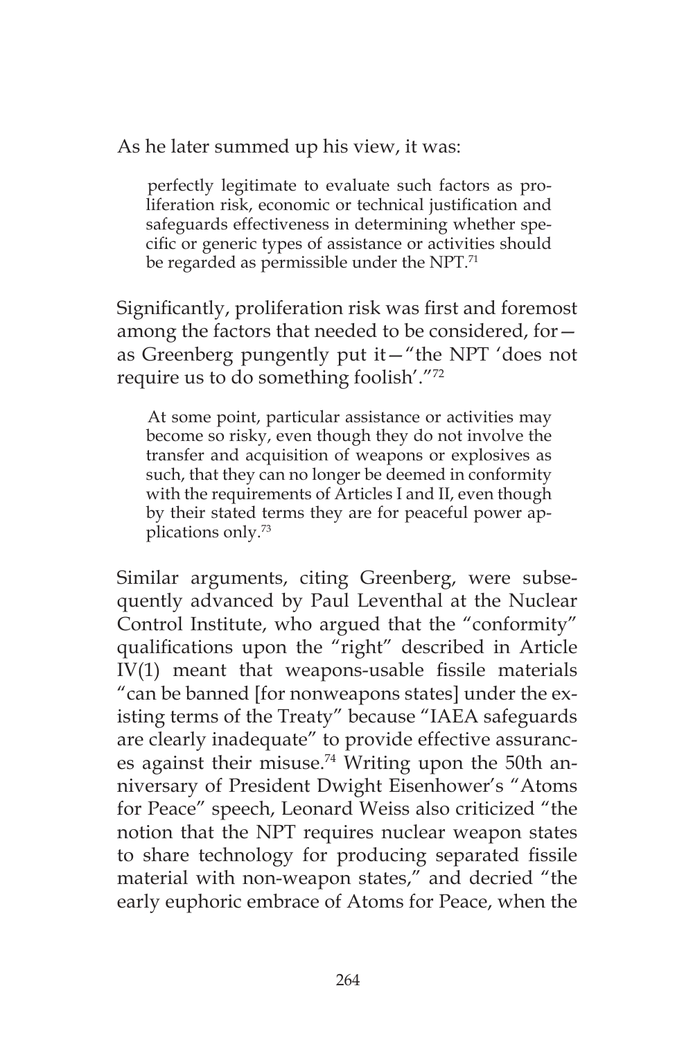As he later summed up his view, it was:

> perfectly legitimate to evaluate such factors as proliferation risk, economic or technical justification and safeguards effectiveness in determining whether specific or generic types of assistance or activities should be regarded as permissible under the NPT.[71]

Significantly, proliferation risk was first and foremost among the factors that needed to be considered, for—as Greenberg pungently put it—"the NPT 'does not require us to do something foolish'."[72]

> At some point, particular assistance or activities may become so risky, even though they do not involve the transfer and acquisition of weapons or explosives as such, that they can no longer be deemed in conformity with the requirements of Articles I and II, even though by their stated terms they are for peaceful power applications only.[73]

Similar arguments, citing Greenberg, were subsequently advanced by Paul Leventhal at the Nuclear Control Institute, who argued that the "conformity" qualifications upon the "right" described in Article IV(1) meant that weapons-usable fissile materials "can be banned [for nonweapons states] under the existing terms of the Treaty" because "IAEA safeguards are clearly inadequate" to provide effective assurances against their misuse.[74] Writing upon the 50th anniversary of President Dwight Eisenhower's "Atoms for Peace" speech, Leonard Weiss also criticized "the notion that the NPT requires nuclear weapon states to share technology for producing separated fissile material with non-weapon states," and decried "the early euphoric embrace of Atoms for Peace, when the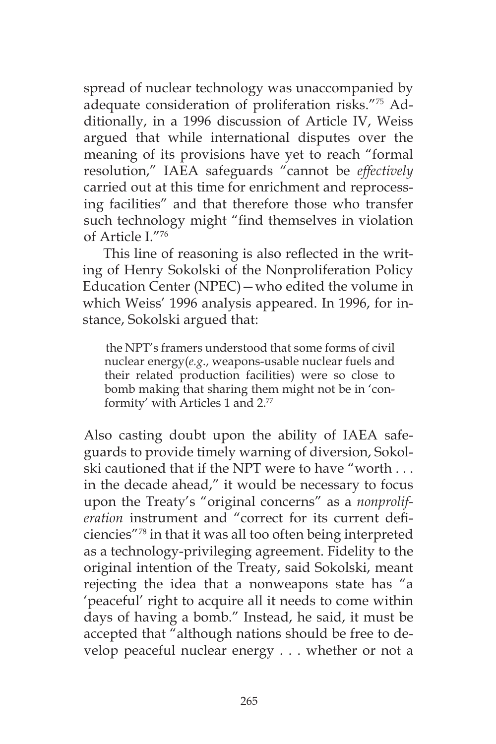spread of nuclear technology was unaccompanied by adequate consideration of proliferation risks."[75] Additionally, in a 1996 discussion of Article IV, Weiss argued that while international disputes over the meaning of its provisions have yet to reach "formal resolution," IAEA safeguards "cannot be *effectively* carried out at this time for enrichment and reprocessing facilities" and that therefore those who transfer such technology might "find themselves in violation of Article I."[76]

This line of reasoning is also reflected in the writing of Henry Sokolski of the Nonproliferation Policy Education Center (NPEC)—who edited the volume in which Weiss' 1996 analysis appeared. In 1996, for instance, Sokolski argued that:

> the NPT's framers understood that some forms of civil nuclear energy(*e.g.*, weapons-usable nuclear fuels and their related production facilities) were so close to bomb making that sharing them might not be in 'conformity' with Articles 1 and 2.[77]

Also casting doubt upon the ability of IAEA safeguards to provide timely warning of diversion, Sokolski cautioned that if the NPT were to have "worth . . . in the decade ahead," it would be necessary to focus upon the Treaty's "original concerns" as a *nonproliferation* instrument and "correct for its current deficiencies"[78] in that it was all too often being interpreted as a technology-privileging agreement. Fidelity to the original intention of the Treaty, said Sokolski, meant rejecting the idea that a nonweapons state has "a 'peaceful' right to acquire all it needs to come within days of having a bomb." Instead, he said, it must be accepted that "although nations should be free to develop peaceful nuclear energy . . . whether or not a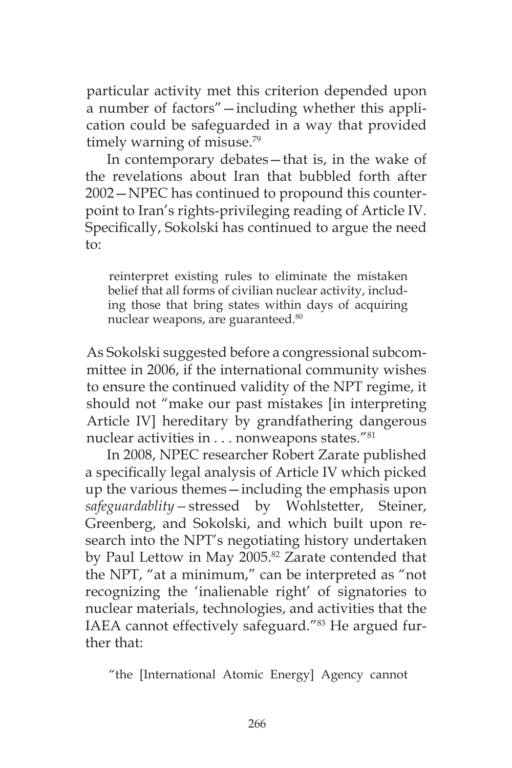particular activity met this criterion depended upon a number of factors"—including whether this application could be safeguarded in a way that provided timely warning of misuse.[79]

In contemporary debates—that is, in the wake of the revelations about Iran that bubbled forth after 2002—NPEC has continued to propound this counterpoint to Iran's rights-privileging reading of Article IV. Specifically, Sokolski has continued to argue the need to:

> reinterpret existing rules to eliminate the mistaken belief that all forms of civilian nuclear activity, including those that bring states within days of acquiring nuclear weapons, are guaranteed.[80]

As Sokolski suggested before a congressional subcommittee in 2006, if the international community wishes to ensure the continued validity of the NPT regime, it should not "make our past mistakes [in interpreting Article IV] hereditary by grandfathering dangerous nuclear activities in . . . nonweapons states."[81]

In 2008, NPEC researcher Robert Zarate published a specifically legal analysis of Article IV which picked up the various themes—including the emphasis upon *safeguardablity*—stressed by Wohlstetter, Steiner, Greenberg, and Sokolski, and which built upon research into the NPT's negotiating history undertaken by Paul Lettow in May 2005.[82] Zarate contended that the NPT, "at a minimum," can be interpreted as "not recognizing the 'inalienable right' of signatories to nuclear materials, technologies, and activities that the IAEA cannot effectively safeguard."[83] He argued further that:

> "the [International Atomic Energy] Agency cannot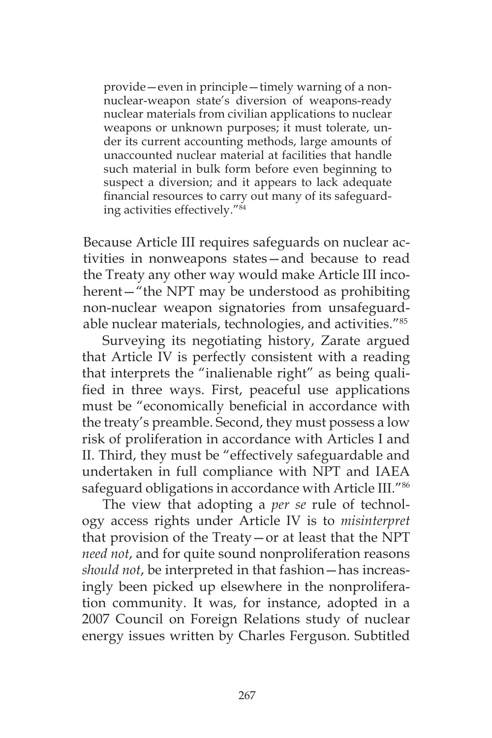> provide—even in principle—timely warning of a non-nuclear-weapon state's diversion of weapons-ready nuclear materials from civilian applications to nuclear weapons or unknown purposes; it must tolerate, under its current accounting methods, large amounts of unaccounted nuclear material at facilities that handle such material in bulk form before even beginning to suspect a diversion; and it appears to lack adequate financial resources to carry out many of its safeguarding activities effectively."[84]

Because Article III requires safeguards on nuclear activities in nonweapons states—and because to read the Treaty any other way would make Article III incoherent—"the NPT may be understood as prohibiting non-nuclear weapon signatories from unsafeguardable nuclear materials, technologies, and activities."[85]

Surveying its negotiating history, Zarate argued that Article IV is perfectly consistent with a reading that interprets the "inalienable right" as being qualified in three ways. First, peaceful use applications must be "economically beneficial in accordance with the treaty's preamble. Second, they must possess a low risk of proliferation in accordance with Articles I and II. Third, they must be "effectively safeguardable and undertaken in full compliance with NPT and IAEA safeguard obligations in accordance with Article III."[86]

The view that adopting a *per se* rule of technology access rights under Article IV is to *misinterpret* that provision of the Treaty—or at least that the NPT *need not*, and for quite sound nonproliferation reasons *should not*, be interpreted in that fashion—has increasingly been picked up elsewhere in the nonproliferation community. It was, for instance, adopted in a 2007 Council on Foreign Relations study of nuclear energy issues written by Charles Ferguson. Subtitled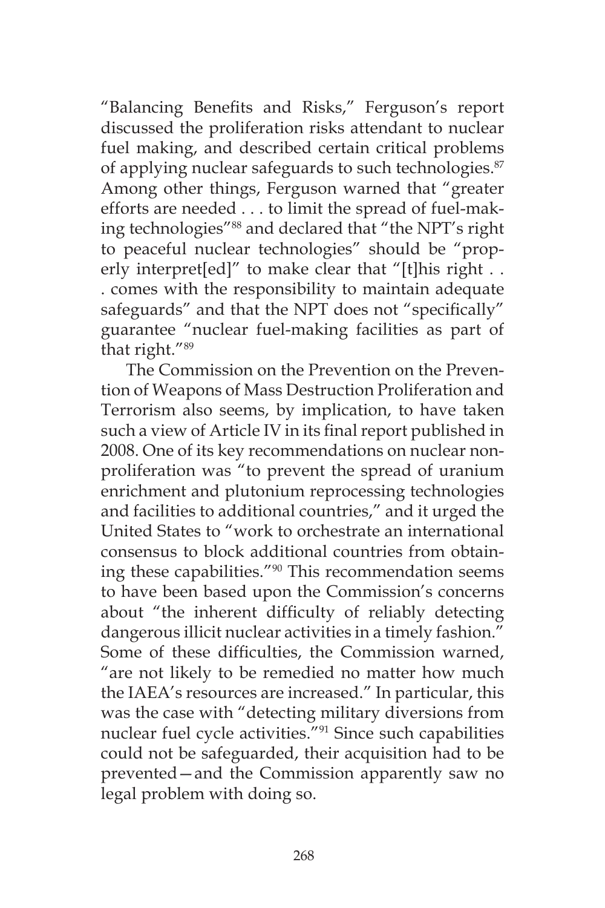"Balancing Benefits and Risks," Ferguson's report discussed the proliferation risks attendant to nuclear fuel making, and described certain critical problems of applying nuclear safeguards to such technologies.[87] Among other things, Ferguson warned that "greater efforts are needed . . . to limit the spread of fuel-making technologies"[88] and declared that "the NPT's right to peaceful nuclear technologies" should be "properly interpret[ed]" to make clear that "[t]his right . . . comes with the responsibility to maintain adequate safeguards" and that the NPT does not "specifically" guarantee "nuclear fuel-making facilities as part of that right."[89]

The Commission on the Prevention on the Prevention of Weapons of Mass Destruction Proliferation and Terrorism also seems, by implication, to have taken such a view of Article IV in its final report published in 2008. One of its key recommendations on nuclear nonproliferation was "to prevent the spread of uranium enrichment and plutonium reprocessing technologies and facilities to additional countries," and it urged the United States to "work to orchestrate an international consensus to block additional countries from obtaining these capabilities."[90] This recommendation seems to have been based upon the Commission's concerns about "the inherent difficulty of reliably detecting dangerous illicit nuclear activities in a timely fashion." Some of these difficulties, the Commission warned, "are not likely to be remedied no matter how much the IAEA's resources are increased." In particular, this was the case with "detecting military diversions from nuclear fuel cycle activities."[91] Since such capabilities could not be safeguarded, their acquisition had to be prevented—and the Commission apparently saw no legal problem with doing so.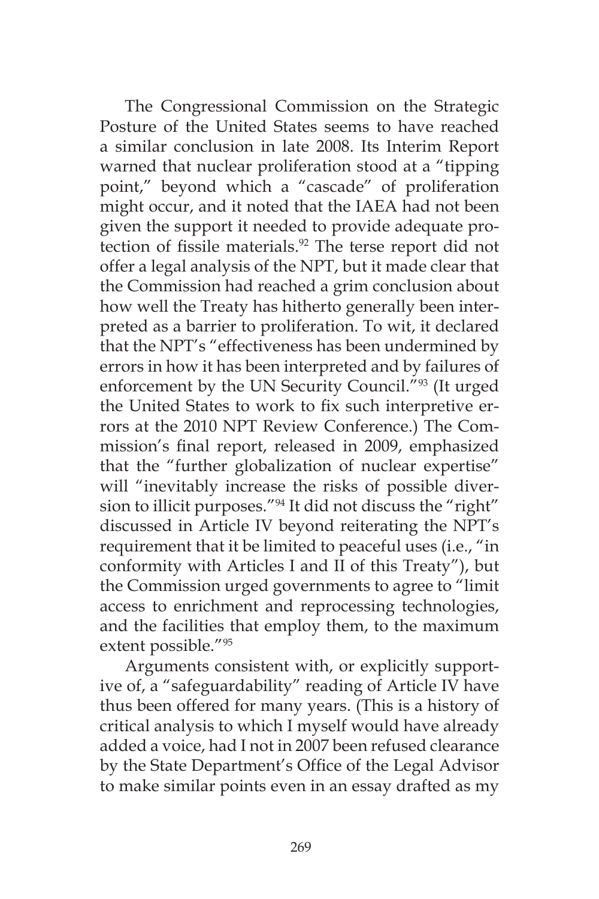The Congressional Commission on the Strategic Posture of the United States seems to have reached a similar conclusion in late 2008. Its Interim Report warned that nuclear proliferation stood at a "tipping point," beyond which a "cascade" of proliferation might occur, and it noted that the IAEA had not been given the support it needed to provide adequate protection of fissile materials.[92] The terse report did not offer a legal analysis of the NPT, but it made clear that the Commission had reached a grim conclusion about how well the Treaty has hitherto generally been interpreted as a barrier to proliferation. To wit, it declared that the NPT's "effectiveness has been undermined by errors in how it has been interpreted and by failures of enforcement by the UN Security Council."[93] (It urged the United States to work to fix such interpretive errors at the 2010 NPT Review Conference.) The Commission's final report, released in 2009, emphasized that the "further globalization of nuclear expertise" will "inevitably increase the risks of possible diversion to illicit purposes."[94] It did not discuss the "right" discussed in Article IV beyond reiterating the NPT's requirement that it be limited to peaceful uses (i.e., "in conformity with Articles I and II of this Treaty"), but the Commission urged governments to agree to "limit access to enrichment and reprocessing technologies, and the facilities that employ them, to the maximum extent possible."[95]

Arguments consistent with, or explicitly supportive of, a "safeguardability" reading of Article IV have thus been offered for many years. (This is a history of critical analysis to which I myself would have already added a voice, had I not in 2007 been refused clearance by the State Department's Office of the Legal Advisor to make similar points even in an essay drafted as my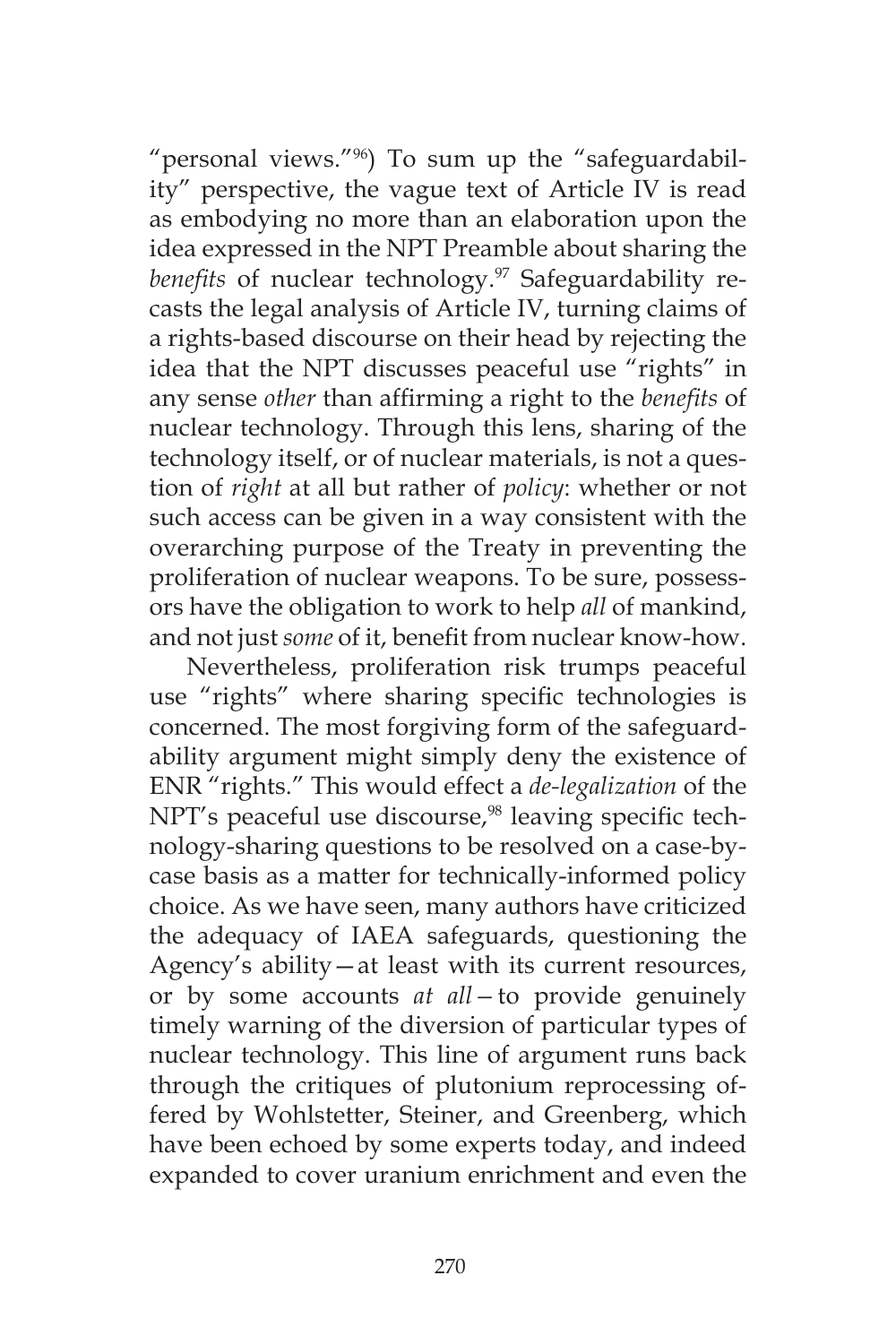"personal views."[96]) To sum up the "safeguardability" perspective, the vague text of Article IV is read as embodying no more than an elaboration upon the idea expressed in the NPT Preamble about sharing the *benefits* of nuclear technology.[97] Safeguardability recasts the legal analysis of Article IV, turning claims of a rights-based discourse on their head by rejecting the idea that the NPT discusses peaceful use "rights" in any sense *other* than affirming a right to the *benefits* of nuclear technology. Through this lens, sharing of the technology itself, or of nuclear materials, is not a question of *right* at all but rather of *policy*: whether or not such access can be given in a way consistent with the overarching purpose of the Treaty in preventing the proliferation of nuclear weapons. To be sure, possessors have the obligation to work to help *all* of mankind, and not just *some* of it, benefit from nuclear know-how.

Nevertheless, proliferation risk trumps peaceful use "rights" where sharing specific technologies is concerned. The most forgiving form of the safeguardability argument might simply deny the existence of ENR "rights." This would effect a *de-legalization* of the NPT's peaceful use discourse,[98] leaving specific technology-sharing questions to be resolved on a case-by-case basis as a matter for technically-informed policy choice. As we have seen, many authors have criticized the adequacy of IAEA safeguards, questioning the Agency's ability—at least with its current resources, or by some accounts *at all*—to provide genuinely timely warning of the diversion of particular types of nuclear technology. This line of argument runs back through the critiques of plutonium reprocessing offered by Wohlstetter, Steiner, and Greenberg, which have been echoed by some experts today, and indeed expanded to cover uranium enrichment and even the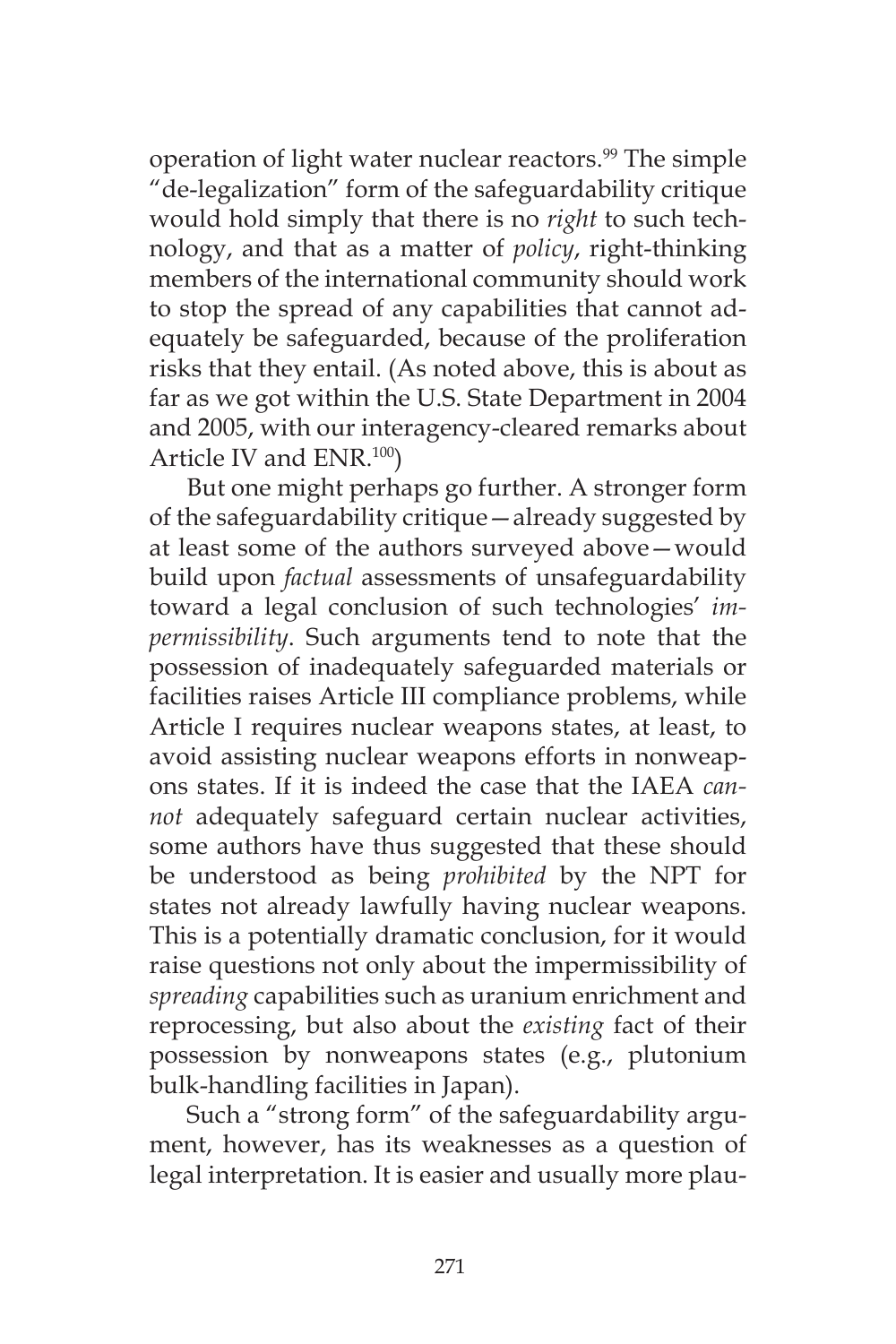operation of light water nuclear reactors.[99] The simple "de-legalization" form of the safeguardability critique would hold simply that there is no *right* to such technology, and that as a matter of *policy*, right-thinking members of the international community should work to stop the spread of any capabilities that cannot adequately be safeguarded, because of the proliferation risks that they entail. (As noted above, this is about as far as we got within the U.S. State Department in 2004 and 2005, with our interagency-cleared remarks about Article IV and ENR.[100])

But one might perhaps go further. A stronger form of the safeguardability critique—already suggested by at least some of the authors surveyed above—would build upon *factual* assessments of unsafeguardability toward a legal conclusion of such technologies' *impermissibility*. Such arguments tend to note that the possession of inadequately safeguarded materials or facilities raises Article III compliance problems, while Article I requires nuclear weapons states, at least, to avoid assisting nuclear weapons efforts in nonweapons states. If it is indeed the case that the IAEA *cannot* adequately safeguard certain nuclear activities, some authors have thus suggested that these should be understood as being *prohibited* by the NPT for states not already lawfully having nuclear weapons. This is a potentially dramatic conclusion, for it would raise questions not only about the impermissibility of *spreading* capabilities such as uranium enrichment and reprocessing, but also about the *existing* fact of their possession by nonweapons states (e.g., plutonium bulk-handling facilities in Japan).

Such a "strong form" of the safeguardability argument, however, has its weaknesses as a question of legal interpretation. It is easier and usually more plau-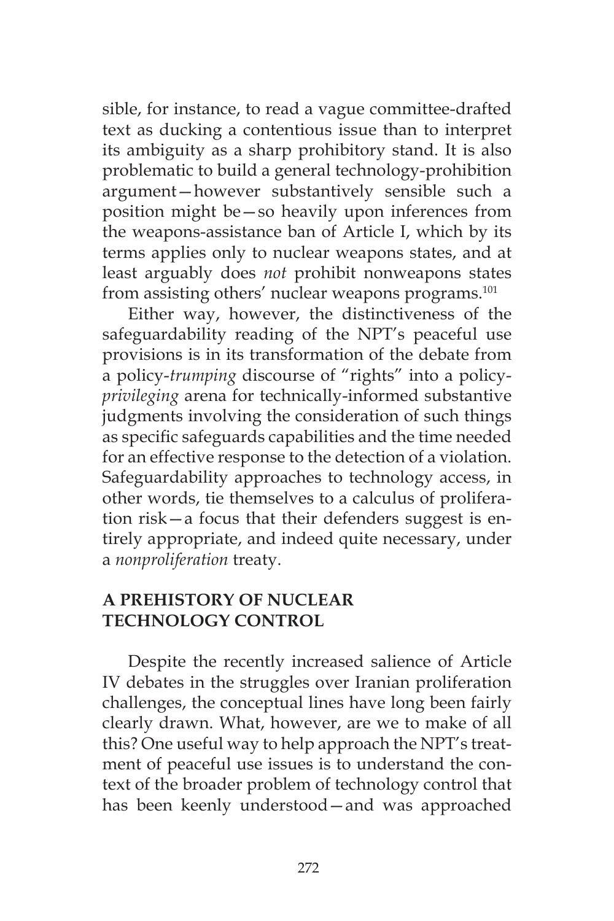sible, for instance, to read a vague committee-drafted text as ducking a contentious issue than to interpret its ambiguity as a sharp prohibitory stand. It is also problematic to build a general technology-prohibition argument—however substantively sensible such a position might be—so heavily upon inferences from the weapons-assistance ban of Article I, which by its terms applies only to nuclear weapons states, and at least arguably does *not* prohibit nonweapons states from assisting others' nuclear weapons programs.[101]

Either way, however, the distinctiveness of the safeguardability reading of the NPT's peaceful use provisions is in its transformation of the debate from a policy-*trumping* discourse of "rights" into a policy-*privileging* arena for technically-informed substantive judgments involving the consideration of such things as specific safeguards capabilities and the time needed for an effective response to the detection of a violation. Safeguardability approaches to technology access, in other words, tie themselves to a calculus of proliferation risk—a focus that their defenders suggest is entirely appropriate, and indeed quite necessary, under a *nonproliferation* treaty.

## A PREHISTORY OF NUCLEAR TECHNOLOGY CONTROL

Despite the recently increased salience of Article IV debates in the struggles over Iranian proliferation challenges, the conceptual lines have long been fairly clearly drawn. What, however, are we to make of all this? One useful way to help approach the NPT's treatment of peaceful use issues is to understand the context of the broader problem of technology control that has been keenly understood—and was approached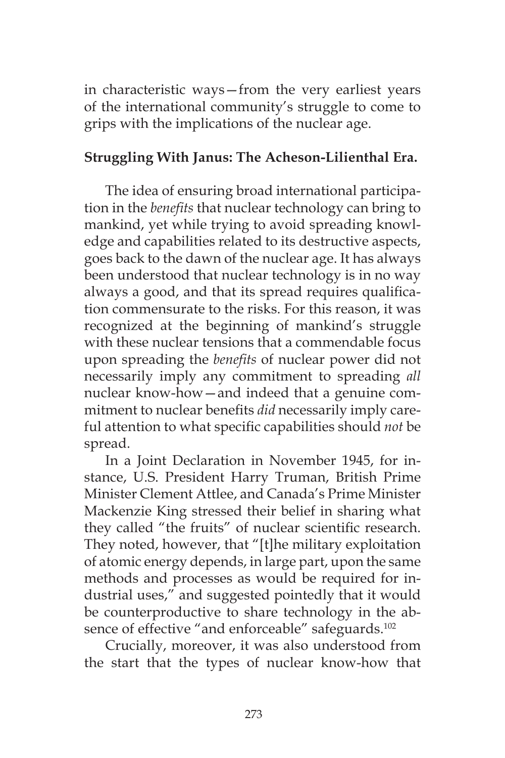in characteristic ways—from the very earliest years of the international community's struggle to come to grips with the implications of the nuclear age.

## Struggling With Janus: The Acheson-Lilienthal Era.

The idea of ensuring broad international participation in the *benefits* that nuclear technology can bring to mankind, yet while trying to avoid spreading knowledge and capabilities related to its destructive aspects, goes back to the dawn of the nuclear age. It has always been understood that nuclear technology is in no way always a good, and that its spread requires qualification commensurate to the risks. For this reason, it was recognized at the beginning of mankind's struggle with these nuclear tensions that a commendable focus upon spreading the *benefits* of nuclear power did not necessarily imply any commitment to spreading *all* nuclear know-how—and indeed that a genuine commitment to nuclear benefits *did* necessarily imply careful attention to what specific capabilities should *not* be spread.

In a Joint Declaration in November 1945, for instance, U.S. President Harry Truman, British Prime Minister Clement Attlee, and Canada's Prime Minister Mackenzie King stressed their belief in sharing what they called "the fruits" of nuclear scientific research. They noted, however, that "[t]he military exploitation of atomic energy depends, in large part, upon the same methods and processes as would be required for industrial uses," and suggested pointedly that it would be counterproductive to share technology in the absence of effective "and enforceable" safeguards.[102]

Crucially, moreover, it was also understood from the start that the types of nuclear know-how that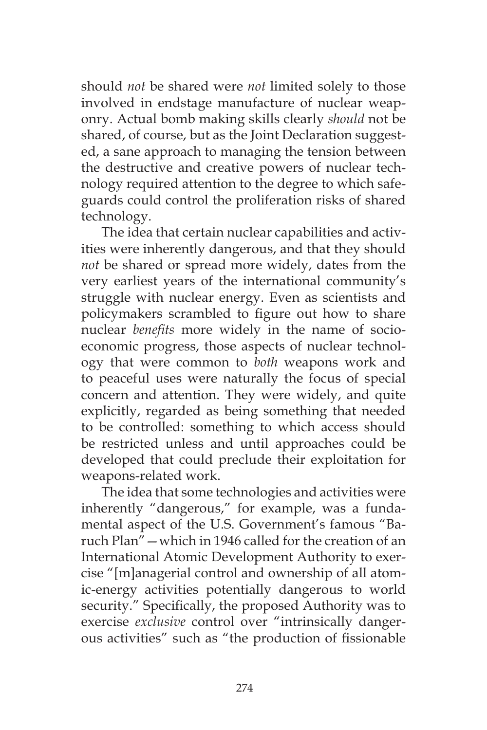should *not* be shared were *not* limited solely to those involved in endstage manufacture of nuclear weaponry. Actual bomb making skills clearly *should* not be shared, of course, but as the Joint Declaration suggested, a sane approach to managing the tension between the destructive and creative powers of nuclear technology required attention to the degree to which safeguards could control the proliferation risks of shared technology.

The idea that certain nuclear capabilities and activities were inherently dangerous, and that they should *not* be shared or spread more widely, dates from the very earliest years of the international community's struggle with nuclear energy. Even as scientists and policymakers scrambled to figure out how to share nuclear *benefits* more widely in the name of socioeconomic progress, those aspects of nuclear technology that were common to *both* weapons work and to peaceful uses were naturally the focus of special concern and attention. They were widely, and quite explicitly, regarded as being something that needed to be controlled: something to which access should be restricted unless and until approaches could be developed that could preclude their exploitation for weapons-related work.

The idea that some technologies and activities were inherently "dangerous," for example, was a fundamental aspect of the U.S. Government's famous "Baruch Plan"—which in 1946 called for the creation of an International Atomic Development Authority to exercise "[m]anagerial control and ownership of all atomic-energy activities potentially dangerous to world security." Specifically, the proposed Authority was to exercise *exclusive* control over "intrinsically dangerous activities" such as "the production of fissionable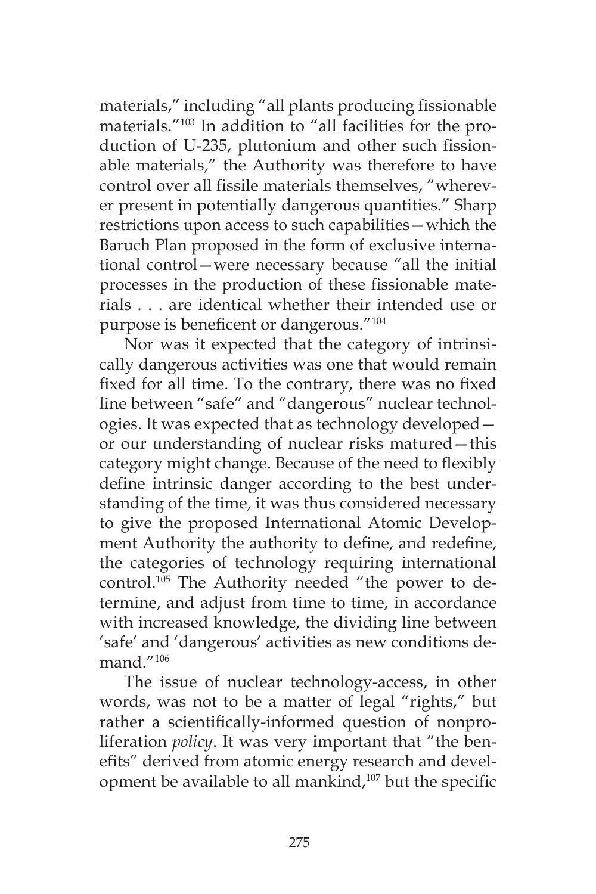materials," including "all plants producing fissionable materials."[103] In addition to "all facilities for the production of U-235, plutonium and other such fissionable materials," the Authority was therefore to have control over all fissile materials themselves, "wherever present in potentially dangerous quantities." Sharp restrictions upon access to such capabilities—which the Baruch Plan proposed in the form of exclusive international control—were necessary because "all the initial processes in the production of these fissionable materials . . . are identical whether their intended use or purpose is beneficent or dangerous."[104]

Nor was it expected that the category of intrinsically dangerous activities was one that would remain fixed for all time. To the contrary, there was no fixed line between "safe" and "dangerous" nuclear technologies. It was expected that as technology developed—or our understanding of nuclear risks matured—this category might change. Because of the need to flexibly define intrinsic danger according to the best understanding of the time, it was thus considered necessary to give the proposed International Atomic Development Authority the authority to define, and redefine, the categories of technology requiring international control.[105] The Authority needed "the power to determine, and adjust from time to time, in accordance with increased knowledge, the dividing line between 'safe' and 'dangerous' activities as new conditions demand."[106]

The issue of nuclear technology-access, in other words, was not to be a matter of legal "rights," but rather a scientifically-informed question of nonproliferation *policy*. It was very important that "the benefits" derived from atomic energy research and development be available to all mankind,[107] but the specific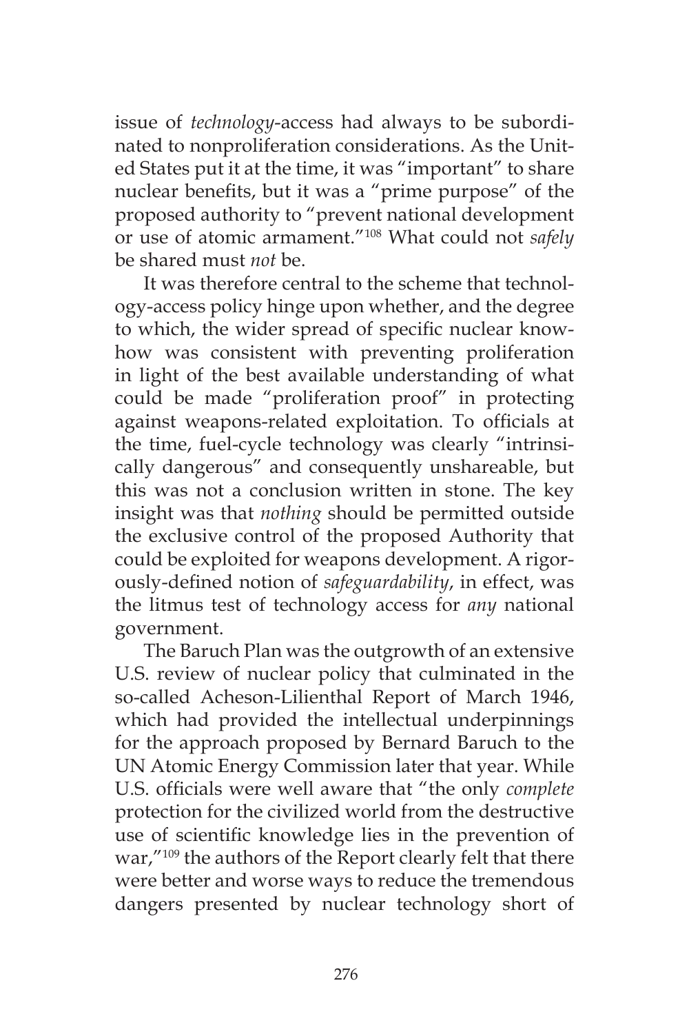issue of *technology*-access had always to be subordinated to nonproliferation considerations. As the United States put it at the time, it was "important" to share nuclear benefits, but it was a "prime purpose" of the proposed authority to "prevent national development or use of atomic armament."[108] What could not *safely* be shared must *not* be.

It was therefore central to the scheme that technology-access policy hinge upon whether, and the degree to which, the wider spread of specific nuclear know-how was consistent with preventing proliferation in light of the best available understanding of what could be made "proliferation proof" in protecting against weapons-related exploitation. To officials at the time, fuel-cycle technology was clearly "intrinsically dangerous" and consequently unshareable, but this was not a conclusion written in stone. The key insight was that *nothing* should be permitted outside the exclusive control of the proposed Authority that could be exploited for weapons development. A rigorously-defined notion of *safeguardability*, in effect, was the litmus test of technology access for *any* national government.

The Baruch Plan was the outgrowth of an extensive U.S. review of nuclear policy that culminated in the so-called Acheson-Lilienthal Report of March 1946, which had provided the intellectual underpinnings for the approach proposed by Bernard Baruch to the UN Atomic Energy Commission later that year. While U.S. officials were well aware that "the only *complete* protection for the civilized world from the destructive use of scientific knowledge lies in the prevention of war,"[109] the authors of the Report clearly felt that there were better and worse ways to reduce the tremendous dangers presented by nuclear technology short of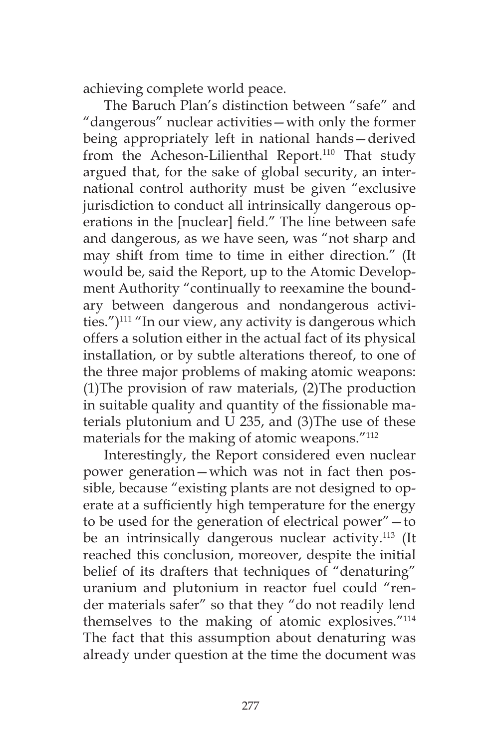achieving complete world peace.

The Baruch Plan's distinction between "safe" and "dangerous" nuclear activities—with only the former being appropriately left in national hands—derived from the Acheson-Lilienthal Report.[110] That study argued that, for the sake of global security, an international control authority must be given "exclusive jurisdiction to conduct all intrinsically dangerous operations in the [nuclear] field." The line between safe and dangerous, as we have seen, was "not sharp and may shift from time to time in either direction." (It would be, said the Report, up to the Atomic Development Authority "continually to reexamine the boundary between dangerous and nondangerous activities.")[111] "In our view, any activity is dangerous which offers a solution either in the actual fact of its physical installation, or by subtle alterations thereof, to one of the three major problems of making atomic weapons: (1)The provision of raw materials, (2)The production in suitable quality and quantity of the fissionable materials plutonium and U 235, and (3)The use of these materials for the making of atomic weapons."[112]

Interestingly, the Report considered even nuclear power generation—which was not in fact then possible, because "existing plants are not designed to operate at a sufficiently high temperature for the energy to be used for the generation of electrical power"—to be an intrinsically dangerous nuclear activity.[113] (It reached this conclusion, moreover, despite the initial belief of its drafters that techniques of "denaturing" uranium and plutonium in reactor fuel could "render materials safer" so that they "do not readily lend themselves to the making of atomic explosives."[114] The fact that this assumption about denaturing was already under question at the time the document was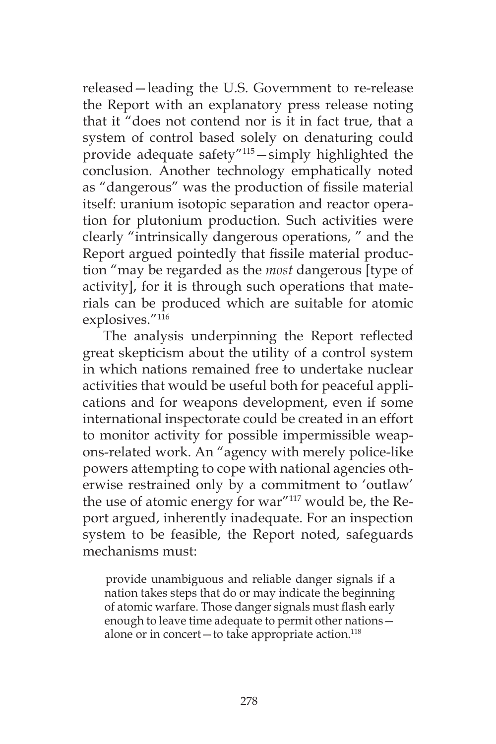released—leading the U.S. Government to re-release the Report with an explanatory press release noting that it "does not contend nor is it in fact true, that a system of control based solely on denaturing could provide adequate safety"[115]—simply highlighted the conclusion. Another technology emphatically noted as "dangerous" was the production of fissile material itself: uranium isotopic separation and reactor operation for plutonium production. Such activities were clearly "intrinsically dangerous operations, " and the Report argued pointedly that fissile material production "may be regarded as the *most* dangerous [type of activity], for it is through such operations that materials can be produced which are suitable for atomic explosives."[116]

The analysis underpinning the Report reflected great skepticism about the utility of a control system in which nations remained free to undertake nuclear activities that would be useful both for peaceful applications and for weapons development, even if some international inspectorate could be created in an effort to monitor activity for possible impermissible weapons-related work. An "agency with merely police-like powers attempting to cope with national agencies otherwise restrained only by a commitment to 'outlaw' the use of atomic energy for war"[117] would be, the Report argued, inherently inadequate. For an inspection system to be feasible, the Report noted, safeguards mechanisms must:

> provide unambiguous and reliable danger signals if a nation takes steps that do or may indicate the beginning of atomic warfare. Those danger signals must flash early enough to leave time adequate to permit other nations—alone or in concert—to take appropriate action.[118]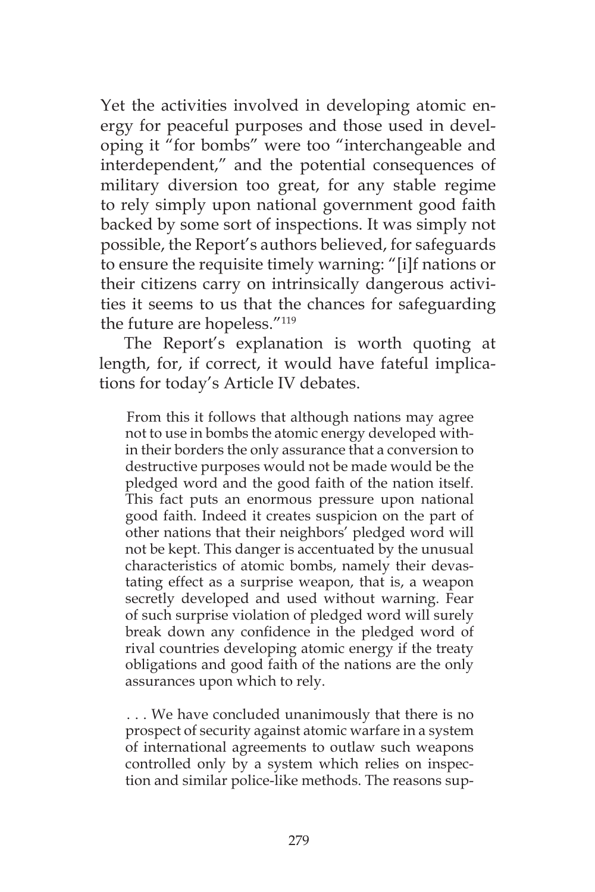Yet the activities involved in developing atomic energy for peaceful purposes and those used in developing it "for bombs" were too "interchangeable and interdependent," and the potential consequences of military diversion too great, for any stable regime to rely simply upon national government good faith backed by some sort of inspections. It was simply not possible, the Report's authors believed, for safeguards to ensure the requisite timely warning: "[i]f nations or their citizens carry on intrinsically dangerous activities it seems to us that the chances for safeguarding the future are hopeless."[119]

The Report's explanation is worth quoting at length, for, if correct, it would have fateful implications for today's Article IV debates.

> From this it follows that although nations may agree not to use in bombs the atomic energy developed within their borders the only assurance that a conversion to destructive purposes would not be made would be the pledged word and the good faith of the nation itself. This fact puts an enormous pressure upon national good faith. Indeed it creates suspicion on the part of other nations that their neighbors' pledged word will not be kept. This danger is accentuated by the unusual characteristics of atomic bombs, namely their devastating effect as a surprise weapon, that is, a weapon secretly developed and used without warning. Fear of such surprise violation of pledged word will surely break down any confidence in the pledged word of rival countries developing atomic energy if the treaty obligations and good faith of the nations are the only assurances upon which to rely.
>
> . . . We have concluded unanimously that there is no prospect of security against atomic warfare in a system of international agreements to outlaw such weapons controlled only by a system which relies on inspection and similar police-like methods. The reasons sup-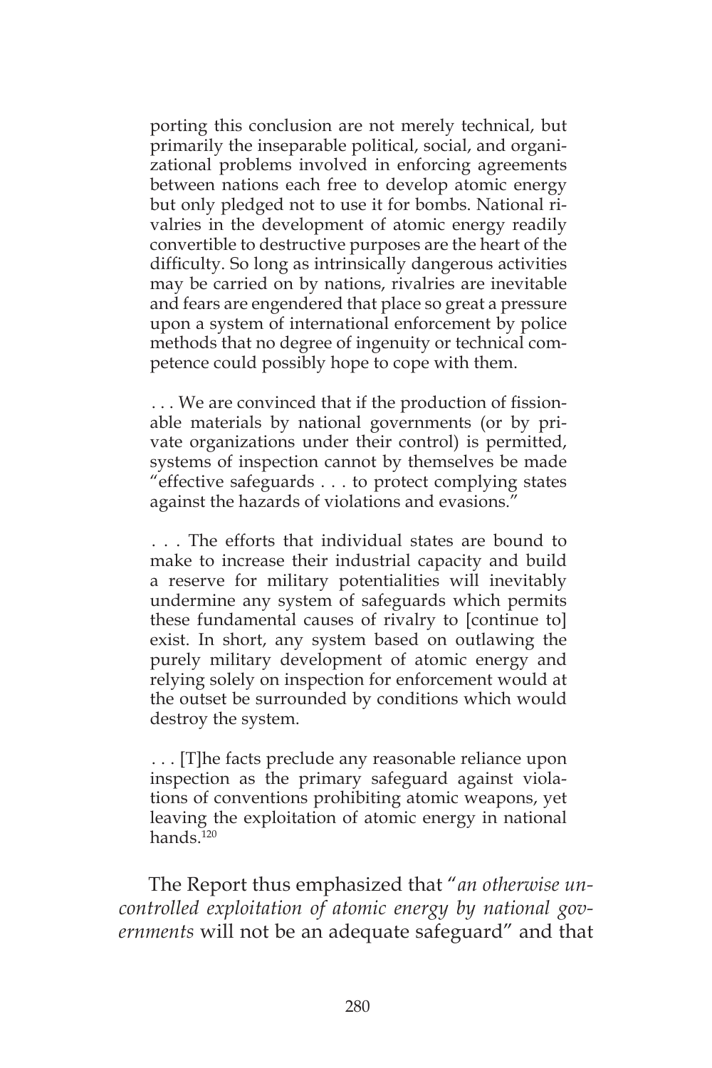porting this conclusion are not merely technical, but primarily the inseparable political, social, and organizational problems involved in enforcing agreements between nations each free to develop atomic energy but only pledged not to use it for bombs. National rivalries in the development of atomic energy readily convertible to destructive purposes are the heart of the difficulty. So long as intrinsically dangerous activities may be carried on by nations, rivalries are inevitable and fears are engendered that place so great a pressure upon a system of international enforcement by police methods that no degree of ingenuity or technical competence could possibly hope to cope with them.

> . . . We are convinced that if the production of fissionable materials by national governments (or by private organizations under their control) is permitted, systems of inspection cannot by themselves be made "effective safeguards . . . to protect complying states against the hazards of violations and evasions."
>
> . . . The efforts that individual states are bound to make to increase their industrial capacity and build a reserve for military potentialities will inevitably undermine any system of safeguards which permits these fundamental causes of rivalry to [continue to] exist. In short, any system based on outlawing the purely military development of atomic energy and relying solely on inspection for enforcement would at the outset be surrounded by conditions which would destroy the system.
>
> . . . [T]he facts preclude any reasonable reliance upon inspection as the primary safeguard against violations of conventions prohibiting atomic weapons, yet leaving the exploitation of atomic energy in national hands.[120]

The Report thus emphasized that "*an otherwise uncontrolled exploitation of atomic energy by national governments* will not be an adequate safeguard" and that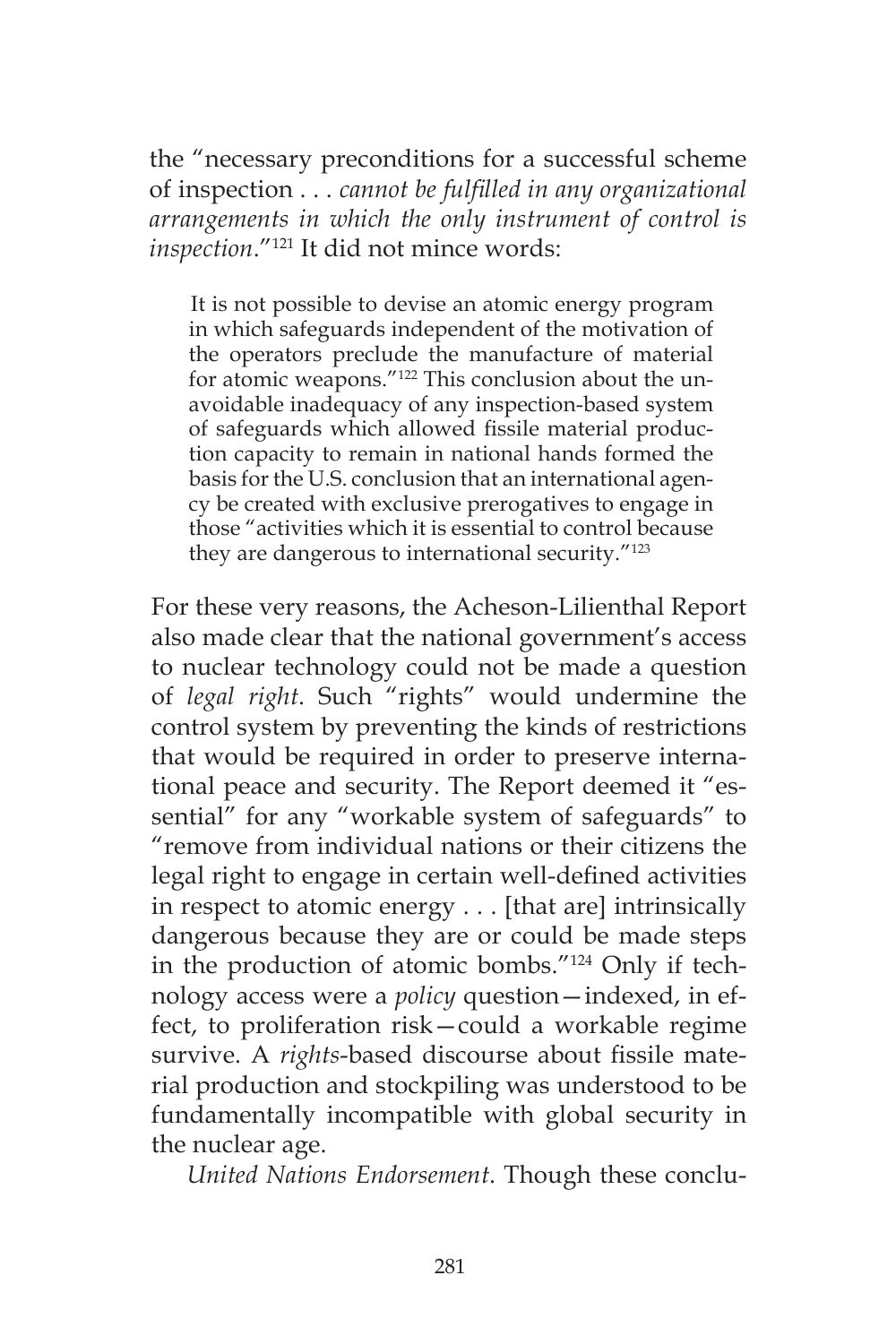the "necessary preconditions for a successful scheme of inspection . . . *cannot be fulfilled in any organizational arrangements in which the only instrument of control is inspection*."[121] It did not mince words:

> It is not possible to devise an atomic energy program in which safeguards independent of the motivation of the operators preclude the manufacture of material for atomic weapons."[122] This conclusion about the unavoidable inadequacy of any inspection-based system of safeguards which allowed fissile material production capacity to remain in national hands formed the basis for the U.S. conclusion that an international agency be created with exclusive prerogatives to engage in those "activities which it is essential to control because they are dangerous to international security."[123]

For these very reasons, the Acheson-Lilienthal Report also made clear that the national government's access to nuclear technology could not be made a question of *legal right*. Such "rights" would undermine the control system by preventing the kinds of restrictions that would be required in order to preserve international peace and security. The Report deemed it "essential" for any "workable system of safeguards" to "remove from individual nations or their citizens the legal right to engage in certain well-defined activities in respect to atomic energy . . . [that are] intrinsically dangerous because they are or could be made steps in the production of atomic bombs."[124] Only if technology access were a *policy* question—indexed, in effect, to proliferation risk—could a workable regime survive. A *rights*-based discourse about fissile material production and stockpiling was understood to be fundamentally incompatible with global security in the nuclear age.

*United Nations Endorsement*. Though these conclu-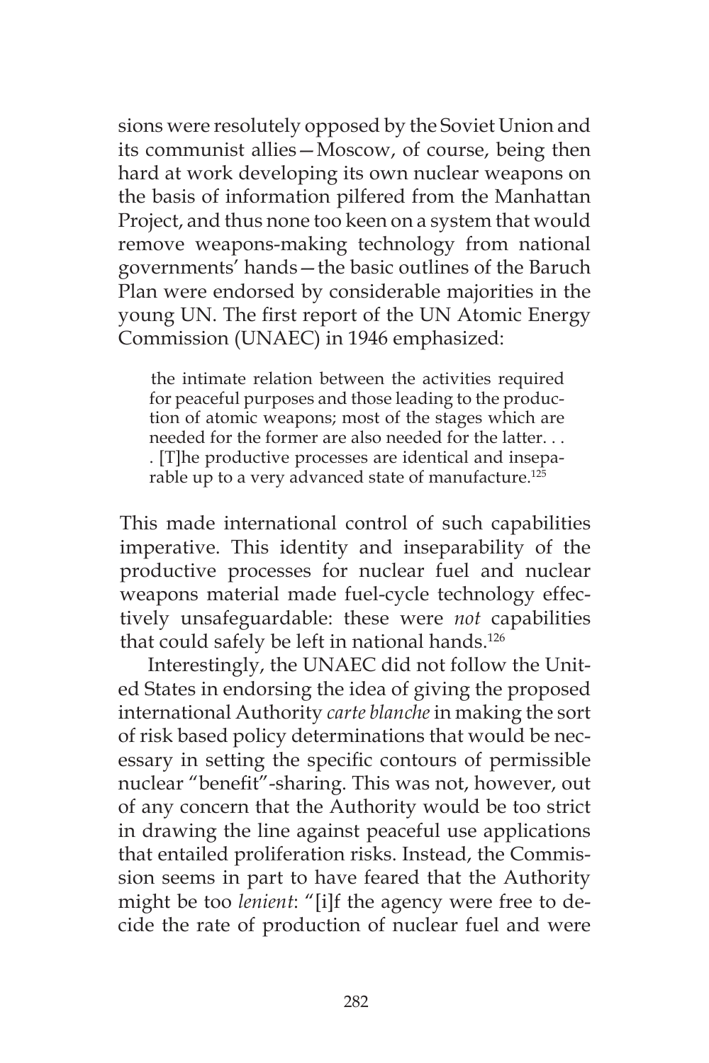sions were resolutely opposed by the Soviet Union and its communist allies—Moscow, of course, being then hard at work developing its own nuclear weapons on the basis of information pilfered from the Manhattan Project, and thus none too keen on a system that would remove weapons-making technology from national governments' hands—the basic outlines of the Baruch Plan were endorsed by considerable majorities in the young UN. The first report of the UN Atomic Energy Commission (UNAEC) in 1946 emphasized:

> the intimate relation between the activities required for peaceful purposes and those leading to the production of atomic weapons; most of the stages which are needed for the former are also needed for the latter. . . . [T]he productive processes are identical and inseparable up to a very advanced state of manufacture.[125]

This made international control of such capabilities imperative. This identity and inseparability of the productive processes for nuclear fuel and nuclear weapons material made fuel-cycle technology effectively unsafeguardable: these were *not* capabilities that could safely be left in national hands.[126]

Interestingly, the UNAEC did not follow the United States in endorsing the idea of giving the proposed international Authority *carte blanche* in making the sort of risk based policy determinations that would be necessary in setting the specific contours of permissible nuclear "benefit"-sharing. This was not, however, out of any concern that the Authority would be too strict in drawing the line against peaceful use applications that entailed proliferation risks. Instead, the Commission seems in part to have feared that the Authority might be too *lenient*: "[i]f the agency were free to decide the rate of production of nuclear fuel and were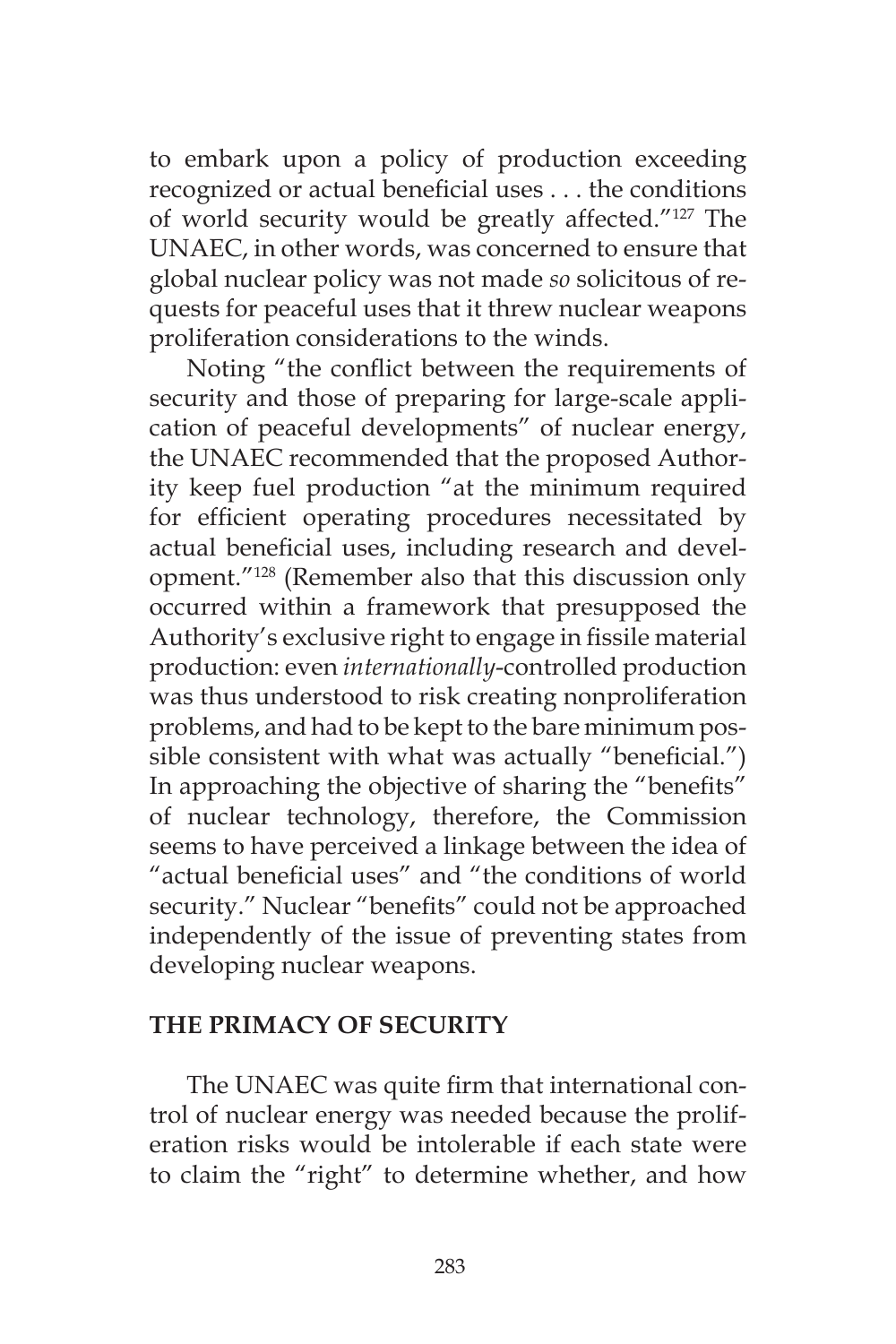to embark upon a policy of production exceeding recognized or actual beneficial uses . . . the conditions of world security would be greatly affected."[127] The UNAEC, in other words, was concerned to ensure that global nuclear policy was not made *so* solicitous of requests for peaceful uses that it threw nuclear weapons proliferation considerations to the winds.

Noting "the conflict between the requirements of security and those of preparing for large-scale application of peaceful developments" of nuclear energy, the UNAEC recommended that the proposed Authority keep fuel production "at the minimum required for efficient operating procedures necessitated by actual beneficial uses, including research and development."[128] (Remember also that this discussion only occurred within a framework that presupposed the Authority's exclusive right to engage in fissile material production: even *internationally*-controlled production was thus understood to risk creating nonproliferation problems, and had to be kept to the bare minimum possible consistent with what was actually "beneficial.") In approaching the objective of sharing the "benefits" of nuclear technology, therefore, the Commission seems to have perceived a linkage between the idea of "actual beneficial uses" and "the conditions of world security." Nuclear "benefits" could not be approached independently of the issue of preventing states from developing nuclear weapons.

## THE PRIMACY OF SECURITY

The UNAEC was quite firm that international control of nuclear energy was needed because the proliferation risks would be intolerable if each state were to claim the "right" to determine whether, and how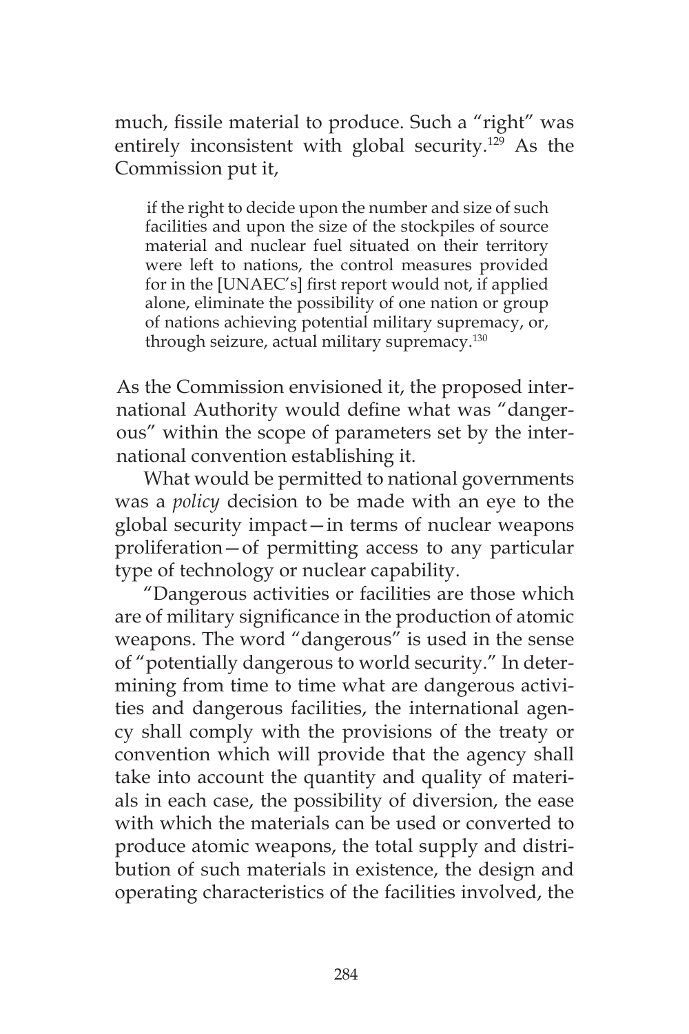much, fissile material to produce. Such a "right" was entirely inconsistent with global security.[129] As the Commission put it,

> if the right to decide upon the number and size of such facilities and upon the size of the stockpiles of source material and nuclear fuel situated on their territory were left to nations, the control measures provided for in the [UNAEC's] first report would not, if applied alone, eliminate the possibility of one nation or group of nations achieving potential military supremacy, or, through seizure, actual military supremacy.[130]

As the Commission envisioned it, the proposed international Authority would define what was "dangerous" within the scope of parameters set by the international convention establishing it.

What would be permitted to national governments was a *policy* decision to be made with an eye to the global security impact—in terms of nuclear weapons proliferation—of permitting access to any particular type of technology or nuclear capability.

"Dangerous activities or facilities are those which are of military significance in the production of atomic weapons. The word "dangerous" is used in the sense of "potentially dangerous to world security." In determining from time to time what are dangerous activities and dangerous facilities, the international agency shall comply with the provisions of the treaty or convention which will provide that the agency shall take into account the quantity and quality of materials in each case, the possibility of diversion, the ease with which the materials can be used or converted to produce atomic weapons, the total supply and distribution of such materials in existence, the design and operating characteristics of the facilities involved, the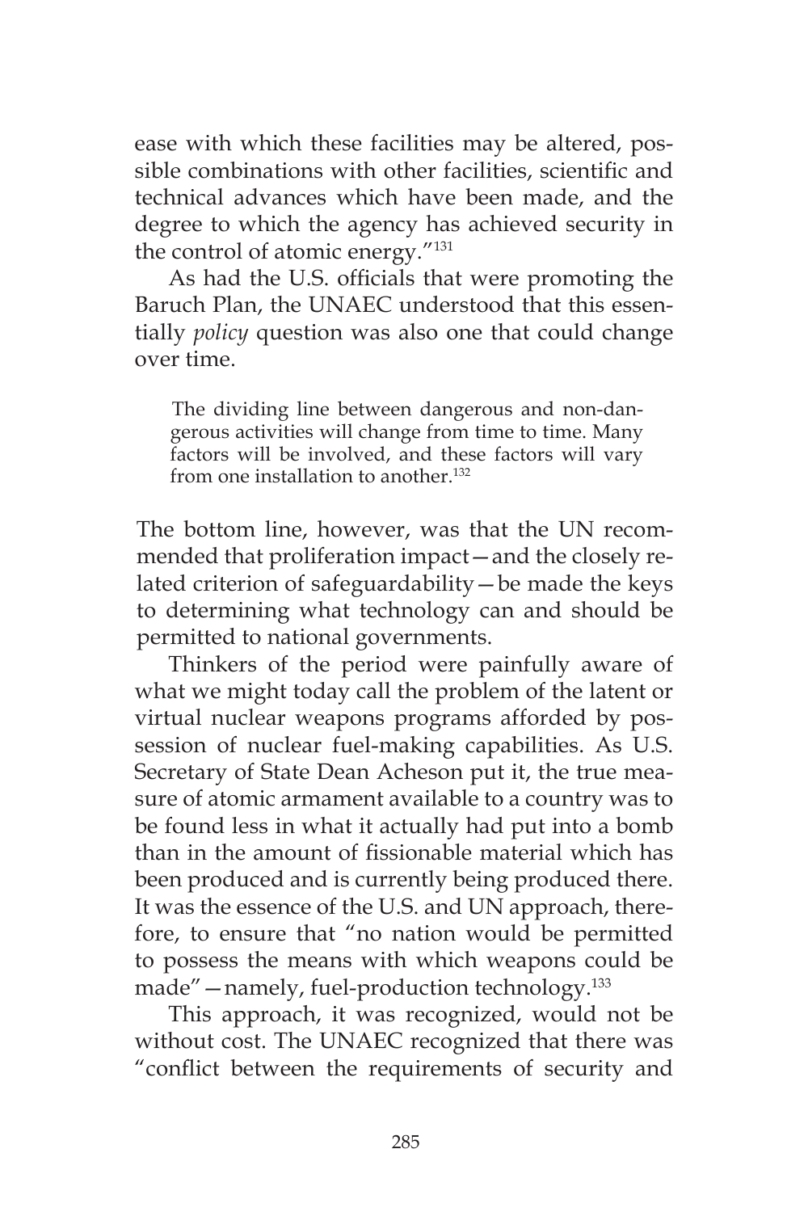ease with which these facilities may be altered, possible combinations with other facilities, scientific and technical advances which have been made, and the degree to which the agency has achieved security in the control of atomic energy."[131]

As had the U.S. officials that were promoting the Baruch Plan, the UNAEC understood that this essentially *policy* question was also one that could change over time.

> The dividing line between dangerous and non-dangerous activities will change from time to time. Many factors will be involved, and these factors will vary from one installation to another.[132]

The bottom line, however, was that the UN recommended that proliferation impact—and the closely related criterion of safeguardability—be made the keys to determining what technology can and should be permitted to national governments.

Thinkers of the period were painfully aware of what we might today call the problem of the latent or virtual nuclear weapons programs afforded by possession of nuclear fuel-making capabilities. As U.S. Secretary of State Dean Acheson put it, the true measure of atomic armament available to a country was to be found less in what it actually had put into a bomb than in the amount of fissionable material which has been produced and is currently being produced there. It was the essence of the U.S. and UN approach, therefore, to ensure that "no nation would be permitted to possess the means with which weapons could be made"—namely, fuel-production technology.[133]

This approach, it was recognized, would not be without cost. The UNAEC recognized that there was "conflict between the requirements of security and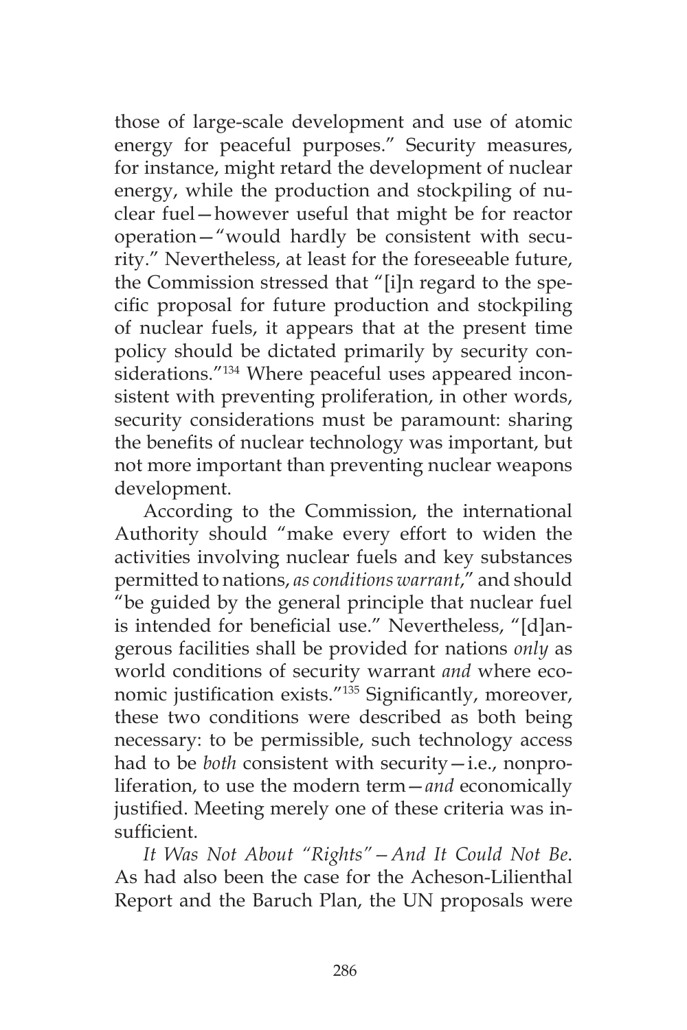those of large-scale development and use of atomic energy for peaceful purposes." Security measures, for instance, might retard the development of nuclear energy, while the production and stockpiling of nuclear fuel—however useful that might be for reactor operation—"would hardly be consistent with security." Nevertheless, at least for the foreseeable future, the Commission stressed that "[i]n regard to the specific proposal for future production and stockpiling of nuclear fuels, it appears that at the present time policy should be dictated primarily by security considerations."[134] Where peaceful uses appeared inconsistent with preventing proliferation, in other words, security considerations must be paramount: sharing the benefits of nuclear technology was important, but not more important than preventing nuclear weapons development.

According to the Commission, the international Authority should "make every effort to widen the activities involving nuclear fuels and key substances permitted to nations, *as conditions warrant*," and should "be guided by the general principle that nuclear fuel is intended for beneficial use." Nevertheless, "[d]angerous facilities shall be provided for nations *only* as world conditions of security warrant *and* where economic justification exists."[135] Significantly, moreover, these two conditions were described as both being necessary: to be permissible, such technology access had to be *both* consistent with security—i.e., nonproliferation, to use the modern term—*and* economically justified. Meeting merely one of these criteria was insufficient.

*It Was Not About "Rights"—And It Could Not Be.* As had also been the case for the Acheson-Lilienthal Report and the Baruch Plan, the UN proposals were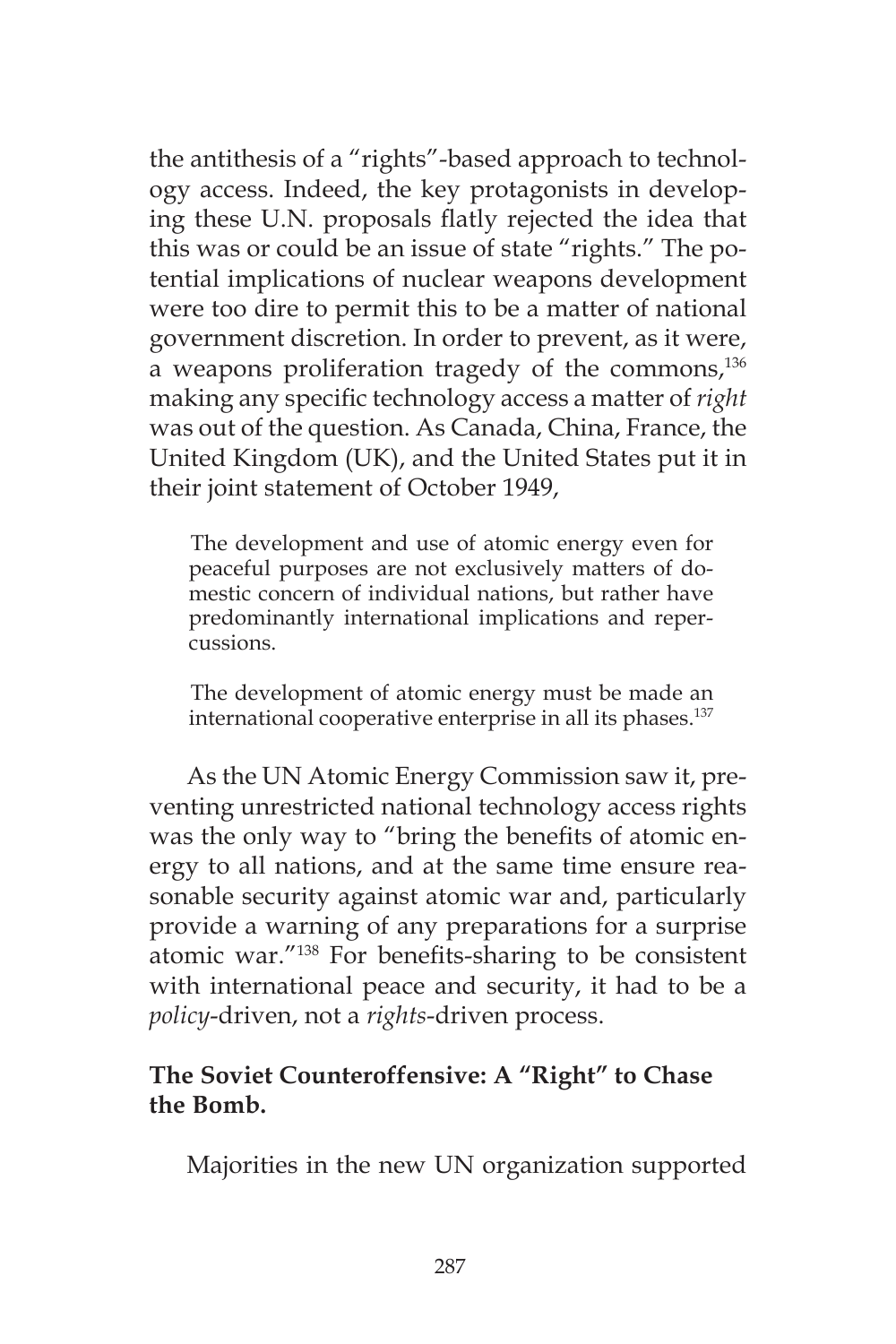the antithesis of a "rights"-based approach to technology access. Indeed, the key protagonists in developing these U.N. proposals flatly rejected the idea that this was or could be an issue of state "rights." The potential implications of nuclear weapons development were too dire to permit this to be a matter of national government discretion. In order to prevent, as it were, a weapons proliferation tragedy of the commons,[136] making any specific technology access a matter of *right* was out of the question. As Canada, China, France, the United Kingdom (UK), and the United States put it in their joint statement of October 1949,

> The development and use of atomic energy even for peaceful purposes are not exclusively matters of domestic concern of individual nations, but rather have predominantly international implications and repercussions.
>
> The development of atomic energy must be made an international cooperative enterprise in all its phases.[137]

As the UN Atomic Energy Commission saw it, preventing unrestricted national technology access rights was the only way to "bring the benefits of atomic energy to all nations, and at the same time ensure reasonable security against atomic war and, particularly provide a warning of any preparations for a surprise atomic war."[138] For benefits-sharing to be consistent with international peace and security, it had to be a *policy*-driven, not a *rights*-driven process.

### The Soviet Counteroffensive: A "Right" to Chase the Bomb.

Majorities in the new UN organization supported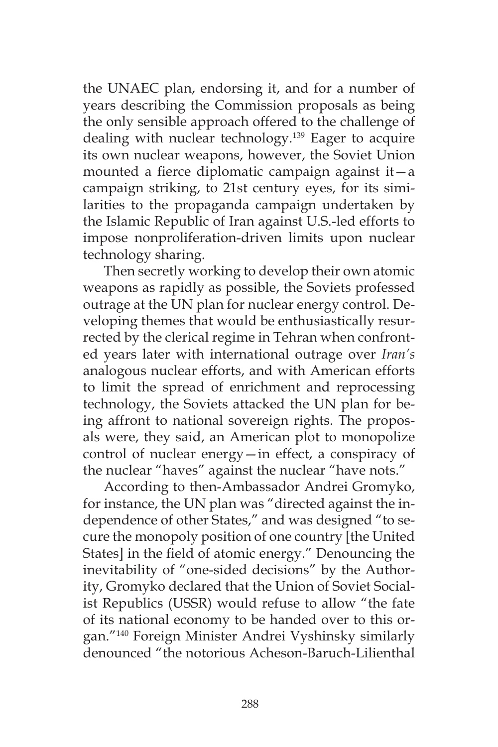the UNAEC plan, endorsing it, and for a number of years describing the Commission proposals as being the only sensible approach offered to the challenge of dealing with nuclear technology.[139] Eager to acquire its own nuclear weapons, however, the Soviet Union mounted a fierce diplomatic campaign against it—a campaign striking, to 21st century eyes, for its similarities to the propaganda campaign undertaken by the Islamic Republic of Iran against U.S.-led efforts to impose nonproliferation-driven limits upon nuclear technology sharing.

Then secretly working to develop their own atomic weapons as rapidly as possible, the Soviets professed outrage at the UN plan for nuclear energy control. Developing themes that would be enthusiastically resurrected by the clerical regime in Tehran when confronted years later with international outrage over *Iran's* analogous nuclear efforts, and with American efforts to limit the spread of enrichment and reprocessing technology, the Soviets attacked the UN plan for being affront to national sovereign rights. The proposals were, they said, an American plot to monopolize control of nuclear energy—in effect, a conspiracy of the nuclear "haves" against the nuclear "have nots."

According to then-Ambassador Andrei Gromyko, for instance, the UN plan was "directed against the independence of other States," and was designed "to secure the monopoly position of one country [the United States] in the field of atomic energy." Denouncing the inevitability of "one-sided decisions" by the Authority, Gromyko declared that the Union of Soviet Socialist Republics (USSR) would refuse to allow "the fate of its national economy to be handed over to this organ."[140] Foreign Minister Andrei Vyshinsky similarly denounced "the notorious Acheson-Baruch-Lilienthal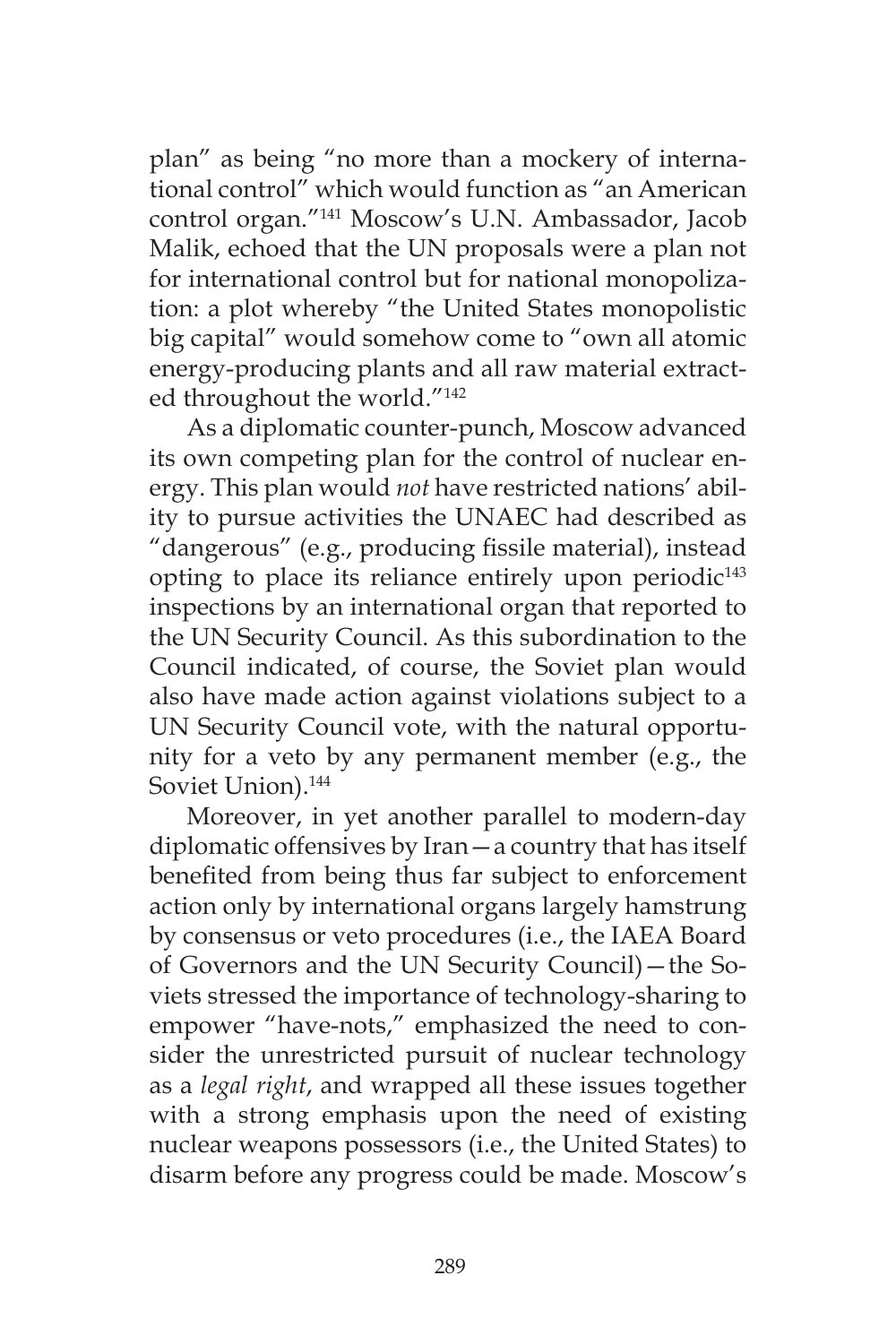plan" as being "no more than a mockery of international control" which would function as "an American control organ."[141] Moscow's U.N. Ambassador, Jacob Malik, echoed that the UN proposals were a plan not for international control but for national monopolization: a plot whereby "the United States monopolistic big capital" would somehow come to "own all atomic energy-producing plants and all raw material extracted throughout the world."[142]

As a diplomatic counter-punch, Moscow advanced its own competing plan for the control of nuclear energy. This plan would *not* have restricted nations' ability to pursue activities the UNAEC had described as "dangerous" (e.g., producing fissile material), instead opting to place its reliance entirely upon periodic[143] inspections by an international organ that reported to the UN Security Council. As this subordination to the Council indicated, of course, the Soviet plan would also have made action against violations subject to a UN Security Council vote, with the natural opportunity for a veto by any permanent member (e.g., the Soviet Union).[144]

Moreover, in yet another parallel to modern-day diplomatic offensives by Iran—a country that has itself benefited from being thus far subject to enforcement action only by international organs largely hamstrung by consensus or veto procedures (i.e., the IAEA Board of Governors and the UN Security Council)—the Soviets stressed the importance of technology-sharing to empower "have-nots," emphasized the need to consider the unrestricted pursuit of nuclear technology as a *legal right*, and wrapped all these issues together with a strong emphasis upon the need of existing nuclear weapons possessors (i.e., the United States) to disarm before any progress could be made. Moscow's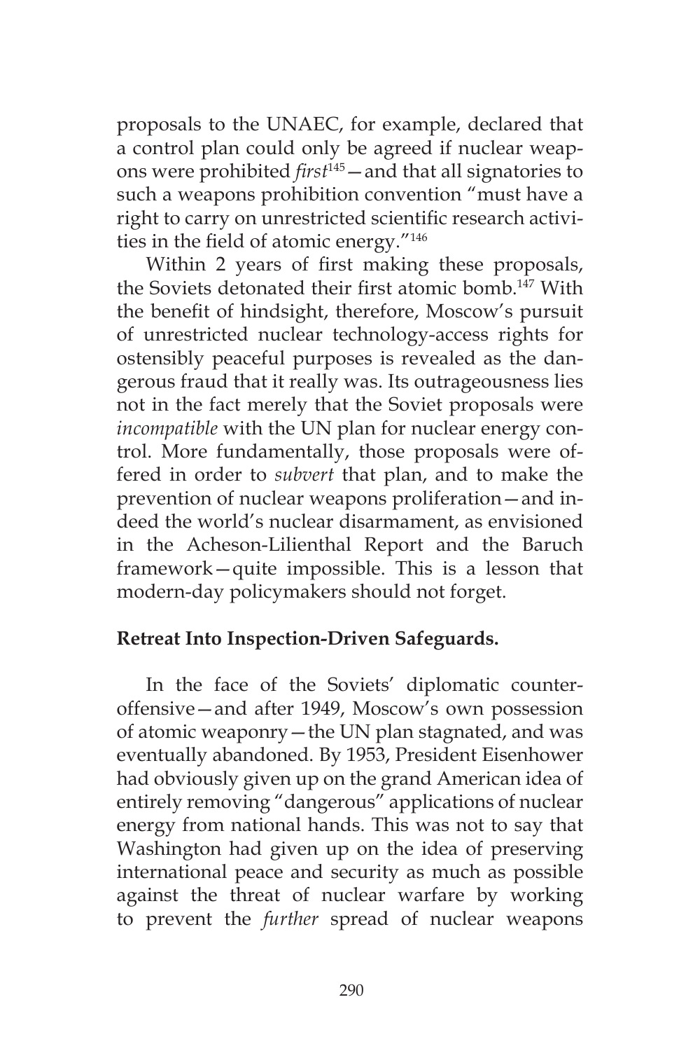proposals to the UNAEC, for example, declared that a control plan could only be agreed if nuclear weapons were prohibited *first*[145]—and that all signatories to such a weapons prohibition convention "must have a right to carry on unrestricted scientific research activities in the field of atomic energy."[146]

Within 2 years of first making these proposals, the Soviets detonated their first atomic bomb.[147] With the benefit of hindsight, therefore, Moscow's pursuit of unrestricted nuclear technology-access rights for ostensibly peaceful purposes is revealed as the dangerous fraud that it really was. Its outrageousness lies not in the fact merely that the Soviet proposals were *incompatible* with the UN plan for nuclear energy control. More fundamentally, those proposals were offered in order to *subvert* that plan, and to make the prevention of nuclear weapons proliferation—and indeed the world's nuclear disarmament, as envisioned in the Acheson-Lilienthal Report and the Baruch framework—quite impossible. This is a lesson that modern-day policymakers should not forget.

**Retreat Into Inspection-Driven Safeguards.**

In the face of the Soviets' diplomatic counter-offensive—and after 1949, Moscow's own possession of atomic weaponry—the UN plan stagnated, and was eventually abandoned. By 1953, President Eisenhower had obviously given up on the grand American idea of entirely removing "dangerous" applications of nuclear energy from national hands. This was not to say that Washington had given up on the idea of preserving international peace and security as much as possible against the threat of nuclear warfare by working to prevent the *further* spread of nuclear weapons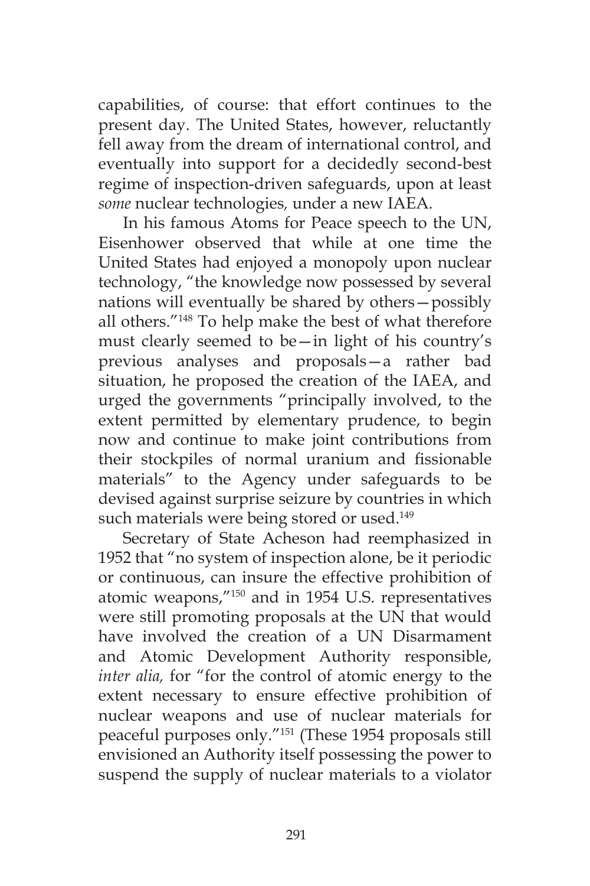capabilities, of course: that effort continues to the present day. The United States, however, reluctantly fell away from the dream of international control, and eventually into support for a decidedly second-best regime of inspection-driven safeguards, upon at least *some* nuclear technologies, under a new IAEA.

In his famous Atoms for Peace speech to the UN, Eisenhower observed that while at one time the United States had enjoyed a monopoly upon nuclear technology, "the knowledge now possessed by several nations will eventually be shared by others—possibly all others."[148] To help make the best of what therefore must clearly seemed to be—in light of his country's previous analyses and proposals—a rather bad situation, he proposed the creation of the IAEA, and urged the governments "principally involved, to the extent permitted by elementary prudence, to begin now and continue to make joint contributions from their stockpiles of normal uranium and fissionable materials" to the Agency under safeguards to be devised against surprise seizure by countries in which such materials were being stored or used.[149]

Secretary of State Acheson had reemphasized in 1952 that "no system of inspection alone, be it periodic or continuous, can insure the effective prohibition of atomic weapons,"[150] and in 1954 U.S. representatives were still promoting proposals at the UN that would have involved the creation of a UN Disarmament and Atomic Development Authority responsible, *inter alia,* for "for the control of atomic energy to the extent necessary to ensure effective prohibition of nuclear weapons and use of nuclear materials for peaceful purposes only."[151] (These 1954 proposals still envisioned an Authority itself possessing the power to suspend the supply of nuclear materials to a violator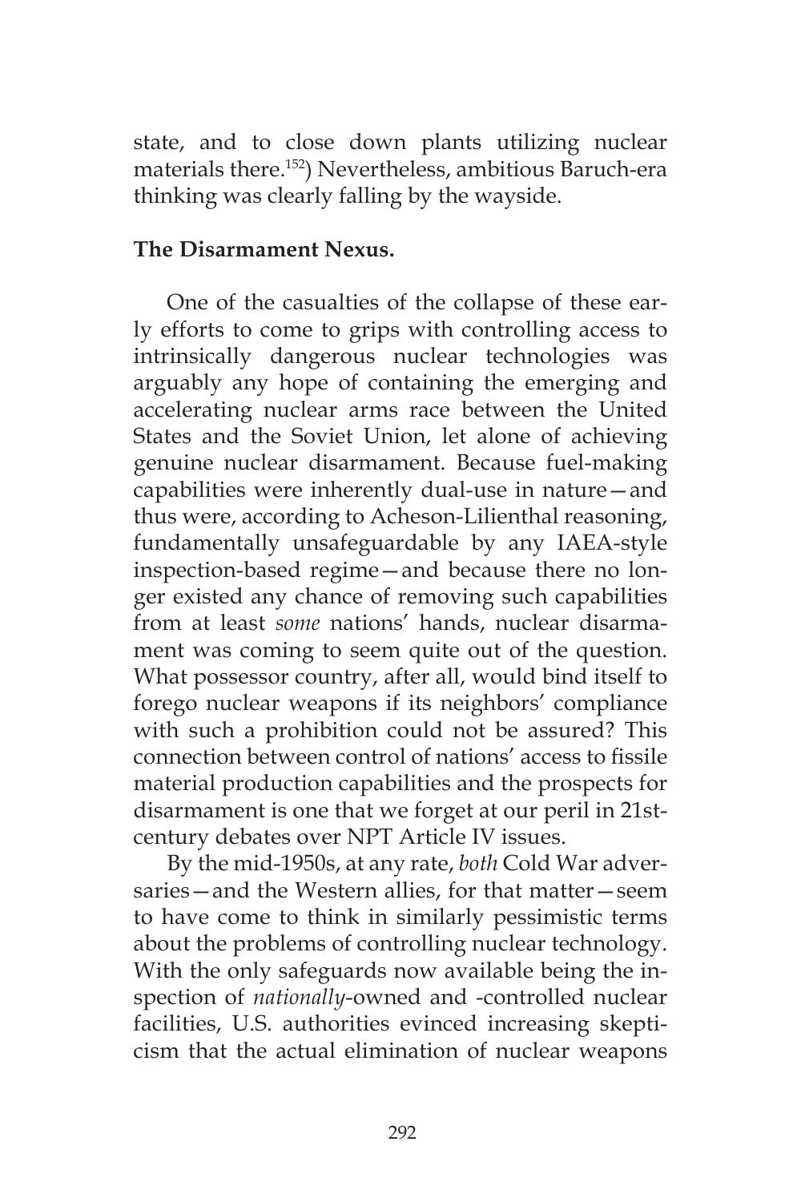state, and to close down plants utilizing nuclear materials there.[152]) Nevertheless, ambitious Baruch-era thinking was clearly falling by the wayside.

**The Disarmament Nexus.**

One of the casualties of the collapse of these early efforts to come to grips with controlling access to intrinsically dangerous nuclear technologies was arguably any hope of containing the emerging and accelerating nuclear arms race between the United States and the Soviet Union, let alone of achieving genuine nuclear disarmament. Because fuel-making capabilities were inherently dual-use in nature—and thus were, according to Acheson-Lilienthal reasoning, fundamentally unsafeguardable by any IAEA-style inspection-based regime—and because there no longer existed any chance of removing such capabilities from at least *some* nations' hands, nuclear disarmament was coming to seem quite out of the question. What possessor country, after all, would bind itself to forego nuclear weapons if its neighbors' compliance with such a prohibition could not be assured? This connection between control of nations' access to fissile material production capabilities and the prospects for disarmament is one that we forget at our peril in 21st-century debates over NPT Article IV issues.

By the mid-1950s, at any rate, *both* Cold War adversaries—and the Western allies, for that matter—seem to have come to think in similarly pessimistic terms about the problems of controlling nuclear technology. With the only safeguards now available being the inspection of *nationally*-owned and -controlled nuclear facilities, U.S. authorities evinced increasing skepticism that the actual elimination of nuclear weapons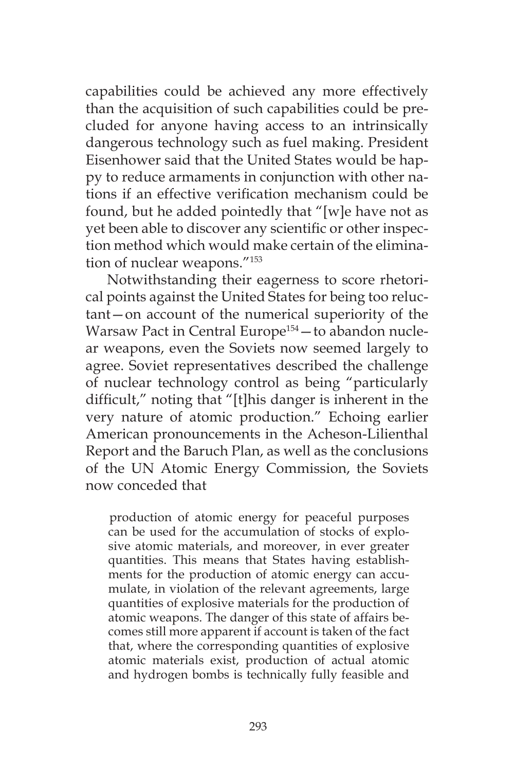capabilities could be achieved any more effectively than the acquisition of such capabilities could be precluded for anyone having access to an intrinsically dangerous technology such as fuel making. President Eisenhower said that the United States would be happy to reduce armaments in conjunction with other nations if an effective verification mechanism could be found, but he added pointedly that "[w]e have not as yet been able to discover any scientific or other inspection method which would make certain of the elimination of nuclear weapons."[153]

Notwithstanding their eagerness to score rhetorical points against the United States for being too reluctant—on account of the numerical superiority of the Warsaw Pact in Central Europe[154]—to abandon nuclear weapons, even the Soviets now seemed largely to agree. Soviet representatives described the challenge of nuclear technology control as being "particularly difficult," noting that "[t]his danger is inherent in the very nature of atomic production." Echoing earlier American pronouncements in the Acheson-Lilienthal Report and the Baruch Plan, as well as the conclusions of the UN Atomic Energy Commission, the Soviets now conceded that

> production of atomic energy for peaceful purposes can be used for the accumulation of stocks of explosive atomic materials, and moreover, in ever greater quantities. This means that States having establishments for the production of atomic energy can accumulate, in violation of the relevant agreements, large quantities of explosive materials for the production of atomic weapons. The danger of this state of affairs becomes still more apparent if account is taken of the fact that, where the corresponding quantities of explosive atomic materials exist, production of actual atomic and hydrogen bombs is technically fully feasible and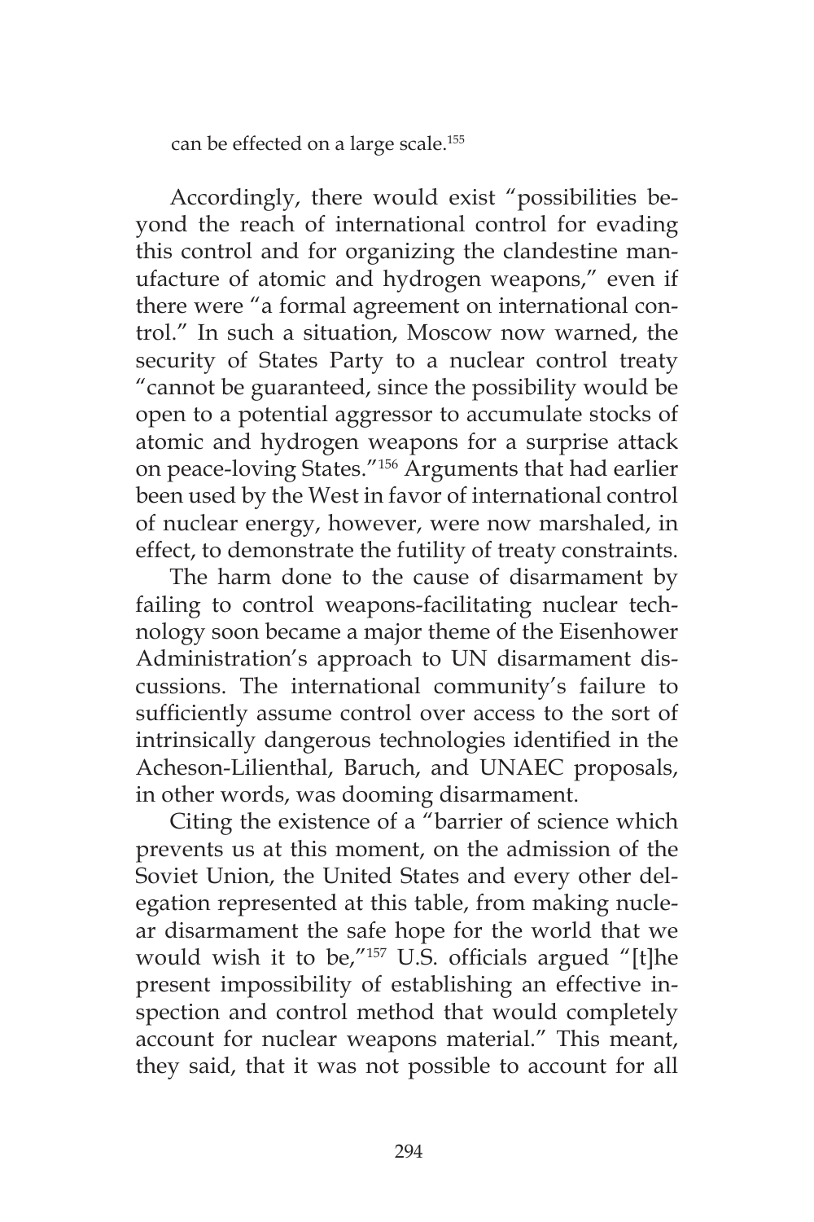can be effected on a large scale.[155]

Accordingly, there would exist "possibilities beyond the reach of international control for evading this control and for organizing the clandestine manufacture of atomic and hydrogen weapons," even if there were "a formal agreement on international control." In such a situation, Moscow now warned, the security of States Party to a nuclear control treaty "cannot be guaranteed, since the possibility would be open to a potential aggressor to accumulate stocks of atomic and hydrogen weapons for a surprise attack on peace-loving States."[156] Arguments that had earlier been used by the West in favor of international control of nuclear energy, however, were now marshaled, in effect, to demonstrate the futility of treaty constraints.

The harm done to the cause of disarmament by failing to control weapons-facilitating nuclear technology soon became a major theme of the Eisenhower Administration's approach to UN disarmament discussions. The international community's failure to sufficiently assume control over access to the sort of intrinsically dangerous technologies identified in the Acheson-Lilienthal, Baruch, and UNAEC proposals, in other words, was dooming disarmament.

Citing the existence of a "barrier of science which prevents us at this moment, on the admission of the Soviet Union, the United States and every other delegation represented at this table, from making nuclear disarmament the safe hope for the world that we would wish it to be,"[157] U.S. officials argued "[t]he present impossibility of establishing an effective inspection and control method that would completely account for nuclear weapons material." This meant, they said, that it was not possible to account for all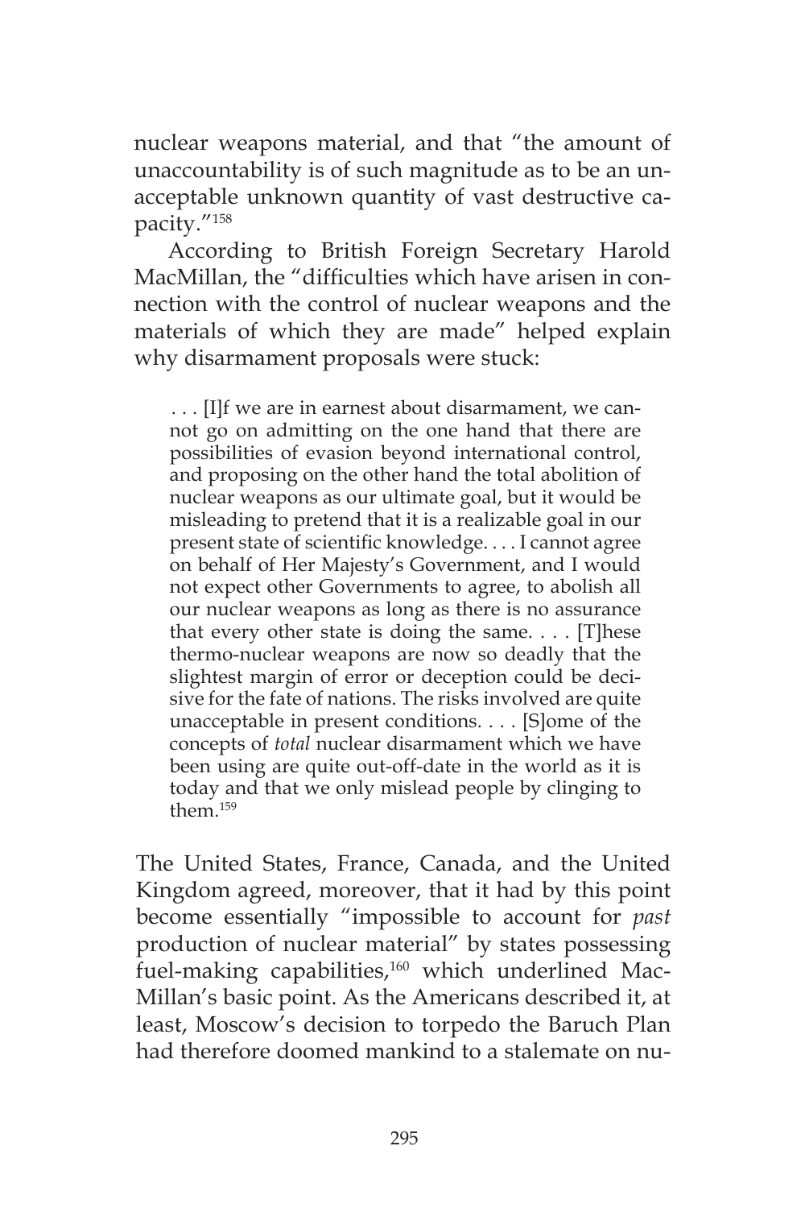nuclear weapons material, and that "the amount of unaccountability is of such magnitude as to be an unacceptable unknown quantity of vast destructive capacity."[158]

According to British Foreign Secretary Harold MacMillan, the "difficulties which have arisen in connection with the control of nuclear weapons and the materials of which they are made" helped explain why disarmament proposals were stuck:

> . . . [I]f we are in earnest about disarmament, we cannot go on admitting on the one hand that there are possibilities of evasion beyond international control, and proposing on the other hand the total abolition of nuclear weapons as our ultimate goal, but it would be misleading to pretend that it is a realizable goal in our present state of scientific knowledge. . . . I cannot agree on behalf of Her Majesty's Government, and I would not expect other Governments to agree, to abolish all our nuclear weapons as long as there is no assurance that every other state is doing the same. . . . [T]hese thermo-nuclear weapons are now so deadly that the slightest margin of error or deception could be decisive for the fate of nations. The risks involved are quite unacceptable in present conditions. . . . [S]ome of the concepts of *total* nuclear disarmament which we have been using are quite out-off-date in the world as it is today and that we only mislead people by clinging to them.[159]

The United States, France, Canada, and the United Kingdom agreed, moreover, that it had by this point become essentially "impossible to account for *past* production of nuclear material" by states possessing fuel-making capabilities,[160] which underlined MacMillan's basic point. As the Americans described it, at least, Moscow's decision to torpedo the Baruch Plan had therefore doomed mankind to a stalemate on nu-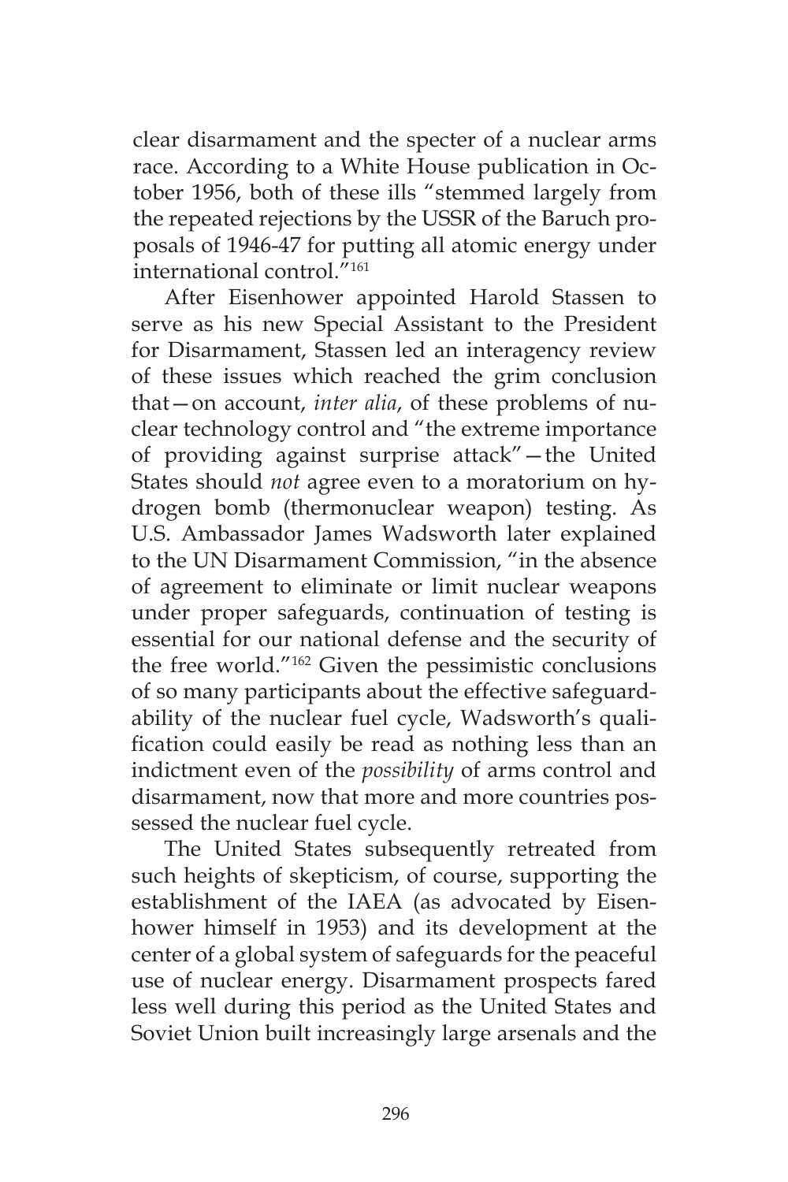clear disarmament and the specter of a nuclear arms race. According to a White House publication in October 1956, both of these ills "stemmed largely from the repeated rejections by the USSR of the Baruch proposals of 1946-47 for putting all atomic energy under international control."[161]

After Eisenhower appointed Harold Stassen to serve as his new Special Assistant to the President for Disarmament, Stassen led an interagency review of these issues which reached the grim conclusion that—on account, *inter alia*, of these problems of nuclear technology control and "the extreme importance of providing against surprise attack"—the United States should *not* agree even to a moratorium on hydrogen bomb (thermonuclear weapon) testing. As U.S. Ambassador James Wadsworth later explained to the UN Disarmament Commission, "in the absence of agreement to eliminate or limit nuclear weapons under proper safeguards, continuation of testing is essential for our national defense and the security of the free world."[162] Given the pessimistic conclusions of so many participants about the effective safeguardability of the nuclear fuel cycle, Wadsworth's qualification could easily be read as nothing less than an indictment even of the *possibility* of arms control and disarmament, now that more and more countries possessed the nuclear fuel cycle.

The United States subsequently retreated from such heights of skepticism, of course, supporting the establishment of the IAEA (as advocated by Eisenhower himself in 1953) and its development at the center of a global system of safeguards for the peaceful use of nuclear energy. Disarmament prospects fared less well during this period as the United States and Soviet Union built increasingly large arsenals and the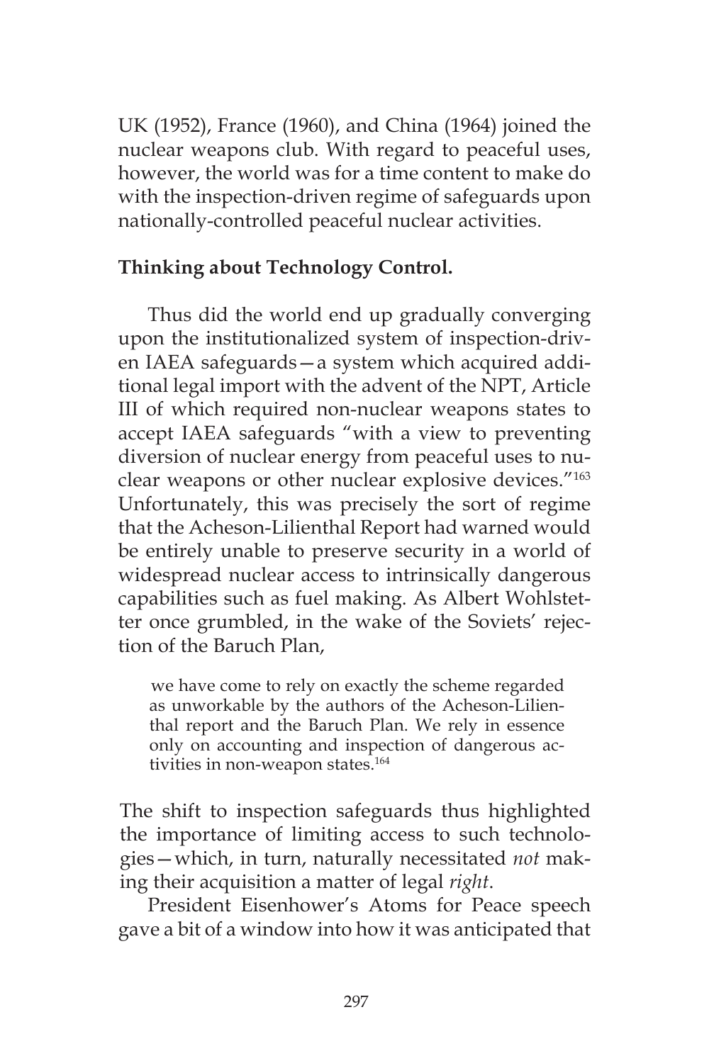UK (1952), France (1960), and China (1964) joined the nuclear weapons club. With regard to peaceful uses, however, the world was for a time content to make do with the inspection-driven regime of safeguards upon nationally-controlled peaceful nuclear activities.

**Thinking about Technology Control.**

Thus did the world end up gradually converging upon the institutionalized system of inspection-driven IAEA safeguards—a system which acquired additional legal import with the advent of the NPT, Article III of which required non-nuclear weapons states to accept IAEA safeguards "with a view to preventing diversion of nuclear energy from peaceful uses to nuclear weapons or other nuclear explosive devices."[163] Unfortunately, this was precisely the sort of regime that the Acheson-Lilienthal Report had warned would be entirely unable to preserve security in a world of widespread nuclear access to intrinsically dangerous capabilities such as fuel making. As Albert Wohlstetter once grumbled, in the wake of the Soviets' rejection of the Baruch Plan,

> we have come to rely on exactly the scheme regarded as unworkable by the authors of the Acheson-Lilienthal report and the Baruch Plan. We rely in essence only on accounting and inspection of dangerous activities in non-weapon states.[164]

The shift to inspection safeguards thus highlighted the importance of limiting access to such technologies—which, in turn, naturally necessitated *not* making their acquisition a matter of legal *right*.

President Eisenhower's Atoms for Peace speech gave a bit of a window into how it was anticipated that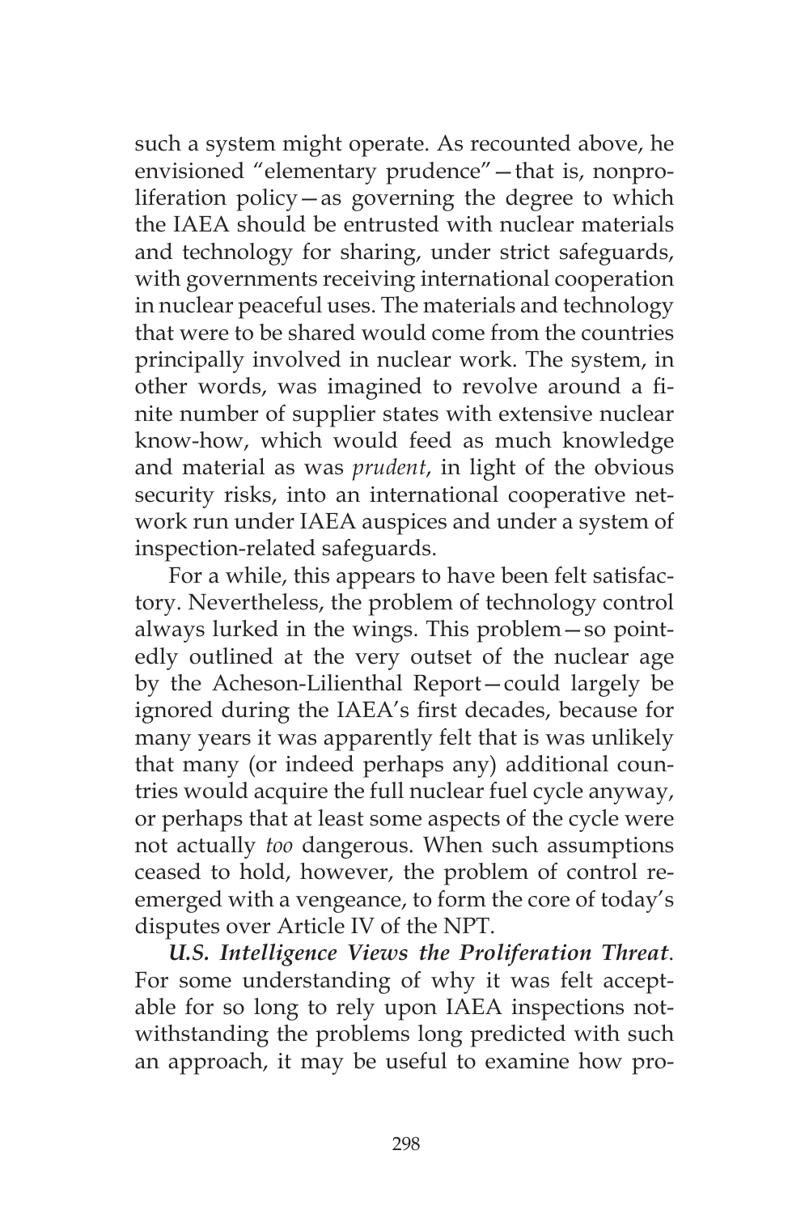such a system might operate. As recounted above, he envisioned "elementary prudence"—that is, nonproliferation policy—as governing the degree to which the IAEA should be entrusted with nuclear materials and technology for sharing, under strict safeguards, with governments receiving international cooperation in nuclear peaceful uses. The materials and technology that were to be shared would come from the countries principally involved in nuclear work. The system, in other words, was imagined to revolve around a finite number of supplier states with extensive nuclear know-how, which would feed as much knowledge and material as was *prudent*, in light of the obvious security risks, into an international cooperative network run under IAEA auspices and under a system of inspection-related safeguards.

For a while, this appears to have been felt satisfactory. Nevertheless, the problem of technology control always lurked in the wings. This problem—so pointedly outlined at the very outset of the nuclear age by the Acheson-Lilienthal Report—could largely be ignored during the IAEA's first decades, because for many years it was apparently felt that is was unlikely that many (or indeed perhaps any) additional countries would acquire the full nuclear fuel cycle anyway, or perhaps that at least some aspects of the cycle were not actually *too* dangerous. When such assumptions ceased to hold, however, the problem of control reemerged with a vengeance, to form the core of today's disputes over Article IV of the NPT.

***U.S. Intelligence Views the Proliferation Threat***. For some understanding of why it was felt acceptable for so long to rely upon IAEA inspections notwithstanding the problems long predicted with such an approach, it may be useful to examine how pro-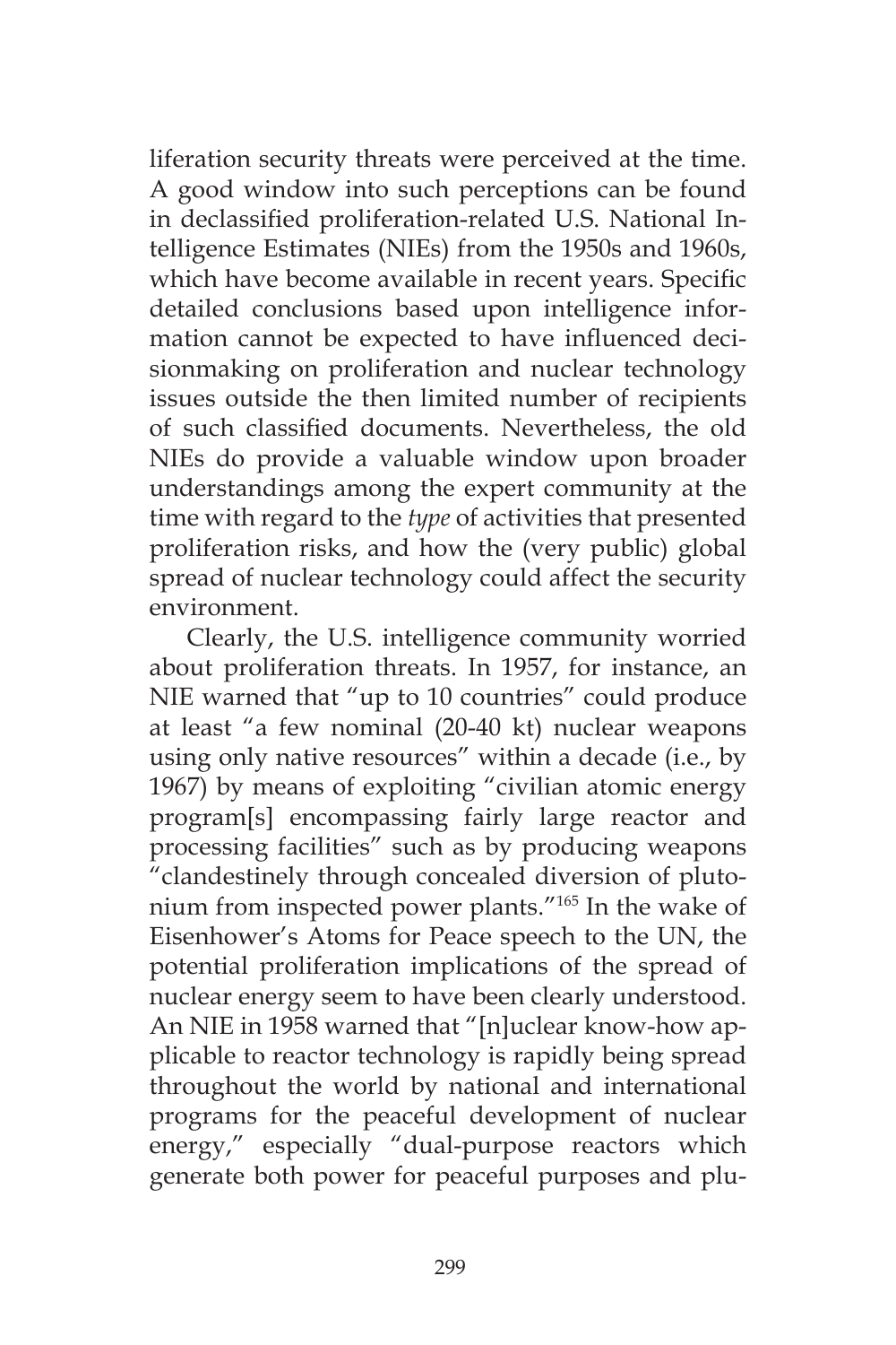liferation security threats were perceived at the time. A good window into such perceptions can be found in declassified proliferation-related U.S. National Intelligence Estimates (NIEs) from the 1950s and 1960s, which have become available in recent years. Specific detailed conclusions based upon intelligence information cannot be expected to have influenced decisionmaking on proliferation and nuclear technology issues outside the then limited number of recipients of such classified documents. Nevertheless, the old NIEs do provide a valuable window upon broader understandings among the expert community at the time with regard to the *type* of activities that presented proliferation risks, and how the (very public) global spread of nuclear technology could affect the security environment.

Clearly, the U.S. intelligence community worried about proliferation threats. In 1957, for instance, an NIE warned that "up to 10 countries" could produce at least "a few nominal (20-40 kt) nuclear weapons using only native resources" within a decade (i.e., by 1967) by means of exploiting "civilian atomic energy program[s] encompassing fairly large reactor and processing facilities" such as by producing weapons "clandestinely through concealed diversion of plutonium from inspected power plants."[165] In the wake of Eisenhower's Atoms for Peace speech to the UN, the potential proliferation implications of the spread of nuclear energy seem to have been clearly understood. An NIE in 1958 warned that "[n]uclear know-how applicable to reactor technology is rapidly being spread throughout the world by national and international programs for the peaceful development of nuclear energy," especially "dual-purpose reactors which generate both power for peaceful purposes and plu-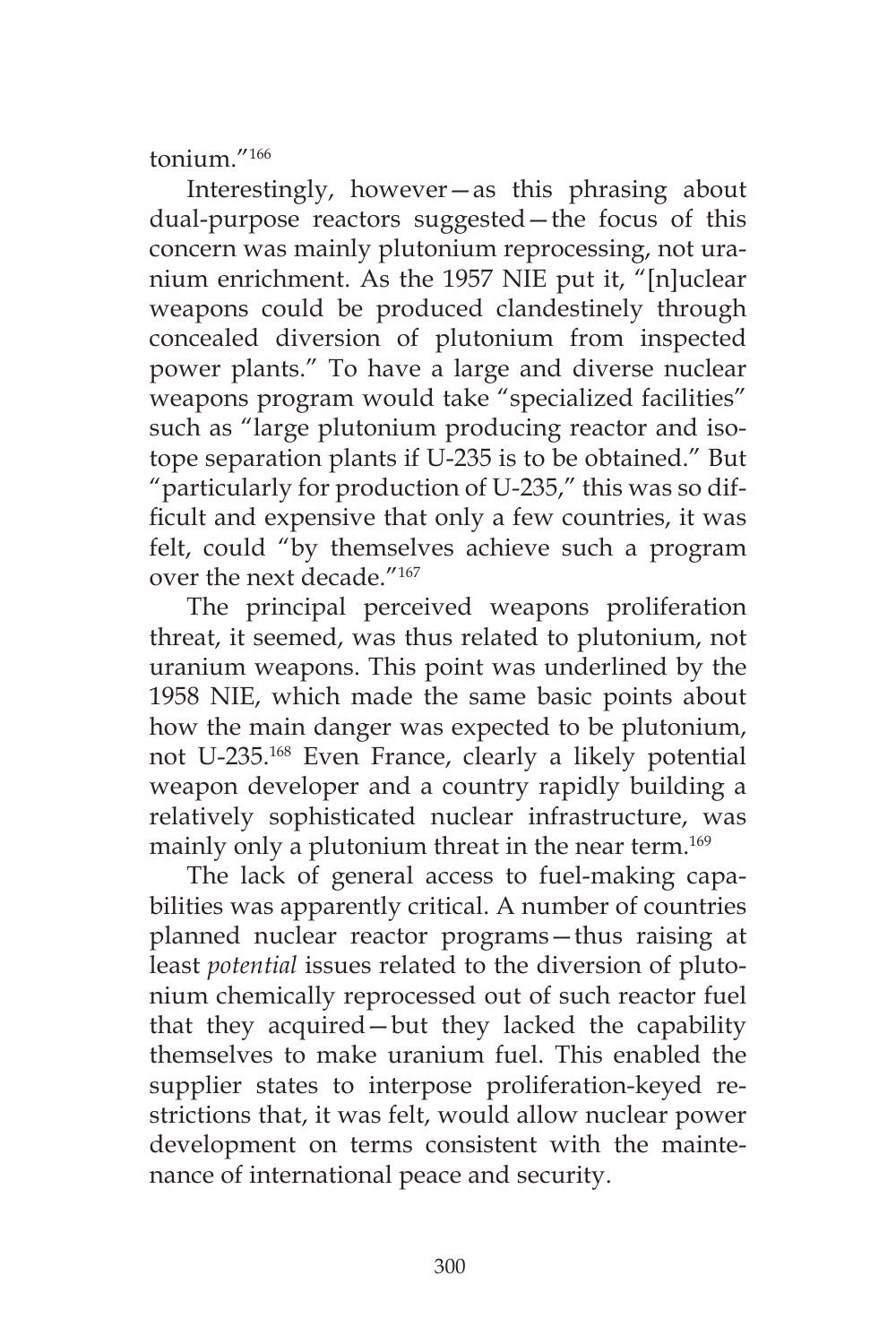tonium."[166]

Interestingly, however—as this phrasing about dual-purpose reactors suggested—the focus of this concern was mainly plutonium reprocessing, not uranium enrichment. As the 1957 NIE put it, "[n]uclear weapons could be produced clandestinely through concealed diversion of plutonium from inspected power plants." To have a large and diverse nuclear weapons program would take "specialized facilities" such as "large plutonium producing reactor and isotope separation plants if U-235 is to be obtained." But "particularly for production of U-235," this was so difficult and expensive that only a few countries, it was felt, could "by themselves achieve such a program over the next decade."[167]

The principal perceived weapons proliferation threat, it seemed, was thus related to plutonium, not uranium weapons. This point was underlined by the 1958 NIE, which made the same basic points about how the main danger was expected to be plutonium, not U-235.[168] Even France, clearly a likely potential weapon developer and a country rapidly building a relatively sophisticated nuclear infrastructure, was mainly only a plutonium threat in the near term.[169]

The lack of general access to fuel-making capabilities was apparently critical. A number of countries planned nuclear reactor programs—thus raising at least *potential* issues related to the diversion of plutonium chemically reprocessed out of such reactor fuel that they acquired—but they lacked the capability themselves to make uranium fuel. This enabled the supplier states to interpose proliferation-keyed restrictions that, it was felt, would allow nuclear power development on terms consistent with the maintenance of international peace and security.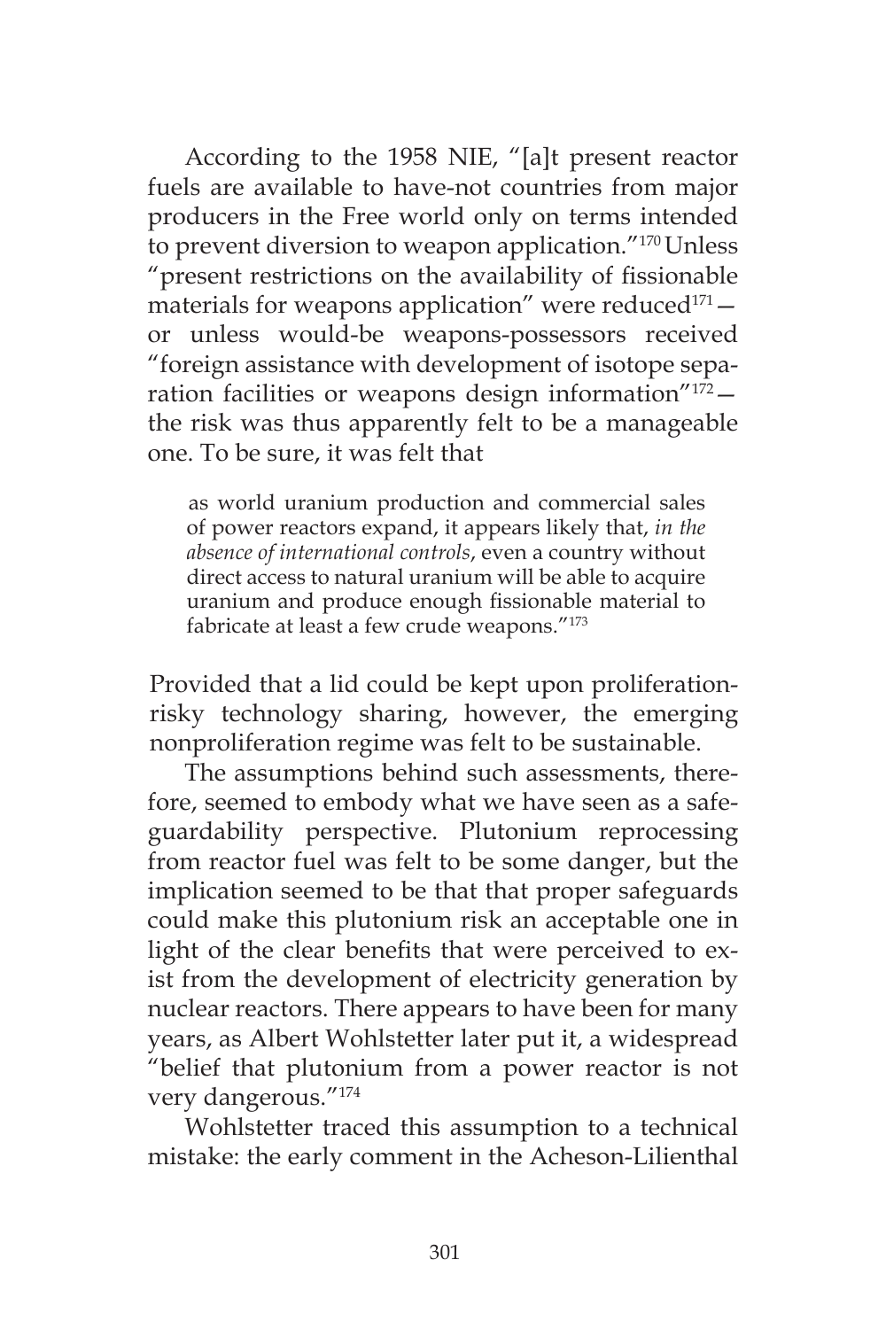According to the 1958 NIE, "[a]t present reactor fuels are available to have-not countries from major producers in the Free world only on terms intended to prevent diversion to weapon application."[170] Unless "present restrictions on the availability of fissionable materials for weapons application" were reduced[171]—or unless would-be weapons-possessors received "foreign assistance with development of isotope separation facilities or weapons design information"[172]—the risk was thus apparently felt to be a manageable one. To be sure, it was felt that

> as world uranium production and commercial sales of power reactors expand, it appears likely that, *in the absence of international controls*, even a country without direct access to natural uranium will be able to acquire uranium and produce enough fissionable material to fabricate at least a few crude weapons."[173]

Provided that a lid could be kept upon proliferation-risky technology sharing, however, the emerging nonproliferation regime was felt to be sustainable.

The assumptions behind such assessments, therefore, seemed to embody what we have seen as a safeguardability perspective. Plutonium reprocessing from reactor fuel was felt to be some danger, but the implication seemed to be that that proper safeguards could make this plutonium risk an acceptable one in light of the clear benefits that were perceived to exist from the development of electricity generation by nuclear reactors. There appears to have been for many years, as Albert Wohlstetter later put it, a widespread "belief that plutonium from a power reactor is not very dangerous."[174]

Wohlstetter traced this assumption to a technical mistake: the early comment in the Acheson-Lilienthal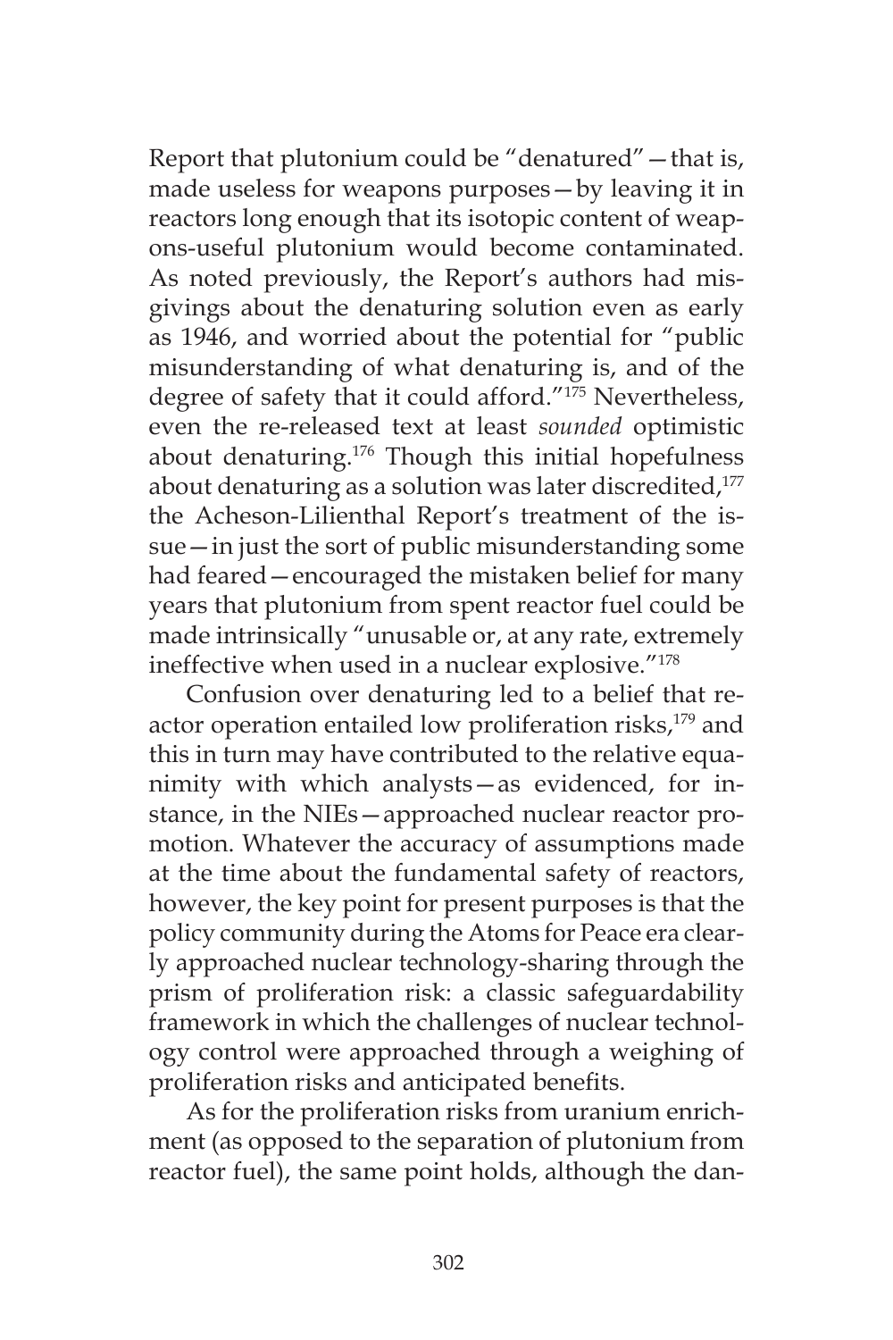Report that plutonium could be "denatured"—that is, made useless for weapons purposes—by leaving it in reactors long enough that its isotopic content of weapons-useful plutonium would become contaminated. As noted previously, the Report's authors had misgivings about the denaturing solution even as early as 1946, and worried about the potential for "public misunderstanding of what denaturing is, and of the degree of safety that it could afford."[175] Nevertheless, even the re-released text at least *sounded* optimistic about denaturing.[176] Though this initial hopefulness about denaturing as a solution was later discredited,[177] the Acheson-Lilienthal Report's treatment of the issue—in just the sort of public misunderstanding some had feared—encouraged the mistaken belief for many years that plutonium from spent reactor fuel could be made intrinsically "unusable or, at any rate, extremely ineffective when used in a nuclear explosive."[178]

Confusion over denaturing led to a belief that reactor operation entailed low proliferation risks,[179] and this in turn may have contributed to the relative equanimity with which analysts—as evidenced, for instance, in the NIEs—approached nuclear reactor promotion. Whatever the accuracy of assumptions made at the time about the fundamental safety of reactors, however, the key point for present purposes is that the policy community during the Atoms for Peace era clearly approached nuclear technology-sharing through the prism of proliferation risk: a classic safeguardability framework in which the challenges of nuclear technology control were approached through a weighing of proliferation risks and anticipated benefits.

As for the proliferation risks from uranium enrichment (as opposed to the separation of plutonium from reactor fuel), the same point holds, although the dan-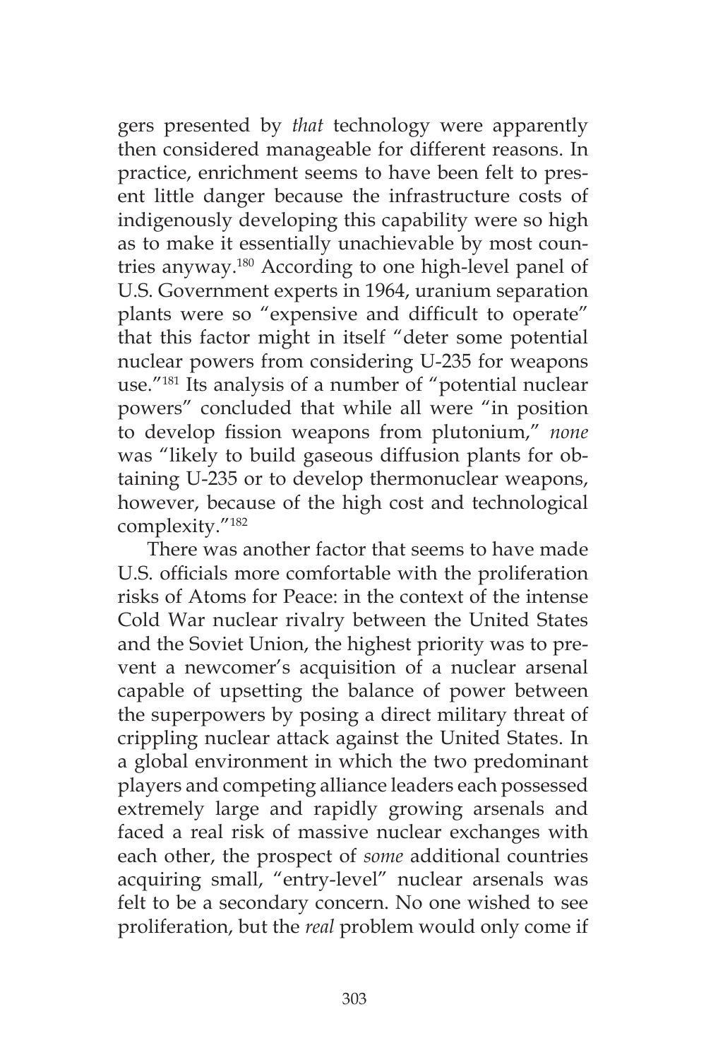gers presented by *that* technology were apparently then considered manageable for different reasons. In practice, enrichment seems to have been felt to present little danger because the infrastructure costs of indigenously developing this capability were so high as to make it essentially unachievable by most countries anyway.[180] According to one high-level panel of U.S. Government experts in 1964, uranium separation plants were so "expensive and difficult to operate" that this factor might in itself "deter some potential nuclear powers from considering U-235 for weapons use."[181] Its analysis of a number of "potential nuclear powers" concluded that while all were "in position to develop fission weapons from plutonium," *none* was "likely to build gaseous diffusion plants for obtaining U-235 or to develop thermonuclear weapons, however, because of the high cost and technological complexity."[182]

There was another factor that seems to have made U.S. officials more comfortable with the proliferation risks of Atoms for Peace: in the context of the intense Cold War nuclear rivalry between the United States and the Soviet Union, the highest priority was to prevent a newcomer's acquisition of a nuclear arsenal capable of upsetting the balance of power between the superpowers by posing a direct military threat of crippling nuclear attack against the United States. In a global environment in which the two predominant players and competing alliance leaders each possessed extremely large and rapidly growing arsenals and faced a real risk of massive nuclear exchanges with each other, the prospect of *some* additional countries acquiring small, "entry-level" nuclear arsenals was felt to be a secondary concern. No one wished to see proliferation, but the *real* problem would only come if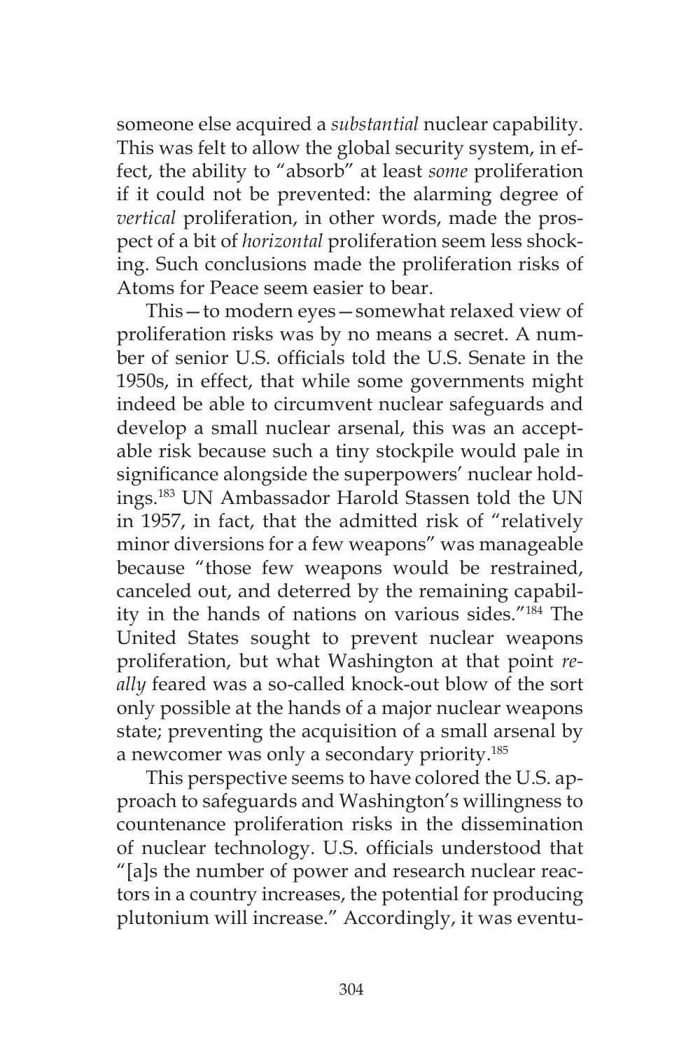someone else acquired a *substantial* nuclear capability. This was felt to allow the global security system, in effect, the ability to "absorb" at least *some* proliferation if it could not be prevented: the alarming degree of *vertical* proliferation, in other words, made the prospect of a bit of *horizontal* proliferation seem less shocking. Such conclusions made the proliferation risks of Atoms for Peace seem easier to bear.

This—to modern eyes—somewhat relaxed view of proliferation risks was by no means a secret. A number of senior U.S. officials told the U.S. Senate in the 1950s, in effect, that while some governments might indeed be able to circumvent nuclear safeguards and develop a small nuclear arsenal, this was an acceptable risk because such a tiny stockpile would pale in significance alongside the superpowers' nuclear holdings.[183] UN Ambassador Harold Stassen told the UN in 1957, in fact, that the admitted risk of "relatively minor diversions for a few weapons" was manageable because "those few weapons would be restrained, canceled out, and deterred by the remaining capability in the hands of nations on various sides."[184] The United States sought to prevent nuclear weapons proliferation, but what Washington at that point *really* feared was a so-called knock-out blow of the sort only possible at the hands of a major nuclear weapons state; preventing the acquisition of a small arsenal by a newcomer was only a secondary priority.[185]

This perspective seems to have colored the U.S. approach to safeguards and Washington's willingness to countenance proliferation risks in the dissemination of nuclear technology. U.S. officials understood that "[a]s the number of power and research nuclear reactors in a country increases, the potential for producing plutonium will increase." Accordingly, it was eventu-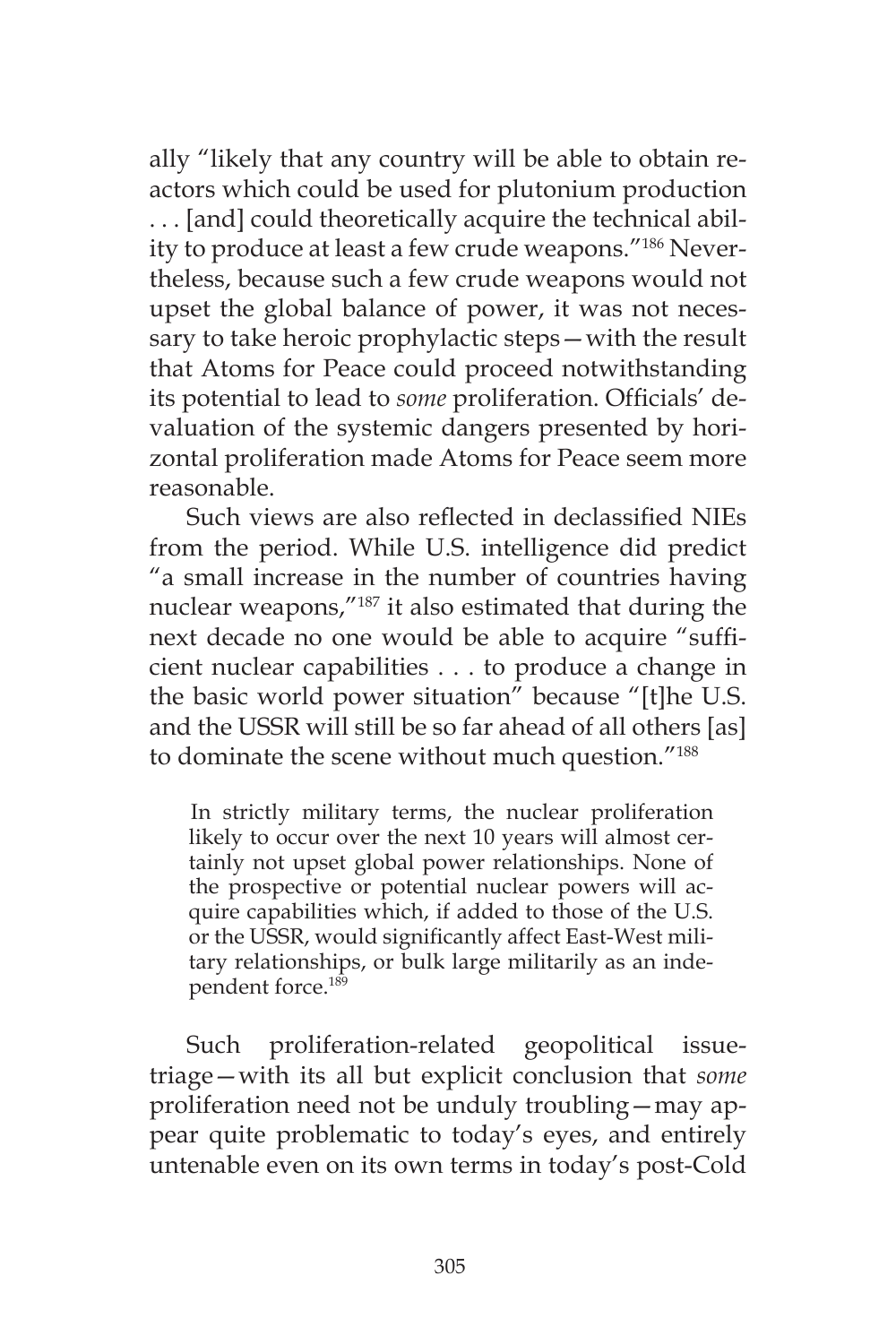ally "likely that any country will be able to obtain reactors which could be used for plutonium production . . . [and] could theoretically acquire the technical ability to produce at least a few crude weapons."[186] Nevertheless, because such a few crude weapons would not upset the global balance of power, it was not necessary to take heroic prophylactic steps—with the result that Atoms for Peace could proceed notwithstanding its potential to lead to *some* proliferation. Officials' devaluation of the systemic dangers presented by horizontal proliferation made Atoms for Peace seem more reasonable.

Such views are also reflected in declassified NIEs from the period. While U.S. intelligence did predict "a small increase in the number of countries having nuclear weapons,"[187] it also estimated that during the next decade no one would be able to acquire "sufficient nuclear capabilities . . . to produce a change in the basic world power situation" because "[t]he U.S. and the USSR will still be so far ahead of all others [as] to dominate the scene without much question."[188]

> In strictly military terms, the nuclear proliferation likely to occur over the next 10 years will almost certainly not upset global power relationships. None of the prospective or potential nuclear powers will acquire capabilities which, if added to those of the U.S. or the USSR, would significantly affect East-West military relationships, or bulk large militarily as an independent force.[189]

Such proliferation-related geopolitical issue-triage—with its all but explicit conclusion that *some* proliferation need not be unduly troubling—may appear quite problematic to today's eyes, and entirely untenable even on its own terms in today's post-Cold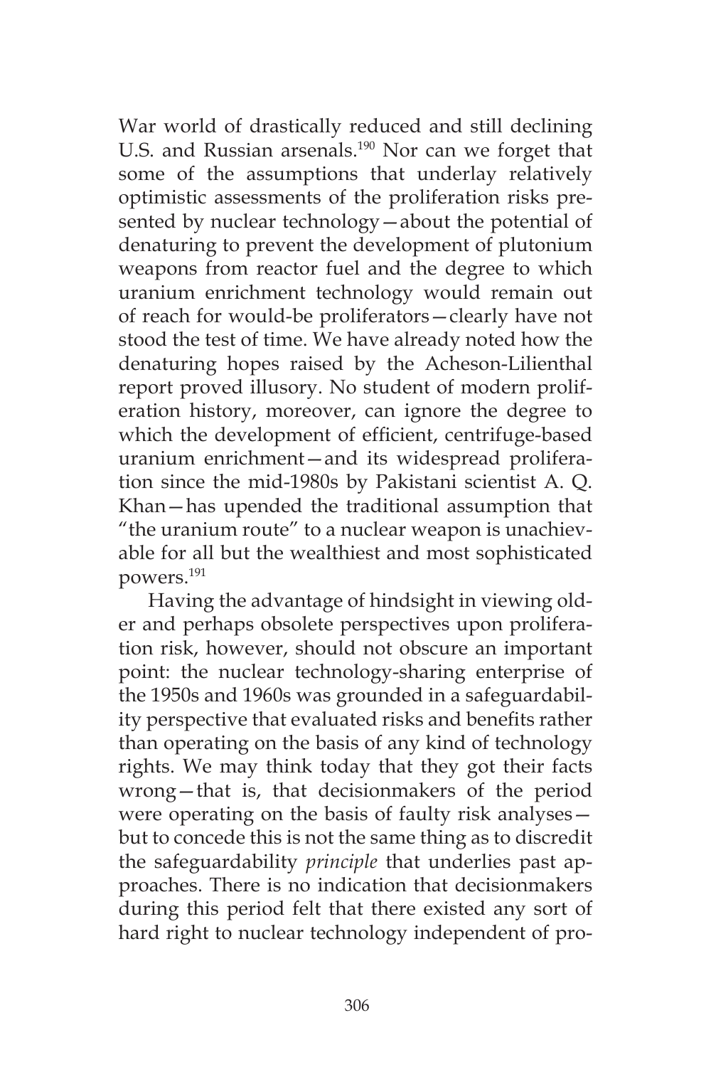War world of drastically reduced and still declining U.S. and Russian arsenals.[190] Nor can we forget that some of the assumptions that underlay relatively optimistic assessments of the proliferation risks presented by nuclear technology—about the potential of denaturing to prevent the development of plutonium weapons from reactor fuel and the degree to which uranium enrichment technology would remain out of reach for would-be proliferators—clearly have not stood the test of time. We have already noted how the denaturing hopes raised by the Acheson-Lilienthal report proved illusory. No student of modern proliferation history, moreover, can ignore the degree to which the development of efficient, centrifuge-based uranium enrichment—and its widespread proliferation since the mid-1980s by Pakistani scientist A. Q. Khan—has upended the traditional assumption that "the uranium route" to a nuclear weapon is unachievable for all but the wealthiest and most sophisticated powers.[191]

Having the advantage of hindsight in viewing older and perhaps obsolete perspectives upon proliferation risk, however, should not obscure an important point: the nuclear technology-sharing enterprise of the 1950s and 1960s was grounded in a safeguardability perspective that evaluated risks and benefits rather than operating on the basis of any kind of technology rights. We may think today that they got their facts wrong—that is, that decisionmakers of the period were operating on the basis of faulty risk analyses—but to concede this is not the same thing as to discredit the safeguardability *principle* that underlies past approaches. There is no indication that decisionmakers during this period felt that there existed any sort of hard right to nuclear technology independent of pro-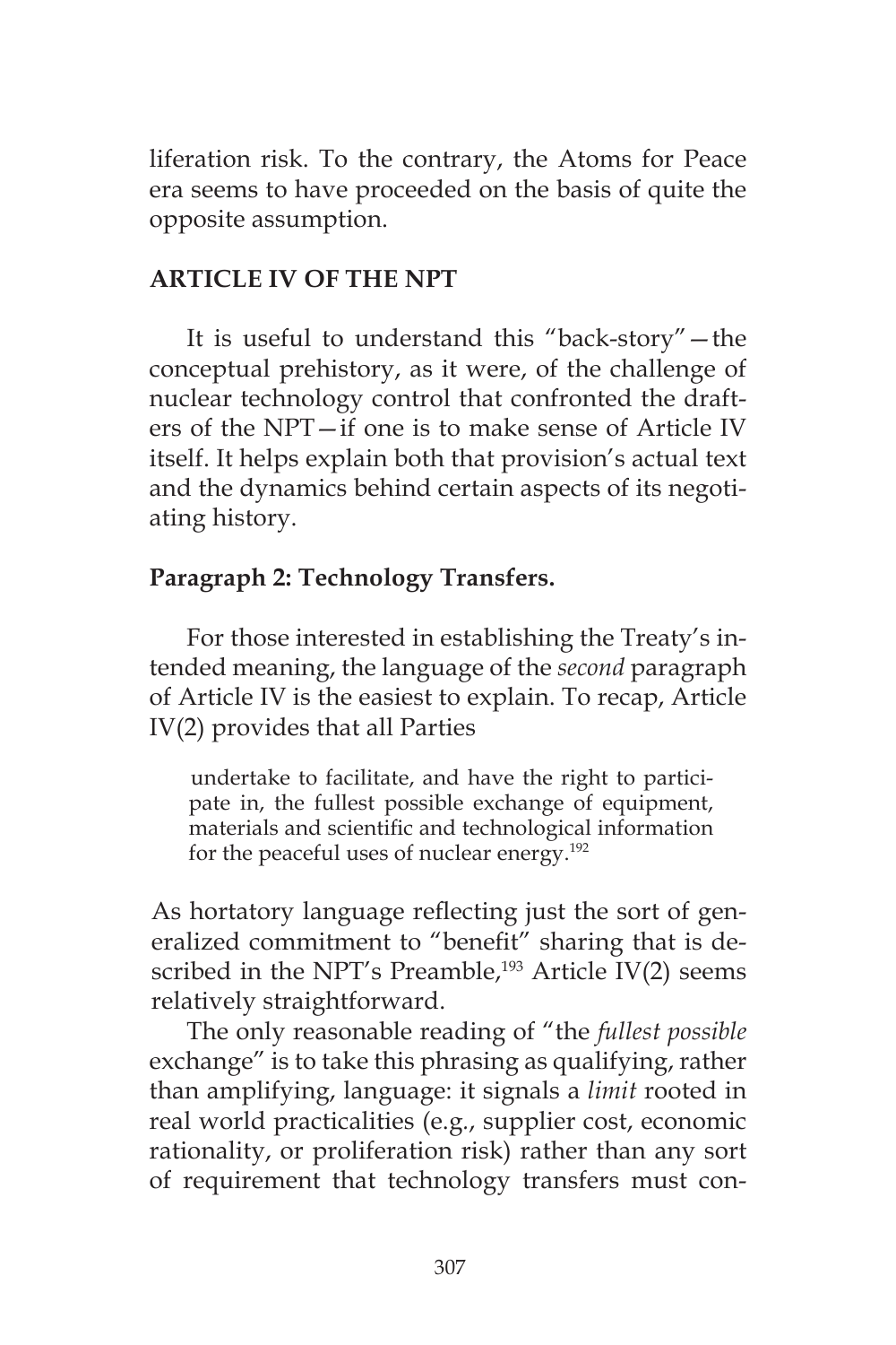liferation risk. To the contrary, the Atoms for Peace era seems to have proceeded on the basis of quite the opposite assumption.

## ARTICLE IV OF THE NPT

It is useful to understand this "back-story"—the conceptual prehistory, as it were, of the challenge of nuclear technology control that confronted the drafters of the NPT—if one is to make sense of Article IV itself. It helps explain both that provision's actual text and the dynamics behind certain aspects of its negotiating history.

### Paragraph 2: Technology Transfers.

For those interested in establishing the Treaty's intended meaning, the language of the *second* paragraph of Article IV is the easiest to explain. To recap, Article IV(2) provides that all Parties

> undertake to facilitate, and have the right to participate in, the fullest possible exchange of equipment, materials and scientific and technological information for the peaceful uses of nuclear energy.[192]

As hortatory language reflecting just the sort of generalized commitment to "benefit" sharing that is described in the NPT's Preamble,[193] Article IV(2) seems relatively straightforward.

The only reasonable reading of "the *fullest possible* exchange" is to take this phrasing as qualifying, rather than amplifying, language: it signals a *limit* rooted in real world practicalities (e.g., supplier cost, economic rationality, or proliferation risk) rather than any sort of requirement that technology transfers must con-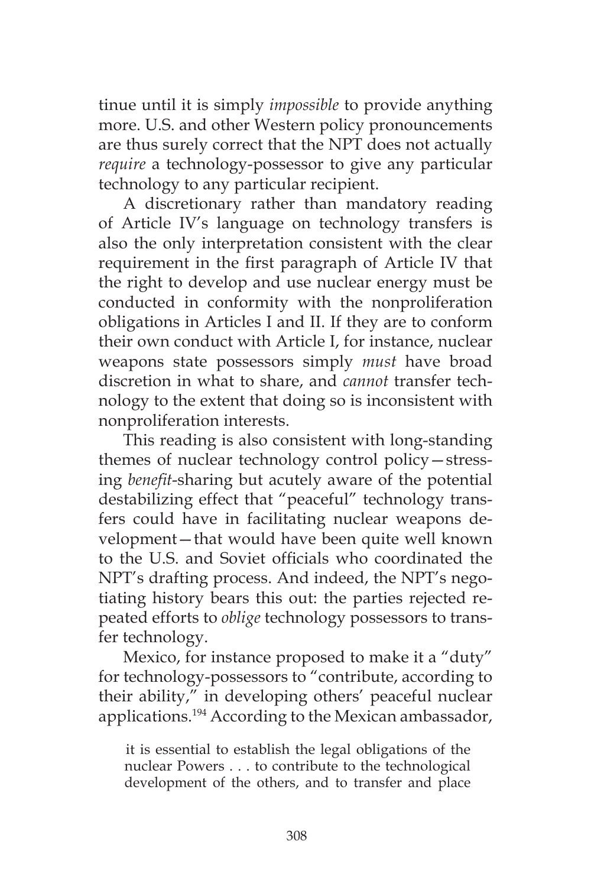tinue until it is simply *impossible* to provide anything more. U.S. and other Western policy pronouncements are thus surely correct that the NPT does not actually *require* a technology-possessor to give any particular technology to any particular recipient.

A discretionary rather than mandatory reading of Article IV's language on technology transfers is also the only interpretation consistent with the clear requirement in the first paragraph of Article IV that the right to develop and use nuclear energy must be conducted in conformity with the nonproliferation obligations in Articles I and II. If they are to conform their own conduct with Article I, for instance, nuclear weapons state possessors simply *must* have broad discretion in what to share, and *cannot* transfer technology to the extent that doing so is inconsistent with nonproliferation interests.

This reading is also consistent with long-standing themes of nuclear technology control policy—stressing *benefit*-sharing but acutely aware of the potential destabilizing effect that "peaceful" technology transfers could have in facilitating nuclear weapons development—that would have been quite well known to the U.S. and Soviet officials who coordinated the NPT's drafting process. And indeed, the NPT's negotiating history bears this out: the parties rejected repeated efforts to *oblige* technology possessors to transfer technology.

Mexico, for instance proposed to make it a "duty" for technology-possessors to "contribute, according to their ability," in developing others' peaceful nuclear applications.[194] According to the Mexican ambassador,

> it is essential to establish the legal obligations of the nuclear Powers . . . to contribute to the technological development of the others, and to transfer and place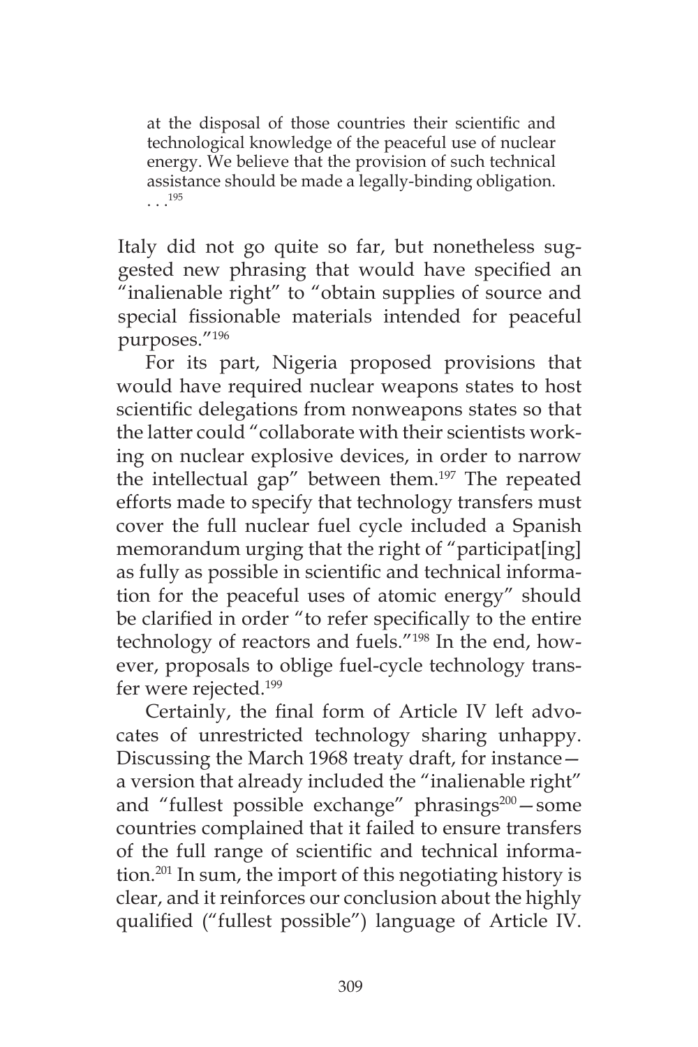> at the disposal of those countries their scientific and technological knowledge of the peaceful use of nuclear energy. We believe that the provision of such technical assistance should be made a legally-binding obligation. . . .[195]

Italy did not go quite so far, but nonetheless suggested new phrasing that would have specified an "inalienable right" to "obtain supplies of source and special fissionable materials intended for peaceful purposes."[196]

For its part, Nigeria proposed provisions that would have required nuclear weapons states to host scientific delegations from nonweapons states so that the latter could "collaborate with their scientists working on nuclear explosive devices, in order to narrow the intellectual gap" between them.[197] The repeated efforts made to specify that technology transfers must cover the full nuclear fuel cycle included a Spanish memorandum urging that the right of "participat[ing] as fully as possible in scientific and technical information for the peaceful uses of atomic energy" should be clarified in order "to refer specifically to the entire technology of reactors and fuels."[198] In the end, however, proposals to oblige fuel-cycle technology transfer were rejected.[199]

Certainly, the final form of Article IV left advocates of unrestricted technology sharing unhappy. Discussing the March 1968 treaty draft, for instance—a version that already included the "inalienable right" and "fullest possible exchange" phrasings[200]—some countries complained that it failed to ensure transfers of the full range of scientific and technical information.[201] In sum, the import of this negotiating history is clear, and it reinforces our conclusion about the highly qualified ("fullest possible") language of Article IV.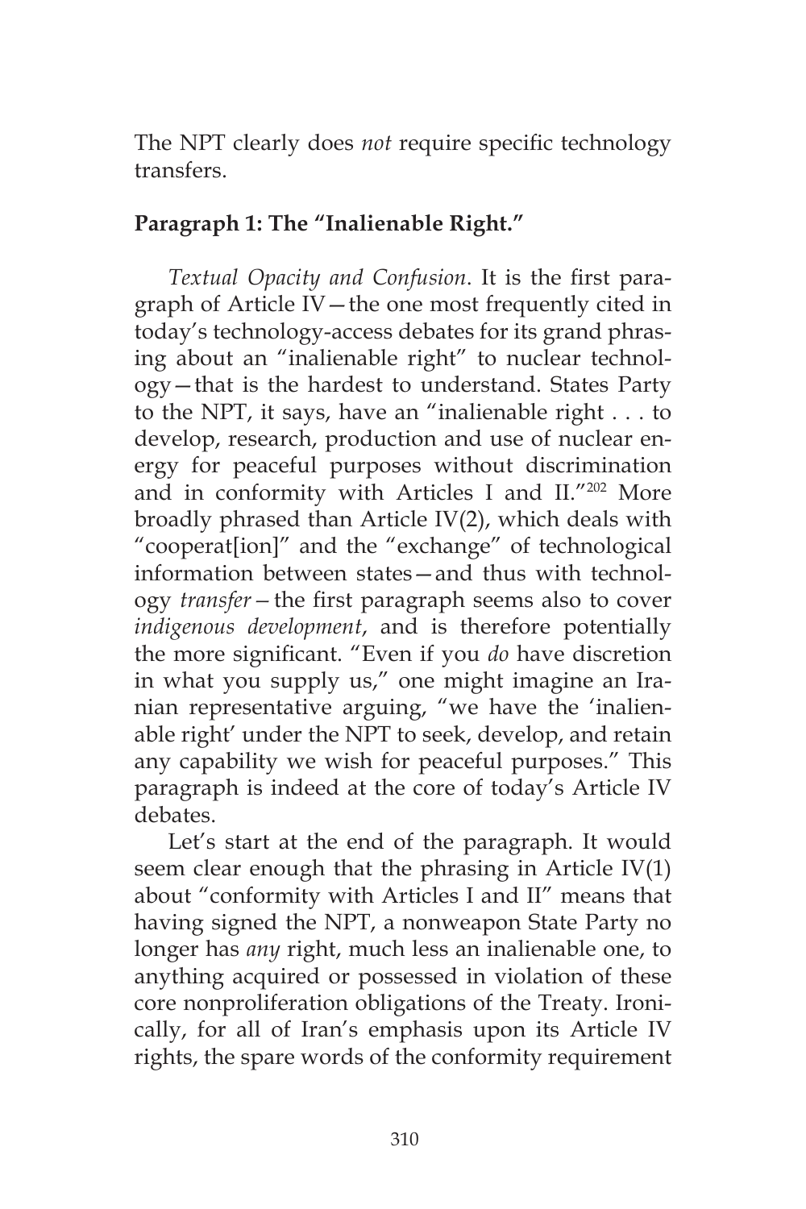The NPT clearly does *not* require specific technology transfers.

**Paragraph 1: The "Inalienable Right."**

*Textual Opacity and Confusion*. It is the first paragraph of Article IV—the one most frequently cited in today's technology-access debates for its grand phrasing about an "inalienable right" to nuclear technology—that is the hardest to understand. States Party to the NPT, it says, have an "inalienable right . . . to develop, research, production and use of nuclear energy for peaceful purposes without discrimination and in conformity with Articles I and II."[202] More broadly phrased than Article IV(2), which deals with "cooperat[ion]" and the "exchange" of technological information between states—and thus with technology *transfer*—the first paragraph seems also to cover *indigenous development*, and is therefore potentially the more significant. "Even if you *do* have discretion in what you supply us," one might imagine an Iranian representative arguing, "we have the 'inalienable right' under the NPT to seek, develop, and retain any capability we wish for peaceful purposes." This paragraph is indeed at the core of today's Article IV debates.

Let's start at the end of the paragraph. It would seem clear enough that the phrasing in Article IV(1) about "conformity with Articles I and II" means that having signed the NPT, a nonweapon State Party no longer has *any* right, much less an inalienable one, to anything acquired or possessed in violation of these core nonproliferation obligations of the Treaty. Ironically, for all of Iran's emphasis upon its Article IV rights, the spare words of the conformity requirement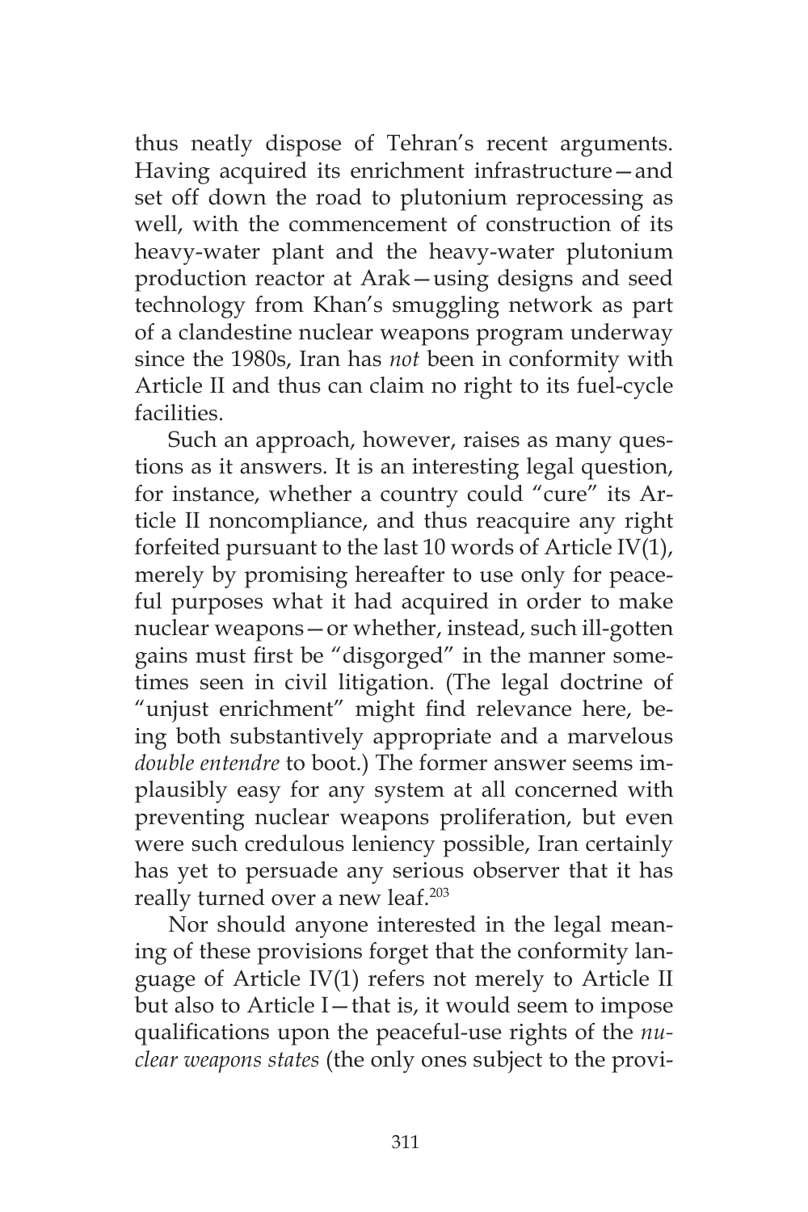thus neatly dispose of Tehran's recent arguments. Having acquired its enrichment infrastructure—and set off down the road to plutonium reprocessing as well, with the commencement of construction of its heavy-water plant and the heavy-water plutonium production reactor at Arak—using designs and seed technology from Khan's smuggling network as part of a clandestine nuclear weapons program underway since the 1980s, Iran has *not* been in conformity with Article II and thus can claim no right to its fuel-cycle facilities.

Such an approach, however, raises as many questions as it answers. It is an interesting legal question, for instance, whether a country could "cure" its Article II noncompliance, and thus reacquire any right forfeited pursuant to the last 10 words of Article IV(1), merely by promising hereafter to use only for peaceful purposes what it had acquired in order to make nuclear weapons—or whether, instead, such ill-gotten gains must first be "disgorged" in the manner sometimes seen in civil litigation. (The legal doctrine of "unjust enrichment" might find relevance here, being both substantively appropriate and a marvelous *double entendre* to boot.) The former answer seems implausibly easy for any system at all concerned with preventing nuclear weapons proliferation, but even were such credulous leniency possible, Iran certainly has yet to persuade any serious observer that it has really turned over a new leaf.[203]

Nor should anyone interested in the legal meaning of these provisions forget that the conformity language of Article IV(1) refers not merely to Article II but also to Article I—that is, it would seem to impose qualifications upon the peaceful-use rights of the *nuclear weapons states* (the only ones subject to the provi-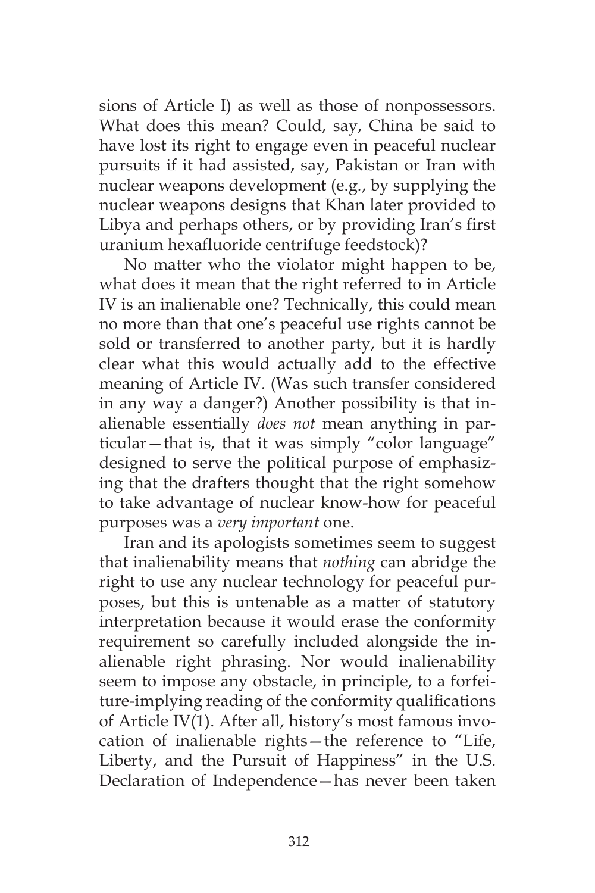sions of Article I) as well as those of nonpossessors. What does this mean? Could, say, China be said to have lost its right to engage even in peaceful nuclear pursuits if it had assisted, say, Pakistan or Iran with nuclear weapons development (e.g., by supplying the nuclear weapons designs that Khan later provided to Libya and perhaps others, or by providing Iran's first uranium hexafluoride centrifuge feedstock)?

No matter who the violator might happen to be, what does it mean that the right referred to in Article IV is an inalienable one? Technically, this could mean no more than that one's peaceful use rights cannot be sold or transferred to another party, but it is hardly clear what this would actually add to the effective meaning of Article IV. (Was such transfer considered in any way a danger?) Another possibility is that inalienable essentially *does not* mean anything in particular—that is, that it was simply "color language" designed to serve the political purpose of emphasizing that the drafters thought that the right somehow to take advantage of nuclear know-how for peaceful purposes was a *very important* one.

Iran and its apologists sometimes seem to suggest that inalienability means that *nothing* can abridge the right to use any nuclear technology for peaceful purposes, but this is untenable as a matter of statutory interpretation because it would erase the conformity requirement so carefully included alongside the inalienable right phrasing. Nor would inalienability seem to impose any obstacle, in principle, to a forfeiture-implying reading of the conformity qualifications of Article IV(1). After all, history's most famous invocation of inalienable rights—the reference to "Life, Liberty, and the Pursuit of Happiness" in the U.S. Declaration of Independence—has never been taken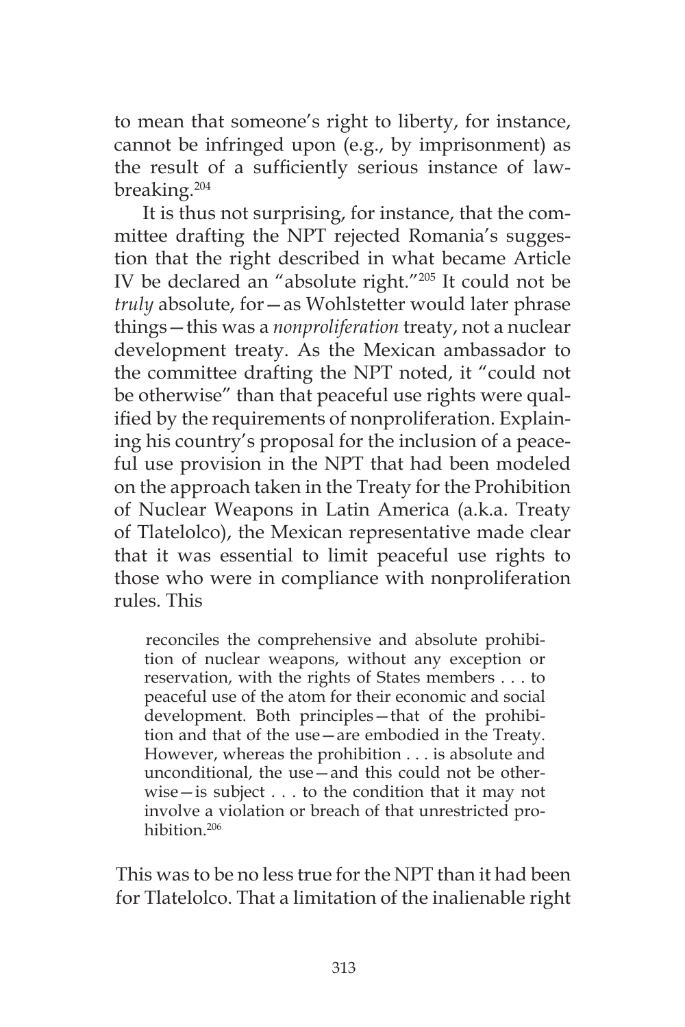to mean that someone's right to liberty, for instance, cannot be infringed upon (e.g., by imprisonment) as the result of a sufficiently serious instance of law-breaking.[204]

It is thus not surprising, for instance, that the committee drafting the NPT rejected Romania's suggestion that the right described in what became Article IV be declared an "absolute right."[205] It could not be *truly* absolute, for—as Wohlstetter would later phrase things—this was a *nonproliferation* treaty, not a nuclear development treaty. As the Mexican ambassador to the committee drafting the NPT noted, it "could not be otherwise" than that peaceful use rights were qualified by the requirements of nonproliferation. Explaining his country's proposal for the inclusion of a peaceful use provision in the NPT that had been modeled on the approach taken in the Treaty for the Prohibition of Nuclear Weapons in Latin America (a.k.a. Treaty of Tlatelolco), the Mexican representative made clear that it was essential to limit peaceful use rights to those who were in compliance with nonproliferation rules. This

> reconciles the comprehensive and absolute prohibition of nuclear weapons, without any exception or reservation, with the rights of States members . . . to peaceful use of the atom for their economic and social development. Both principles—that of the prohibition and that of the use—are embodied in the Treaty. However, whereas the prohibition . . . is absolute and unconditional, the use—and this could not be otherwise—is subject . . . to the condition that it may not involve a violation or breach of that unrestricted prohibition.[206]

This was to be no less true for the NPT than it had been for Tlatelolco. That a limitation of the inalienable right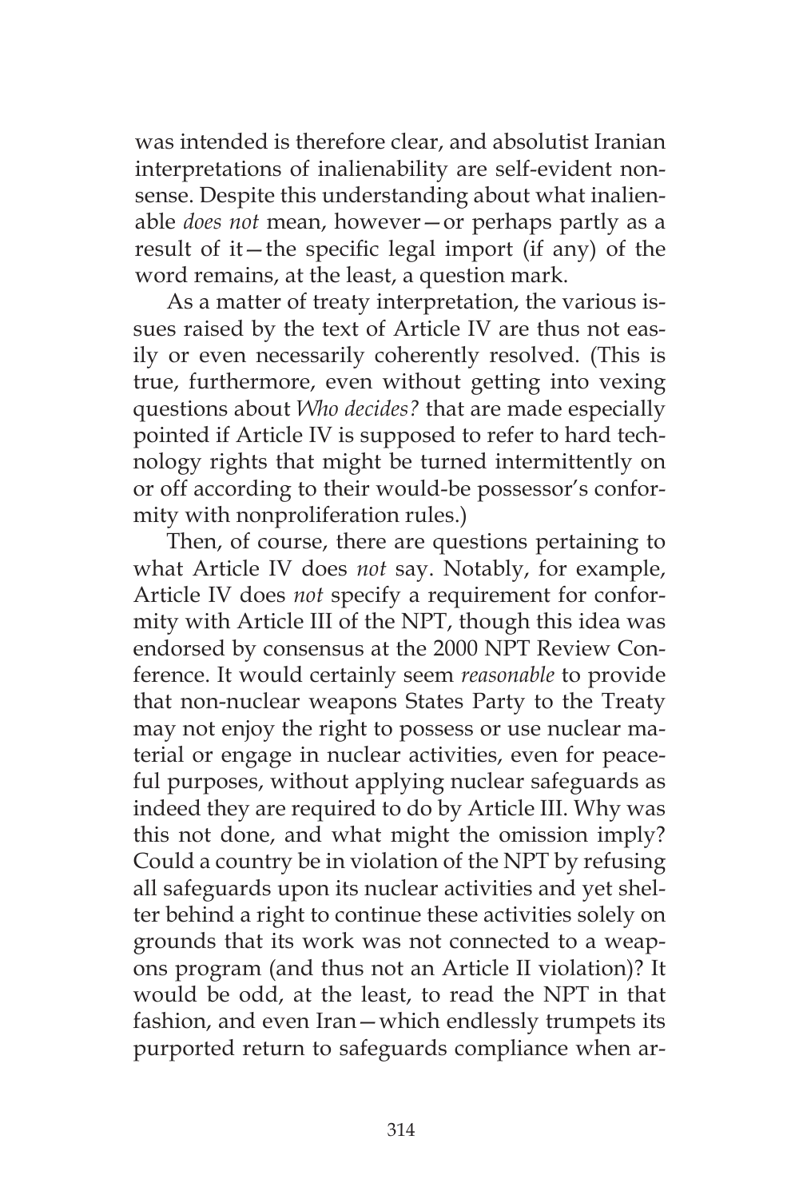was intended is therefore clear, and absolutist Iranian interpretations of inalienability are self-evident nonsense. Despite this understanding about what inalienable *does not* mean, however—or perhaps partly as a result of it—the specific legal import (if any) of the word remains, at the least, a question mark.

As a matter of treaty interpretation, the various issues raised by the text of Article IV are thus not easily or even necessarily coherently resolved. (This is true, furthermore, even without getting into vexing questions about *Who decides?* that are made especially pointed if Article IV is supposed to refer to hard technology rights that might be turned intermittently on or off according to their would-be possessor's conformity with nonproliferation rules.)

Then, of course, there are questions pertaining to what Article IV does *not* say. Notably, for example, Article IV does *not* specify a requirement for conformity with Article III of the NPT, though this idea was endorsed by consensus at the 2000 NPT Review Conference. It would certainly seem *reasonable* to provide that non-nuclear weapons States Party to the Treaty may not enjoy the right to possess or use nuclear material or engage in nuclear activities, even for peaceful purposes, without applying nuclear safeguards as indeed they are required to do by Article III. Why was this not done, and what might the omission imply? Could a country be in violation of the NPT by refusing all safeguards upon its nuclear activities and yet shelter behind a right to continue these activities solely on grounds that its work was not connected to a weapons program (and thus not an Article II violation)? It would be odd, at the least, to read the NPT in that fashion, and even Iran—which endlessly trumpets its purported return to safeguards compliance when ar-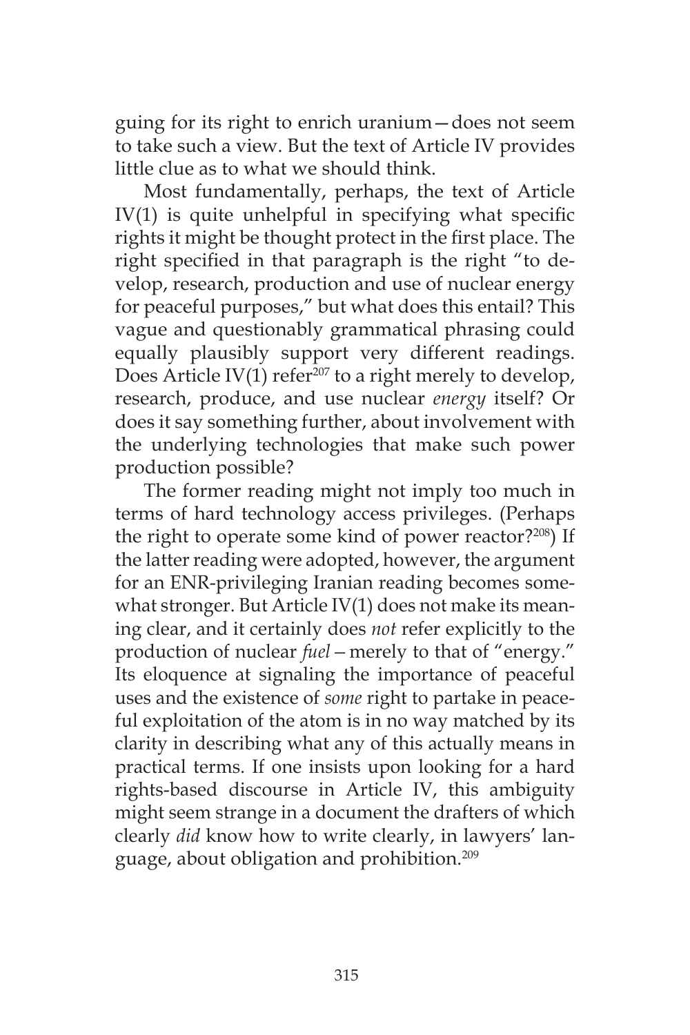guing for its right to enrich uranium—does not seem to take such a view. But the text of Article IV provides little clue as to what we should think.

Most fundamentally, perhaps, the text of Article IV(1) is quite unhelpful in specifying what specific rights it might be thought protect in the first place. The right specified in that paragraph is the right "to develop, research, production and use of nuclear energy for peaceful purposes," but what does this entail? This vague and questionably grammatical phrasing could equally plausibly support very different readings. Does Article IV(1) refer[207] to a right merely to develop, research, produce, and use nuclear *energy* itself? Or does it say something further, about involvement with the underlying technologies that make such power production possible?

The former reading might not imply too much in terms of hard technology access privileges. (Perhaps the right to operate some kind of power reactor?[208]) If the latter reading were adopted, however, the argument for an ENR-privileging Iranian reading becomes somewhat stronger. But Article IV(1) does not make its meaning clear, and it certainly does *not* refer explicitly to the production of nuclear *fuel*—merely to that of "energy." Its eloquence at signaling the importance of peaceful uses and the existence of *some* right to partake in peaceful exploitation of the atom is in no way matched by its clarity in describing what any of this actually means in practical terms. If one insists upon looking for a hard rights-based discourse in Article IV, this ambiguity might seem strange in a document the drafters of which clearly *did* know how to write clearly, in lawyers' language, about obligation and prohibition.[209]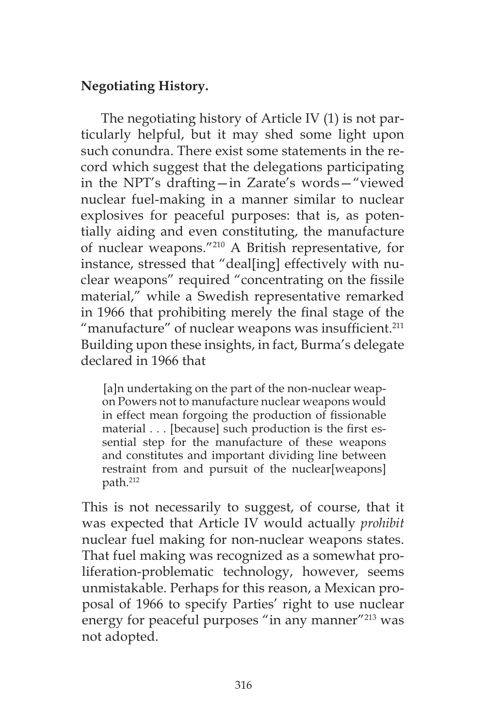**Negotiating History.**

The negotiating history of Article IV (1) is not particularly helpful, but it may shed some light upon such conundra. There exist some statements in the record which suggest that the delegations participating in the NPT's drafting—in Zarate's words—"viewed nuclear fuel-making in a manner similar to nuclear explosives for peaceful purposes: that is, as potentially aiding and even constituting, the manufacture of nuclear weapons."[210] A British representative, for instance, stressed that "deal[ing] effectively with nuclear weapons" required "concentrating on the fissile material," while a Swedish representative remarked in 1966 that prohibiting merely the final stage of the "manufacture" of nuclear weapons was insufficient.[211] Building upon these insights, in fact, Burma's delegate declared in 1966 that

> [a]n undertaking on the part of the non-nuclear weapon Powers not to manufacture nuclear weapons would in effect mean forgoing the production of fissionable material . . . [because] such production is the first essential step for the manufacture of these weapons and constitutes and important dividing line between restraint from and pursuit of the nuclear[weapons] path.[212]

This is not necessarily to suggest, of course, that it was expected that Article IV would actually *prohibit* nuclear fuel making for non-nuclear weapons states. That fuel making was recognized as a somewhat proliferation-problematic technology, however, seems unmistakable. Perhaps for this reason, a Mexican proposal of 1966 to specify Parties' right to use nuclear energy for peaceful purposes "in any manner"[213] was not adopted.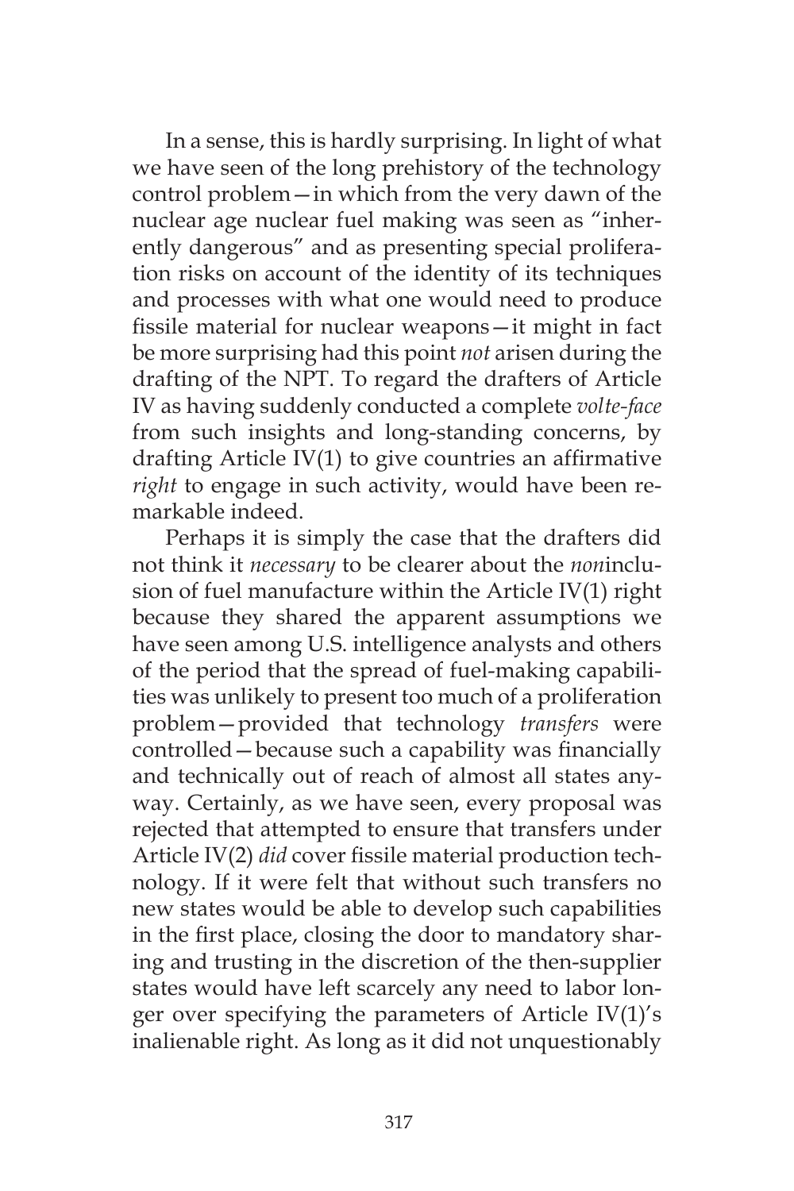In a sense, this is hardly surprising. In light of what we have seen of the long prehistory of the technology control problem—in which from the very dawn of the nuclear age nuclear fuel making was seen as "inherently dangerous" and as presenting special proliferation risks on account of the identity of its techniques and processes with what one would need to produce fissile material for nuclear weapons—it might in fact be more surprising had this point *not* arisen during the drafting of the NPT. To regard the drafters of Article IV as having suddenly conducted a complete *volte-face* from such insights and long-standing concerns, by drafting Article IV(1) to give countries an affirmative *right* to engage in such activity, would have been remarkable indeed.

Perhaps it is simply the case that the drafters did not think it *necessary* to be clearer about the *non*inclusion of fuel manufacture within the Article IV(1) right because they shared the apparent assumptions we have seen among U.S. intelligence analysts and others of the period that the spread of fuel-making capabilities was unlikely to present too much of a proliferation problem—provided that technology *transfers* were controlled—because such a capability was financially and technically out of reach of almost all states anyway. Certainly, as we have seen, every proposal was rejected that attempted to ensure that transfers under Article IV(2) *did* cover fissile material production technology. If it were felt that without such transfers no new states would be able to develop such capabilities in the first place, closing the door to mandatory sharing and trusting in the discretion of the then-supplier states would have left scarcely any need to labor longer over specifying the parameters of Article IV(1)'s inalienable right. As long as it did not unquestionably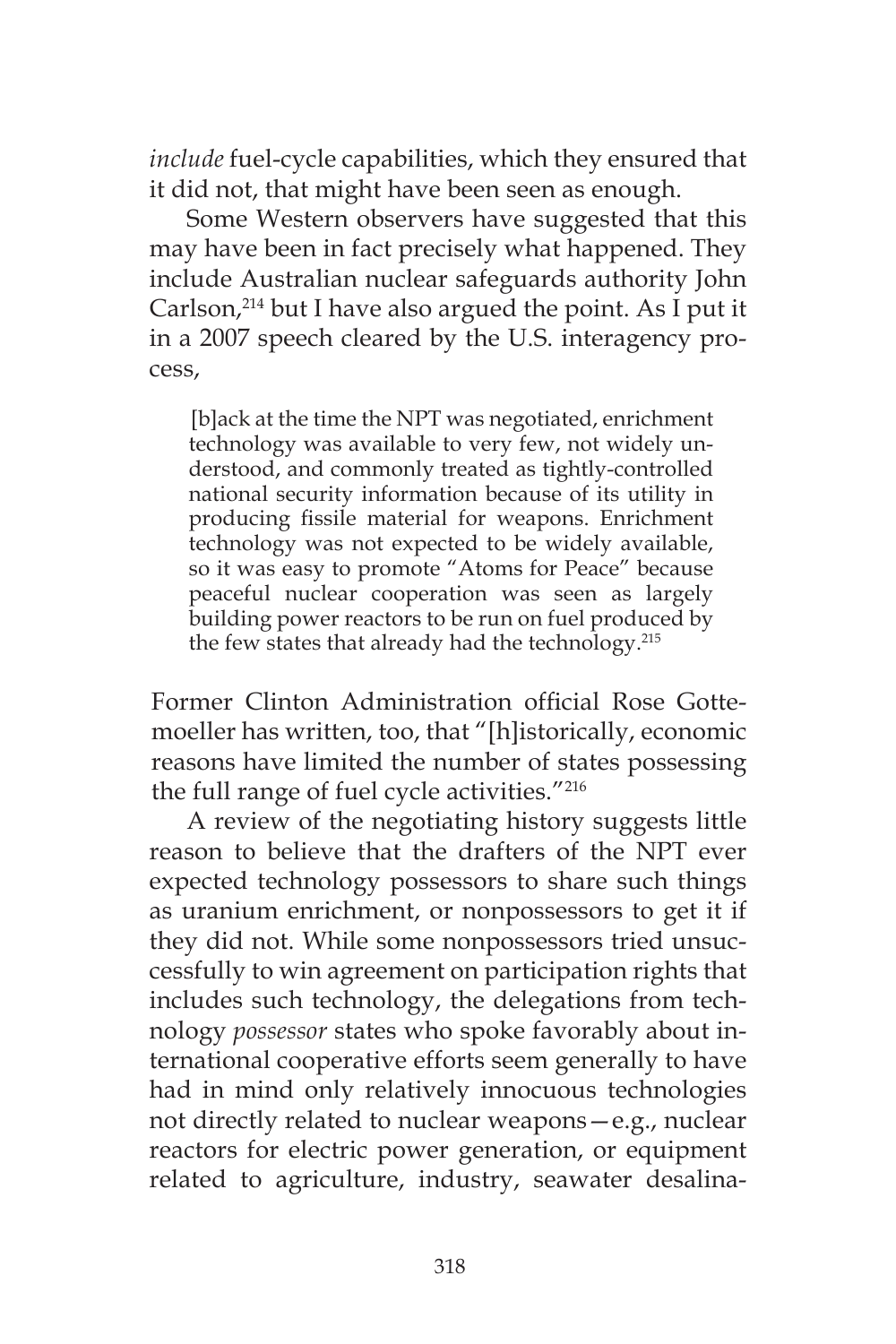*include* fuel-cycle capabilities, which they ensured that it did not, that might have been seen as enough.

Some Western observers have suggested that this may have been in fact precisely what happened. They include Australian nuclear safeguards authority John Carlson,[214] but I have also argued the point. As I put it in a 2007 speech cleared by the U.S. interagency process,

> [b]ack at the time the NPT was negotiated, enrichment technology was available to very few, not widely understood, and commonly treated as tightly-controlled national security information because of its utility in producing fissile material for weapons. Enrichment technology was not expected to be widely available, so it was easy to promote "Atoms for Peace" because peaceful nuclear cooperation was seen as largely building power reactors to be run on fuel produced by the few states that already had the technology.[215]

Former Clinton Administration official Rose Gottemoeller has written, too, that "[h]istorically, economic reasons have limited the number of states possessing the full range of fuel cycle activities."[216]

A review of the negotiating history suggests little reason to believe that the drafters of the NPT ever expected technology possessors to share such things as uranium enrichment, or nonpossessors to get it if they did not. While some nonpossessors tried unsuccessfully to win agreement on participation rights that includes such technology, the delegations from technology *possessor* states who spoke favorably about international cooperative efforts seem generally to have had in mind only relatively innocuous technologies not directly related to nuclear weapons—e.g., nuclear reactors for electric power generation, or equipment related to agriculture, industry, seawater desalina-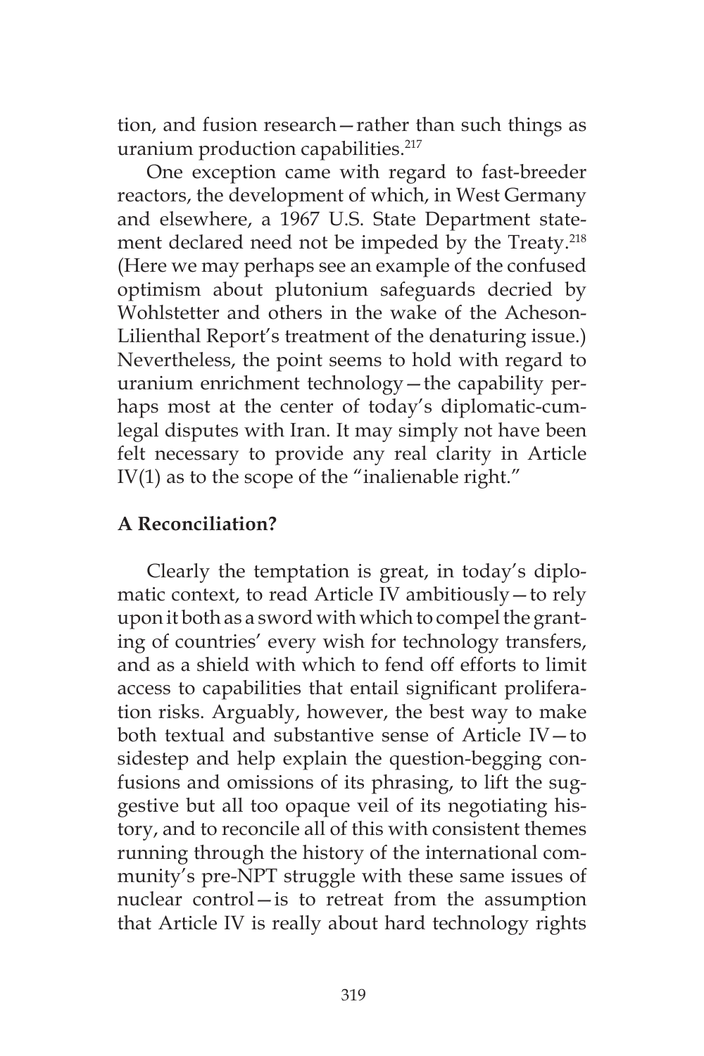tion, and fusion research—rather than such things as uranium production capabilities.[217]

One exception came with regard to fast-breeder reactors, the development of which, in West Germany and elsewhere, a 1967 U.S. State Department statement declared need not be impeded by the Treaty.[218] (Here we may perhaps see an example of the confused optimism about plutonium safeguards decried by Wohlstetter and others in the wake of the Acheson-Lilienthal Report's treatment of the denaturing issue.) Nevertheless, the point seems to hold with regard to uranium enrichment technology—the capability perhaps most at the center of today's diplomatic-cum-legal disputes with Iran. It may simply not have been felt necessary to provide any real clarity in Article IV(1) as to the scope of the "inalienable right."

## A Reconciliation?

Clearly the temptation is great, in today's diplomatic context, to read Article IV ambitiously—to rely upon it both as a sword with which to compel the granting of countries' every wish for technology transfers, and as a shield with which to fend off efforts to limit access to capabilities that entail significant proliferation risks. Arguably, however, the best way to make both textual and substantive sense of Article IV—to sidestep and help explain the question-begging confusions and omissions of its phrasing, to lift the suggestive but all too opaque veil of its negotiating history, and to reconcile all of this with consistent themes running through the history of the international community's pre-NPT struggle with these same issues of nuclear control—is to retreat from the assumption that Article IV is really about hard technology rights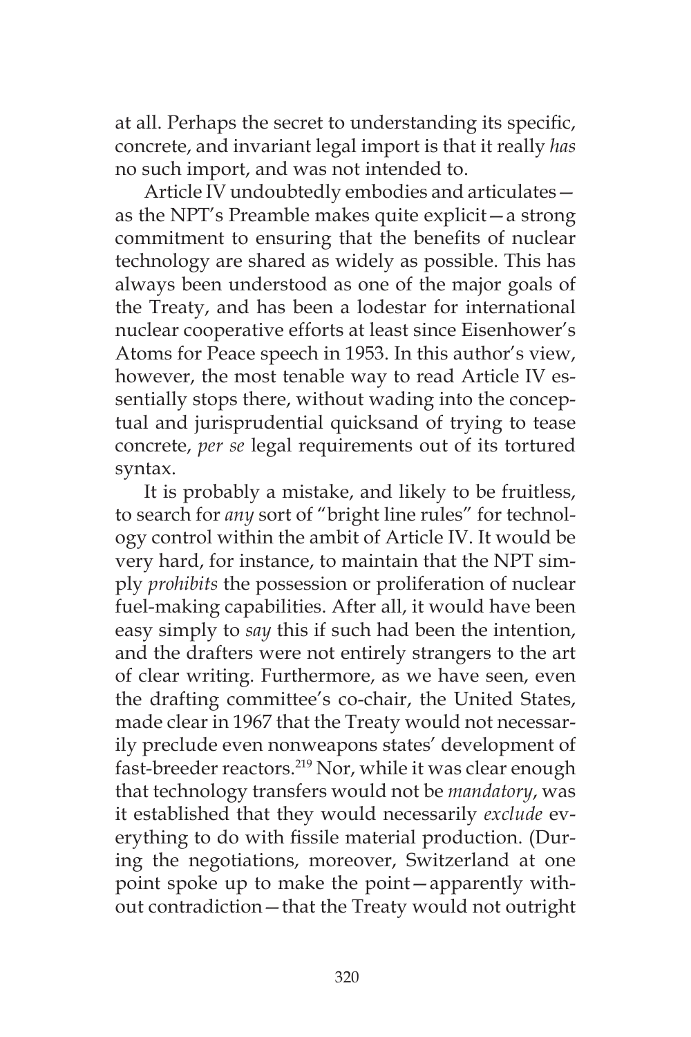at all. Perhaps the secret to understanding its specific, concrete, and invariant legal import is that it really *has* no such import, and was not intended to.

Article IV undoubtedly embodies and articulates—as the NPT's Preamble makes quite explicit—a strong commitment to ensuring that the benefits of nuclear technology are shared as widely as possible. This has always been understood as one of the major goals of the Treaty, and has been a lodestar for international nuclear cooperative efforts at least since Eisenhower's Atoms for Peace speech in 1953. In this author's view, however, the most tenable way to read Article IV essentially stops there, without wading into the conceptual and jurisprudential quicksand of trying to tease concrete, *per se* legal requirements out of its tortured syntax.

It is probably a mistake, and likely to be fruitless, to search for *any* sort of "bright line rules" for technology control within the ambit of Article IV. It would be very hard, for instance, to maintain that the NPT simply *prohibits* the possession or proliferation of nuclear fuel-making capabilities. After all, it would have been easy simply to *say* this if such had been the intention, and the drafters were not entirely strangers to the art of clear writing. Furthermore, as we have seen, even the drafting committee's co-chair, the United States, made clear in 1967 that the Treaty would not necessarily preclude even nonweapons states' development of fast-breeder reactors.[219] Nor, while it was clear enough that technology transfers would not be *mandatory*, was it established that they would necessarily *exclude* everything to do with fissile material production. (During the negotiations, moreover, Switzerland at one point spoke up to make the point—apparently without contradiction—that the Treaty would not outright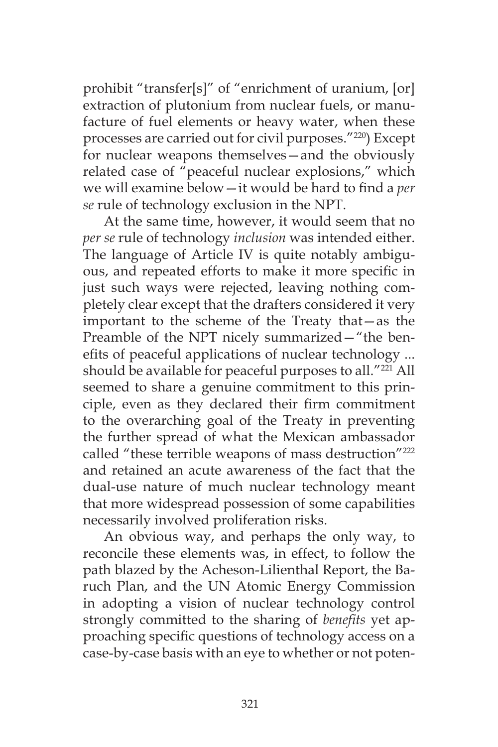prohibit "transfer[s]" of "enrichment of uranium, [or] extraction of plutonium from nuclear fuels, or manufacture of fuel elements or heavy water, when these processes are carried out for civil purposes."[220]) Except for nuclear weapons themselves—and the obviously related case of "peaceful nuclear explosions," which we will examine below—it would be hard to find a *per se* rule of technology exclusion in the NPT.

At the same time, however, it would seem that no *per se* rule of technology *inclusion* was intended either. The language of Article IV is quite notably ambiguous, and repeated efforts to make it more specific in just such ways were rejected, leaving nothing completely clear except that the drafters considered it very important to the scheme of the Treaty that—as the Preamble of the NPT nicely summarized—"the benefits of peaceful applications of nuclear technology ... should be available for peaceful purposes to all."[221] All seemed to share a genuine commitment to this principle, even as they declared their firm commitment to the overarching goal of the Treaty in preventing the further spread of what the Mexican ambassador called "these terrible weapons of mass destruction"[222] and retained an acute awareness of the fact that the dual-use nature of much nuclear technology meant that more widespread possession of some capabilities necessarily involved proliferation risks.

An obvious way, and perhaps the only way, to reconcile these elements was, in effect, to follow the path blazed by the Acheson-Lilienthal Report, the Baruch Plan, and the UN Atomic Energy Commission in adopting a vision of nuclear technology control strongly committed to the sharing of *benefits* yet approaching specific questions of technology access on a case-by-case basis with an eye to whether or not poten-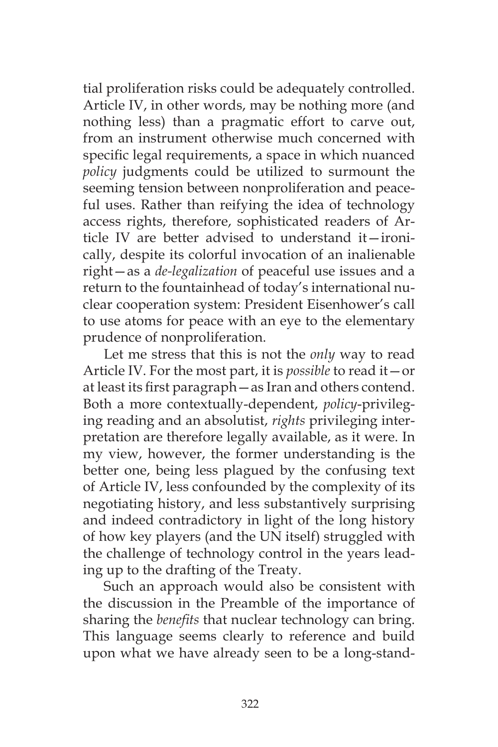tial proliferation risks could be adequately controlled. Article IV, in other words, may be nothing more (and nothing less) than a pragmatic effort to carve out, from an instrument otherwise much concerned with specific legal requirements, a space in which nuanced *policy* judgments could be utilized to surmount the seeming tension between nonproliferation and peaceful uses. Rather than reifying the idea of technology access rights, therefore, sophisticated readers of Article IV are better advised to understand it—ironically, despite its colorful invocation of an inalienable right—as a *de-legalization* of peaceful use issues and a return to the fountainhead of today's international nuclear cooperation system: President Eisenhower's call to use atoms for peace with an eye to the elementary prudence of nonproliferation.

Let me stress that this is not the *only* way to read Article IV. For the most part, it is *possible* to read it—or at least its first paragraph—as Iran and others contend. Both a more contextually-dependent, *policy*-privileging reading and an absolutist, *rights* privileging interpretation are therefore legally available, as it were. In my view, however, the former understanding is the better one, being less plagued by the confusing text of Article IV, less confounded by the complexity of its negotiating history, and less substantively surprising and indeed contradictory in light of the long history of how key players (and the UN itself) struggled with the challenge of technology control in the years leading up to the drafting of the Treaty.

Such an approach would also be consistent with the discussion in the Preamble of the importance of sharing the *benefits* that nuclear technology can bring. This language seems clearly to reference and build upon what we have already seen to be a long-stand-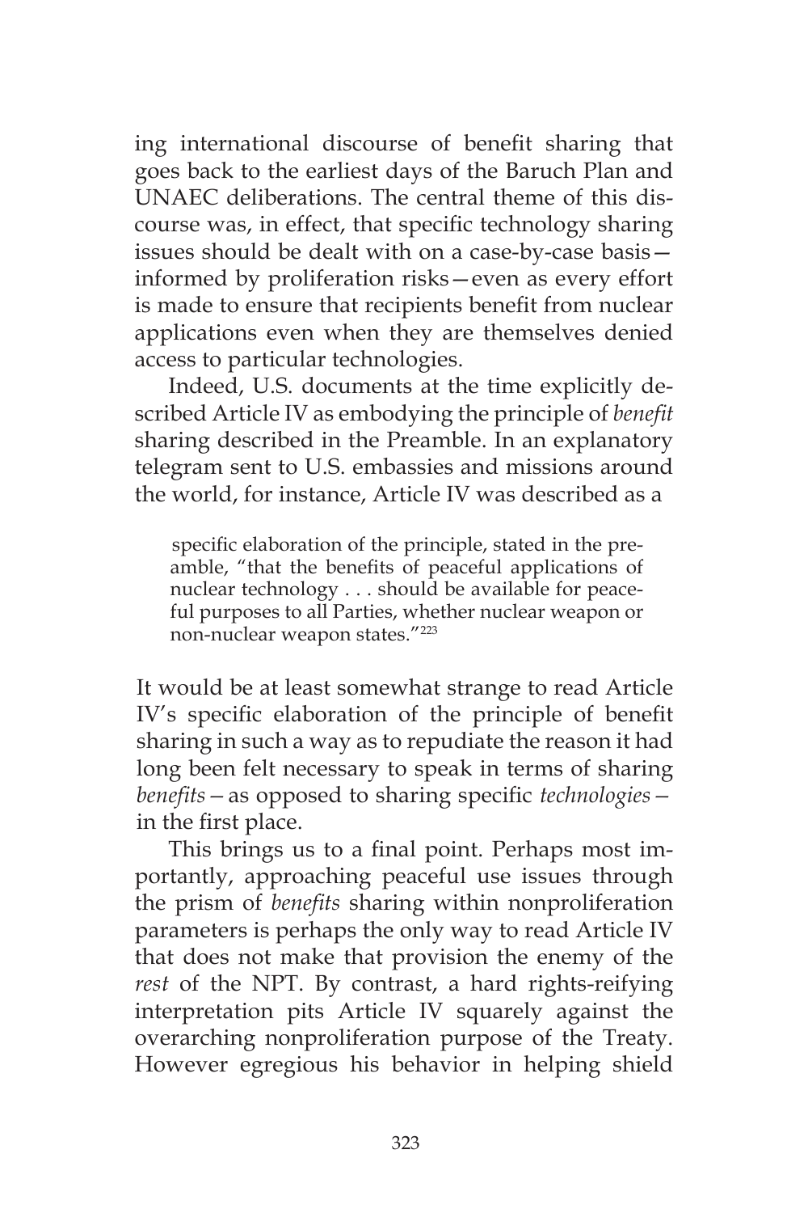ing international discourse of benefit sharing that goes back to the earliest days of the Baruch Plan and UNAEC deliberations. The central theme of this discourse was, in effect, that specific technology sharing issues should be dealt with on a case-by-case basis—informed by proliferation risks—even as every effort is made to ensure that recipients benefit from nuclear applications even when they are themselves denied access to particular technologies.

Indeed, U.S. documents at the time explicitly described Article IV as embodying the principle of *benefit* sharing described in the Preamble. In an explanatory telegram sent to U.S. embassies and missions around the world, for instance, Article IV was described as a

> specific elaboration of the principle, stated in the preamble, "that the benefits of peaceful applications of nuclear technology . . . should be available for peaceful purposes to all Parties, whether nuclear weapon or non-nuclear weapon states."[223]

It would be at least somewhat strange to read Article IV's specific elaboration of the principle of benefit sharing in such a way as to repudiate the reason it had long been felt necessary to speak in terms of sharing *benefits*—as opposed to sharing specific *technologies*—in the first place.

This brings us to a final point. Perhaps most importantly, approaching peaceful use issues through the prism of *benefits* sharing within nonproliferation parameters is perhaps the only way to read Article IV that does not make that provision the enemy of the *rest* of the NPT. By contrast, a hard rights-reifying interpretation pits Article IV squarely against the overarching nonproliferation purpose of the Treaty. However egregious his behavior in helping shield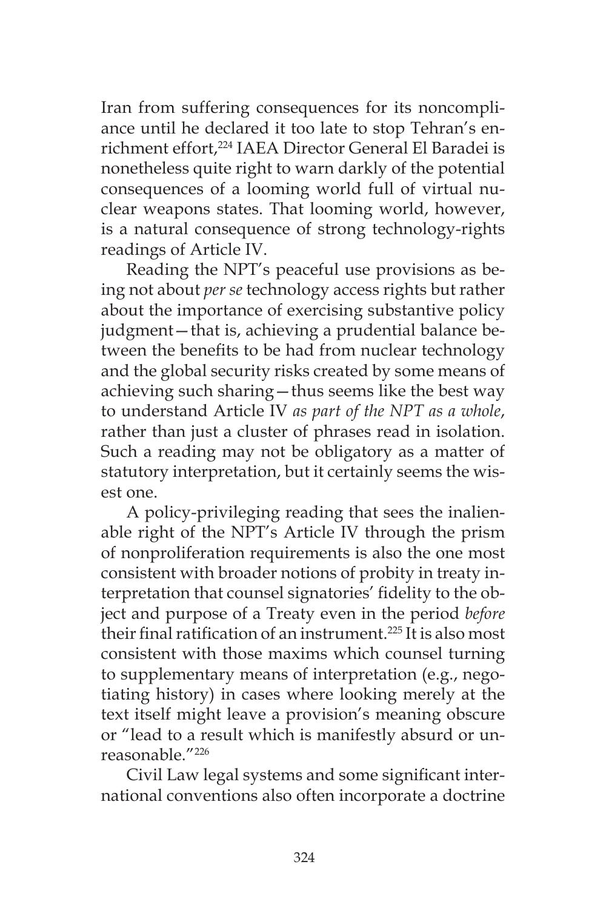Iran from suffering consequences for its noncompliance until he declared it too late to stop Tehran's enrichment effort,[224] IAEA Director General El Baradei is nonetheless quite right to warn darkly of the potential consequences of a looming world full of virtual nuclear weapons states. That looming world, however, is a natural consequence of strong technology-rights readings of Article IV.

Reading the NPT's peaceful use provisions as being not about *per se* technology access rights but rather about the importance of exercising substantive policy judgment—that is, achieving a prudential balance between the benefits to be had from nuclear technology and the global security risks created by some means of achieving such sharing—thus seems like the best way to understand Article IV *as part of the NPT as a whole*, rather than just a cluster of phrases read in isolation. Such a reading may not be obligatory as a matter of statutory interpretation, but it certainly seems the wisest one.

A policy-privileging reading that sees the inalienable right of the NPT's Article IV through the prism of nonproliferation requirements is also the one most consistent with broader notions of probity in treaty interpretation that counsel signatories' fidelity to the object and purpose of a Treaty even in the period *before* their final ratification of an instrument.[225] It is also most consistent with those maxims which counsel turning to supplementary means of interpretation (e.g., negotiating history) in cases where looking merely at the text itself might leave a provision's meaning obscure or "lead to a result which is manifestly absurd or unreasonable."[226]

Civil Law legal systems and some significant international conventions also often incorporate a doctrine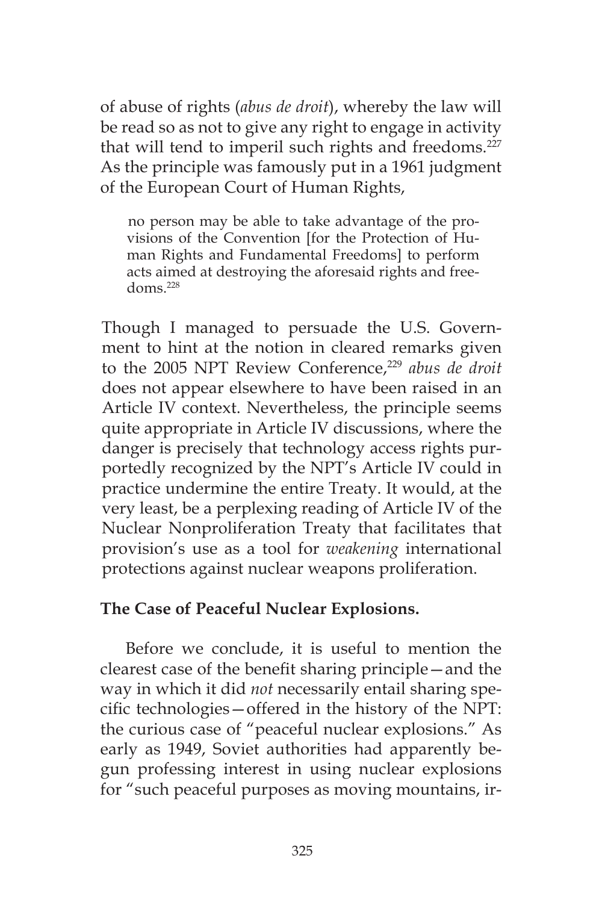of abuse of rights (*abus de droit*), whereby the law will be read so as not to give any right to engage in activity that will tend to imperil such rights and freedoms.[227] As the principle was famously put in a 1961 judgment of the European Court of Human Rights,

> no person may be able to take advantage of the provisions of the Convention [for the Protection of Human Rights and Fundamental Freedoms] to perform acts aimed at destroying the aforesaid rights and freedoms.[228]

Though I managed to persuade the U.S. Government to hint at the notion in cleared remarks given to the 2005 NPT Review Conference,[229] *abus de droit* does not appear elsewhere to have been raised in an Article IV context. Nevertheless, the principle seems quite appropriate in Article IV discussions, where the danger is precisely that technology access rights purportedly recognized by the NPT's Article IV could in practice undermine the entire Treaty. It would, at the very least, be a perplexing reading of Article IV of the Nuclear Nonproliferation Treaty that facilitates that provision's use as a tool for *weakening* international protections against nuclear weapons proliferation.

**The Case of Peaceful Nuclear Explosions.**

Before we conclude, it is useful to mention the clearest case of the benefit sharing principle—and the way in which it did *not* necessarily entail sharing specific technologies—offered in the history of the NPT: the curious case of "peaceful nuclear explosions." As early as 1949, Soviet authorities had apparently begun professing interest in using nuclear explosions for "such peaceful purposes as moving mountains, ir-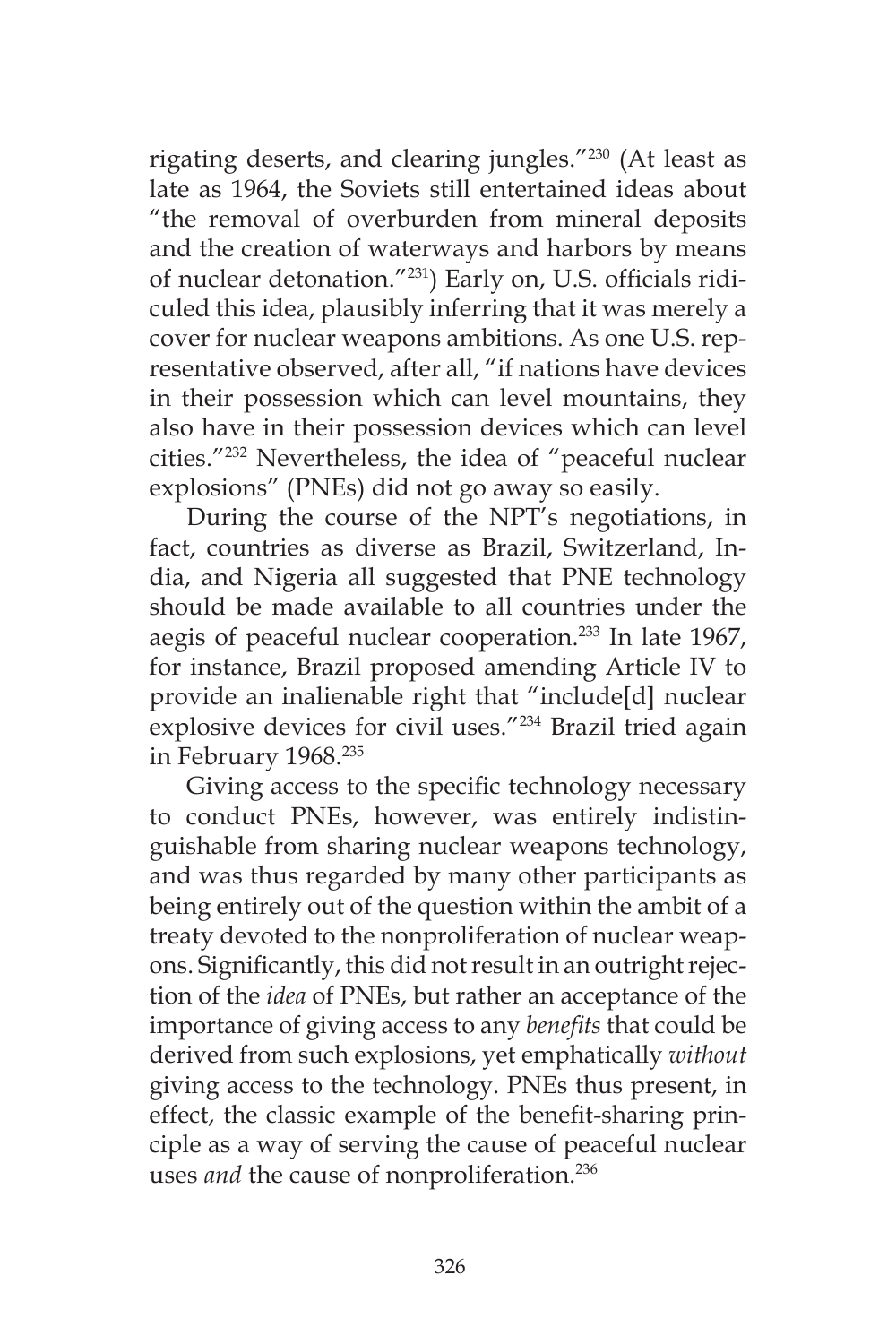rigating deserts, and clearing jungles."[230] (At least as late as 1964, the Soviets still entertained ideas about "the removal of overburden from mineral deposits and the creation of waterways and harbors by means of nuclear detonation."[231]) Early on, U.S. officials ridiculed this idea, plausibly inferring that it was merely a cover for nuclear weapons ambitions. As one U.S. representative observed, after all, "if nations have devices in their possession which can level mountains, they also have in their possession devices which can level cities."[232] Nevertheless, the idea of "peaceful nuclear explosions" (PNEs) did not go away so easily.

During the course of the NPT's negotiations, in fact, countries as diverse as Brazil, Switzerland, India, and Nigeria all suggested that PNE technology should be made available to all countries under the aegis of peaceful nuclear cooperation.[233] In late 1967, for instance, Brazil proposed amending Article IV to provide an inalienable right that "include[d] nuclear explosive devices for civil uses."[234] Brazil tried again in February 1968.[235]

Giving access to the specific technology necessary to conduct PNEs, however, was entirely indistinguishable from sharing nuclear weapons technology, and was thus regarded by many other participants as being entirely out of the question within the ambit of a treaty devoted to the nonproliferation of nuclear weapons. Significantly, this did not result in an outright rejection of the *idea* of PNEs, but rather an acceptance of the importance of giving access to any *benefits* that could be derived from such explosions, yet emphatically *without* giving access to the technology. PNEs thus present, in effect, the classic example of the benefit-sharing principle as a way of serving the cause of peaceful nuclear uses *and* the cause of nonproliferation.[236]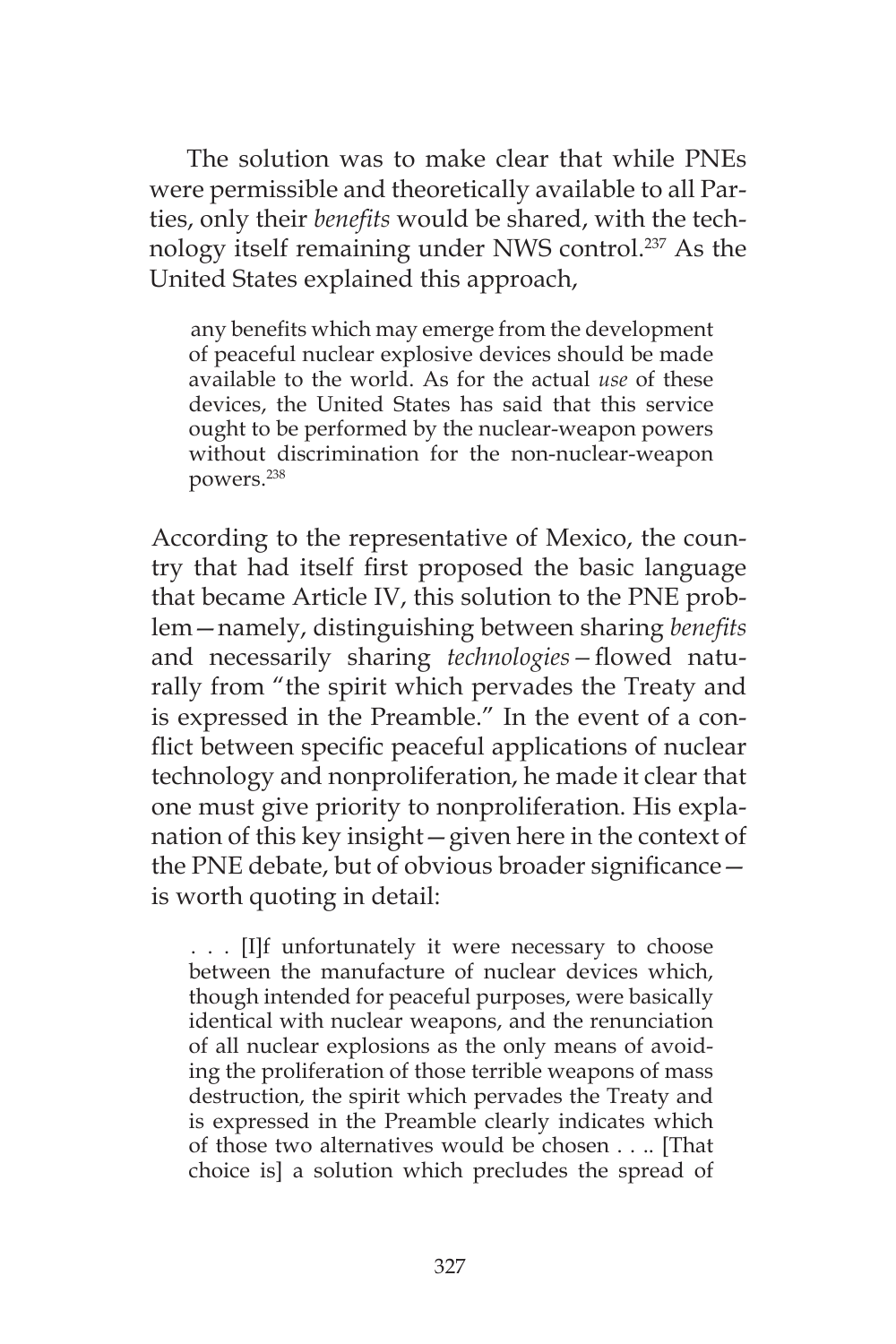The solution was to make clear that while PNEs were permissible and theoretically available to all Parties, only their *benefits* would be shared, with the technology itself remaining under NWS control.[237] As the United States explained this approach,

> any benefits which may emerge from the development of peaceful nuclear explosive devices should be made available to the world. As for the actual *use* of these devices, the United States has said that this service ought to be performed by the nuclear-weapon powers without discrimination for the non-nuclear-weapon powers.[238]

According to the representative of Mexico, the country that had itself first proposed the basic language that became Article IV, this solution to the PNE problem—namely, distinguishing between sharing *benefits* and necessarily sharing *technologies*—flowed naturally from "the spirit which pervades the Treaty and is expressed in the Preamble." In the event of a conflict between specific peaceful applications of nuclear technology and nonproliferation, he made it clear that one must give priority to nonproliferation. His explanation of this key insight—given here in the context of the PNE debate, but of obvious broader significance—is worth quoting in detail:

> . . . [I]f unfortunately it were necessary to choose between the manufacture of nuclear devices which, though intended for peaceful purposes, were basically identical with nuclear weapons, and the renunciation of all nuclear explosions as the only means of avoiding the proliferation of those terrible weapons of mass destruction, the spirit which pervades the Treaty and is expressed in the Preamble clearly indicates which of those two alternatives would be chosen . . .. [That choice is] a solution which precludes the spread of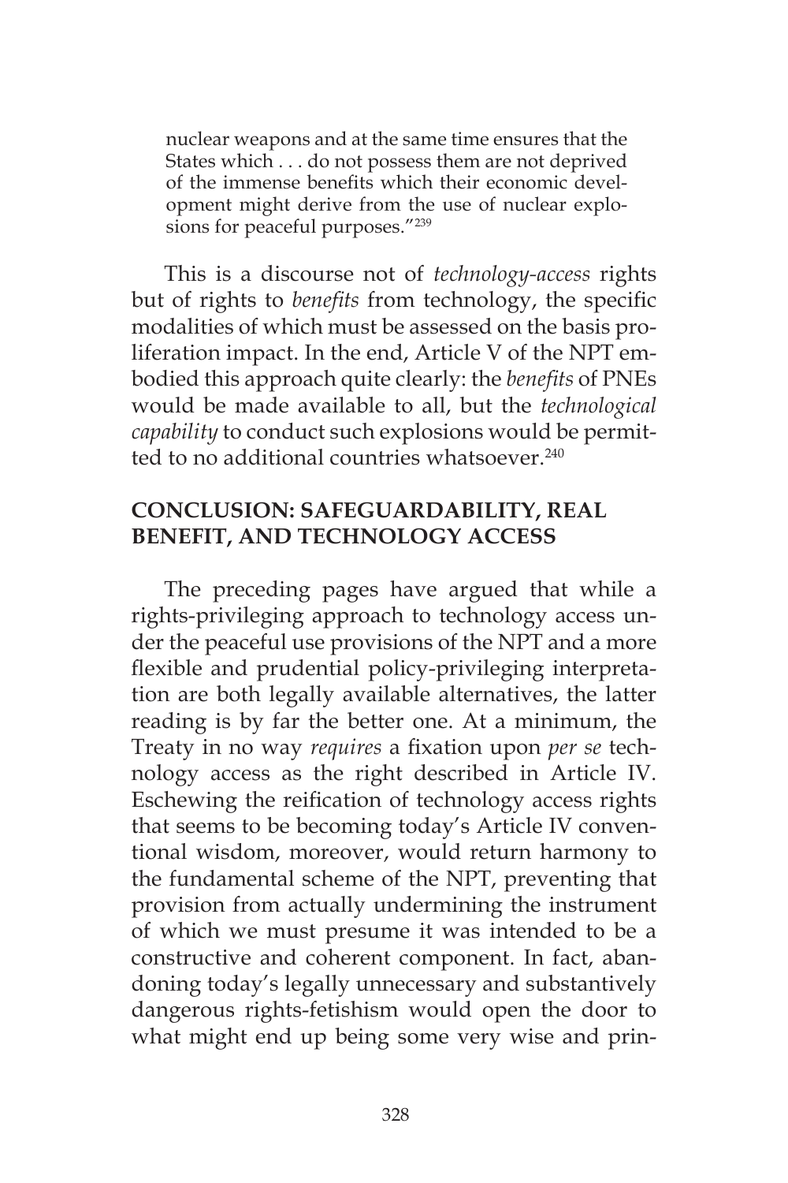> nuclear weapons and at the same time ensures that the States which . . . do not possess them are not deprived of the immense benefits which their economic development might derive from the use of nuclear explosions for peaceful purposes."[239]

This is a discourse not of *technology-access* rights but of rights to *benefits* from technology, the specific modalities of which must be assessed on the basis proliferation impact. In the end, Article V of the NPT embodied this approach quite clearly: the *benefits* of PNEs would be made available to all, but the *technological capability* to conduct such explosions would be permitted to no additional countries whatsoever.[240]

## CONCLUSION: SAFEGUARDABILITY, REAL BENEFIT, AND TECHNOLOGY ACCESS

The preceding pages have argued that while a rights-privileging approach to technology access under the peaceful use provisions of the NPT and a more flexible and prudential policy-privileging interpretation are both legally available alternatives, the latter reading is by far the better one. At a minimum, the Treaty in no way *requires* a fixation upon *per se* technology access as the right described in Article IV. Eschewing the reification of technology access rights that seems to be becoming today's Article IV conventional wisdom, moreover, would return harmony to the fundamental scheme of the NPT, preventing that provision from actually undermining the instrument of which we must presume it was intended to be a constructive and coherent component. In fact, abandoning today's legally unnecessary and substantively dangerous rights-fetishism would open the door to what might end up being some very wise and prin-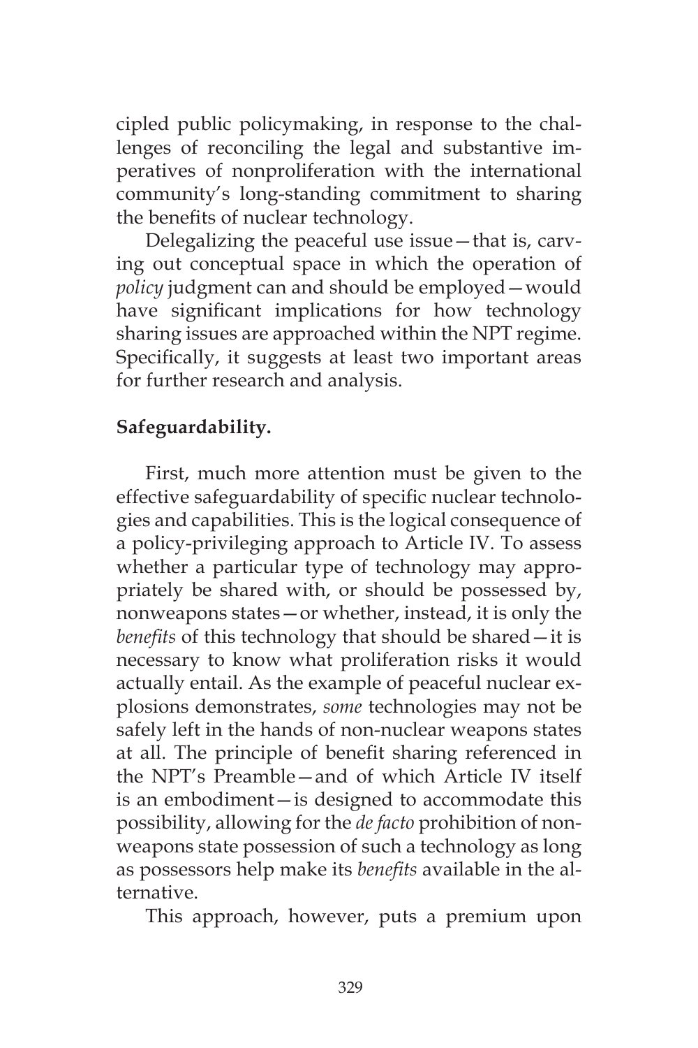cipled public policymaking, in response to the challenges of reconciling the legal and substantive imperatives of nonproliferation with the international community's long-standing commitment to sharing the benefits of nuclear technology.

Delegalizing the peaceful use issue—that is, carving out conceptual space in which the operation of *policy* judgment can and should be employed—would have significant implications for how technology sharing issues are approached within the NPT regime. Specifically, it suggests at least two important areas for further research and analysis.

**Safeguardability.**

First, much more attention must be given to the effective safeguardability of specific nuclear technologies and capabilities. This is the logical consequence of a policy-privileging approach to Article IV. To assess whether a particular type of technology may appropriately be shared with, or should be possessed by, nonweapons states—or whether, instead, it is only the *benefits* of this technology that should be shared—it is necessary to know what proliferation risks it would actually entail. As the example of peaceful nuclear explosions demonstrates, *some* technologies may not be safely left in the hands of non-nuclear weapons states at all. The principle of benefit sharing referenced in the NPT's Preamble—and of which Article IV itself is an embodiment—is designed to accommodate this possibility, allowing for the *de facto* prohibition of nonweapons state possession of such a technology as long as possessors help make its *benefits* available in the alternative.

This approach, however, puts a premium upon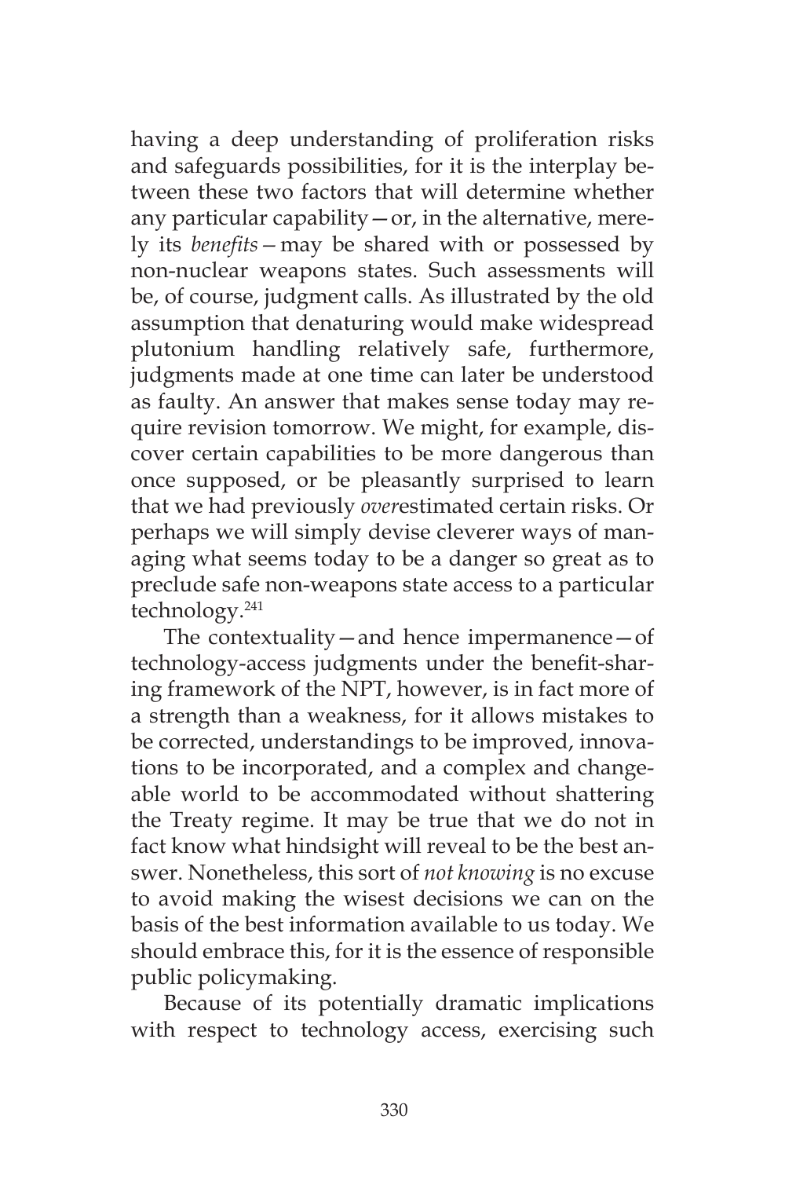having a deep understanding of proliferation risks and safeguards possibilities, for it is the interplay between these two factors that will determine whether any particular capability—or, in the alternative, merely its *benefits*—may be shared with or possessed by non-nuclear weapons states. Such assessments will be, of course, judgment calls. As illustrated by the old assumption that denaturing would make widespread plutonium handling relatively safe, furthermore, judgments made at one time can later be understood as faulty. An answer that makes sense today may require revision tomorrow. We might, for example, discover certain capabilities to be more dangerous than once supposed, or be pleasantly surprised to learn that we had previously *over*estimated certain risks. Or perhaps we will simply devise cleverer ways of managing what seems today to be a danger so great as to preclude safe non-weapons state access to a particular technology.[241]

The contextuality—and hence impermanence—of technology-access judgments under the benefit-sharing framework of the NPT, however, is in fact more of a strength than a weakness, for it allows mistakes to be corrected, understandings to be improved, innovations to be incorporated, and a complex and changeable world to be accommodated without shattering the Treaty regime. It may be true that we do not in fact know what hindsight will reveal to be the best answer. Nonetheless, this sort of *not knowing* is no excuse to avoid making the wisest decisions we can on the basis of the best information available to us today. We should embrace this, for it is the essence of responsible public policymaking.

Because of its potentially dramatic implications with respect to technology access, exercising such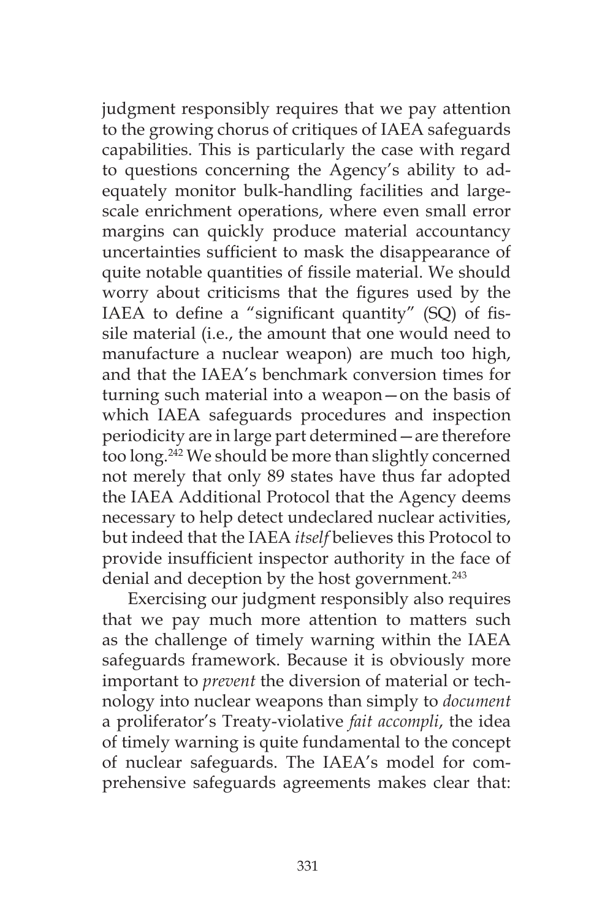judgment responsibly requires that we pay attention to the growing chorus of critiques of IAEA safeguards capabilities. This is particularly the case with regard to questions concerning the Agency's ability to adequately monitor bulk-handling facilities and large-scale enrichment operations, where even small error margins can quickly produce material accountancy uncertainties sufficient to mask the disappearance of quite notable quantities of fissile material. We should worry about criticisms that the figures used by the IAEA to define a "significant quantity" (SQ) of fissile material (i.e., the amount that one would need to manufacture a nuclear weapon) are much too high, and that the IAEA's benchmark conversion times for turning such material into a weapon—on the basis of which IAEA safeguards procedures and inspection periodicity are in large part determined—are therefore too long.[242] We should be more than slightly concerned not merely that only 89 states have thus far adopted the IAEA Additional Protocol that the Agency deems necessary to help detect undeclared nuclear activities, but indeed that the IAEA *itself* believes this Protocol to provide insufficient inspector authority in the face of denial and deception by the host government.[243]

Exercising our judgment responsibly also requires that we pay much more attention to matters such as the challenge of timely warning within the IAEA safeguards framework. Because it is obviously more important to *prevent* the diversion of material or technology into nuclear weapons than simply to *document* a proliferator's Treaty-violative *fait accompli*, the idea of timely warning is quite fundamental to the concept of nuclear safeguards. The IAEA's model for comprehensive safeguards agreements makes clear that: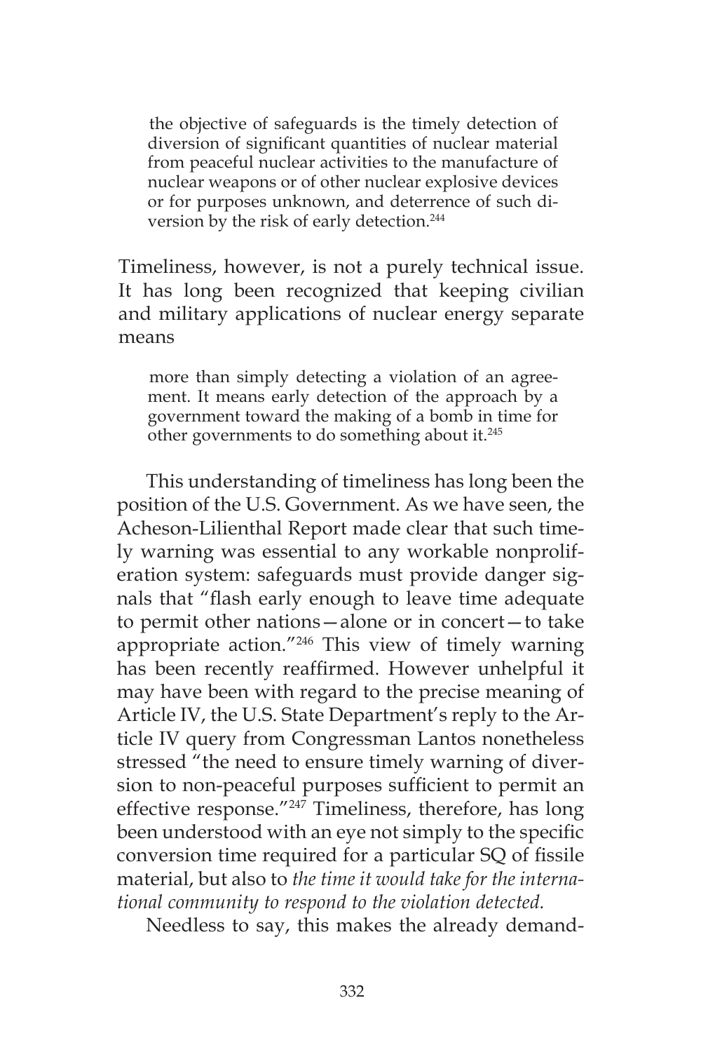> the objective of safeguards is the timely detection of diversion of significant quantities of nuclear material from peaceful nuclear activities to the manufacture of nuclear weapons or of other nuclear explosive devices or for purposes unknown, and deterrence of such diversion by the risk of early detection.[244]

Timeliness, however, is not a purely technical issue. It has long been recognized that keeping civilian and military applications of nuclear energy separate means

> more than simply detecting a violation of an agreement. It means early detection of the approach by a government toward the making of a bomb in time for other governments to do something about it.[245]

This understanding of timeliness has long been the position of the U.S. Government. As we have seen, the Acheson-Lilienthal Report made clear that such timely warning was essential to any workable nonproliferation system: safeguards must provide danger signals that "flash early enough to leave time adequate to permit other nations—alone or in concert—to take appropriate action."[246] This view of timely warning has been recently reaffirmed. However unhelpful it may have been with regard to the precise meaning of Article IV, the U.S. State Department's reply to the Article IV query from Congressman Lantos nonetheless stressed "the need to ensure timely warning of diversion to non-peaceful purposes sufficient to permit an effective response."[247] Timeliness, therefore, has long been understood with an eye not simply to the specific conversion time required for a particular SQ of fissile material, but also to *the time it would take for the international community to respond to the violation detected.*

Needless to say, this makes the already demand-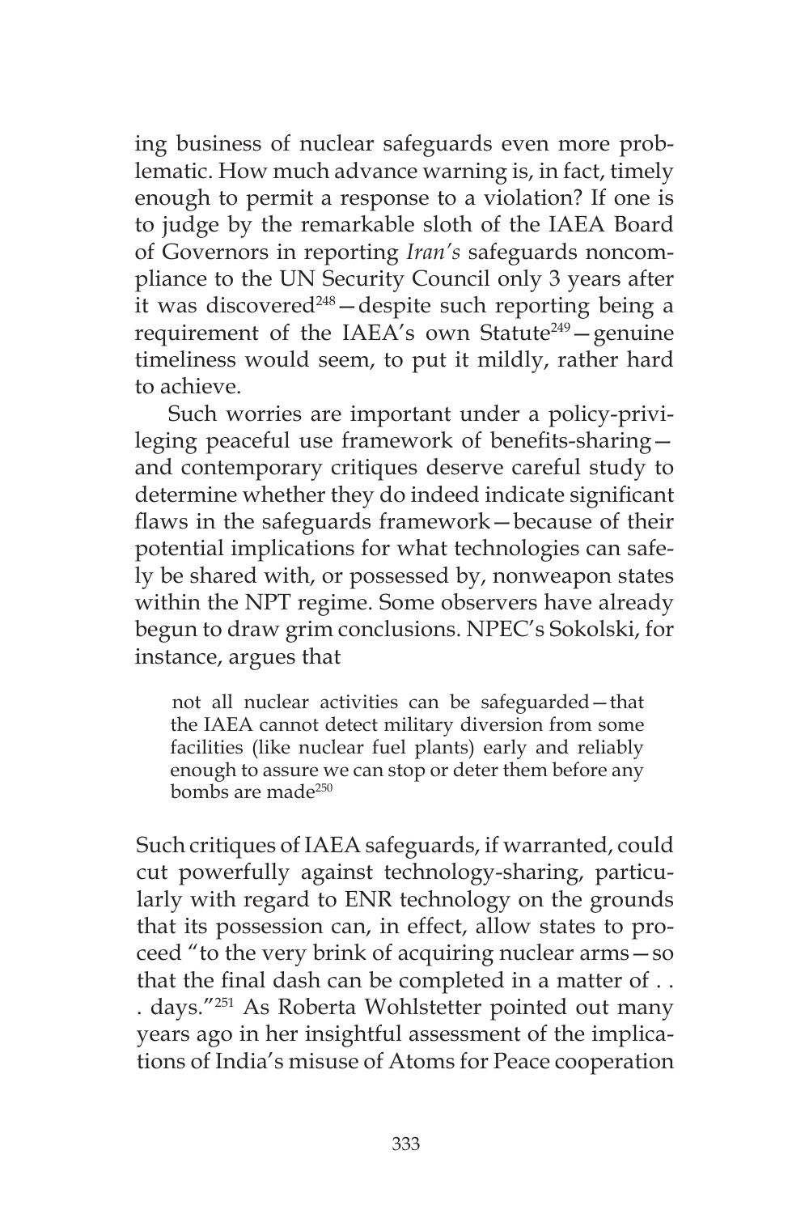ing business of nuclear safeguards even more problematic. How much advance warning is, in fact, timely enough to permit a response to a violation? If one is to judge by the remarkable sloth of the IAEA Board of Governors in reporting *Iran's* safeguards noncompliance to the UN Security Council only 3 years after it was discovered[248]—despite such reporting being a requirement of the IAEA's own Statute[249]—genuine timeliness would seem, to put it mildly, rather hard to achieve.

Such worries are important under a policy-privileging peaceful use framework of benefits-sharing—and contemporary critiques deserve careful study to determine whether they do indeed indicate significant flaws in the safeguards framework—because of their potential implications for what technologies can safely be shared with, or possessed by, nonweapon states within the NPT regime. Some observers have already begun to draw grim conclusions. NPEC's Sokolski, for instance, argues that

> not all nuclear activities can be safeguarded—that the IAEA cannot detect military diversion from some facilities (like nuclear fuel plants) early and reliably enough to assure we can stop or deter them before any bombs are made[250]

Such critiques of IAEA safeguards, if warranted, could cut powerfully against technology-sharing, particularly with regard to ENR technology on the grounds that its possession can, in effect, allow states to proceed "to the very brink of acquiring nuclear arms—so that the final dash can be completed in a matter of . . . days."[251] As Roberta Wohlstetter pointed out many years ago in her insightful assessment of the implications of India's misuse of Atoms for Peace cooperation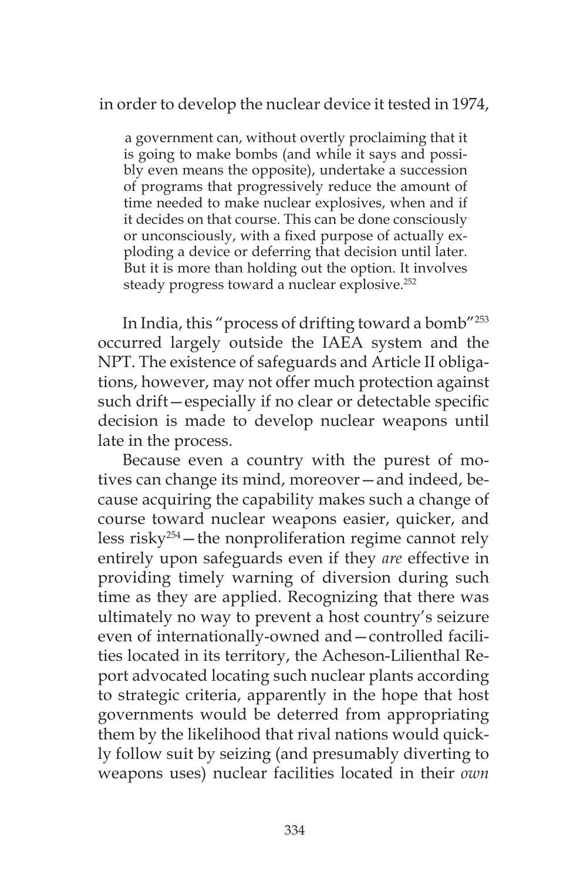in order to develop the nuclear device it tested in 1974,

> a government can, without overtly proclaiming that it is going to make bombs (and while it says and possibly even means the opposite), undertake a succession of programs that progressively reduce the amount of time needed to make nuclear explosives, when and if it decides on that course. This can be done consciously or unconsciously, with a fixed purpose of actually exploding a device or deferring that decision until later. But it is more than holding out the option. It involves steady progress toward a nuclear explosive.[252]

In India, this "process of drifting toward a bomb"[253] occurred largely outside the IAEA system and the NPT. The existence of safeguards and Article II obligations, however, may not offer much protection against such drift—especially if no clear or detectable specific decision is made to develop nuclear weapons until late in the process.

Because even a country with the purest of motives can change its mind, moreover—and indeed, because acquiring the capability makes such a change of course toward nuclear weapons easier, quicker, and less risky[254]—the nonproliferation regime cannot rely entirely upon safeguards even if they *are* effective in providing timely warning of diversion during such time as they are applied. Recognizing that there was ultimately no way to prevent a host country's seizure even of internationally-owned and—controlled facilities located in its territory, the Acheson-Lilienthal Report advocated locating such nuclear plants according to strategic criteria, apparently in the hope that host governments would be deterred from appropriating them by the likelihood that rival nations would quickly follow suit by seizing (and presumably diverting to weapons uses) nuclear facilities located in their *own*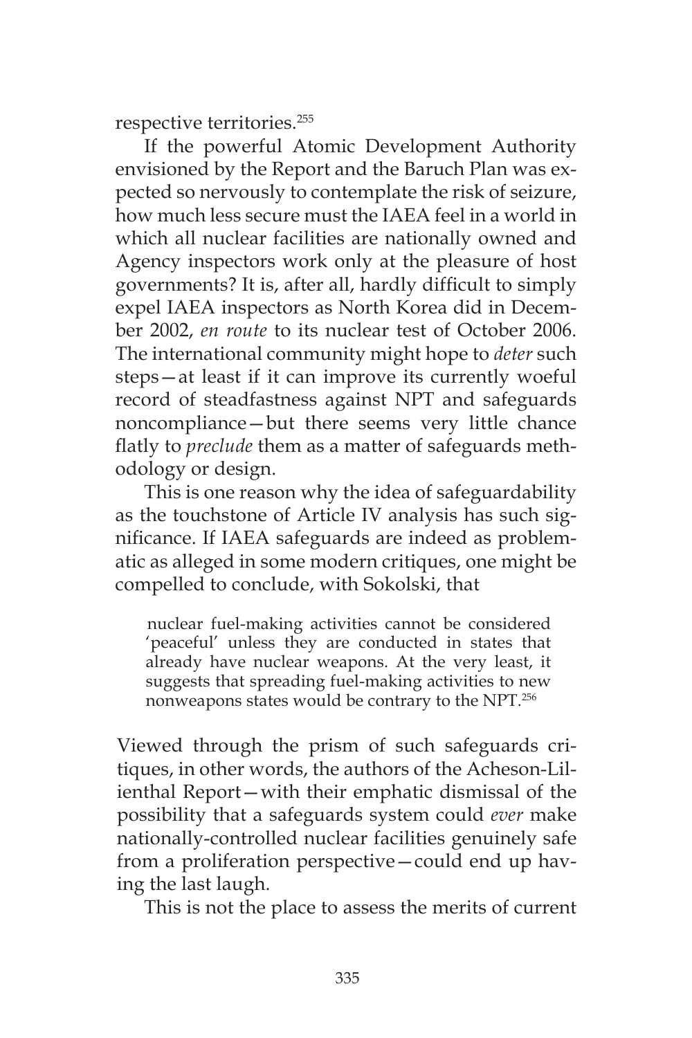respective territories.[255]

If the powerful Atomic Development Authority envisioned by the Report and the Baruch Plan was expected so nervously to contemplate the risk of seizure, how much less secure must the IAEA feel in a world in which all nuclear facilities are nationally owned and Agency inspectors work only at the pleasure of host governments? It is, after all, hardly difficult to simply expel IAEA inspectors as North Korea did in December 2002, *en route* to its nuclear test of October 2006. The international community might hope to *deter* such steps—at least if it can improve its currently woeful record of steadfastness against NPT and safeguards noncompliance—but there seems very little chance flatly to *preclude* them as a matter of safeguards methodology or design.

This is one reason why the idea of safeguardability as the touchstone of Article IV analysis has such significance. If IAEA safeguards are indeed as problematic as alleged in some modern critiques, one might be compelled to conclude, with Sokolski, that

> nuclear fuel-making activities cannot be considered 'peaceful' unless they are conducted in states that already have nuclear weapons. At the very least, it suggests that spreading fuel-making activities to new nonweapons states would be contrary to the NPT.[256]

Viewed through the prism of such safeguards critiques, in other words, the authors of the Acheson-Lilienthal Report—with their emphatic dismissal of the possibility that a safeguards system could *ever* make nationally-controlled nuclear facilities genuinely safe from a proliferation perspective—could end up having the last laugh.

This is not the place to assess the merits of current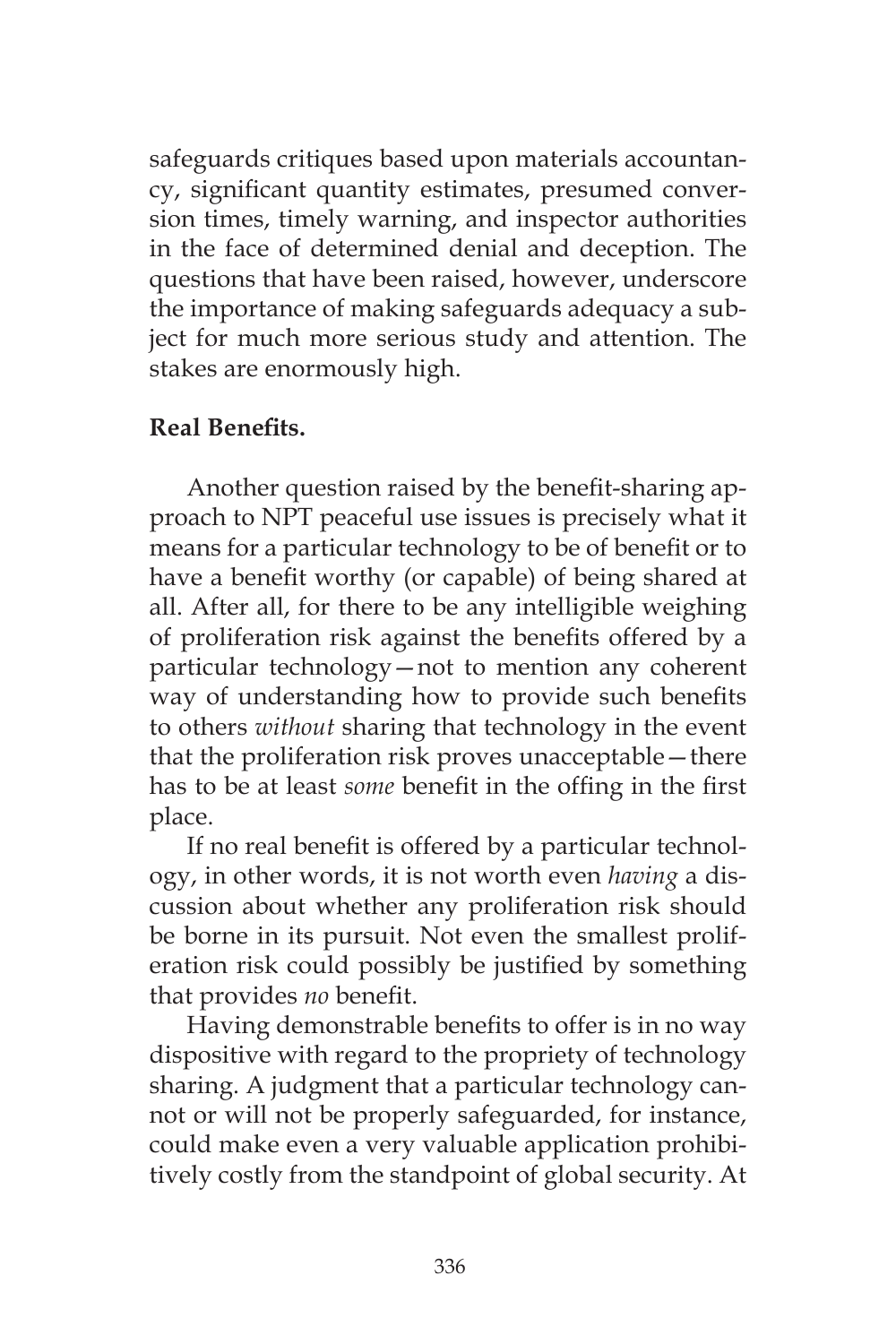safeguards critiques based upon materials accountancy, significant quantity estimates, presumed conversion times, timely warning, and inspector authorities in the face of determined denial and deception. The questions that have been raised, however, underscore the importance of making safeguards adequacy a subject for much more serious study and attention. The stakes are enormously high.

**Real Benefits.**

Another question raised by the benefit-sharing approach to NPT peaceful use issues is precisely what it means for a particular technology to be of benefit or to have a benefit worthy (or capable) of being shared at all. After all, for there to be any intelligible weighing of proliferation risk against the benefits offered by a particular technology—not to mention any coherent way of understanding how to provide such benefits to others *without* sharing that technology in the event that the proliferation risk proves unacceptable—there has to be at least *some* benefit in the offing in the first place.

If no real benefit is offered by a particular technology, in other words, it is not worth even *having* a discussion about whether any proliferation risk should be borne in its pursuit. Not even the smallest proliferation risk could possibly be justified by something that provides *no* benefit.

Having demonstrable benefits to offer is in no way dispositive with regard to the propriety of technology sharing. A judgment that a particular technology cannot or will not be properly safeguarded, for instance, could make even a very valuable application prohibitively costly from the standpoint of global security. At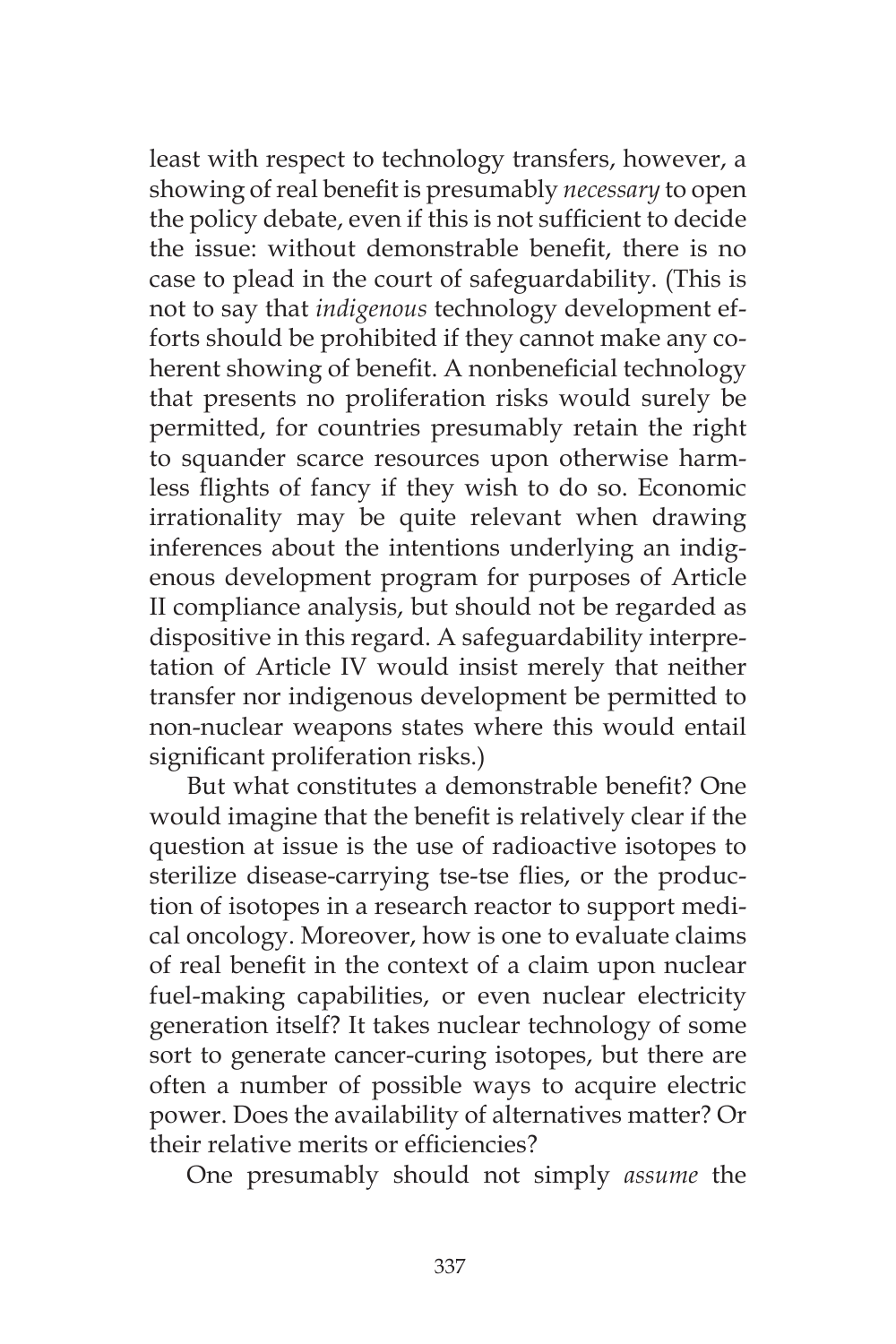least with respect to technology transfers, however, a showing of real benefit is presumably *necessary* to open the policy debate, even if this is not sufficient to decide the issue: without demonstrable benefit, there is no case to plead in the court of safeguardability. (This is not to say that *indigenous* technology development efforts should be prohibited if they cannot make any coherent showing of benefit. A nonbeneficial technology that presents no proliferation risks would surely be permitted, for countries presumably retain the right to squander scarce resources upon otherwise harmless flights of fancy if they wish to do so. Economic irrationality may be quite relevant when drawing inferences about the intentions underlying an indigenous development program for purposes of Article II compliance analysis, but should not be regarded as dispositive in this regard. A safeguardability interpretation of Article IV would insist merely that neither transfer nor indigenous development be permitted to non-nuclear weapons states where this would entail significant proliferation risks.)

But what constitutes a demonstrable benefit? One would imagine that the benefit is relatively clear if the question at issue is the use of radioactive isotopes to sterilize disease-carrying tse-tse flies, or the production of isotopes in a research reactor to support medical oncology. Moreover, how is one to evaluate claims of real benefit in the context of a claim upon nuclear fuel-making capabilities, or even nuclear electricity generation itself? It takes nuclear technology of some sort to generate cancer-curing isotopes, but there are often a number of possible ways to acquire electric power. Does the availability of alternatives matter? Or their relative merits or efficiencies?

One presumably should not simply *assume* the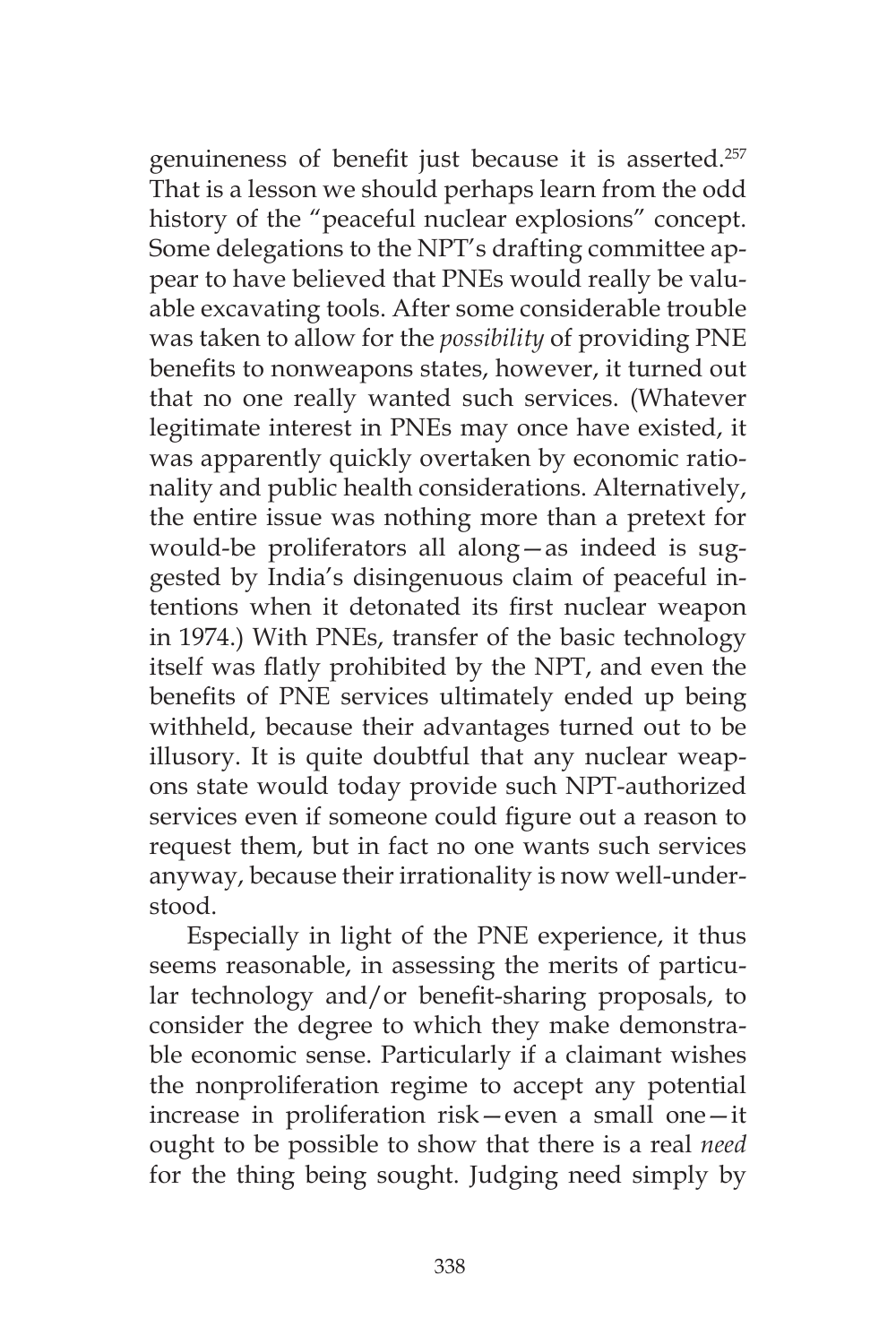genuineness of benefit just because it is asserted.[257] That is a lesson we should perhaps learn from the odd history of the "peaceful nuclear explosions" concept. Some delegations to the NPT's drafting committee appear to have believed that PNEs would really be valuable excavating tools. After some considerable trouble was taken to allow for the *possibility* of providing PNE benefits to nonweapons states, however, it turned out that no one really wanted such services. (Whatever legitimate interest in PNEs may once have existed, it was apparently quickly overtaken by economic rationality and public health considerations. Alternatively, the entire issue was nothing more than a pretext for would-be proliferators all along—as indeed is suggested by India's disingenuous claim of peaceful intentions when it detonated its first nuclear weapon in 1974.) With PNEs, transfer of the basic technology itself was flatly prohibited by the NPT, and even the benefits of PNE services ultimately ended up being withheld, because their advantages turned out to be illusory. It is quite doubtful that any nuclear weapons state would today provide such NPT-authorized services even if someone could figure out a reason to request them, but in fact no one wants such services anyway, because their irrationality is now well-understood.

Especially in light of the PNE experience, it thus seems reasonable, in assessing the merits of particular technology and/or benefit-sharing proposals, to consider the degree to which they make demonstrable economic sense. Particularly if a claimant wishes the nonproliferation regime to accept any potential increase in proliferation risk—even a small one—it ought to be possible to show that there is a real *need* for the thing being sought. Judging need simply by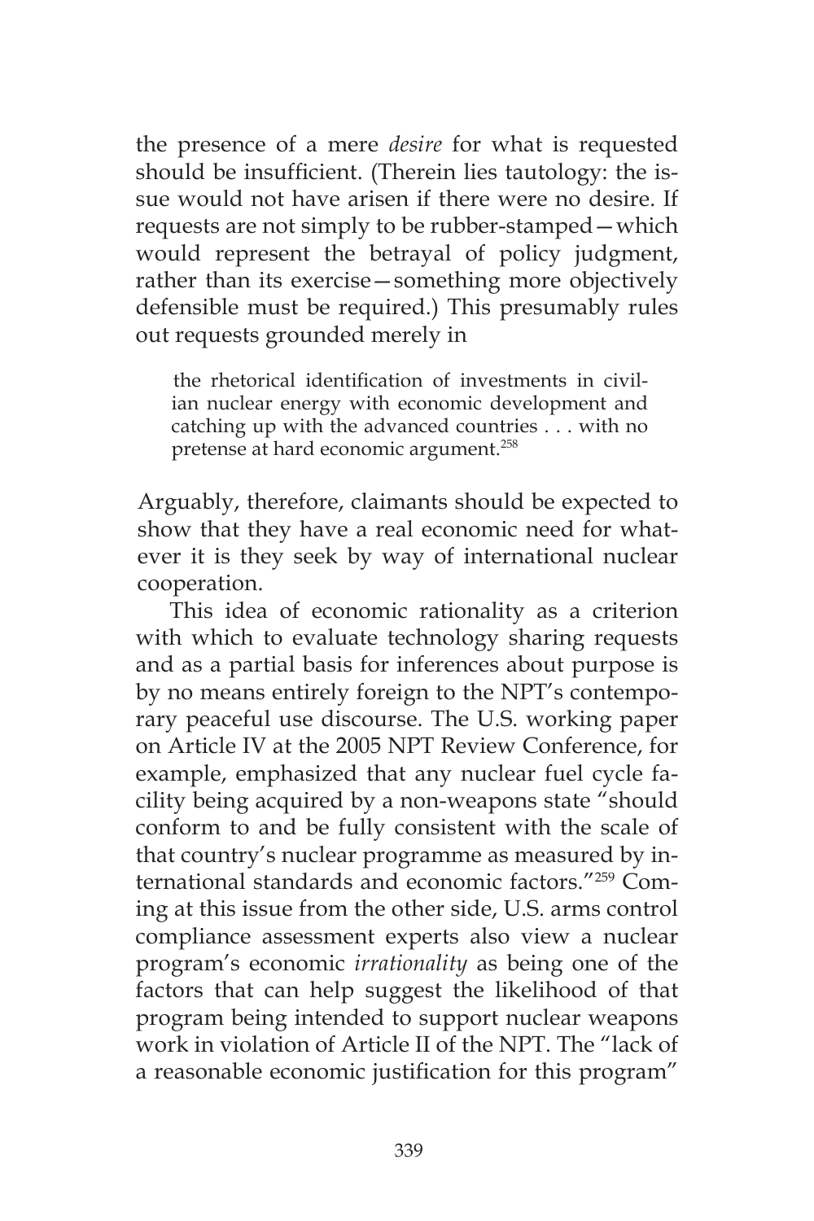the presence of a mere *desire* for what is requested should be insufficient. (Therein lies tautology: the issue would not have arisen if there were no desire. If requests are not simply to be rubber-stamped—which would represent the betrayal of policy judgment, rather than its exercise—something more objectively defensible must be required.) This presumably rules out requests grounded merely in

> the rhetorical identification of investments in civilian nuclear energy with economic development and catching up with the advanced countries . . . with no pretense at hard economic argument.[258]

Arguably, therefore, claimants should be expected to show that they have a real economic need for whatever it is they seek by way of international nuclear cooperation.

This idea of economic rationality as a criterion with which to evaluate technology sharing requests and as a partial basis for inferences about purpose is by no means entirely foreign to the NPT's contemporary peaceful use discourse. The U.S. working paper on Article IV at the 2005 NPT Review Conference, for example, emphasized that any nuclear fuel cycle facility being acquired by a non-weapons state "should conform to and be fully consistent with the scale of that country's nuclear programme as measured by international standards and economic factors."[259] Coming at this issue from the other side, U.S. arms control compliance assessment experts also view a nuclear program's economic *irrationality* as being one of the factors that can help suggest the likelihood of that program being intended to support nuclear weapons work in violation of Article II of the NPT. The "lack of a reasonable economic justification for this program"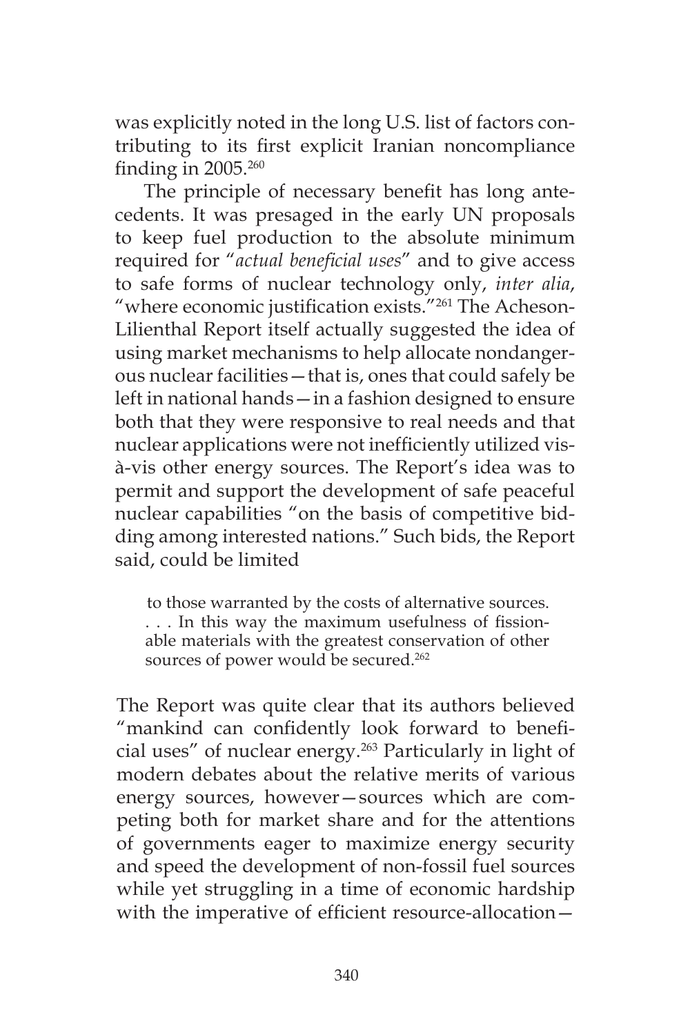was explicitly noted in the long U.S. list of factors contributing to its first explicit Iranian noncompliance finding in 2005.[260]

The principle of necessary benefit has long antecedents. It was presaged in the early UN proposals to keep fuel production to the absolute minimum required for "*actual beneficial uses*" and to give access to safe forms of nuclear technology only, *inter alia*, "where economic justification exists."[261] The Acheson-Lilienthal Report itself actually suggested the idea of using market mechanisms to help allocate nondangerous nuclear facilities—that is, ones that could safely be left in national hands—in a fashion designed to ensure both that they were responsive to real needs and that nuclear applications were not inefficiently utilized vis-à-vis other energy sources. The Report's idea was to permit and support the development of safe peaceful nuclear capabilities "on the basis of competitive bidding among interested nations." Such bids, the Report said, could be limited

> to those warranted by the costs of alternative sources. . . . In this way the maximum usefulness of fissionable materials with the greatest conservation of other sources of power would be secured.[262]

The Report was quite clear that its authors believed "mankind can confidently look forward to beneficial uses" of nuclear energy.[263] Particularly in light of modern debates about the relative merits of various energy sources, however—sources which are competing both for market share and for the attentions of governments eager to maximize energy security and speed the development of non-fossil fuel sources while yet struggling in a time of economic hardship with the imperative of efficient resource-allocation—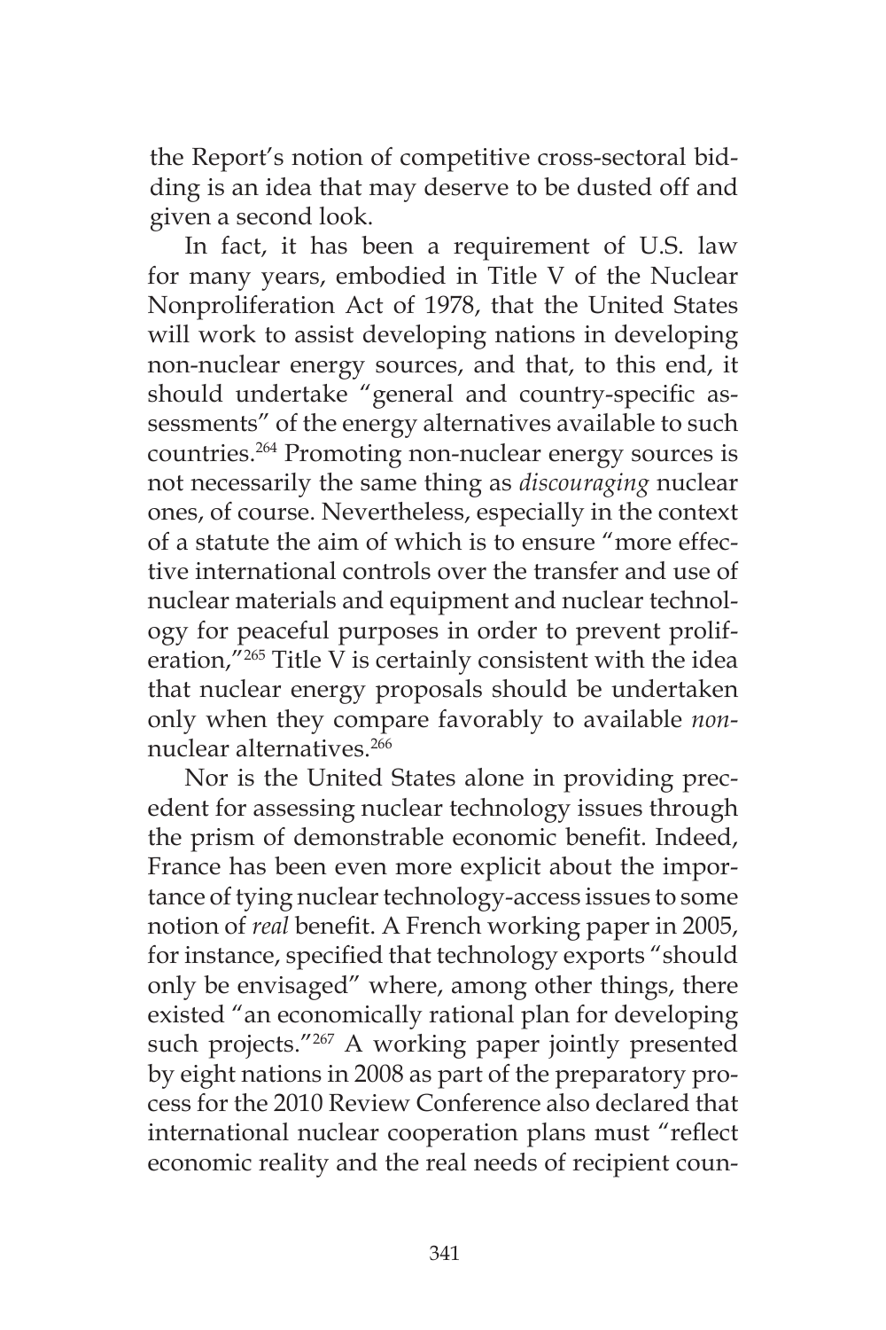the Report's notion of competitive cross-sectoral bidding is an idea that may deserve to be dusted off and given a second look.

In fact, it has been a requirement of U.S. law for many years, embodied in Title V of the Nuclear Nonproliferation Act of 1978, that the United States will work to assist developing nations in developing non-nuclear energy sources, and that, to this end, it should undertake "general and country-specific assessments" of the energy alternatives available to such countries.[264] Promoting non-nuclear energy sources is not necessarily the same thing as *discouraging* nuclear ones, of course. Nevertheless, especially in the context of a statute the aim of which is to ensure "more effective international controls over the transfer and use of nuclear materials and equipment and nuclear technology for peaceful purposes in order to prevent proliferation,"[265] Title V is certainly consistent with the idea that nuclear energy proposals should be undertaken only when they compare favorably to available *non*-nuclear alternatives.[266]

Nor is the United States alone in providing precedent for assessing nuclear technology issues through the prism of demonstrable economic benefit. Indeed, France has been even more explicit about the importance of tying nuclear technology-access issues to some notion of *real* benefit. A French working paper in 2005, for instance, specified that technology exports "should only be envisaged" where, among other things, there existed "an economically rational plan for developing such projects."[267] A working paper jointly presented by eight nations in 2008 as part of the preparatory process for the 2010 Review Conference also declared that international nuclear cooperation plans must "reflect economic reality and the real needs of recipient coun-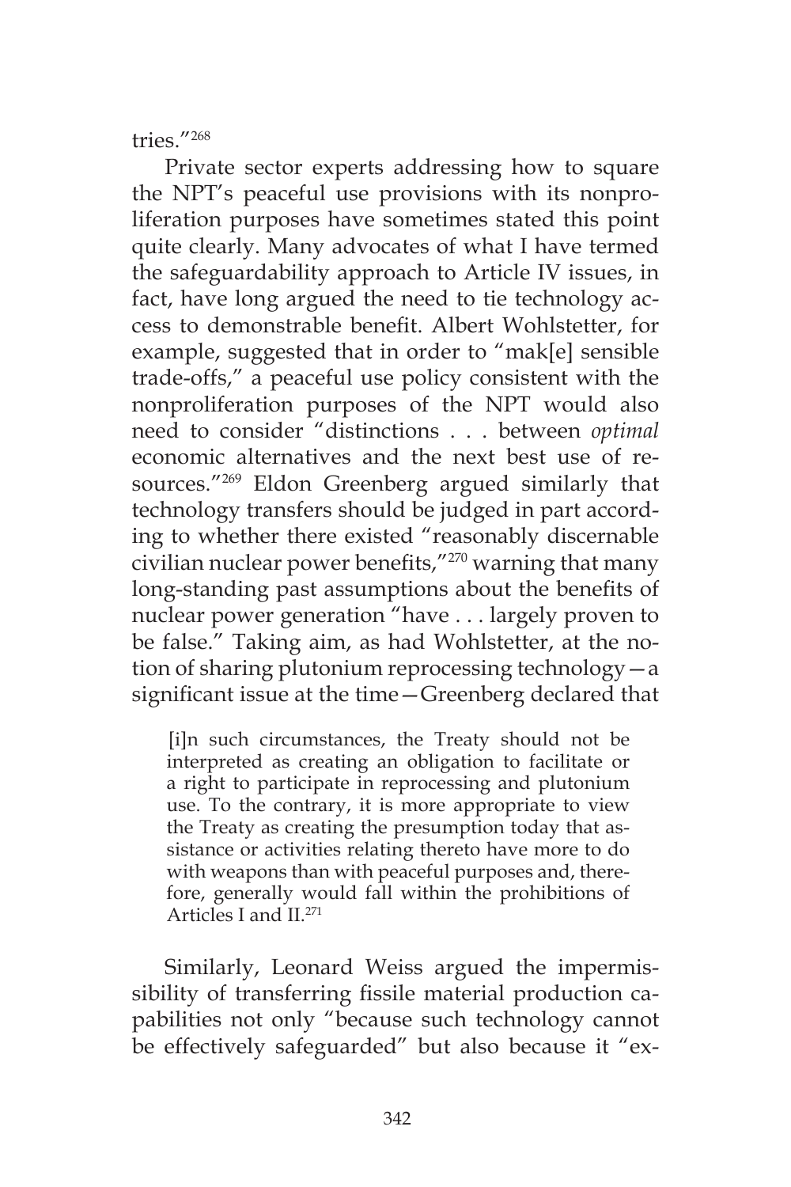tries."[268]

Private sector experts addressing how to square the NPT's peaceful use provisions with its nonproliferation purposes have sometimes stated this point quite clearly. Many advocates of what I have termed the safeguardability approach to Article IV issues, in fact, have long argued the need to tie technology access to demonstrable benefit. Albert Wohlstetter, for example, suggested that in order to "mak[e] sensible trade-offs," a peaceful use policy consistent with the nonproliferation purposes of the NPT would also need to consider "distinctions . . . between *optimal* economic alternatives and the next best use of resources."[269] Eldon Greenberg argued similarly that technology transfers should be judged in part according to whether there existed "reasonably discernable civilian nuclear power benefits,"[270] warning that many long-standing past assumptions about the benefits of nuclear power generation "have . . . largely proven to be false." Taking aim, as had Wohlstetter, at the notion of sharing plutonium reprocessing technology—a significant issue at the time—Greenberg declared that

> [i]n such circumstances, the Treaty should not be interpreted as creating an obligation to facilitate or a right to participate in reprocessing and plutonium use. To the contrary, it is more appropriate to view the Treaty as creating the presumption today that assistance or activities relating thereto have more to do with weapons than with peaceful purposes and, therefore, generally would fall within the prohibitions of Articles I and II.[271]

Similarly, Leonard Weiss argued the impermissibility of transferring fissile material production capabilities not only "because such technology cannot be effectively safeguarded" but also because it "ex-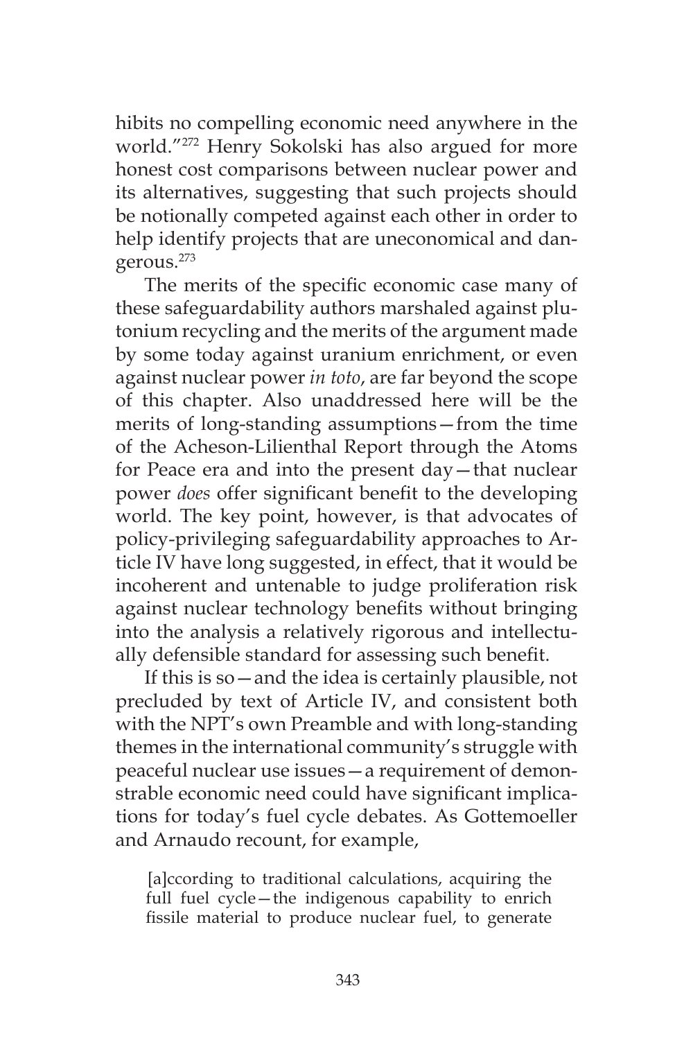hibits no compelling economic need anywhere in the world."[272] Henry Sokolski has also argued for more honest cost comparisons between nuclear power and its alternatives, suggesting that such projects should be notionally competed against each other in order to help identify projects that are uneconomical and dangerous.[273]

The merits of the specific economic case many of these safeguardability authors marshaled against plutonium recycling and the merits of the argument made by some today against uranium enrichment, or even against nuclear power *in toto*, are far beyond the scope of this chapter. Also unaddressed here will be the merits of long-standing assumptions—from the time of the Acheson-Lilienthal Report through the Atoms for Peace era and into the present day—that nuclear power *does* offer significant benefit to the developing world. The key point, however, is that advocates of policy-privileging safeguardability approaches to Article IV have long suggested, in effect, that it would be incoherent and untenable to judge proliferation risk against nuclear technology benefits without bringing into the analysis a relatively rigorous and intellectually defensible standard for assessing such benefit.

If this is so—and the idea is certainly plausible, not precluded by text of Article IV, and consistent both with the NPT's own Preamble and with long-standing themes in the international community's struggle with peaceful nuclear use issues—a requirement of demonstrable economic need could have significant implications for today's fuel cycle debates. As Gottemoeller and Arnaudo recount, for example,

> [a]ccording to traditional calculations, acquiring the full fuel cycle—the indigenous capability to enrich fissile material to produce nuclear fuel, to generate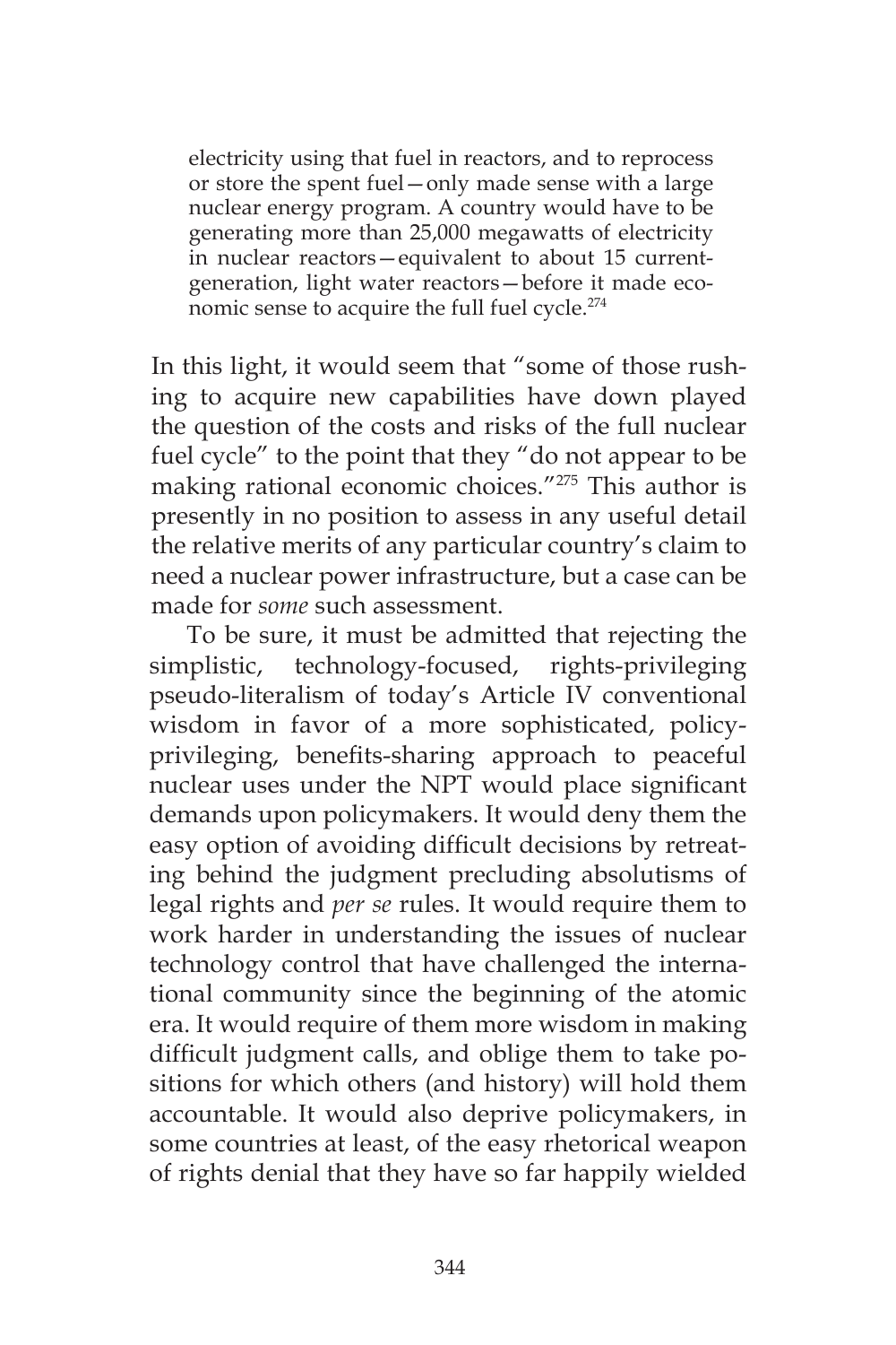> electricity using that fuel in reactors, and to reprocess or store the spent fuel—only made sense with a large nuclear energy program. A country would have to be generating more than 25,000 megawatts of electricity in nuclear reactors—equivalent to about 15 current-generation, light water reactors—before it made economic sense to acquire the full fuel cycle.[274]

In this light, it would seem that "some of those rushing to acquire new capabilities have down played the question of the costs and risks of the full nuclear fuel cycle" to the point that they "do not appear to be making rational economic choices."[275] This author is presently in no position to assess in any useful detail the relative merits of any particular country's claim to need a nuclear power infrastructure, but a case can be made for *some* such assessment.

To be sure, it must be admitted that rejecting the simplistic, technology-focused, rights-privileging pseudo-literalism of today's Article IV conventional wisdom in favor of a more sophisticated, policy-privileging, benefits-sharing approach to peaceful nuclear uses under the NPT would place significant demands upon policymakers. It would deny them the easy option of avoiding difficult decisions by retreating behind the judgment precluding absolutisms of legal rights and *per se* rules. It would require them to work harder in understanding the issues of nuclear technology control that have challenged the international community since the beginning of the atomic era. It would require of them more wisdom in making difficult judgment calls, and oblige them to take positions for which others (and history) will hold them accountable. It would also deprive policymakers, in some countries at least, of the easy rhetorical weapon of rights denial that they have so far happily wielded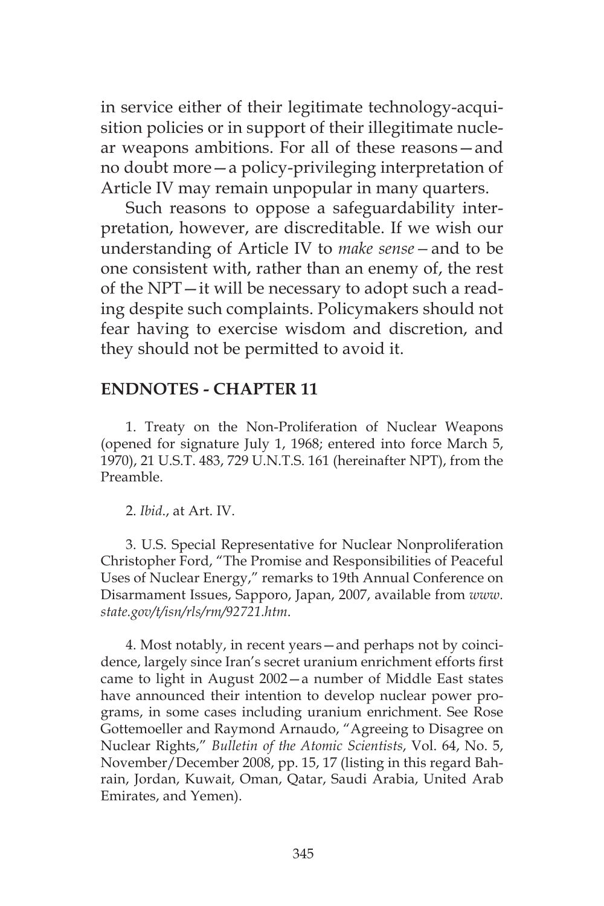in service either of their legitimate technology-acquisition policies or in support of their illegitimate nuclear weapons ambitions. For all of these reasons—and no doubt more—a policy-privileging interpretation of Article IV may remain unpopular in many quarters.

Such reasons to oppose a safeguardability interpretation, however, are discreditable. If we wish our understanding of Article IV to *make sense*—and to be one consistent with, rather than an enemy of, the rest of the NPT—it will be necessary to adopt such a reading despite such complaints. Policymakers should not fear having to exercise wisdom and discretion, and they should not be permitted to avoid it.

## ENDNOTES - CHAPTER 11

1. Treaty on the Non-Proliferation of Nuclear Weapons (opened for signature July 1, 1968; entered into force March 5, 1970), 21 U.S.T. 483, 729 U.N.T.S. 161 (hereinafter NPT), from the Preamble.

2. *Ibid*., at Art. IV.

3. U.S. Special Representative for Nuclear Nonproliferation Christopher Ford, "The Promise and Responsibilities of Peaceful Uses of Nuclear Energy," remarks to 19th Annual Conference on Disarmament Issues, Sapporo, Japan, 2007, available from *www.state.gov/t/isn/rls/rm/92721.htm*.

4. Most notably, in recent years—and perhaps not by coincidence, largely since Iran's secret uranium enrichment efforts first came to light in August 2002—a number of Middle East states have announced their intention to develop nuclear power programs, in some cases including uranium enrichment. See Rose Gottemoeller and Raymond Arnaudo, "Agreeing to Disagree on Nuclear Rights," *Bulletin of the Atomic Scientists*, Vol. 64, No. 5, November/December 2008, pp. 15, 17 (listing in this regard Bahrain, Jordan, Kuwait, Oman, Qatar, Saudi Arabia, United Arab Emirates, and Yemen).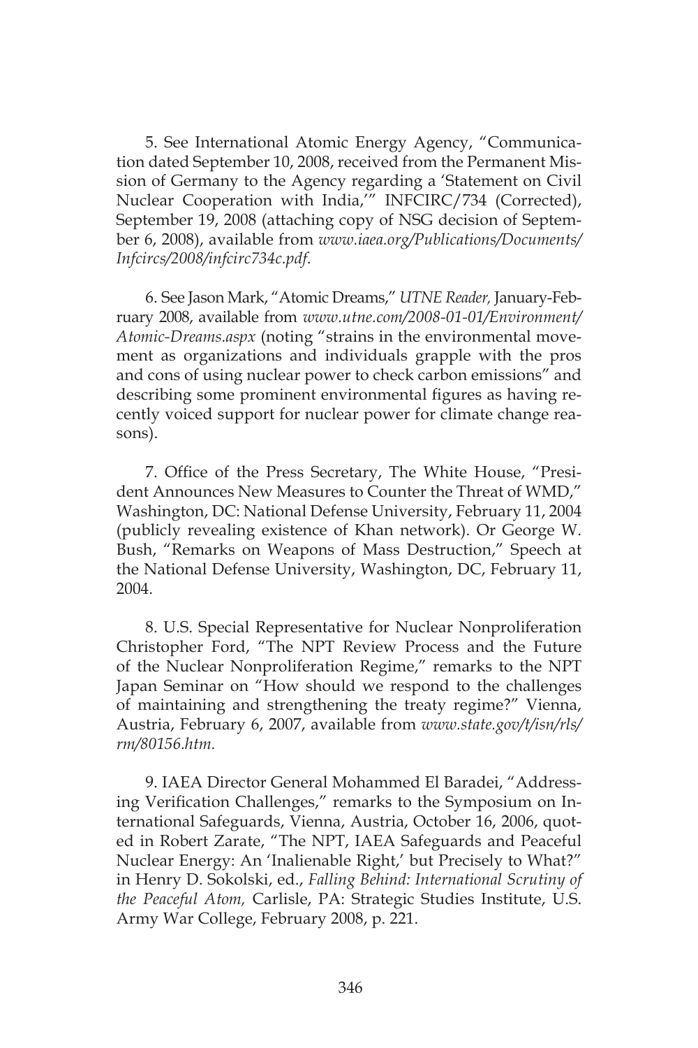5. See International Atomic Energy Agency, "Communication dated September 10, 2008, received from the Permanent Mission of Germany to the Agency regarding a 'Statement on Civil Nuclear Cooperation with India,'" INFCIRC/734 (Corrected), September 19, 2008 (attaching copy of NSG decision of September 6, 2008), available from *www.iaea.org/Publications/Documents/Infcircs/2008/infcirc734c.pdf*.

6. See Jason Mark, "Atomic Dreams," *UTNE Reader*, January-February 2008, available from *www.utne.com/2008-01-01/Environment/Atomic-Dreams.aspx* (noting "strains in the environmental movement as organizations and individuals grapple with the pros and cons of using nuclear power to check carbon emissions" and describing some prominent environmental figures as having recently voiced support for nuclear power for climate change reasons).

7. Office of the Press Secretary, The White House, "President Announces New Measures to Counter the Threat of WMD," Washington, DC: National Defense University, February 11, 2004 (publicly revealing existence of Khan network). Or George W. Bush, "Remarks on Weapons of Mass Destruction," Speech at the National Defense University, Washington, DC, February 11, 2004.

8. U.S. Special Representative for Nuclear Nonproliferation Christopher Ford, "The NPT Review Process and the Future of the Nuclear Nonproliferation Regime," remarks to the NPT Japan Seminar on "How should we respond to the challenges of maintaining and strengthening the treaty regime?" Vienna, Austria, February 6, 2007, available from *www.state.gov/t/isn/rls/rm/80156.htm*.

9. IAEA Director General Mohammed El Baradei, "Addressing Verification Challenges," remarks to the Symposium on International Safeguards, Vienna, Austria, October 16, 2006, quoted in Robert Zarate, "The NPT, IAEA Safeguards and Peaceful Nuclear Energy: An 'Inalienable Right,' but Precisely to What?" in Henry D. Sokolski, ed., *Falling Behind: International Scrutiny of the Peaceful Atom,* Carlisle, PA: Strategic Studies Institute, U.S. Army War College, February 2008, p. 221.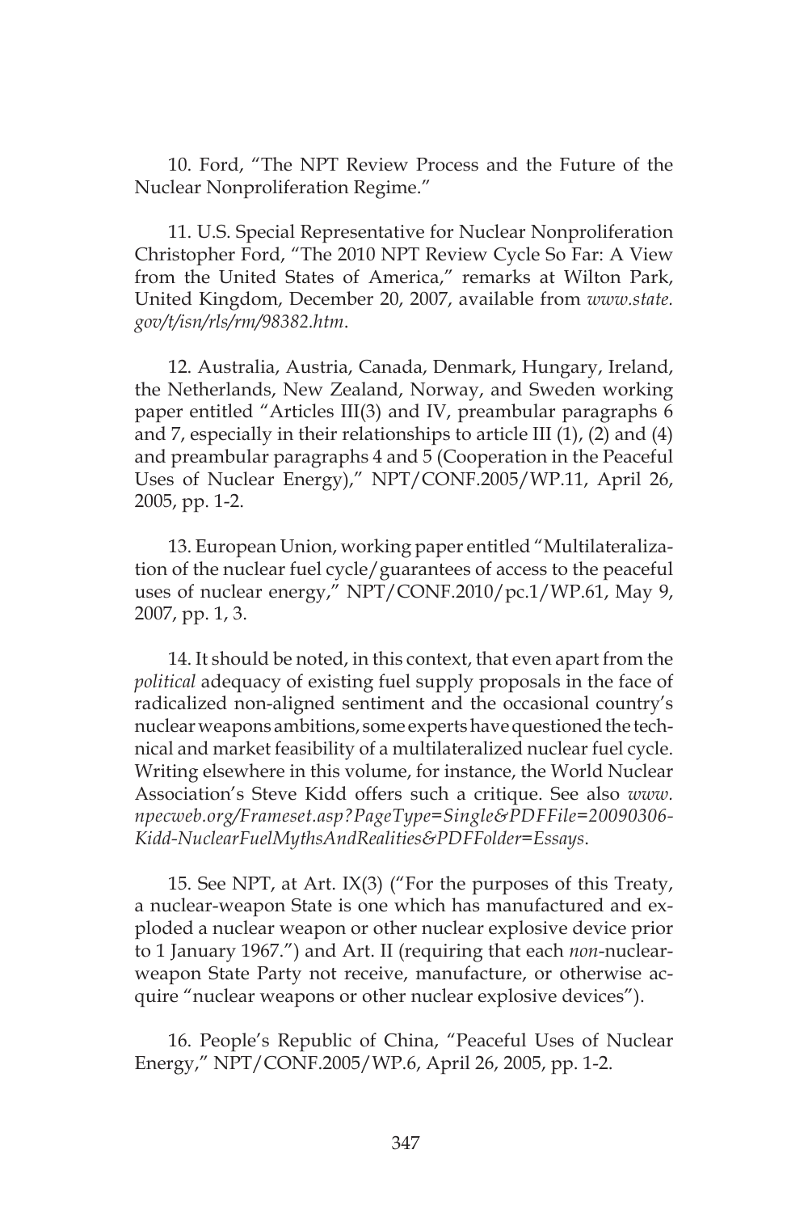10. Ford, "The NPT Review Process and the Future of the Nuclear Nonproliferation Regime."

11. U.S. Special Representative for Nuclear Nonproliferation Christopher Ford, "The 2010 NPT Review Cycle So Far: A View from the United States of America," remarks at Wilton Park, United Kingdom, December 20, 2007, available from *www.state.gov/t/isn/rls/rm/98382.htm*.

12. Australia, Austria, Canada, Denmark, Hungary, Ireland, the Netherlands, New Zealand, Norway, and Sweden working paper entitled "Articles III(3) and IV, preambular paragraphs 6 and 7, especially in their relationships to article III (1), (2) and (4) and preambular paragraphs 4 and 5 (Cooperation in the Peaceful Uses of Nuclear Energy)," NPT/CONF.2005/WP.11, April 26, 2005, pp. 1-2.

13. European Union, working paper entitled "Multilateralization of the nuclear fuel cycle/guarantees of access to the peaceful uses of nuclear energy," NPT/CONF.2010/pc.1/WP.61, May 9, 2007, pp. 1, 3.

14. It should be noted, in this context, that even apart from the *political* adequacy of existing fuel supply proposals in the face of radicalized non-aligned sentiment and the occasional country's nuclear weapons ambitions, some experts have questioned the technical and market feasibility of a multilateralized nuclear fuel cycle. Writing elsewhere in this volume, for instance, the World Nuclear Association's Steve Kidd offers such a critique. See also *www.npecweb.org/Frameset.asp?PageType=Single&PDFFile=20090306-Kidd-NuclearFuelMythsAndRealities&PDFFolder=Essays*.

15. See NPT, at Art. IX(3) ("For the purposes of this Treaty, a nuclear-weapon State is one which has manufactured and exploded a nuclear weapon or other nuclear explosive device prior to 1 January 1967.") and Art. II (requiring that each *non*-nuclear-weapon State Party not receive, manufacture, or otherwise acquire "nuclear weapons or other nuclear explosive devices").

16. People's Republic of China, "Peaceful Uses of Nuclear Energy," NPT/CONF.2005/WP.6, April 26, 2005, pp. 1-2.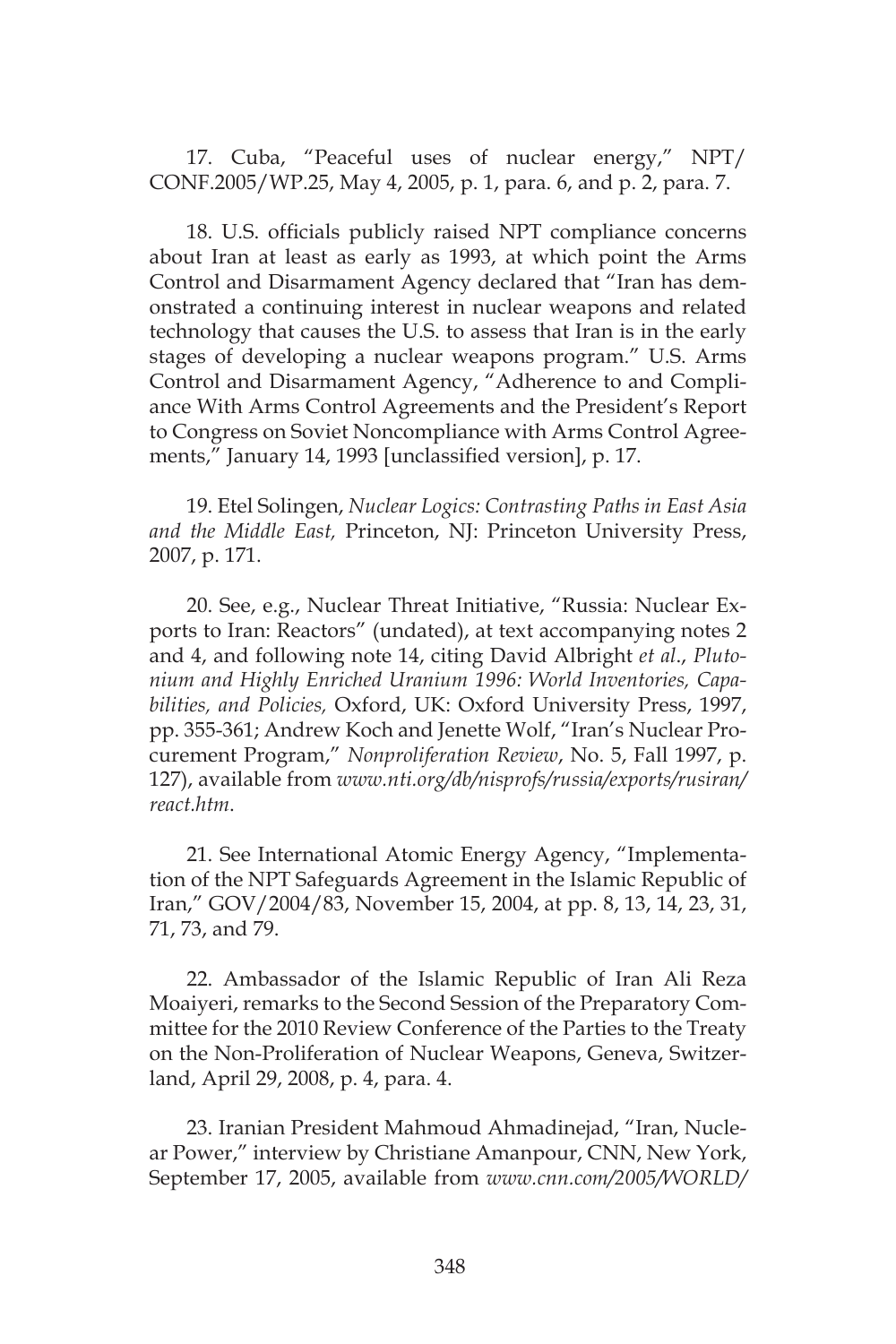17. Cuba, "Peaceful uses of nuclear energy," NPT/CONF.2005/WP.25, May 4, 2005, p. 1, para. 6, and p. 2, para. 7.

18. U.S. officials publicly raised NPT compliance concerns about Iran at least as early as 1993, at which point the Arms Control and Disarmament Agency declared that "Iran has demonstrated a continuing interest in nuclear weapons and related technology that causes the U.S. to assess that Iran is in the early stages of developing a nuclear weapons program." U.S. Arms Control and Disarmament Agency, "Adherence to and Compliance With Arms Control Agreements and the President's Report to Congress on Soviet Noncompliance with Arms Control Agreements," January 14, 1993 [unclassified version], p. 17.

19. Etel Solingen, *Nuclear Logics: Contrasting Paths in East Asia and the Middle East,* Princeton, NJ: Princeton University Press, 2007, p. 171.

20. See, e.g., Nuclear Threat Initiative, "Russia: Nuclear Exports to Iran: Reactors" (undated), at text accompanying notes 2 and 4, and following note 14, citing David Albright *et al*., *Plutonium and Highly Enriched Uranium 1996: World Inventories, Capabilities, and Policies,* Oxford, UK: Oxford University Press, 1997, pp. 355-361; Andrew Koch and Jenette Wolf, "Iran's Nuclear Procurement Program," *Nonproliferation Review*, No. 5, Fall 1997, p. 127), available from *www.nti.org/db/nisprofs/russia/exports/rusiran/react.htm*.

21. See International Atomic Energy Agency, "Implementation of the NPT Safeguards Agreement in the Islamic Republic of Iran," GOV/2004/83, November 15, 2004, at pp. 8, 13, 14, 23, 31, 71, 73, and 79.

22. Ambassador of the Islamic Republic of Iran Ali Reza Moaiyeri, remarks to the Second Session of the Preparatory Committee for the 2010 Review Conference of the Parties to the Treaty on the Non-Proliferation of Nuclear Weapons, Geneva, Switzerland, April 29, 2008, p. 4, para. 4.

23. Iranian President Mahmoud Ahmadinejad, "Iran, Nuclear Power," interview by Christiane Amanpour, CNN, New York, September 17, 2005, available from *www.cnn.com/2005/WORLD/*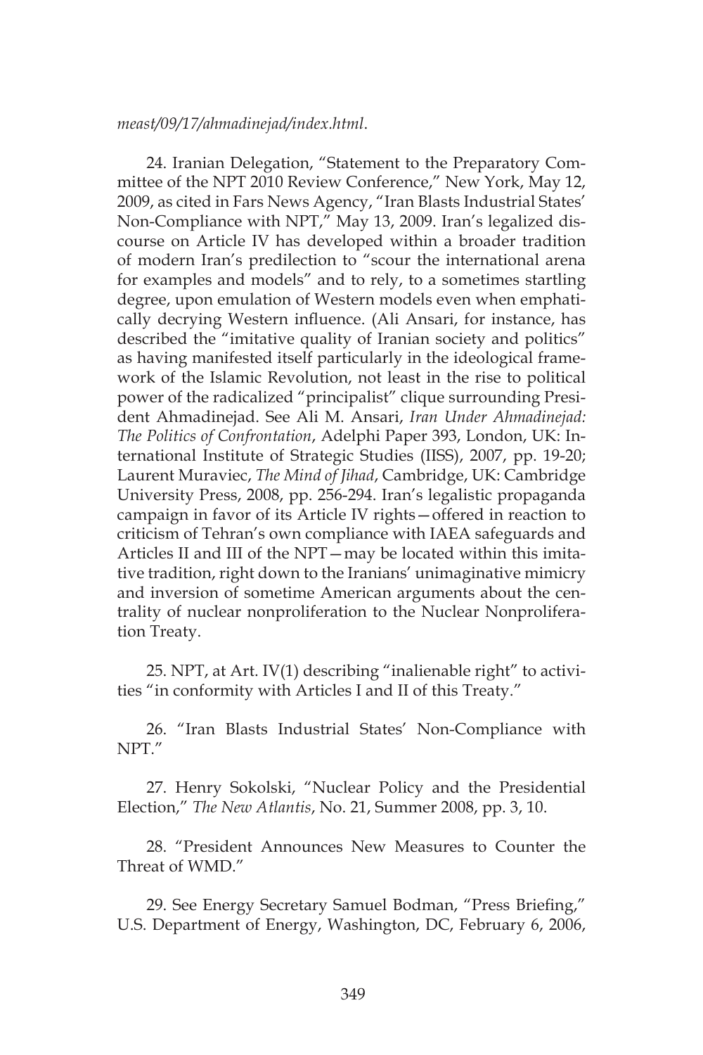*meast/09/17/ahmadinejad/index.html*.

24. Iranian Delegation, "Statement to the Preparatory Committee of the NPT 2010 Review Conference," New York, May 12, 2009, as cited in Fars News Agency, "Iran Blasts Industrial States' Non-Compliance with NPT," May 13, 2009. Iran's legalized discourse on Article IV has developed within a broader tradition of modern Iran's predilection to "scour the international arena for examples and models" and to rely, to a sometimes startling degree, upon emulation of Western models even when emphatically decrying Western influence. (Ali Ansari, for instance, has described the "imitative quality of Iranian society and politics" as having manifested itself particularly in the ideological framework of the Islamic Revolution, not least in the rise to political power of the radicalized "principalist" clique surrounding President Ahmadinejad. See Ali M. Ansari, *Iran Under Ahmadinejad: The Politics of Confrontation*, Adelphi Paper 393, London, UK: International Institute of Strategic Studies (IISS), 2007, pp. 19-20; Laurent Muraviec, *The Mind of Jihad*, Cambridge, UK: Cambridge University Press, 2008, pp. 256-294. Iran's legalistic propaganda campaign in favor of its Article IV rights—offered in reaction to criticism of Tehran's own compliance with IAEA safeguards and Articles II and III of the NPT—may be located within this imitative tradition, right down to the Iranians' unimaginative mimicry and inversion of sometime American arguments about the centrality of nuclear nonproliferation to the Nuclear Nonproliferation Treaty.

25. NPT, at Art. IV(1) describing "inalienable right" to activities "in conformity with Articles I and II of this Treaty."

26. "Iran Blasts Industrial States' Non-Compliance with NPT."

27. Henry Sokolski, "Nuclear Policy and the Presidential Election," *The New Atlantis*, No. 21, Summer 2008, pp. 3, 10.

28. "President Announces New Measures to Counter the Threat of WMD."

29. See Energy Secretary Samuel Bodman, "Press Briefing," U.S. Department of Energy, Washington, DC, February 6, 2006,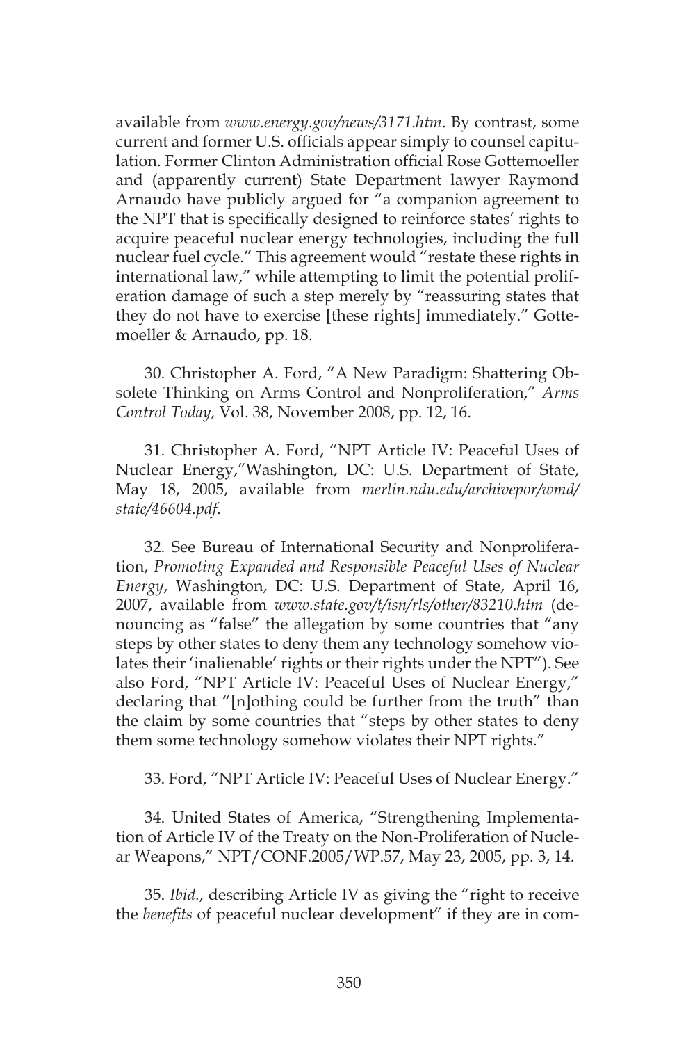available from *www.energy.gov/news/3171.htm*. By contrast, some current and former U.S. officials appear simply to counsel capitulation. Former Clinton Administration official Rose Gottemoeller and (apparently current) State Department lawyer Raymond Arnaudo have publicly argued for "a companion agreement to the NPT that is specifically designed to reinforce states' rights to acquire peaceful nuclear energy technologies, including the full nuclear fuel cycle." This agreement would "restate these rights in international law," while attempting to limit the potential proliferation damage of such a step merely by "reassuring states that they do not have to exercise [these rights] immediately." Gottemoeller & Arnaudo, pp. 18.

30. Christopher A. Ford, "A New Paradigm: Shattering Obsolete Thinking on Arms Control and Nonproliferation," *Arms Control Today,* Vol. 38, November 2008, pp. 12, 16.

31. Christopher A. Ford, "NPT Article IV: Peaceful Uses of Nuclear Energy,"Washington, DC: U.S. Department of State, May 18, 2005, available from *merlin.ndu.edu/archivepor/wmd/state/46604.pdf*.

32. See Bureau of International Security and Nonproliferation, *Promoting Expanded and Responsible Peaceful Uses of Nuclear Energy*, Washington, DC: U.S. Department of State, April 16, 2007, available from *www.state.gov/t/isn/rls/other/83210.htm* (denouncing as "false" the allegation by some countries that "any steps by other states to deny them any technology somehow violates their 'inalienable' rights or their rights under the NPT"). See also Ford, "NPT Article IV: Peaceful Uses of Nuclear Energy," declaring that "[n]othing could be further from the truth" than the claim by some countries that "steps by other states to deny them some technology somehow violates their NPT rights."

33. Ford, "NPT Article IV: Peaceful Uses of Nuclear Energy."

34. United States of America, "Strengthening Implementation of Article IV of the Treaty on the Non-Proliferation of Nuclear Weapons," NPT/CONF.2005/WP.57, May 23, 2005, pp. 3, 14.

35. *Ibid*., describing Article IV as giving the "right to receive the *benefits* of peaceful nuclear development" if they are in com-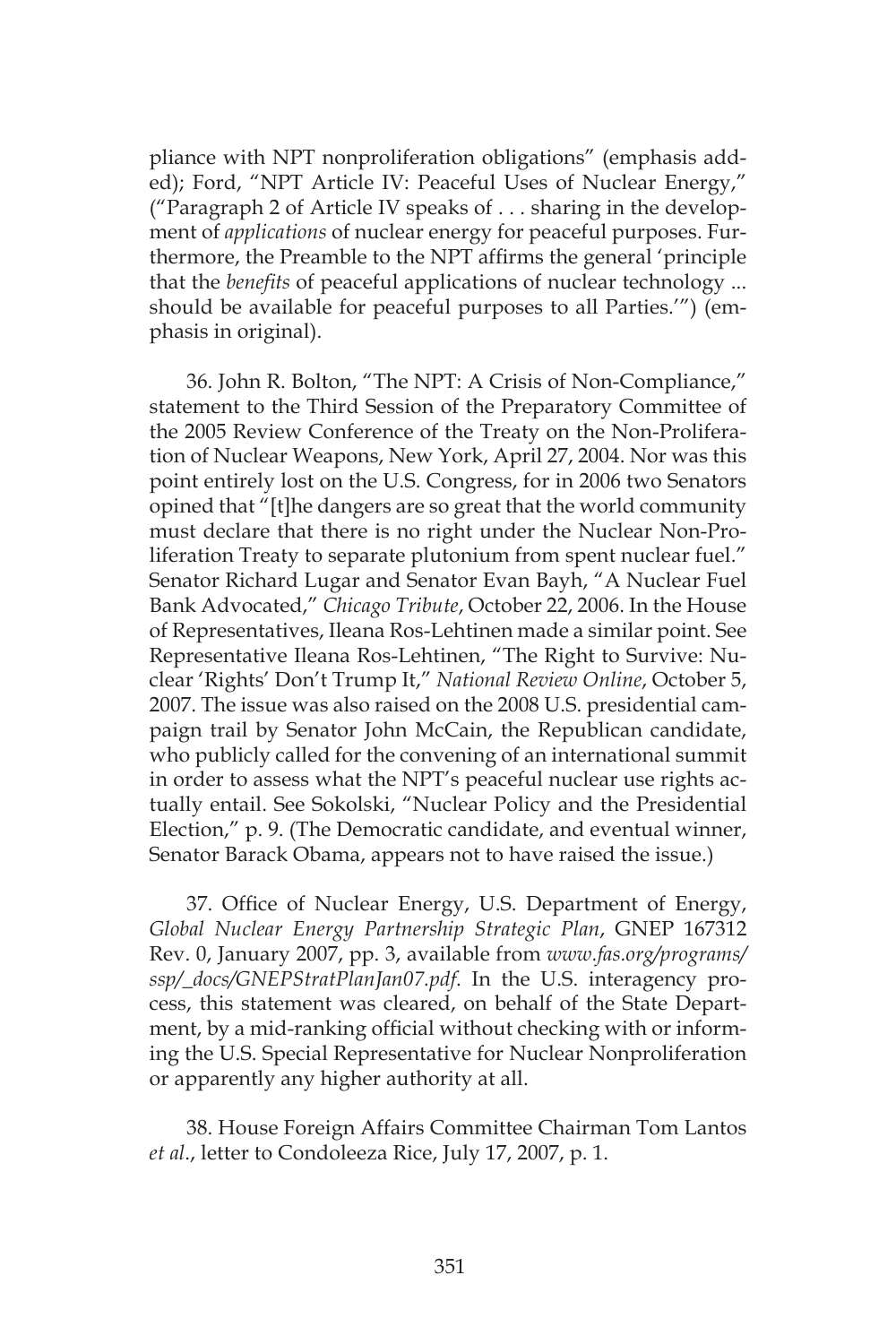pliance with NPT nonproliferation obligations" (emphasis added); Ford, "NPT Article IV: Peaceful Uses of Nuclear Energy," ("Paragraph 2 of Article IV speaks of . . . sharing in the development of *applications* of nuclear energy for peaceful purposes. Furthermore, the Preamble to the NPT affirms the general 'principle that the *benefits* of peaceful applications of nuclear technology ... should be available for peaceful purposes to all Parties.'") (emphasis in original).

36. John R. Bolton, "The NPT: A Crisis of Non-Compliance," statement to the Third Session of the Preparatory Committee of the 2005 Review Conference of the Treaty on the Non-Proliferation of Nuclear Weapons, New York, April 27, 2004. Nor was this point entirely lost on the U.S. Congress, for in 2006 two Senators opined that "[t]he dangers are so great that the world community must declare that there is no right under the Nuclear Non-Proliferation Treaty to separate plutonium from spent nuclear fuel." Senator Richard Lugar and Senator Evan Bayh, "A Nuclear Fuel Bank Advocated," *Chicago Tribute*, October 22, 2006. In the House of Representatives, Ileana Ros-Lehtinen made a similar point. See Representative Ileana Ros-Lehtinen, "The Right to Survive: Nuclear 'Rights' Don't Trump It," *National Review Online*, October 5, 2007. The issue was also raised on the 2008 U.S. presidential campaign trail by Senator John McCain, the Republican candidate, who publicly called for the convening of an international summit in order to assess what the NPT's peaceful nuclear use rights actually entail. See Sokolski, "Nuclear Policy and the Presidential Election," p. 9. (The Democratic candidate, and eventual winner, Senator Barack Obama, appears not to have raised the issue.)

37. Office of Nuclear Energy, U.S. Department of Energy, *Global Nuclear Energy Partnership Strategic Plan*, GNEP 167312 Rev. 0, January 2007, pp. 3, available from *www.fas.org/programs/ssp/_docs/GNEPStratPlanJan07.pdf*. In the U.S. interagency process, this statement was cleared, on behalf of the State Department, by a mid-ranking official without checking with or informing the U.S. Special Representative for Nuclear Nonproliferation or apparently any higher authority at all.

38. House Foreign Affairs Committee Chairman Tom Lantos *et al*., letter to Condoleeza Rice, July 17, 2007, p. 1.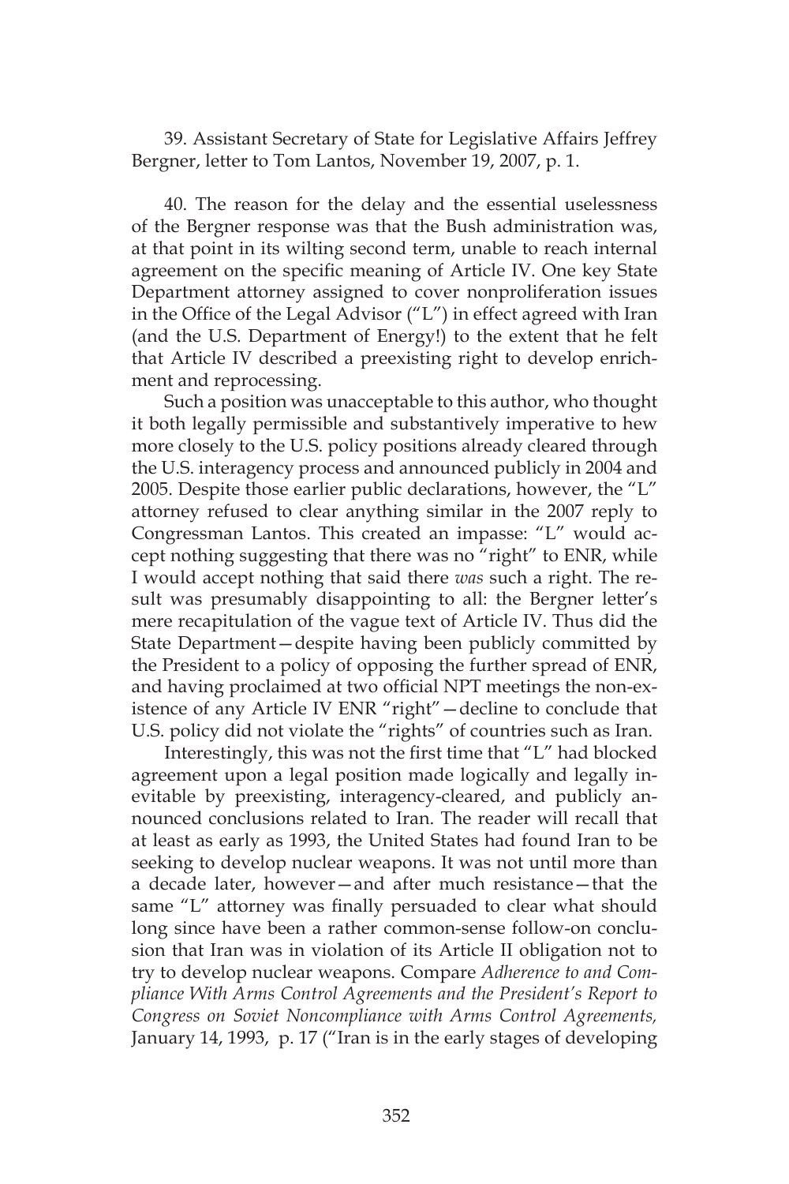39. Assistant Secretary of State for Legislative Affairs Jeffrey Bergner, letter to Tom Lantos, November 19, 2007, p. 1.

40. The reason for the delay and the essential uselessness of the Bergner response was that the Bush administration was, at that point in its wilting second term, unable to reach internal agreement on the specific meaning of Article IV. One key State Department attorney assigned to cover nonproliferation issues in the Office of the Legal Advisor ("L") in effect agreed with Iran (and the U.S. Department of Energy!) to the extent that he felt that Article IV described a preexisting right to develop enrichment and reprocessing.

Such a position was unacceptable to this author, who thought it both legally permissible and substantively imperative to hew more closely to the U.S. policy positions already cleared through the U.S. interagency process and announced publicly in 2004 and 2005. Despite those earlier public declarations, however, the "L" attorney refused to clear anything similar in the 2007 reply to Congressman Lantos. This created an impasse: "L" would accept nothing suggesting that there was no "right" to ENR, while I would accept nothing that said there *was* such a right. The result was presumably disappointing to all: the Bergner letter's mere recapitulation of the vague text of Article IV. Thus did the State Department—despite having been publicly committed by the President to a policy of opposing the further spread of ENR, and having proclaimed at two official NPT meetings the non-existence of any Article IV ENR "right"—decline to conclude that U.S. policy did not violate the "rights" of countries such as Iran.

Interestingly, this was not the first time that "L" had blocked agreement upon a legal position made logically and legally inevitable by preexisting, interagency-cleared, and publicly announced conclusions related to Iran. The reader will recall that at least as early as 1993, the United States had found Iran to be seeking to develop nuclear weapons. It was not until more than a decade later, however—and after much resistance—that the same "L" attorney was finally persuaded to clear what should long since have been a rather common-sense follow-on conclusion that Iran was in violation of its Article II obligation not to try to develop nuclear weapons. Compare *Adherence to and Compliance With Arms Control Agreements and the President's Report to Congress on Soviet Noncompliance with Arms Control Agreements,* January 14, 1993, p. 17 ("Iran is in the early stages of developing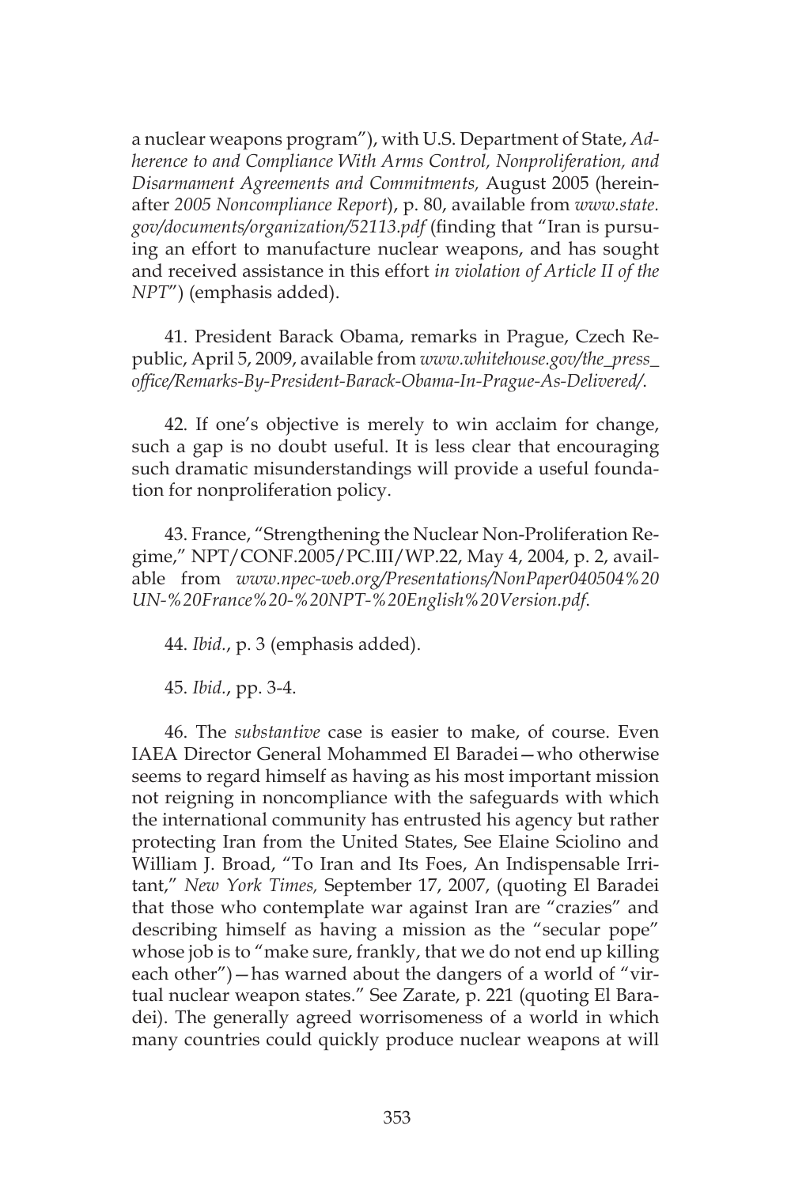a nuclear weapons program"), with U.S. Department of State, *Adherence to and Compliance With Arms Control, Nonproliferation, and Disarmament Agreements and Commitments,* August 2005 (hereinafter *2005 Noncompliance Report*), p. 80, available from *www.state.gov/documents/organization/52113.pdf* (finding that "Iran is pursuing an effort to manufacture nuclear weapons, and has sought and received assistance in this effort *in violation of Article II of the NPT*") (emphasis added).

41. President Barack Obama, remarks in Prague, Czech Republic, April 5, 2009, available from *www.whitehouse.gov/the_press_office/Remarks-By-President-Barack-Obama-In-Prague-As-Delivered/*.

42. If one's objective is merely to win acclaim for change, such a gap is no doubt useful. It is less clear that encouraging such dramatic misunderstandings will provide a useful foundation for nonproliferation policy.

43. France, "Strengthening the Nuclear Non-Proliferation Regime," NPT/CONF.2005/PC.III/WP.22, May 4, 2004, p. 2, available from *www.npec-web.org/Presentations/NonPaper040504%20UN-%20France%20-%20NPT-%20English%20Version.pdf*.

44. *Ibid*., p. 3 (emphasis added).

45. *Ibid*., pp. 3-4.

46. The *substantive* case is easier to make, of course. Even IAEA Director General Mohammed El Baradei—who otherwise seems to regard himself as having as his most important mission not reigning in noncompliance with the safeguards with which the international community has entrusted his agency but rather protecting Iran from the United States, See Elaine Sciolino and William J. Broad, "To Iran and Its Foes, An Indispensable Irritant," *New York Times,* September 17, 2007, (quoting El Baradei that those who contemplate war against Iran are "crazies" and describing himself as having a mission as the "secular pope" whose job is to "make sure, frankly, that we do not end up killing each other")—has warned about the dangers of a world of "virtual nuclear weapon states." See Zarate, p. 221 (quoting El Baradei). The generally agreed worrisomeness of a world in which many countries could quickly produce nuclear weapons at will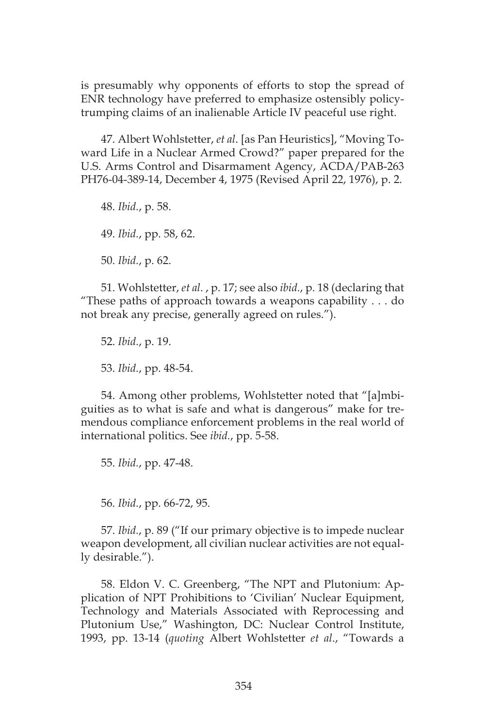is presumably why opponents of efforts to stop the spread of ENR technology have preferred to emphasize ostensibly policy-trumping claims of an inalienable Article IV peaceful use right.

47. Albert Wohlstetter, *et al*. [as Pan Heuristics], "Moving Toward Life in a Nuclear Armed Crowd?" paper prepared for the U.S. Arms Control and Disarmament Agency, ACDA/PAB-263 PH76-04-389-14, December 4, 1975 (Revised April 22, 1976), p. 2.

48. *Ibid.*, p. 58.

49. *Ibid.*, pp. 58, 62.

50. *Ibid.*, p. 62.

51. Wohlstetter, *et al.* , p. 17; see also *ibid.*, p. 18 (declaring that "These paths of approach towards a weapons capability . . . do not break any precise, generally agreed on rules.").

52. *Ibid.*, p. 19.

53. *Ibid.*, pp. 48-54.

54. Among other problems, Wohlstetter noted that "[a]mbiguities as to what is safe and what is dangerous" make for tremendous compliance enforcement problems in the real world of international politics. See *ibid.*, pp. 5-58.

55. *Ibid.*, pp. 47-48.

56. *Ibid.*, pp. 66-72, 95.

57. *Ibid.*, p. 89 ("If our primary objective is to impede nuclear weapon development, all civilian nuclear activities are not equally desirable.").

58. Eldon V. C. Greenberg, "The NPT and Plutonium: Application of NPT Prohibitions to 'Civilian' Nuclear Equipment, Technology and Materials Associated with Reprocessing and Plutonium Use," Washington, DC: Nuclear Control Institute, 1993, pp. 13-14 (*quoting* Albert Wohlstetter *et al.*, "Towards a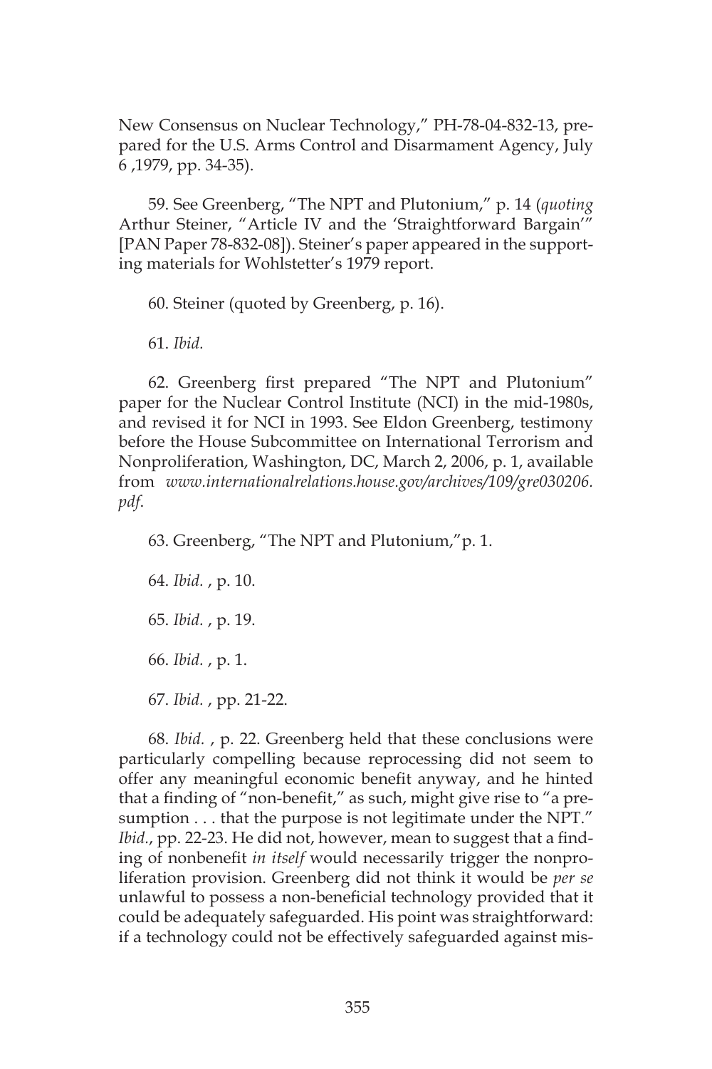New Consensus on Nuclear Technology," PH-78-04-832-13, prepared for the U.S. Arms Control and Disarmament Agency, July 6 ,1979, pp. 34-35).

59. See Greenberg, "The NPT and Plutonium," p. 14 (*quoting* Arthur Steiner, "Article IV and the 'Straightforward Bargain'" [PAN Paper 78-832-08]). Steiner's paper appeared in the supporting materials for Wohlstetter's 1979 report.

60. Steiner (quoted by Greenberg, p. 16).

61. *Ibid.*

62. Greenberg first prepared "The NPT and Plutonium" paper for the Nuclear Control Institute (NCI) in the mid-1980s, and revised it for NCI in 1993. See Eldon Greenberg, testimony before the House Subcommittee on International Terrorism and Nonproliferation, Washington, DC, March 2, 2006, p. 1, available from *www.internationalrelations.house.gov/archives/109/gre030206.pdf*.

63. Greenberg, "The NPT and Plutonium,"p. 1.

64. *Ibid.* , p. 10.

65. *Ibid.* , p. 19.

66. *Ibid.* , p. 1.

67. *Ibid.* , pp. 21-22.

68. *Ibid.* , p. 22. Greenberg held that these conclusions were particularly compelling because reprocessing did not seem to offer any meaningful economic benefit anyway, and he hinted that a finding of "non-benefit," as such, might give rise to "a presumption . . . that the purpose is not legitimate under the NPT." *Ibid.*, pp. 22-23. He did not, however, mean to suggest that a finding of nonbenefit *in itself* would necessarily trigger the nonproliferation provision. Greenberg did not think it would be *per se* unlawful to possess a non-beneficial technology provided that it could be adequately safeguarded. His point was straightforward: if a technology could not be effectively safeguarded against mis-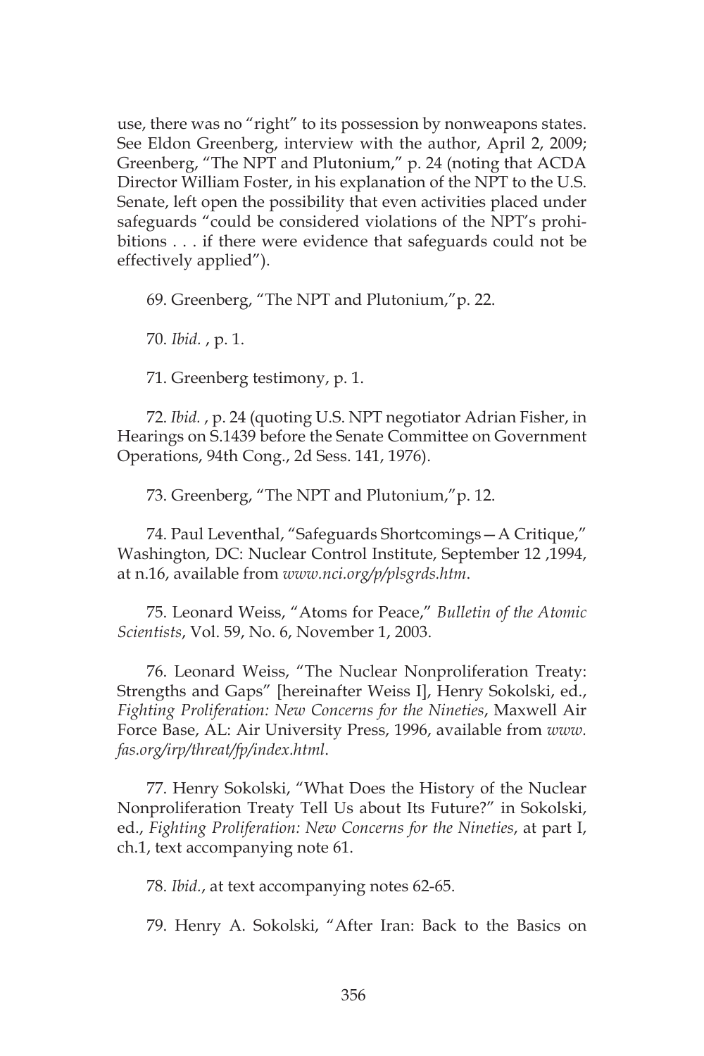use, there was no "right" to its possession by nonweapons states. See Eldon Greenberg, interview with the author, April 2, 2009; Greenberg, "The NPT and Plutonium," p. 24 (noting that ACDA Director William Foster, in his explanation of the NPT to the U.S. Senate, left open the possibility that even activities placed under safeguards "could be considered violations of the NPT's prohibitions . . . if there were evidence that safeguards could not be effectively applied").

69. Greenberg, "The NPT and Plutonium,"p. 22.

70. *Ibid.* , p. 1.

71. Greenberg testimony, p. 1.

72. *Ibid.* , p. 24 (quoting U.S. NPT negotiator Adrian Fisher, in Hearings on S.1439 before the Senate Committee on Government Operations, 94th Cong., 2d Sess. 141, 1976).

73. Greenberg, "The NPT and Plutonium,"p. 12.

74. Paul Leventhal, "Safeguards Shortcomings—A Critique," Washington, DC: Nuclear Control Institute, September 12 ,1994, at n.16, available from *www.nci.org/p/plsgrds.htm*.

75. Leonard Weiss, "Atoms for Peace," *Bulletin of the Atomic Scientists*, Vol. 59, No. 6, November 1, 2003.

76. Leonard Weiss, "The Nuclear Nonproliferation Treaty: Strengths and Gaps" [hereinafter Weiss I], Henry Sokolski, ed., *Fighting Proliferation: New Concerns for the Nineties*, Maxwell Air Force Base, AL: Air University Press, 1996, available from *www.fas.org/irp/threat/fp/index.html*.

77. Henry Sokolski, "What Does the History of the Nuclear Nonproliferation Treaty Tell Us about Its Future?" in Sokolski, ed., *Fighting Proliferation: New Concerns for the Nineties*, at part I, ch.1, text accompanying note 61.

78. *Ibid.*, at text accompanying notes 62-65.

79. Henry A. Sokolski, "After Iran: Back to the Basics on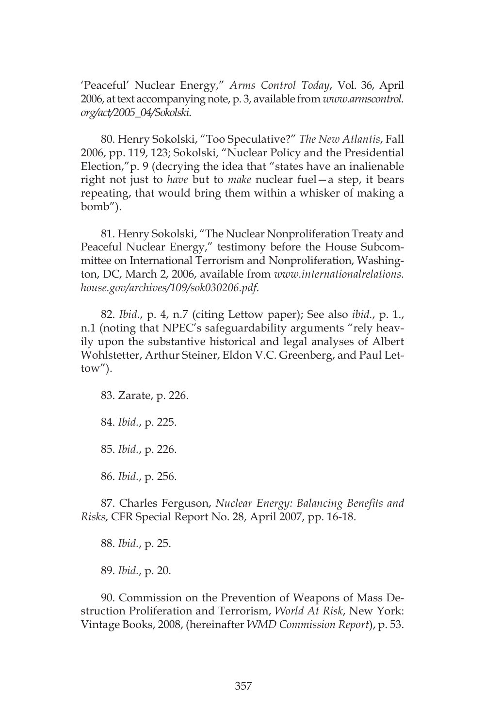'Peaceful' Nuclear Energy," *Arms Control Today*, Vol. 36, April 2006, at text accompanying note, p. 3, available from *www.armscontrol.org/act/2005_04/Sokolski*.

80. Henry Sokolski, "Too Speculative?" *The New Atlantis*, Fall 2006, pp. 119, 123; Sokolski, "Nuclear Policy and the Presidential Election,"p. 9 (decrying the idea that "states have an inalienable right not just to *have* but to *make* nuclear fuel—a step, it bears repeating, that would bring them within a whisker of making a bomb").

81. Henry Sokolski, "The Nuclear Nonproliferation Treaty and Peaceful Nuclear Energy," testimony before the House Subcommittee on International Terrorism and Nonproliferation, Washington, DC, March 2, 2006, available from *www.internationalrelations.house.gov/archives/109/sok030206.pdf*.

82. *Ibid*., p. 4, n.7 (citing Lettow paper); See also *ibid.*, p. 1., n.1 (noting that NPEC's safeguardability arguments "rely heavily upon the substantive historical and legal analyses of Albert Wohlstetter, Arthur Steiner, Eldon V.C. Greenberg, and Paul Lettow").

83. Zarate, p. 226.

84. *Ibid*., p. 225.

85. *Ibid*., p. 226.

86. *Ibid*., p. 256.

87. Charles Ferguson, *Nuclear Energy: Balancing Benefits and Risks*, CFR Special Report No. 28, April 2007, pp. 16-18.

88. *Ibid*., p. 25.

89. *Ibid*., p. 20.

90. Commission on the Prevention of Weapons of Mass Destruction Proliferation and Terrorism, *World At Risk*, New York: Vintage Books, 2008, (hereinafter *WMD Commission Report*), p. 53.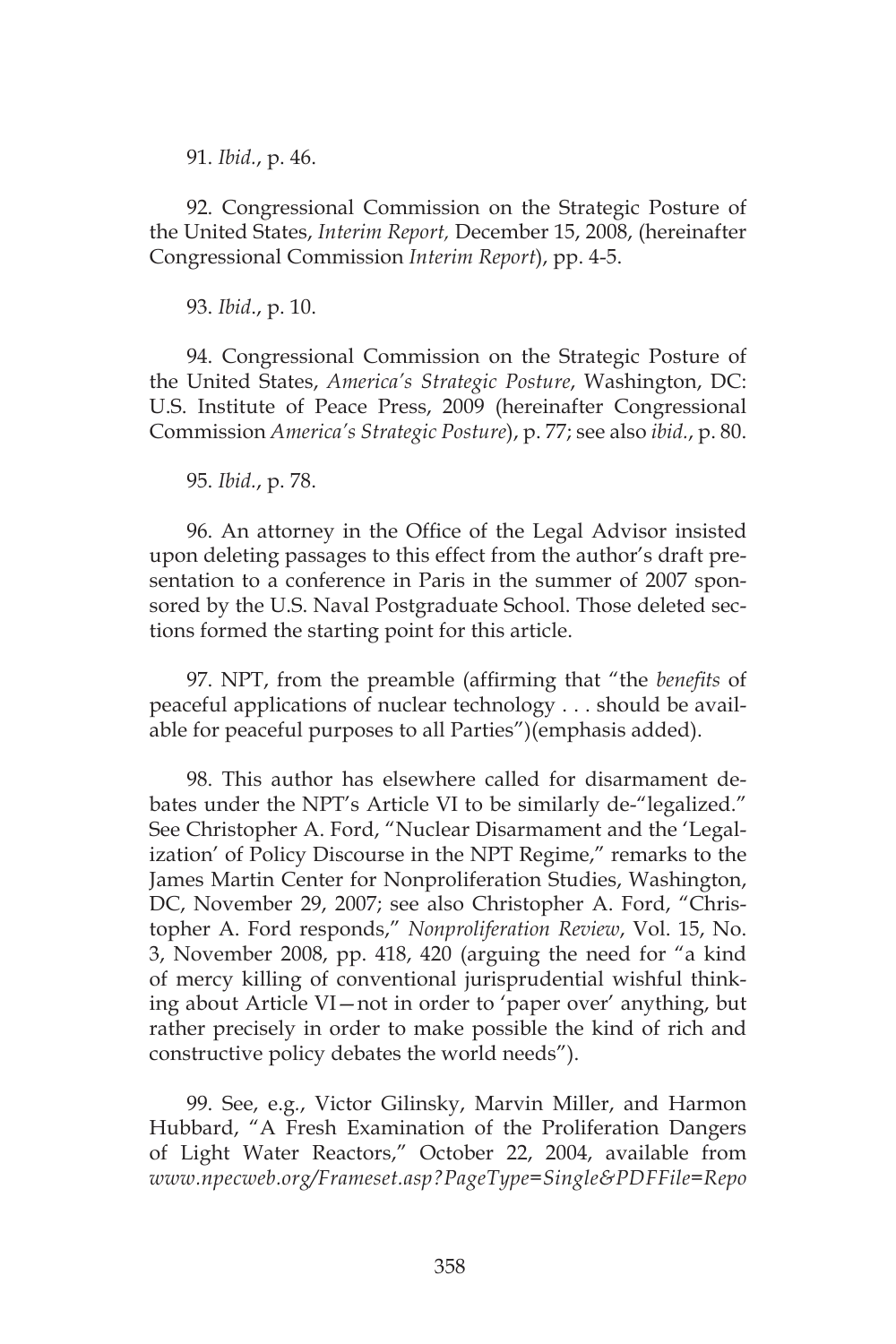91. *Ibid*., p. 46.

92. Congressional Commission on the Strategic Posture of the United States, *Interim Report,* December 15, 2008, (hereinafter Congressional Commission *Interim Report*), pp. 4-5.

93. *Ibid*., p. 10.

94. Congressional Commission on the Strategic Posture of the United States, *America's Strategic Posture*, Washington, DC: U.S. Institute of Peace Press, 2009 (hereinafter Congressional Commission *America's Strategic Posture*), p. 77; see also *ibid.*, p. 80.

95. *Ibid*., p. 78.

96. An attorney in the Office of the Legal Advisor insisted upon deleting passages to this effect from the author's draft presentation to a conference in Paris in the summer of 2007 sponsored by the U.S. Naval Postgraduate School. Those deleted sections formed the starting point for this article.

97. NPT, from the preamble (affirming that "the *benefits* of peaceful applications of nuclear technology . . . should be available for peaceful purposes to all Parties")(emphasis added).

98. This author has elsewhere called for disarmament debates under the NPT's Article VI to be similarly de-"legalized." See Christopher A. Ford, "Nuclear Disarmament and the 'Legalization' of Policy Discourse in the NPT Regime," remarks to the James Martin Center for Nonproliferation Studies, Washington, DC, November 29, 2007; see also Christopher A. Ford, "Christopher A. Ford responds," *Nonproliferation Review*, Vol. 15, No. 3, November 2008, pp. 418, 420 (arguing the need for "a kind of mercy killing of conventional jurisprudential wishful thinking about Article VI—not in order to 'paper over' anything, but rather precisely in order to make possible the kind of rich and constructive policy debates the world needs").

99. See, e.g., Victor Gilinsky, Marvin Miller, and Harmon Hubbard, "A Fresh Examination of the Proliferation Dangers of Light Water Reactors," October 22, 2004, available from *www.npecweb.org/Frameset.asp?PageType=Single&PDFFile=Repo*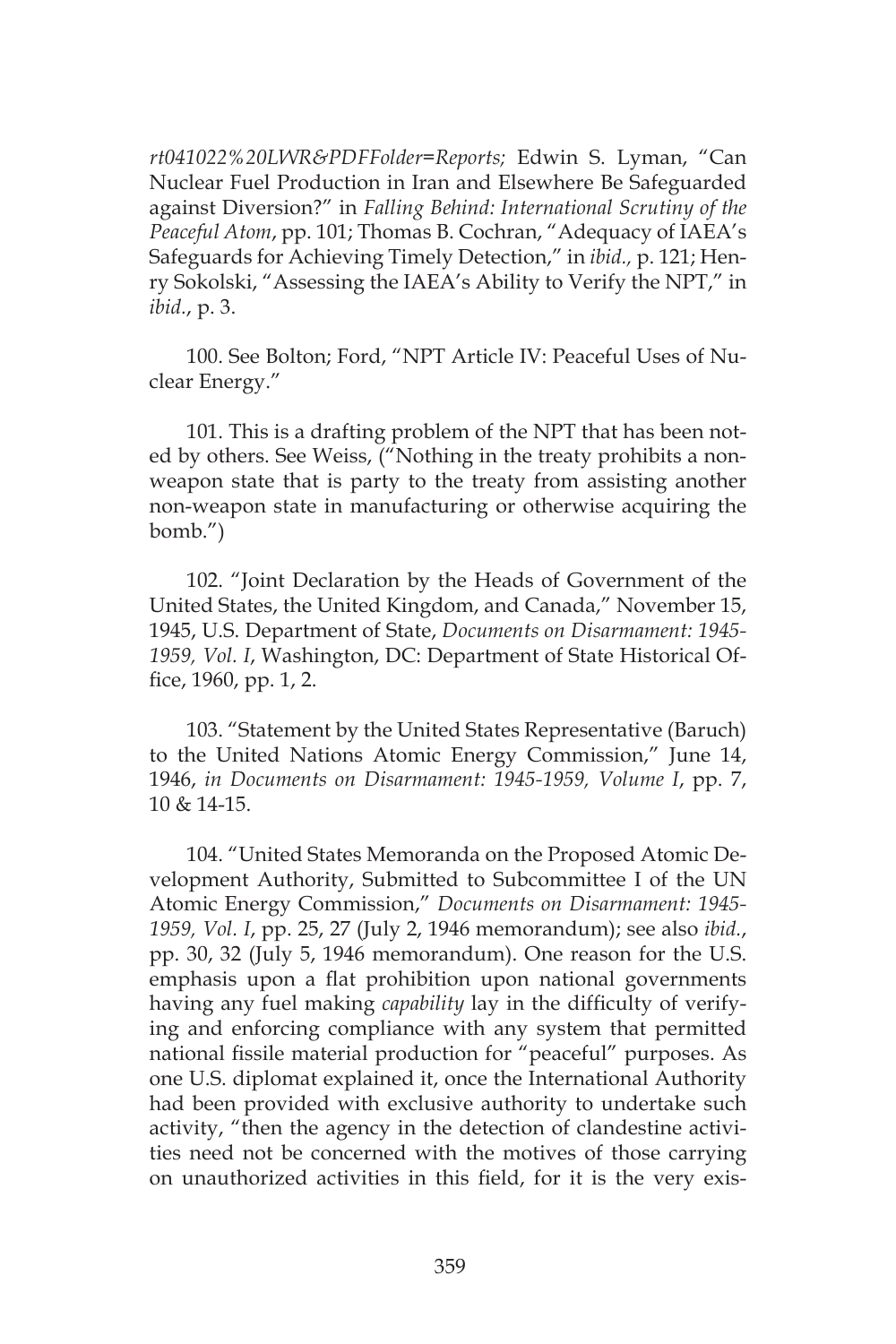*rt041022%20LWR&PDFFolder=Reports;* Edwin S. Lyman, "Can Nuclear Fuel Production in Iran and Elsewhere Be Safeguarded against Diversion?" in *Falling Behind: International Scrutiny of the Peaceful Atom*, pp. 101; Thomas B. Cochran, "Adequacy of IAEA's Safeguards for Achieving Timely Detection," in *ibid.,* p. 121; Henry Sokolski, "Assessing the IAEA's Ability to Verify the NPT," in *ibid.*, p. 3.

100. See Bolton; Ford, "NPT Article IV: Peaceful Uses of Nuclear Energy."

101. This is a drafting problem of the NPT that has been noted by others. See Weiss, ("Nothing in the treaty prohibits a non-weapon state that is party to the treaty from assisting another non-weapon state in manufacturing or otherwise acquiring the bomb.")

102. "Joint Declaration by the Heads of Government of the United States, the United Kingdom, and Canada," November 15, 1945, U.S. Department of State, *Documents on Disarmament: 1945-1959, Vol. I*, Washington, DC: Department of State Historical Office, 1960, pp. 1, 2.

103. "Statement by the United States Representative (Baruch) to the United Nations Atomic Energy Commission," June 14, 1946, *in Documents on Disarmament: 1945-1959, Volume I*, pp. 7, 10 & 14-15.

104. "United States Memoranda on the Proposed Atomic Development Authority, Submitted to Subcommittee I of the UN Atomic Energy Commission," *Documents on Disarmament: 1945-1959, Vol. I*, pp. 25, 27 (July 2, 1946 memorandum); see also *ibid.*, pp. 30, 32 (July 5, 1946 memorandum). One reason for the U.S. emphasis upon a flat prohibition upon national governments having any fuel making *capability* lay in the difficulty of verifying and enforcing compliance with any system that permitted national fissile material production for "peaceful" purposes. As one U.S. diplomat explained it, once the International Authority had been provided with exclusive authority to undertake such activity, "then the agency in the detection of clandestine activities need not be concerned with the motives of those carrying on unauthorized activities in this field, for it is the very exis-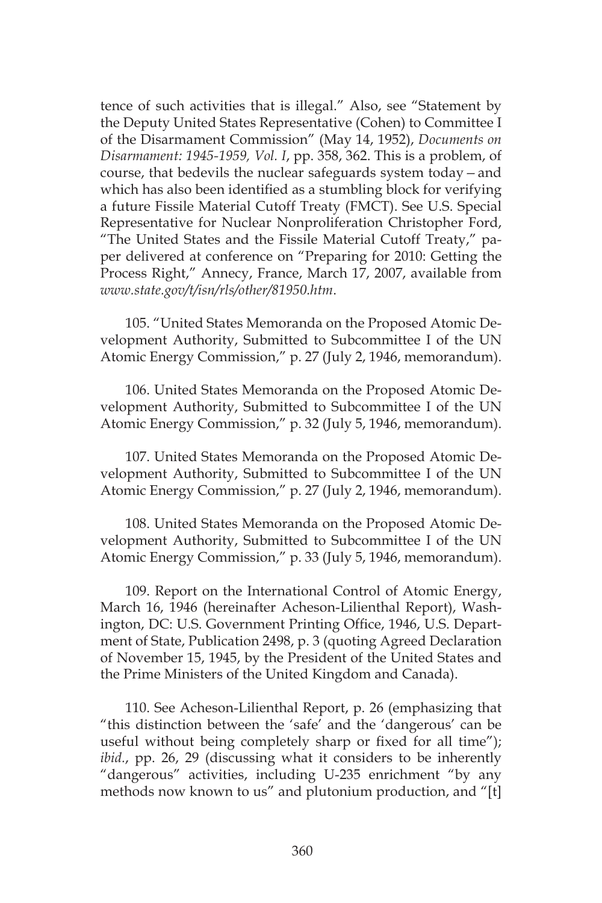tence of such activities that is illegal." Also, see "Statement by the Deputy United States Representative (Cohen) to Committee I of the Disarmament Commission" (May 14, 1952), *Documents on Disarmament: 1945-1959, Vol. I*, pp. 358, 362. This is a problem, of course, that bedevils the nuclear safeguards system today – and which has also been identified as a stumbling block for verifying a future Fissile Material Cutoff Treaty (FMCT). See U.S. Special Representative for Nuclear Nonproliferation Christopher Ford, "The United States and the Fissile Material Cutoff Treaty," paper delivered at conference on "Preparing for 2010: Getting the Process Right," Annecy, France, March 17, 2007, available from *www.state.gov/t/isn/rls/other/81950.htm*.

105. "United States Memoranda on the Proposed Atomic Development Authority, Submitted to Subcommittee I of the UN Atomic Energy Commission," p. 27 (July 2, 1946, memorandum).

106. United States Memoranda on the Proposed Atomic Development Authority, Submitted to Subcommittee I of the UN Atomic Energy Commission," p. 32 (July 5, 1946, memorandum).

107. United States Memoranda on the Proposed Atomic Development Authority, Submitted to Subcommittee I of the UN Atomic Energy Commission," p. 27 (July 2, 1946, memorandum).

108. United States Memoranda on the Proposed Atomic Development Authority, Submitted to Subcommittee I of the UN Atomic Energy Commission," p. 33 (July 5, 1946, memorandum).

109. Report on the International Control of Atomic Energy, March 16, 1946 (hereinafter Acheson-Lilienthal Report), Washington, DC: U.S. Government Printing Office, 1946, U.S. Department of State, Publication 2498, p. 3 (quoting Agreed Declaration of November 15, 1945, by the President of the United States and the Prime Ministers of the United Kingdom and Canada).

110. See Acheson-Lilienthal Report, p. 26 (emphasizing that "this distinction between the 'safe' and the 'dangerous' can be useful without being completely sharp or fixed for all time"); *ibid.*, pp. 26, 29 (discussing what it considers to be inherently "dangerous" activities, including U-235 enrichment "by any methods now known to us" and plutonium production, and "[t]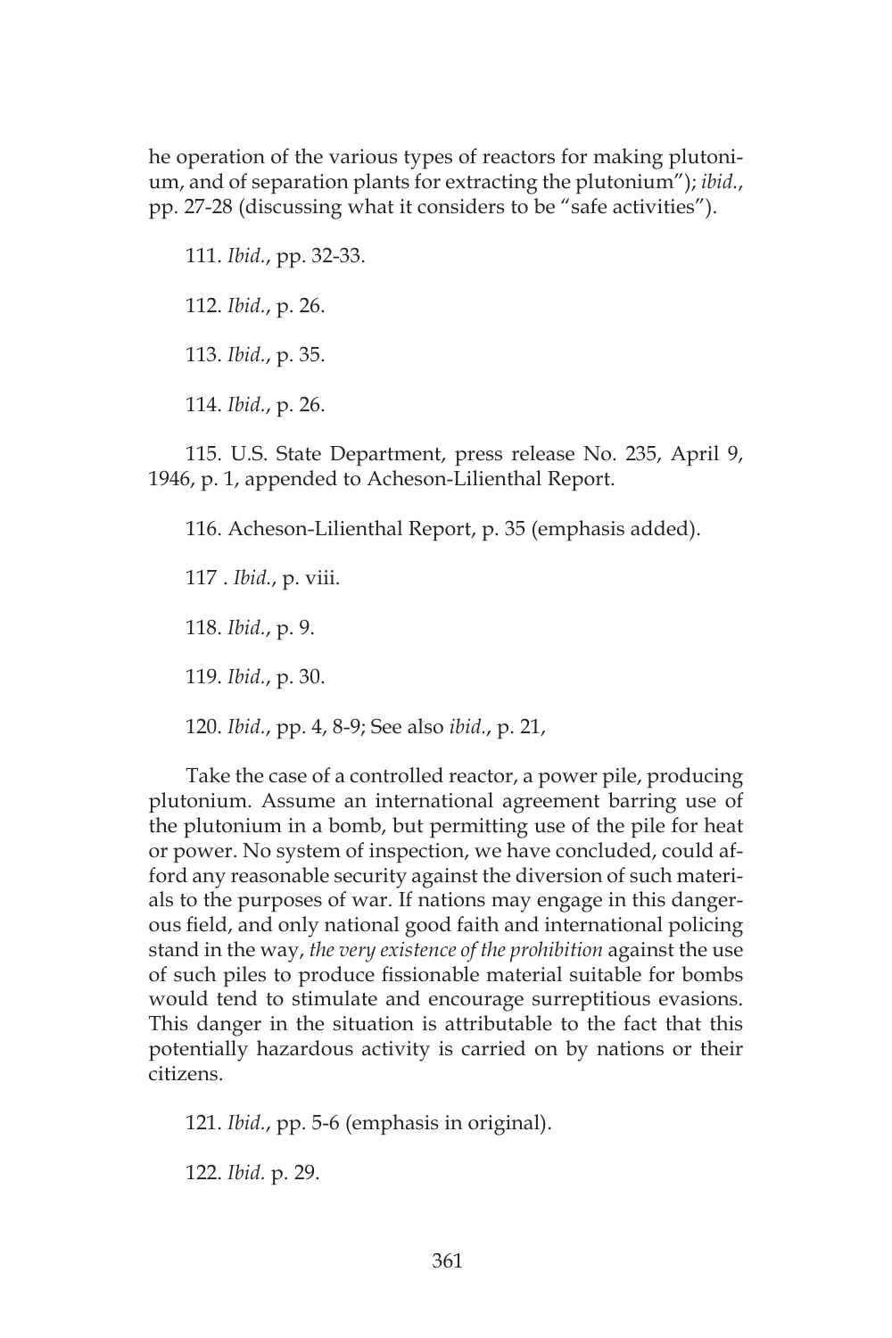he operation of the various types of reactors for making plutonium, and of separation plants for extracting the plutonium"); *ibid.*, pp. 27-28 (discussing what it considers to be "safe activities").

111. *Ibid.*, pp. 32-33.

112. *Ibid.*, p. 26.

113. *Ibid.*, p. 35.

114. *Ibid.*, p. 26.

115. U.S. State Department, press release No. 235, April 9, 1946, p. 1, appended to Acheson-Lilienthal Report.

116. Acheson-Lilienthal Report, p. 35 (emphasis added).

117 . *Ibid.*, p. viii.

118. *Ibid.*, p. 9.

119. *Ibid.*, p. 30.

120. *Ibid.*, pp. 4, 8-9; See also *ibid.*, p. 21,

> Take the case of a controlled reactor, a power pile, producing plutonium. Assume an international agreement barring use of the plutonium in a bomb, but permitting use of the pile for heat or power. No system of inspection, we have concluded, could afford any reasonable security against the diversion of such materials to the purposes of war. If nations may engage in this dangerous field, and only national good faith and international policing stand in the way, *the very existence of the prohibition* against the use of such piles to produce fissionable material suitable for bombs would tend to stimulate and encourage surreptitious evasions. This danger in the situation is attributable to the fact that this potentially hazardous activity is carried on by nations or their citizens.

121. *Ibid.*, pp. 5-6 (emphasis in original).

122. *Ibid.* p. 29.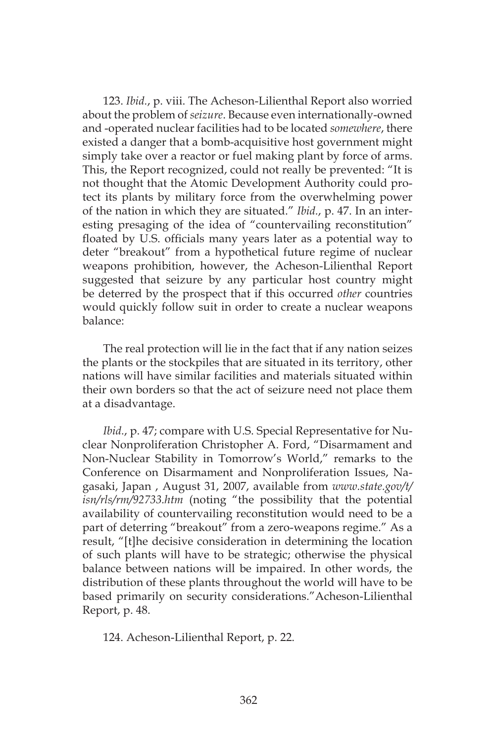123. *Ibid.*, p. viii. The Acheson-Lilienthal Report also worried about the problem of *seizure*. Because even internationally-owned and -operated nuclear facilities had to be located *somewhere*, there existed a danger that a bomb-acquisitive host government might simply take over a reactor or fuel making plant by force of arms. This, the Report recognized, could not really be prevented: "It is not thought that the Atomic Development Authority could protect its plants by military force from the overwhelming power of the nation in which they are situated." *Ibid.*, p. 47. In an interesting presaging of the idea of "countervailing reconstitution" floated by U.S. officials many years later as a potential way to deter "breakout" from a hypothetical future regime of nuclear weapons prohibition, however, the Acheson-Lilienthal Report suggested that seizure by any particular host country might be deterred by the prospect that if this occurred *other* countries would quickly follow suit in order to create a nuclear weapons balance:

> The real protection will lie in the fact that if any nation seizes the plants or the stockpiles that are situated in its territory, other nations will have similar facilities and materials situated within their own borders so that the act of seizure need not place them at a disadvantage.

*Ibid.*, p. 47; compare with U.S. Special Representative for Nuclear Nonproliferation Christopher A. Ford, "Disarmament and Non-Nuclear Stability in Tomorrow's World," remarks to the Conference on Disarmament and Nonproliferation Issues, Nagasaki, Japan , August 31, 2007, available from *www.state.gov/t/isn/rls/rm/92733.htm* (noting "the possibility that the potential availability of countervailing reconstitution would need to be a part of deterring "breakout" from a zero-weapons regime." As a result, "[t]he decisive consideration in determining the location of such plants will have to be strategic; otherwise the physical balance between nations will be impaired. In other words, the distribution of these plants throughout the world will have to be based primarily on security considerations."Acheson-Lilienthal Report, p. 48.

124. Acheson-Lilienthal Report, p. 22.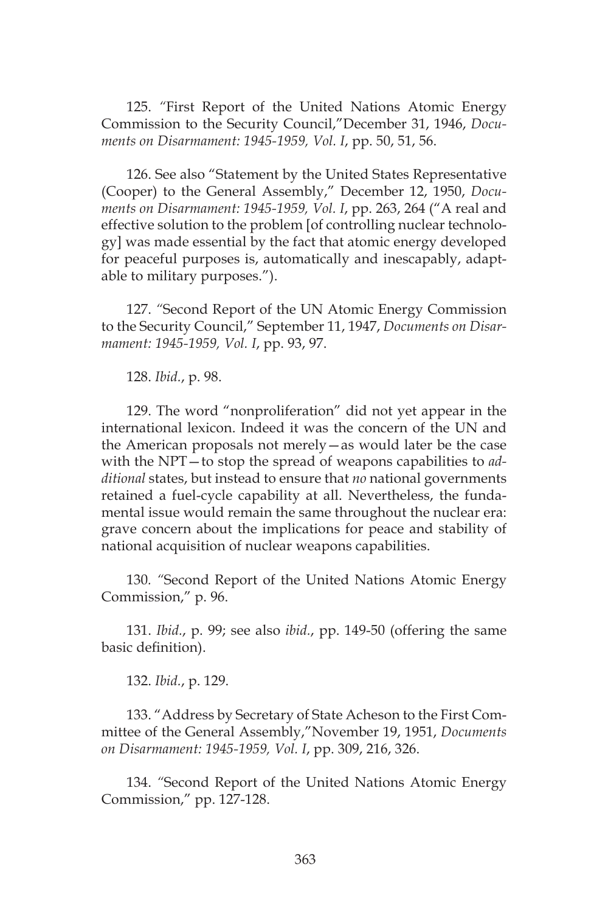125. "First Report of the United Nations Atomic Energy Commission to the Security Council,"December 31, 1946, *Documents on Disarmament: 1945-1959, Vol. I*, pp. 50, 51, 56.

126. See also "Statement by the United States Representative (Cooper) to the General Assembly," December 12, 1950, *Documents on Disarmament: 1945-1959, Vol. I*, pp. 263, 264 ("A real and effective solution to the problem [of controlling nuclear technology] was made essential by the fact that atomic energy developed for peaceful purposes is, automatically and inescapably, adaptable to military purposes.").

127. "Second Report of the UN Atomic Energy Commission to the Security Council," September 11, 1947, *Documents on Disarmament: 1945-1959, Vol. I*, pp. 93, 97.

128. *Ibid.*, p. 98.

129. The word "nonproliferation" did not yet appear in the international lexicon. Indeed it was the concern of the UN and the American proposals not merely—as would later be the case with the NPT—to stop the spread of weapons capabilities to *additional* states, but instead to ensure that *no* national governments retained a fuel-cycle capability at all. Nevertheless, the fundamental issue would remain the same throughout the nuclear era: grave concern about the implications for peace and stability of national acquisition of nuclear weapons capabilities.

130. "Second Report of the United Nations Atomic Energy Commission," p. 96.

131. *Ibid.*, p. 99; see also *ibid.*, pp. 149-50 (offering the same basic definition).

132. *Ibid.*, p. 129.

133. "Address by Secretary of State Acheson to the First Committee of the General Assembly,"November 19, 1951, *Documents on Disarmament: 1945-1959, Vol. I*, pp. 309, 216, 326.

134. "Second Report of the United Nations Atomic Energy Commission," pp. 127-128.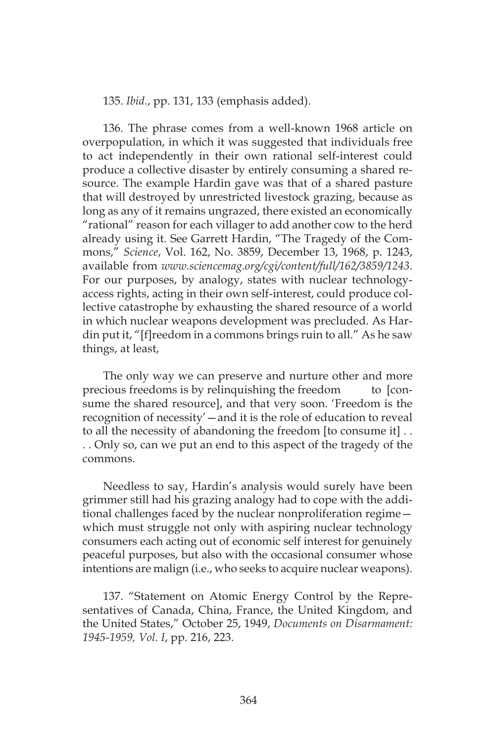135. *Ibid.*, pp. 131, 133 (emphasis added).

136. The phrase comes from a well-known 1968 article on overpopulation, in which it was suggested that individuals free to act independently in their own rational self-interest could produce a collective disaster by entirely consuming a shared resource. The example Hardin gave was that of a shared pasture that will destroyed by unrestricted livestock grazing, because as long as any of it remains ungrazed, there existed an economically "rational" reason for each villager to add another cow to the herd already using it. See Garrett Hardin, "The Tragedy of the Commons," *Science*, Vol. 162, No. 3859, December 13, 1968, p. 1243, available from *www.sciencemag.org/cgi/content/full/162/3859/1243*. For our purposes, by analogy, states with nuclear technology-access rights, acting in their own self-interest, could produce collective catastrophe by exhausting the shared resource of a world in which nuclear weapons development was precluded. As Hardin put it, "[f]reedom in a commons brings ruin to all." As he saw things, at least,

> The only way we can preserve and nurture other and more precious freedoms is by relinquishing the freedom to [consume the shared resource], and that very soon. 'Freedom is the recognition of necessity'—and it is the role of education to reveal to all the necessity of abandoning the freedom [to consume it] . . . . Only so, can we put an end to this aspect of the tragedy of the commons.

Needless to say, Hardin's analysis would surely have been grimmer still had his grazing analogy had to cope with the additional challenges faced by the nuclear nonproliferation regime—which must struggle not only with aspiring nuclear technology consumers each acting out of economic self interest for genuinely peaceful purposes, but also with the occasional consumer whose intentions are malign (i.e., who seeks to acquire nuclear weapons).

137. "Statement on Atomic Energy Control by the Representatives of Canada, China, France, the United Kingdom, and the United States," October 25, 1949, *Documents on Disarmament: 1945-1959, Vol. I*, pp. 216, 223.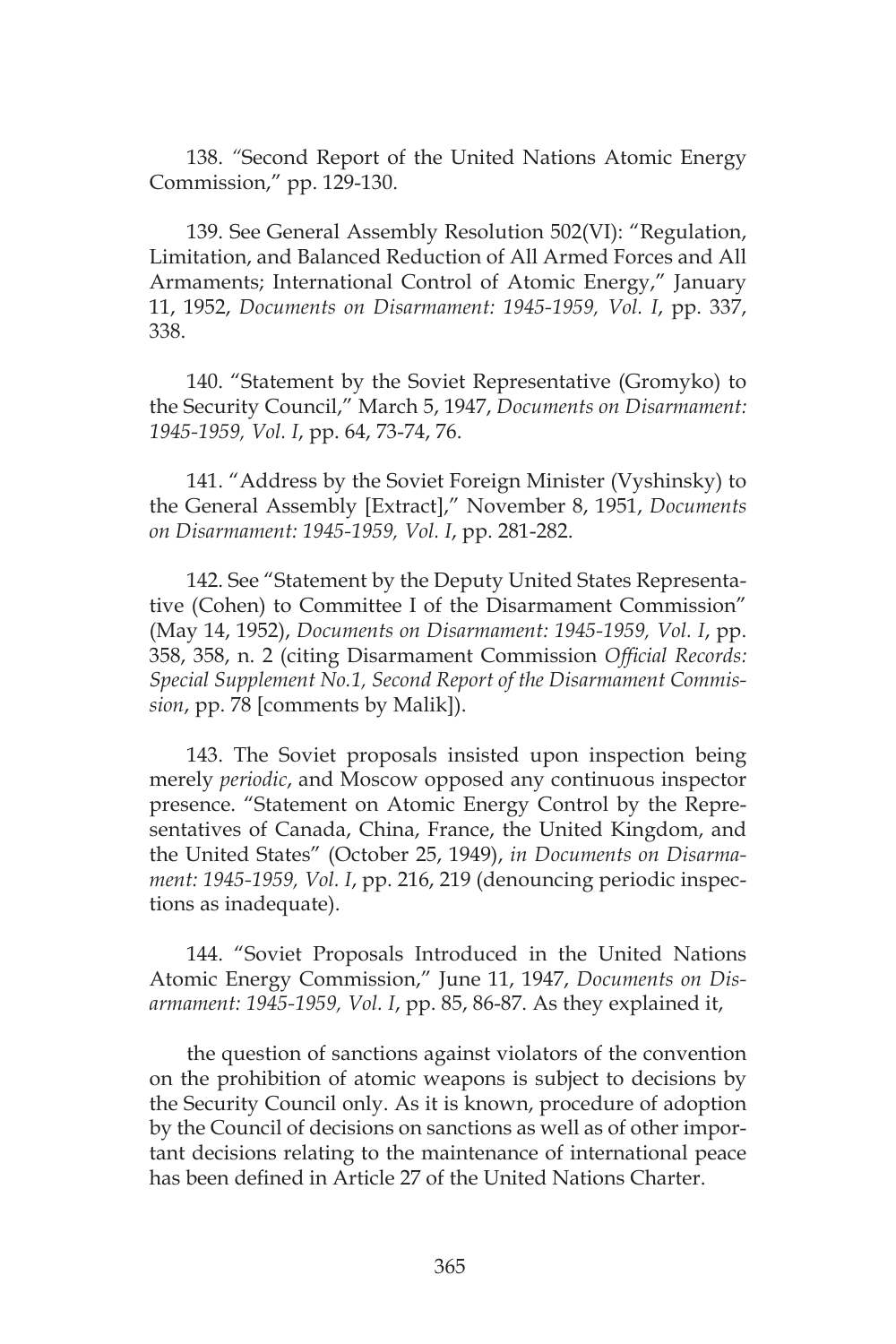138. "Second Report of the United Nations Atomic Energy Commission," pp. 129-130.

139. See General Assembly Resolution 502(VI): "Regulation, Limitation, and Balanced Reduction of All Armed Forces and All Armaments; International Control of Atomic Energy," January 11, 1952, *Documents on Disarmament: 1945-1959, Vol. I*, pp. 337, 338.

140. "Statement by the Soviet Representative (Gromyko) to the Security Council," March 5, 1947, *Documents on Disarmament: 1945-1959, Vol. I*, pp. 64, 73-74, 76.

141. "Address by the Soviet Foreign Minister (Vyshinsky) to the General Assembly [Extract]," November 8, 1951, *Documents on Disarmament: 1945-1959, Vol. I*, pp. 281-282.

142. See "Statement by the Deputy United States Representative (Cohen) to Committee I of the Disarmament Commission" (May 14, 1952), *Documents on Disarmament: 1945-1959, Vol. I*, pp. 358, 358, n. 2 (citing Disarmament Commission *Official Records: Special Supplement No.1, Second Report of the Disarmament Commission*, pp. 78 [comments by Malik]).

143. The Soviet proposals insisted upon inspection being merely *periodic*, and Moscow opposed any continuous inspector presence. "Statement on Atomic Energy Control by the Representatives of Canada, China, France, the United Kingdom, and the United States" (October 25, 1949), *in Documents on Disarmament: 1945-1959, Vol. I*, pp. 216, 219 (denouncing periodic inspections as inadequate).

144. "Soviet Proposals Introduced in the United Nations Atomic Energy Commission," June 11, 1947, *Documents on Disarmament: 1945-1959, Vol. I*, pp. 85, 86-87. As they explained it,

> the question of sanctions against violators of the convention on the prohibition of atomic weapons is subject to decisions by the Security Council only. As it is known, procedure of adoption by the Council of decisions on sanctions as well as of other important decisions relating to the maintenance of international peace has been defined in Article 27 of the United Nations Charter.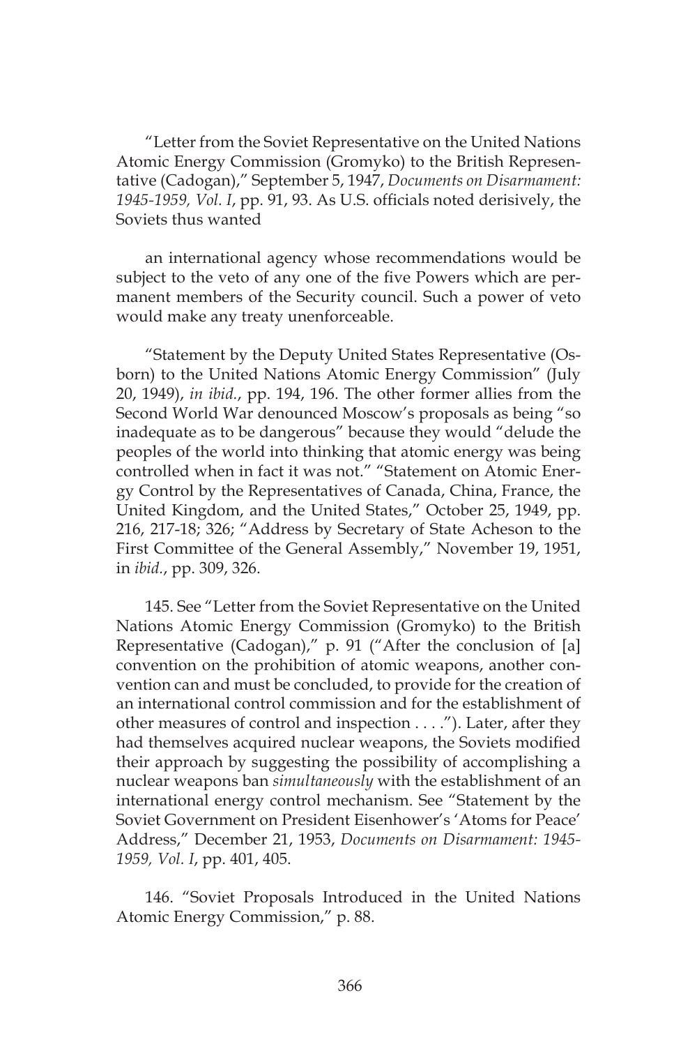"Letter from the Soviet Representative on the United Nations Atomic Energy Commission (Gromyko) to the British Representative (Cadogan)," September 5, 1947, *Documents on Disarmament: 1945-1959, Vol. I*, pp. 91, 93. As U.S. officials noted derisively, the Soviets thus wanted

> an international agency whose recommendations would be subject to the veto of any one of the five Powers which are permanent members of the Security council. Such a power of veto would make any treaty unenforceable.

"Statement by the Deputy United States Representative (Osborn) to the United Nations Atomic Energy Commission" (July 20, 1949), *in ibid.*, pp. 194, 196. The other former allies from the Second World War denounced Moscow's proposals as being "so inadequate as to be dangerous" because they would "delude the peoples of the world into thinking that atomic energy was being controlled when in fact it was not." "Statement on Atomic Energy Control by the Representatives of Canada, China, France, the United Kingdom, and the United States," October 25, 1949, pp. 216, 217-18; 326; "Address by Secretary of State Acheson to the First Committee of the General Assembly," November 19, 1951, in *ibid.*, pp. 309, 326.

145. See "Letter from the Soviet Representative on the United Nations Atomic Energy Commission (Gromyko) to the British Representative (Cadogan)," p. 91 ("After the conclusion of [a] convention on the prohibition of atomic weapons, another convention can and must be concluded, to provide for the creation of an international control commission and for the establishment of other measures of control and inspection . . . ."). Later, after they had themselves acquired nuclear weapons, the Soviets modified their approach by suggesting the possibility of accomplishing a nuclear weapons ban *simultaneously* with the establishment of an international energy control mechanism. See "Statement by the Soviet Government on President Eisenhower's 'Atoms for Peace' Address," December 21, 1953, *Documents on Disarmament: 1945-1959, Vol. I*, pp. 401, 405.

146. "Soviet Proposals Introduced in the United Nations Atomic Energy Commission," p. 88.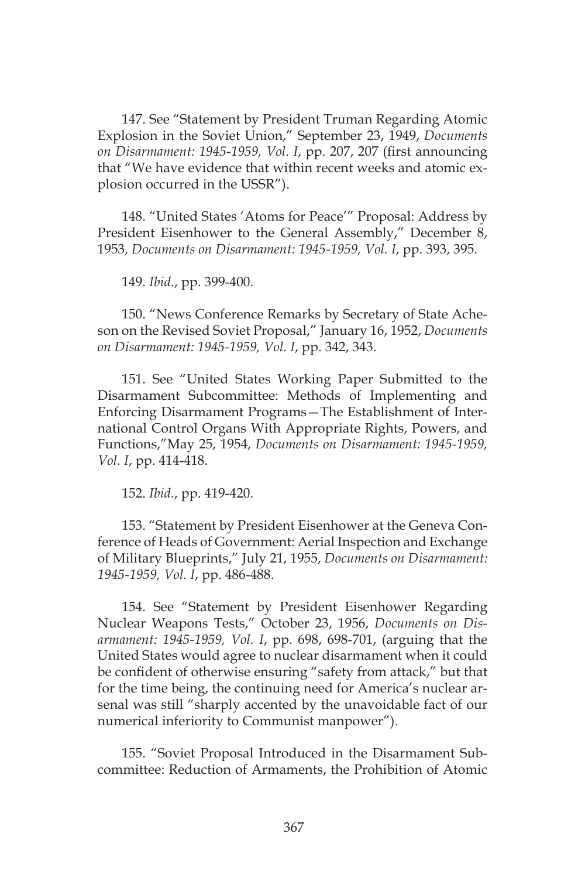147. See "Statement by President Truman Regarding Atomic Explosion in the Soviet Union," September 23, 1949, *Documents on Disarmament: 1945-1959, Vol. I*, pp. 207, 207 (first announcing that "We have evidence that within recent weeks and atomic explosion occurred in the USSR").

148. "United States 'Atoms for Peace'" Proposal: Address by President Eisenhower to the General Assembly," December 8, 1953, *Documents on Disarmament: 1945-1959, Vol. I*, pp. 393, 395.

149. *Ibid.*, pp. 399-400.

150. "News Conference Remarks by Secretary of State Acheson on the Revised Soviet Proposal," January 16, 1952, *Documents on Disarmament: 1945-1959, Vol. I*, pp. 342, 343.

151. See "United States Working Paper Submitted to the Disarmament Subcommittee: Methods of Implementing and Enforcing Disarmament Programs—The Establishment of International Control Organs With Appropriate Rights, Powers, and Functions,"May 25, 1954, *Documents on Disarmament: 1945-1959, Vol. I*, pp. 414-418.

152. *Ibid.*, pp. 419-420.

153. "Statement by President Eisenhower at the Geneva Conference of Heads of Government: Aerial Inspection and Exchange of Military Blueprints," July 21, 1955, *Documents on Disarmament: 1945-1959, Vol. I*, pp. 486-488.

154. See "Statement by President Eisenhower Regarding Nuclear Weapons Tests," October 23, 1956, *Documents on Disarmament: 1945-1959, Vol. I*, pp. 698, 698-701, (arguing that the United States would agree to nuclear disarmament when it could be confident of otherwise ensuring "safety from attack," but that for the time being, the continuing need for America's nuclear arsenal was still "sharply accented by the unavoidable fact of our numerical inferiority to Communist manpower").

155. "Soviet Proposal Introduced in the Disarmament Subcommittee: Reduction of Armaments, the Prohibition of Atomic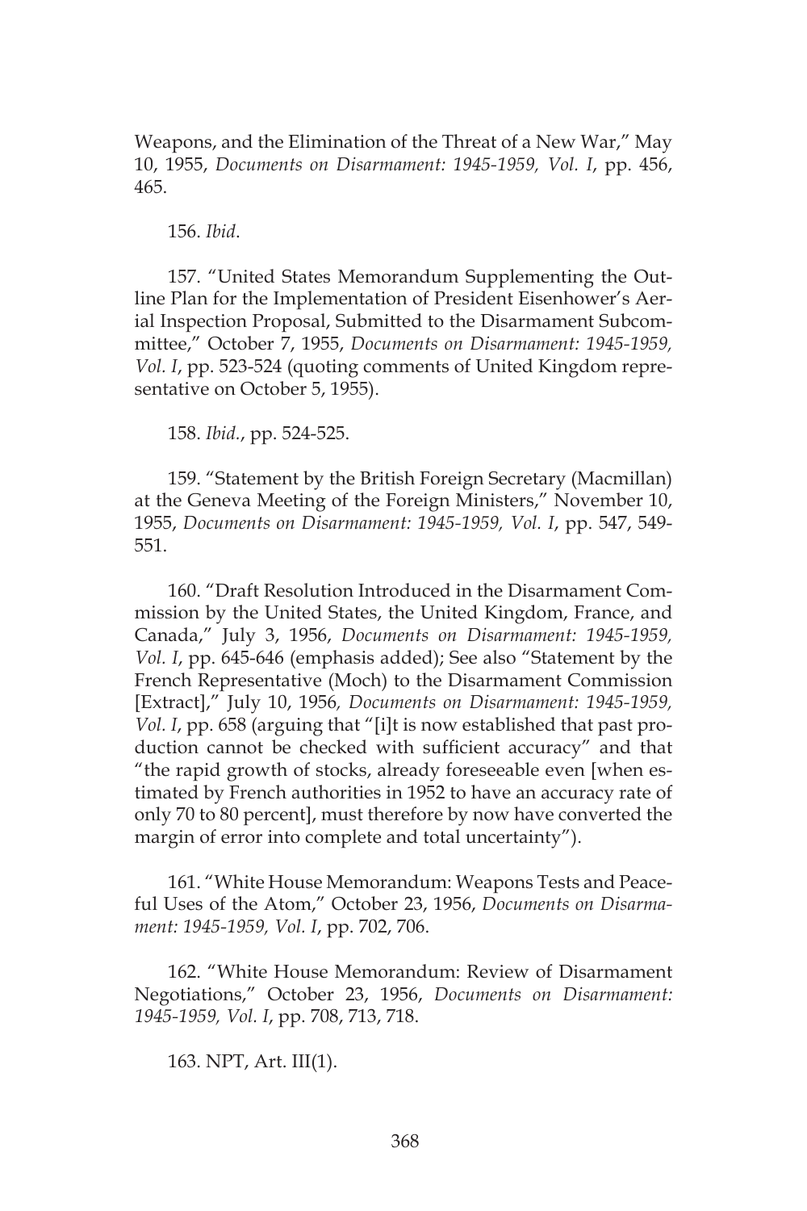Weapons, and the Elimination of the Threat of a New War," May 10, 1955, *Documents on Disarmament: 1945-1959, Vol. I*, pp. 456, 465.

156. *Ibid*.

157. "United States Memorandum Supplementing the Outline Plan for the Implementation of President Eisenhower's Aerial Inspection Proposal, Submitted to the Disarmament Subcommittee," October 7, 1955, *Documents on Disarmament: 1945-1959, Vol. I*, pp. 523-524 (quoting comments of United Kingdom representative on October 5, 1955).

158. *Ibid*., pp. 524-525.

159. "Statement by the British Foreign Secretary (Macmillan) at the Geneva Meeting of the Foreign Ministers," November 10, 1955, *Documents on Disarmament: 1945-1959, Vol. I*, pp. 547, 549-551.

160. "Draft Resolution Introduced in the Disarmament Commission by the United States, the United Kingdom, France, and Canada," July 3, 1956, *Documents on Disarmament: 1945-1959, Vol. I*, pp. 645-646 (emphasis added); See also "Statement by the French Representative (Moch) to the Disarmament Commission [Extract]," July 10, 1956, *Documents on Disarmament: 1945-1959, Vol. I*, pp. 658 (arguing that "[i]t is now established that past production cannot be checked with sufficient accuracy" and that "the rapid growth of stocks, already foreseeable even [when estimated by French authorities in 1952 to have an accuracy rate of only 70 to 80 percent], must therefore by now have converted the margin of error into complete and total uncertainty").

161. "White House Memorandum: Weapons Tests and Peaceful Uses of the Atom," October 23, 1956, *Documents on Disarmament: 1945-1959, Vol. I*, pp. 702, 706.

162. "White House Memorandum: Review of Disarmament Negotiations," October 23, 1956, *Documents on Disarmament: 1945-1959, Vol. I*, pp. 708, 713, 718.

163. NPT, Art. III(1).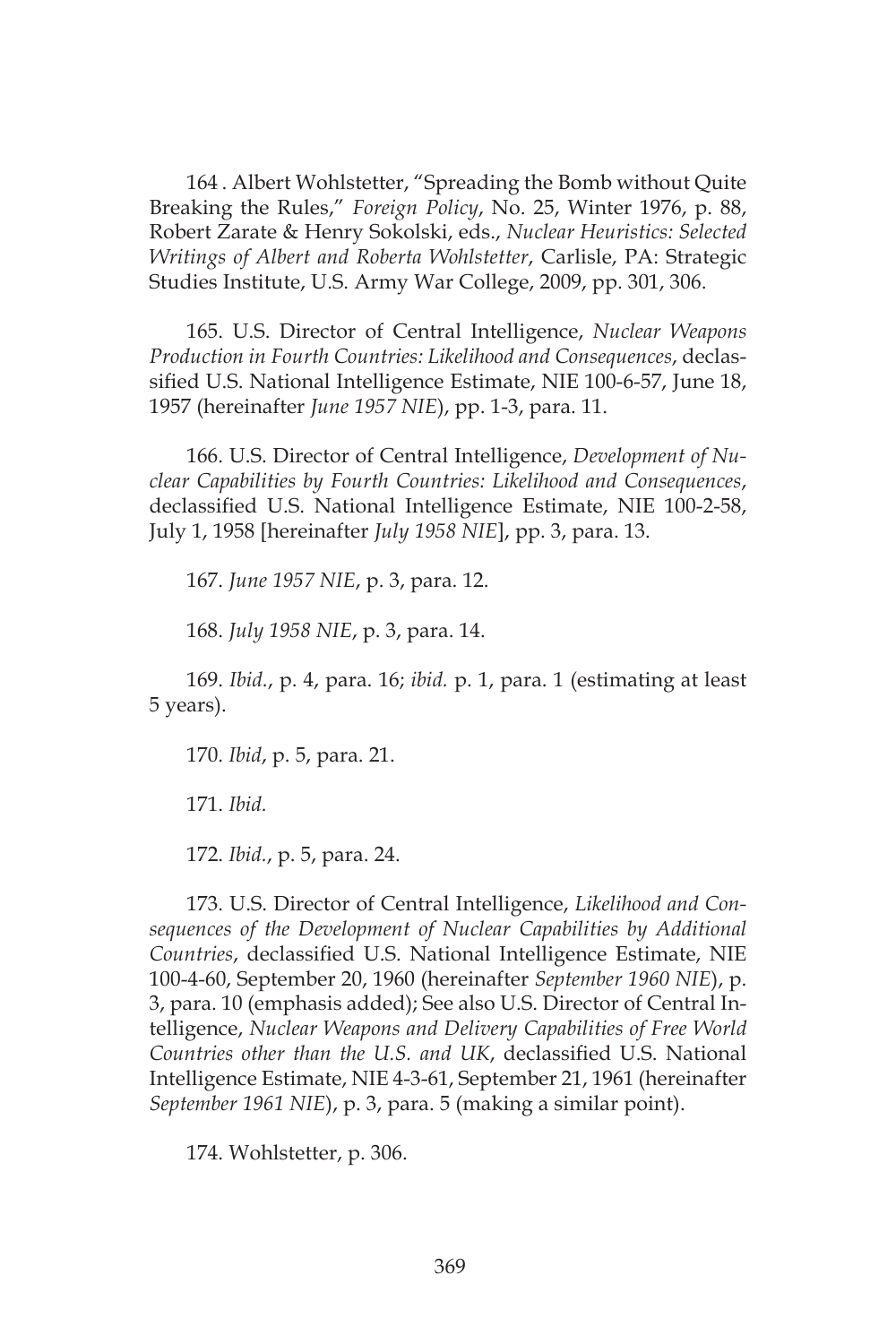164 . Albert Wohlstetter, "Spreading the Bomb without Quite Breaking the Rules," *Foreign Policy*, No. 25, Winter 1976, p. 88, Robert Zarate & Henry Sokolski, eds., *Nuclear Heuristics: Selected Writings of Albert and Roberta Wohlstetter*, Carlisle, PA: Strategic Studies Institute, U.S. Army War College, 2009, pp. 301, 306.

165. U.S. Director of Central Intelligence, *Nuclear Weapons Production in Fourth Countries: Likelihood and Consequences*, declassified U.S. National Intelligence Estimate, NIE 100-6-57, June 18, 1957 (hereinafter *June 1957 NIE*), pp. 1-3, para. 11.

166. U.S. Director of Central Intelligence, *Development of Nuclear Capabilities by Fourth Countries: Likelihood and Consequences*, declassified U.S. National Intelligence Estimate, NIE 100-2-58, July 1, 1958 [hereinafter *July 1958 NIE*], pp. 3, para. 13.

167. *June 1957 NIE*, p. 3, para. 12.

168. *July 1958 NIE*, p. 3, para. 14.

169. *Ibid.*, p. 4, para. 16; *ibid.* p. 1, para. 1 (estimating at least 5 years).

170. *Ibid*, p. 5, para. 21.

171. *Ibid.*

172. *Ibid.*, p. 5, para. 24.

173. U.S. Director of Central Intelligence, *Likelihood and Consequences of the Development of Nuclear Capabilities by Additional Countries*, declassified U.S. National Intelligence Estimate, NIE 100-4-60, September 20, 1960 (hereinafter *September 1960 NIE*), p. 3, para. 10 (emphasis added); See also U.S. Director of Central Intelligence, *Nuclear Weapons and Delivery Capabilities of Free World Countries other than the U.S. and UK*, declassified U.S. National Intelligence Estimate, NIE 4-3-61, September 21, 1961 (hereinafter *September 1961 NIE*), p. 3, para. 5 (making a similar point).

174. Wohlstetter, p. 306.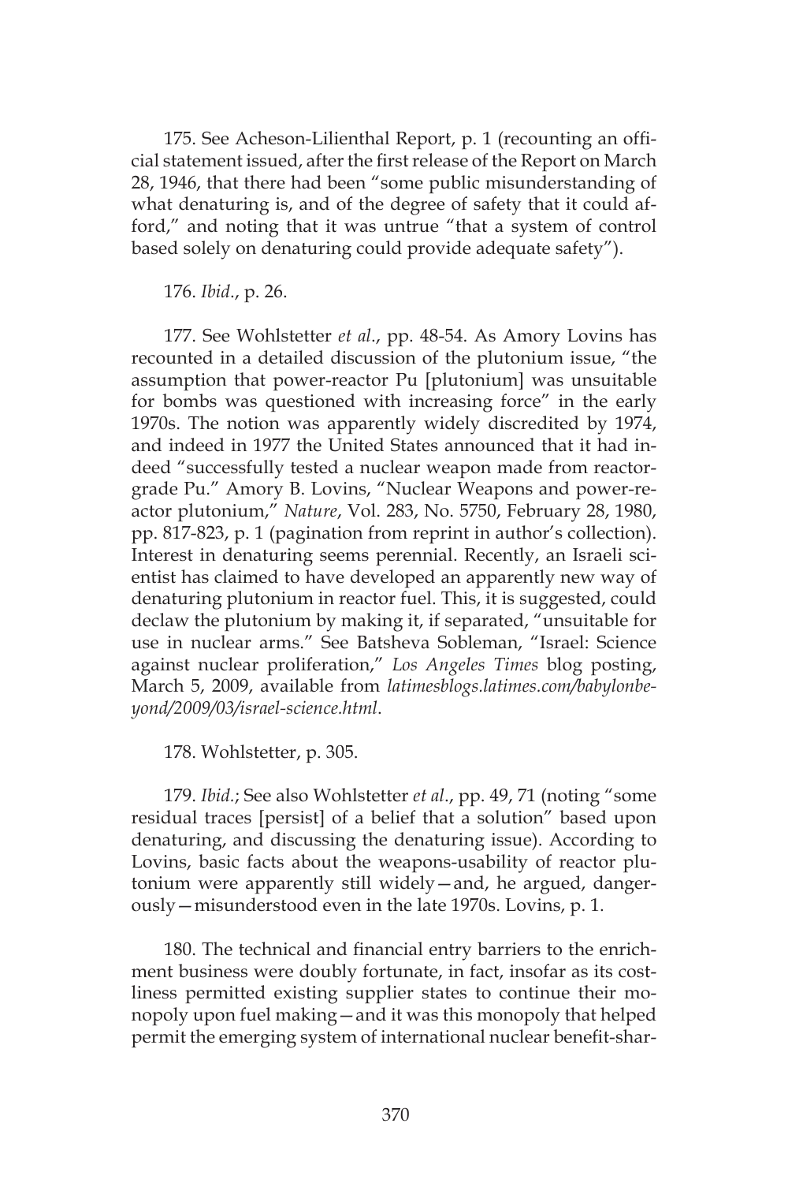175. See Acheson-Lilienthal Report, p. 1 (recounting an official statement issued, after the first release of the Report on March 28, 1946, that there had been "some public misunderstanding of what denaturing is, and of the degree of safety that it could afford," and noting that it was untrue "that a system of control based solely on denaturing could provide adequate safety").

176. *Ibid*., p. 26.

177. See Wohlstetter *et al*., pp. 48-54. As Amory Lovins has recounted in a detailed discussion of the plutonium issue, "the assumption that power-reactor Pu [plutonium] was unsuitable for bombs was questioned with increasing force" in the early 1970s. The notion was apparently widely discredited by 1974, and indeed in 1977 the United States announced that it had indeed "successfully tested a nuclear weapon made from reactor-grade Pu." Amory B. Lovins, "Nuclear Weapons and power-reactor plutonium," *Nature*, Vol. 283, No. 5750, February 28, 1980, pp. 817-823, p. 1 (pagination from reprint in author's collection). Interest in denaturing seems perennial. Recently, an Israeli scientist has claimed to have developed an apparently new way of denaturing plutonium in reactor fuel. This, it is suggested, could declaw the plutonium by making it, if separated, "unsuitable for use in nuclear arms." See Batsheva Sobleman, "Israel: Science against nuclear proliferation," *Los Angeles Times* blog posting, March 5, 2009, available from *latimesblogs.latimes.com/babylonbeyond/2009/03/israel-science.html*.

178. Wohlstetter, p. 305.

179. *Ibid.*; See also Wohlstetter *et al*., pp. 49, 71 (noting "some residual traces [persist] of a belief that a solution" based upon denaturing, and discussing the denaturing issue). According to Lovins, basic facts about the weapons-usability of reactor plutonium were apparently still widely—and, he argued, dangerously—misunderstood even in the late 1970s. Lovins, p. 1.

180. The technical and financial entry barriers to the enrichment business were doubly fortunate, in fact, insofar as its costliness permitted existing supplier states to continue their monopoly upon fuel making—and it was this monopoly that helped permit the emerging system of international nuclear benefit-shar-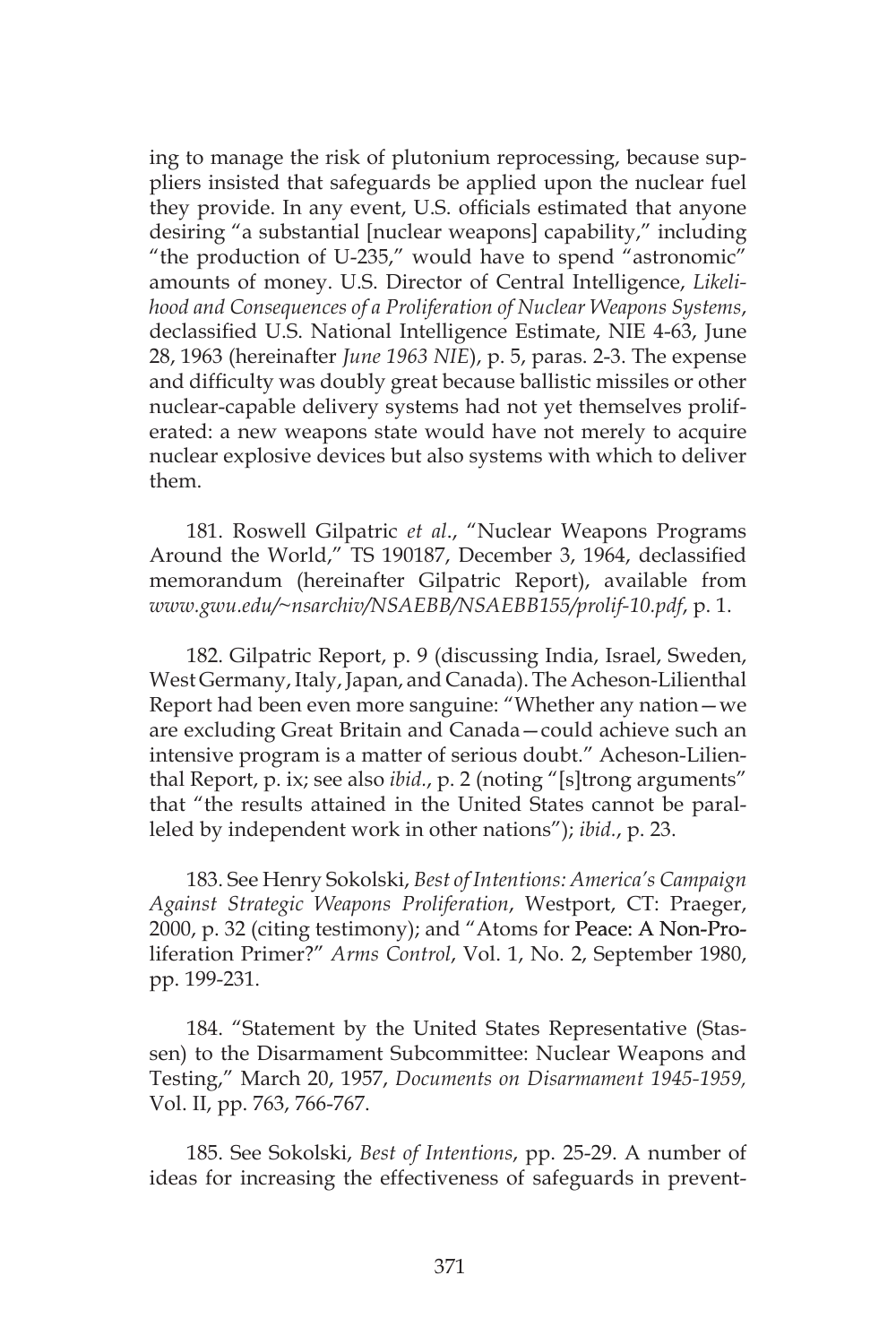ing to manage the risk of plutonium reprocessing, because suppliers insisted that safeguards be applied upon the nuclear fuel they provide. In any event, U.S. officials estimated that anyone desiring "a substantial [nuclear weapons] capability," including "the production of U-235," would have to spend "astronomic" amounts of money. U.S. Director of Central Intelligence, *Likelihood and Consequences of a Proliferation of Nuclear Weapons Systems*, declassified U.S. National Intelligence Estimate, NIE 4-63, June 28, 1963 (hereinafter *June 1963 NIE*), p. 5, paras. 2-3. The expense and difficulty was doubly great because ballistic missiles or other nuclear-capable delivery systems had not yet themselves proliferated: a new weapons state would have not merely to acquire nuclear explosive devices but also systems with which to deliver them.

181. Roswell Gilpatric *et al*., "Nuclear Weapons Programs Around the World," TS 190187, December 3, 1964, declassified memorandum (hereinafter Gilpatric Report), available from *www.gwu.edu/~nsarchiv/NSAEBB/NSAEBB155/prolif-10.pdf*, p. 1.

182. Gilpatric Report, p. 9 (discussing India, Israel, Sweden, West Germany, Italy, Japan, and Canada). The Acheson-Lilienthal Report had been even more sanguine: "Whether any nation—we are excluding Great Britain and Canada—could achieve such an intensive program is a matter of serious doubt." Acheson-Lilienthal Report, p. ix; see also *ibid.*, p. 2 (noting "[s]trong arguments" that "the results attained in the United States cannot be paralleled by independent work in other nations"); *ibid.*, p. 23.

183. See Henry Sokolski, *Best of Intentions: America's Campaign Against Strategic Weapons Proliferation*, Westport, CT: Praeger, 2000, p. 32 (citing testimony); and "Atoms for Peace: A Non-Proliferation Primer?" *Arms Control*, Vol. 1, No. 2, September 1980, pp. 199-231.

184. "Statement by the United States Representative (Stassen) to the Disarmament Subcommittee: Nuclear Weapons and Testing," March 20, 1957, *Documents on Disarmament 1945-1959,* Vol. II, pp. 763, 766-767.

185. See Sokolski, *Best of Intentions*, pp. 25-29. A number of ideas for increasing the effectiveness of safeguards in prevent-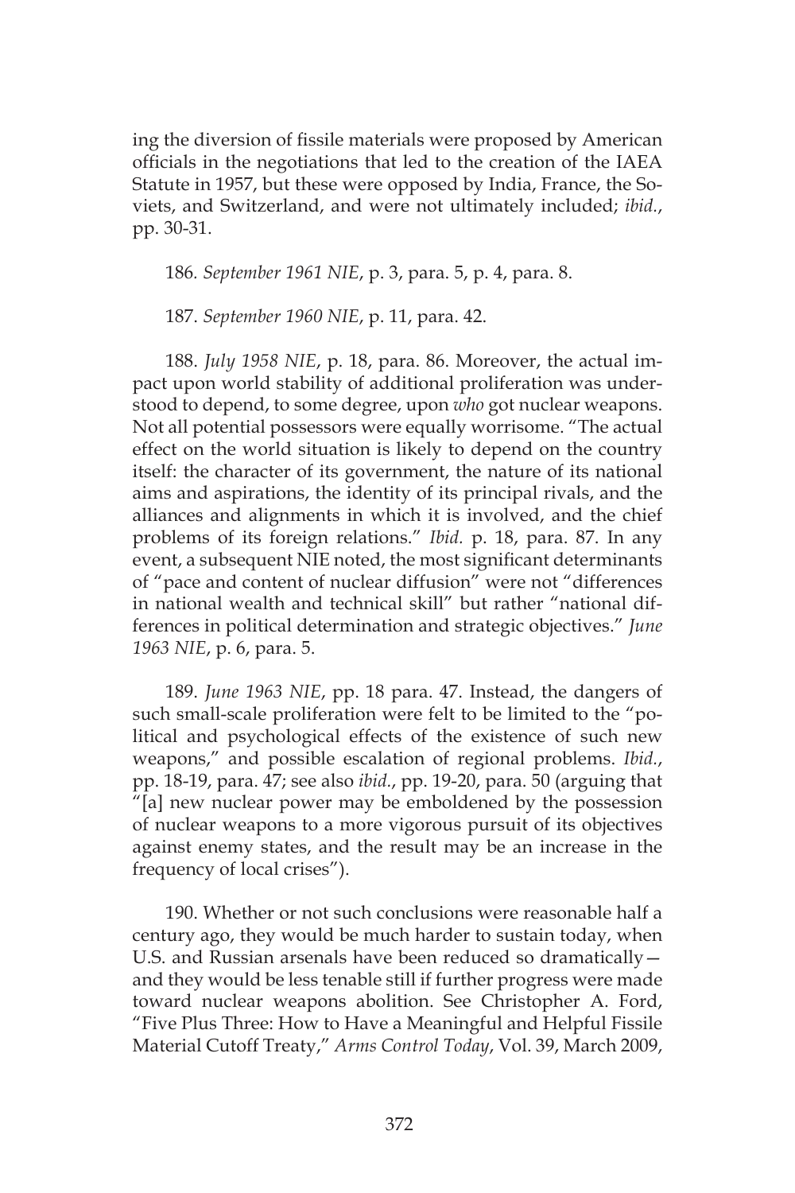ing the diversion of fissile materials were proposed by American officials in the negotiations that led to the creation of the IAEA Statute in 1957, but these were opposed by India, France, the Soviets, and Switzerland, and were not ultimately included; *ibid.*, pp. 30-31.

186. *September 1961 NIE*, p. 3, para. 5, p. 4, para. 8.

187. *September 1960 NIE*, p. 11, para. 42.

188. *July 1958 NIE*, p. 18, para. 86. Moreover, the actual impact upon world stability of additional proliferation was understood to depend, to some degree, upon *who* got nuclear weapons. Not all potential possessors were equally worrisome. "The actual effect on the world situation is likely to depend on the country itself: the character of its government, the nature of its national aims and aspirations, the identity of its principal rivals, and the alliances and alignments in which it is involved, and the chief problems of its foreign relations." *Ibid.* p. 18, para. 87. In any event, a subsequent NIE noted, the most significant determinants of "pace and content of nuclear diffusion" were not "differences in national wealth and technical skill" but rather "national differences in political determination and strategic objectives." *June 1963 NIE*, p. 6, para. 5.

189. *June 1963 NIE*, pp. 18 para. 47. Instead, the dangers of such small-scale proliferation were felt to be limited to the "political and psychological effects of the existence of such new weapons," and possible escalation of regional problems. *Ibid.*, pp. 18-19, para. 47; see also *ibid.*, pp. 19-20, para. 50 (arguing that "[a] new nuclear power may be emboldened by the possession of nuclear weapons to a more vigorous pursuit of its objectives against enemy states, and the result may be an increase in the frequency of local crises").

190. Whether or not such conclusions were reasonable half a century ago, they would be much harder to sustain today, when U.S. and Russian arsenals have been reduced so dramatically—and they would be less tenable still if further progress were made toward nuclear weapons abolition. See Christopher A. Ford, "Five Plus Three: How to Have a Meaningful and Helpful Fissile Material Cutoff Treaty," *Arms Control Today*, Vol. 39, March 2009,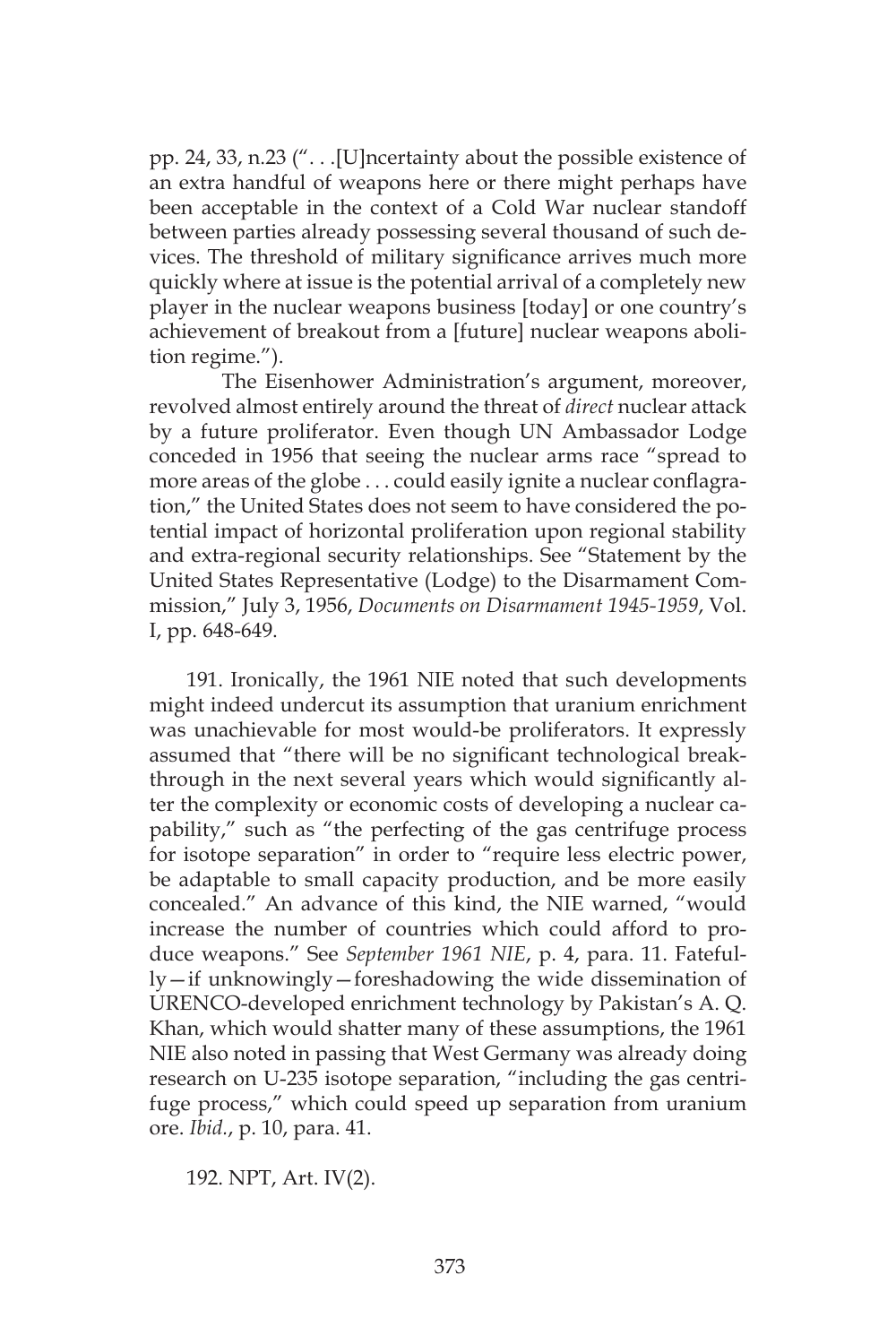pp. 24, 33, n.23 (". . .[U]ncertainty about the possible existence of an extra handful of weapons here or there might perhaps have been acceptable in the context of a Cold War nuclear standoff between parties already possessing several thousand of such devices. The threshold of military significance arrives much more quickly where at issue is the potential arrival of a completely new player in the nuclear weapons business [today] or one country's achievement of breakout from a [future] nuclear weapons abolition regime.").

The Eisenhower Administration's argument, moreover, revolved almost entirely around the threat of *direct* nuclear attack by a future proliferator. Even though UN Ambassador Lodge conceded in 1956 that seeing the nuclear arms race "spread to more areas of the globe . . . could easily ignite a nuclear conflagration," the United States does not seem to have considered the potential impact of horizontal proliferation upon regional stability and extra-regional security relationships. See "Statement by the United States Representative (Lodge) to the Disarmament Commission," July 3, 1956, *Documents on Disarmament 1945-1959*, Vol. I, pp. 648-649.

191. Ironically, the 1961 NIE noted that such developments might indeed undercut its assumption that uranium enrichment was unachievable for most would-be proliferators. It expressly assumed that "there will be no significant technological breakthrough in the next several years which would significantly alter the complexity or economic costs of developing a nuclear capability," such as "the perfecting of the gas centrifuge process for isotope separation" in order to "require less electric power, be adaptable to small capacity production, and be more easily concealed." An advance of this kind, the NIE warned, "would increase the number of countries which could afford to produce weapons." See *September 1961 NIE*, p. 4, para. 11. Fatefully—if unknowingly—foreshadowing the wide dissemination of URENCO-developed enrichment technology by Pakistan's A. Q. Khan, which would shatter many of these assumptions, the 1961 NIE also noted in passing that West Germany was already doing research on U-235 isotope separation, "including the gas centrifuge process," which could speed up separation from uranium ore. *Ibid.*, p. 10, para. 41.

192. NPT, Art. IV(2).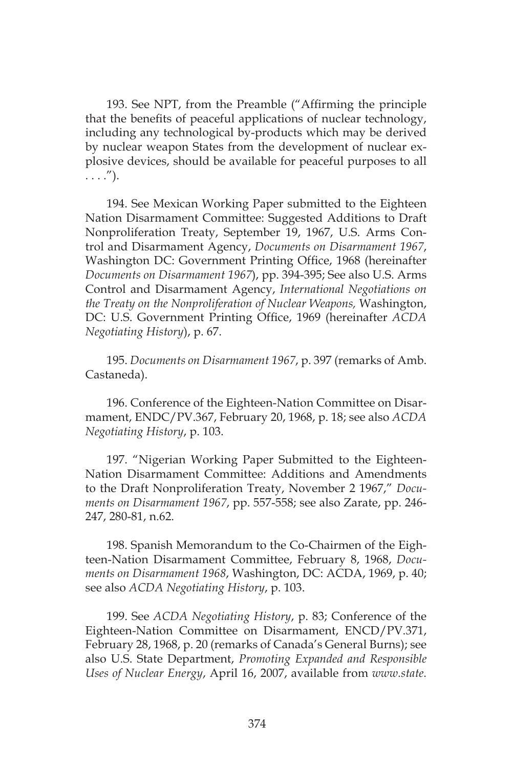193. See NPT, from the Preamble ("Affirming the principle that the benefits of peaceful applications of nuclear technology, including any technological by-products which may be derived by nuclear weapon States from the development of nuclear explosive devices, should be available for peaceful purposes to all . . . .").

194. See Mexican Working Paper submitted to the Eighteen Nation Disarmament Committee: Suggested Additions to Draft Nonproliferation Treaty, September 19, 1967, U.S. Arms Control and Disarmament Agency, *Documents on Disarmament 1967*, Washington DC: Government Printing Office, 1968 (hereinafter *Documents on Disarmament 1967*), pp. 394-395; See also U.S. Arms Control and Disarmament Agency, *International Negotiations on the Treaty on the Nonproliferation of Nuclear Weapons,* Washington, DC: U.S. Government Printing Office, 1969 (hereinafter *ACDA Negotiating History*), p. 67.

195. *Documents on Disarmament 1967*, p. 397 (remarks of Amb. Castaneda).

196. Conference of the Eighteen-Nation Committee on Disarmament, ENDC/PV.367, February 20, 1968, p. 18; see also *ACDA Negotiating History*, p. 103.

197. "Nigerian Working Paper Submitted to the Eighteen-Nation Disarmament Committee: Additions and Amendments to the Draft Nonproliferation Treaty, November 2 1967," *Documents on Disarmament 1967*, pp. 557-558; see also Zarate, pp. 246-247, 280-81, n.62.

198. Spanish Memorandum to the Co-Chairmen of the Eighteen-Nation Disarmament Committee, February 8, 1968, *Documents on Disarmament 1968*, Washington, DC: ACDA, 1969, p. 40; see also *ACDA Negotiating History*, p. 103.

199. See *ACDA Negotiating History*, p. 83; Conference of the Eighteen-Nation Committee on Disarmament, ENCD/PV.371, February 28, 1968, p. 20 (remarks of Canada's General Burns); see also U.S. State Department, *Promoting Expanded and Responsible Uses of Nuclear Energy*, April 16, 2007, available from *www.state.*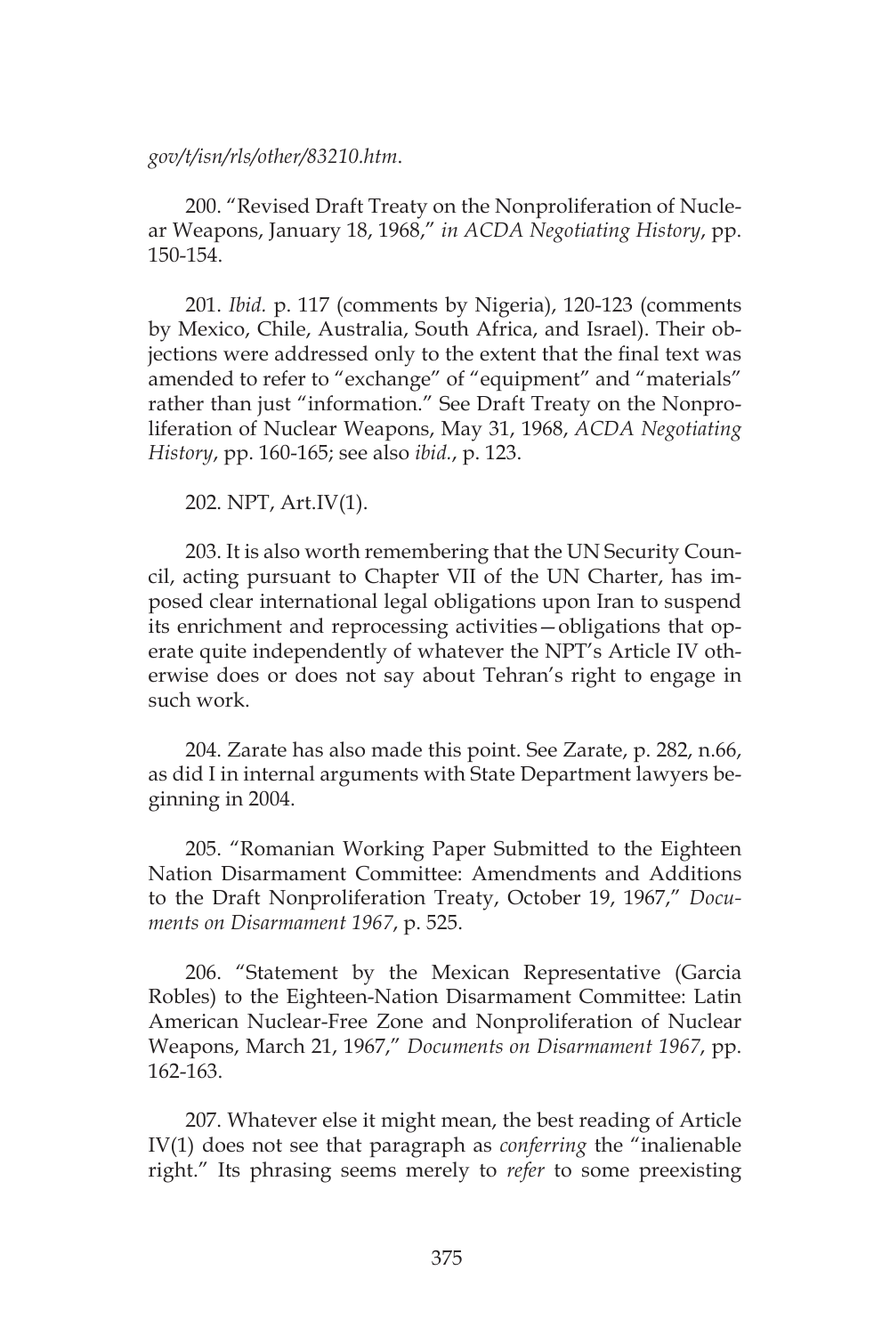*gov/t/isn/rls/other/83210.htm*.

200. "Revised Draft Treaty on the Nonproliferation of Nuclear Weapons, January 18, 1968," *in ACDA Negotiating History*, pp. 150-154.

201. *Ibid.* p. 117 (comments by Nigeria), 120-123 (comments by Mexico, Chile, Australia, South Africa, and Israel). Their objections were addressed only to the extent that the final text was amended to refer to "exchange" of "equipment" and "materials" rather than just "information." See Draft Treaty on the Nonproliferation of Nuclear Weapons, May 31, 1968, *ACDA Negotiating History*, pp. 160-165; see also *ibid.*, p. 123.

202. NPT, Art.IV(1).

203. It is also worth remembering that the UN Security Council, acting pursuant to Chapter VII of the UN Charter, has imposed clear international legal obligations upon Iran to suspend its enrichment and reprocessing activities—obligations that operate quite independently of whatever the NPT's Article IV otherwise does or does not say about Tehran's right to engage in such work.

204. Zarate has also made this point. See Zarate, p. 282, n.66, as did I in internal arguments with State Department lawyers beginning in 2004.

205. "Romanian Working Paper Submitted to the Eighteen Nation Disarmament Committee: Amendments and Additions to the Draft Nonproliferation Treaty, October 19, 1967," *Documents on Disarmament 1967*, p. 525.

206. "Statement by the Mexican Representative (Garcia Robles) to the Eighteen-Nation Disarmament Committee: Latin American Nuclear-Free Zone and Nonproliferation of Nuclear Weapons, March 21, 1967," *Documents on Disarmament 1967*, pp. 162-163.

207. Whatever else it might mean, the best reading of Article IV(1) does not see that paragraph as *conferring* the "inalienable right." Its phrasing seems merely to *refer* to some preexisting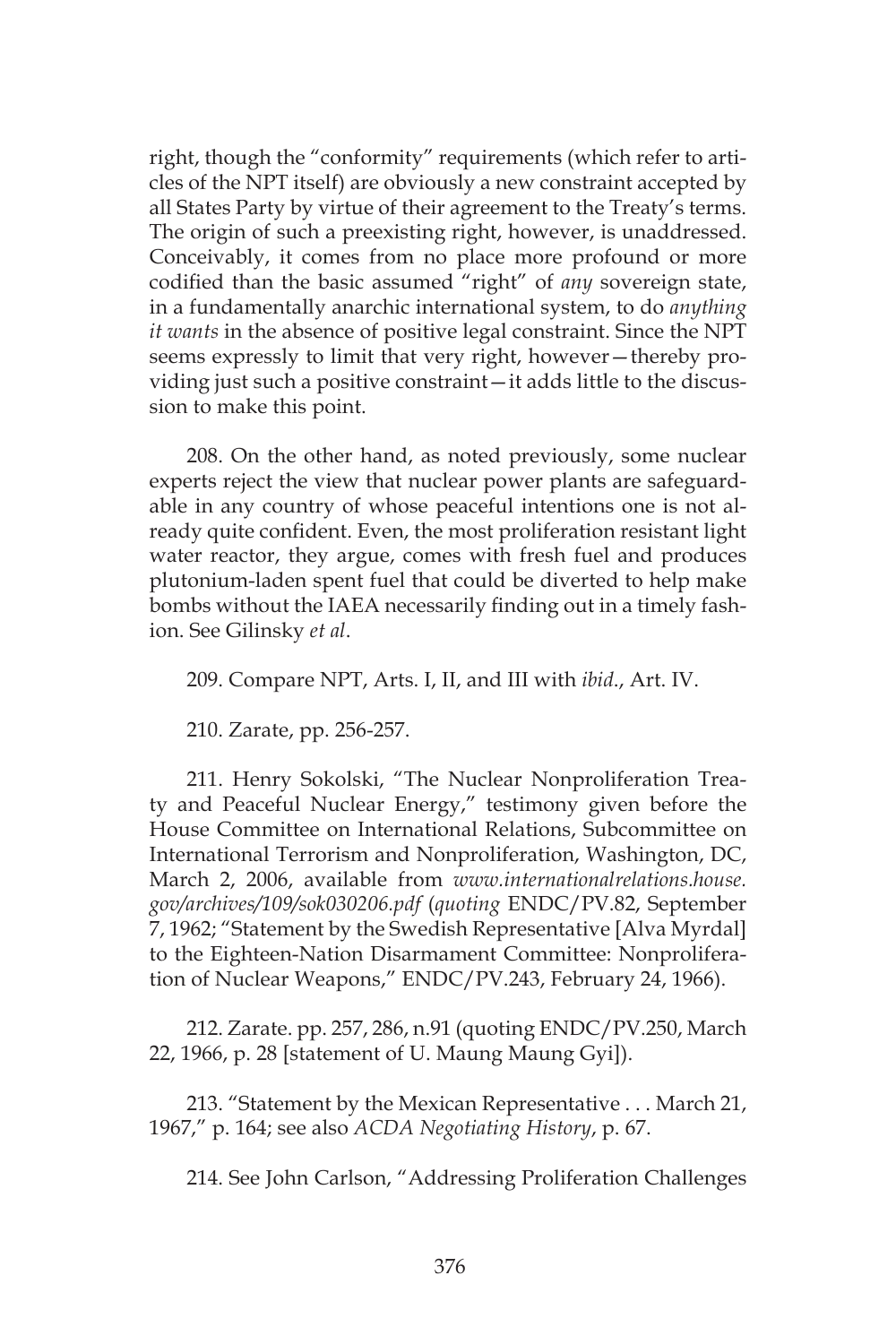right, though the "conformity" requirements (which refer to articles of the NPT itself) are obviously a new constraint accepted by all States Party by virtue of their agreement to the Treaty's terms. The origin of such a preexisting right, however, is unaddressed. Conceivably, it comes from no place more profound or more codified than the basic assumed "right" of *any* sovereign state, in a fundamentally anarchic international system, to do *anything it wants* in the absence of positive legal constraint. Since the NPT seems expressly to limit that very right, however—thereby providing just such a positive constraint—it adds little to the discussion to make this point.

208. On the other hand, as noted previously, some nuclear experts reject the view that nuclear power plants are safeguardable in any country of whose peaceful intentions one is not already quite confident. Even, the most proliferation resistant light water reactor, they argue, comes with fresh fuel and produces plutonium-laden spent fuel that could be diverted to help make bombs without the IAEA necessarily finding out in a timely fashion. See Gilinsky *et al*.

209. Compare NPT, Arts. I, II, and III with *ibid*., Art. IV.

210. Zarate, pp. 256-257.

211. Henry Sokolski, "The Nuclear Nonproliferation Treaty and Peaceful Nuclear Energy," testimony given before the House Committee on International Relations, Subcommittee on International Terrorism and Nonproliferation, Washington, DC, March 2, 2006, available from *www.internationalrelations.house.gov/archives/109/sok030206.pdf* (*quoting* ENDC/PV.82, September 7, 1962; "Statement by the Swedish Representative [Alva Myrdal] to the Eighteen-Nation Disarmament Committee: Nonproliferation of Nuclear Weapons," ENDC/PV.243, February 24, 1966).

212. Zarate. pp. 257, 286, n.91 (quoting ENDC/PV.250, March 22, 1966, p. 28 [statement of U. Maung Maung Gyi]).

213. "Statement by the Mexican Representative . . . March 21, 1967," p. 164; see also *ACDA Negotiating History*, p. 67.

214. See John Carlson, "Addressing Proliferation Challenges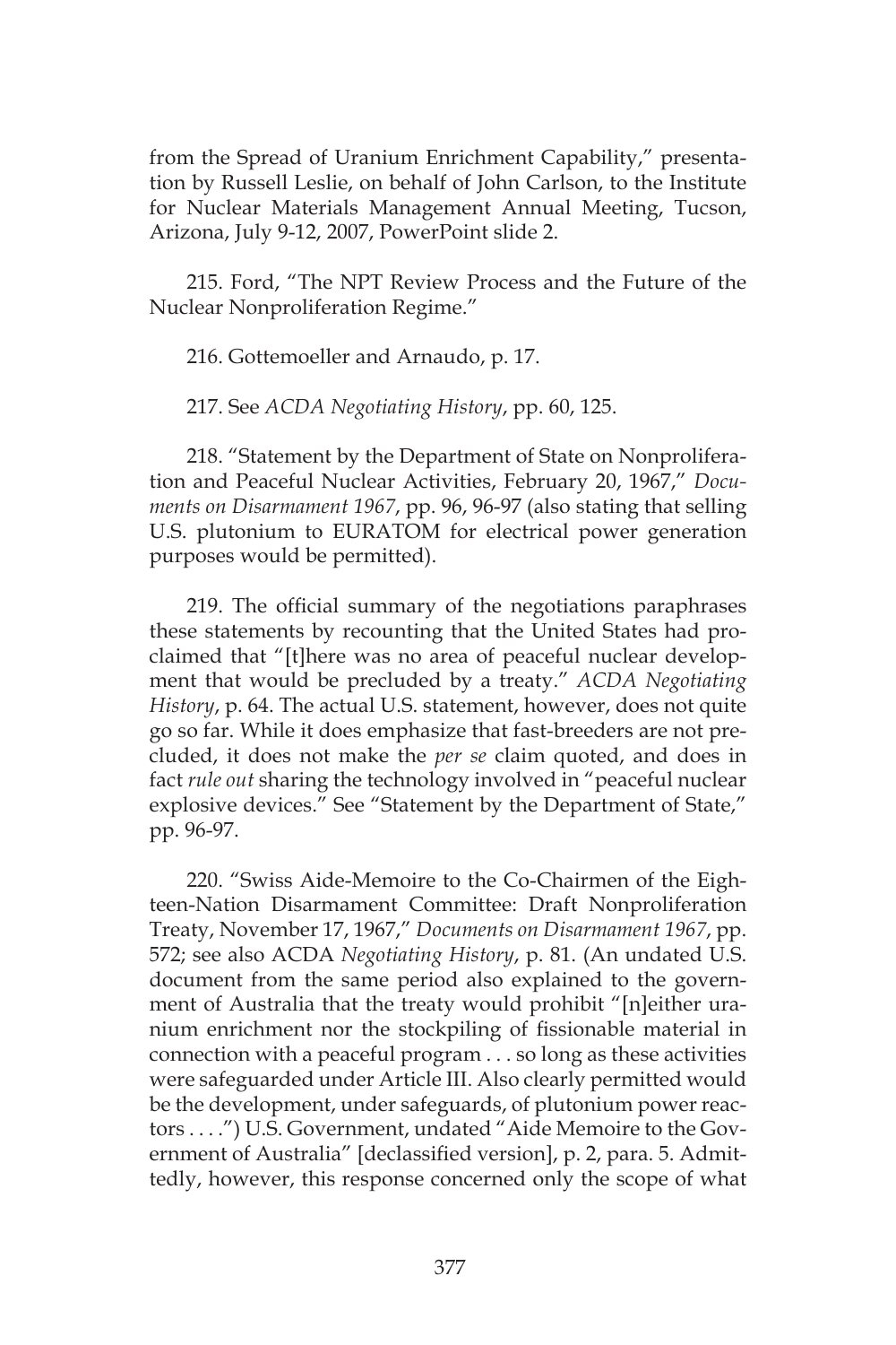from the Spread of Uranium Enrichment Capability," presentation by Russell Leslie, on behalf of John Carlson, to the Institute for Nuclear Materials Management Annual Meeting, Tucson, Arizona, July 9-12, 2007, PowerPoint slide 2.

215. Ford, "The NPT Review Process and the Future of the Nuclear Nonproliferation Regime."

216. Gottemoeller and Arnaudo, p. 17.

217. See *ACDA Negotiating History*, pp. 60, 125.

218. "Statement by the Department of State on Nonproliferation and Peaceful Nuclear Activities, February 20, 1967," *Documents on Disarmament 1967*, pp. 96, 96-97 (also stating that selling U.S. plutonium to EURATOM for electrical power generation purposes would be permitted).

219. The official summary of the negotiations paraphrases these statements by recounting that the United States had proclaimed that "[t]here was no area of peaceful nuclear development that would be precluded by a treaty." *ACDA Negotiating History*, p. 64. The actual U.S. statement, however, does not quite go so far. While it does emphasize that fast-breeders are not precluded, it does not make the *per se* claim quoted, and does in fact *rule out* sharing the technology involved in "peaceful nuclear explosive devices." See "Statement by the Department of State," pp. 96-97.

220. "Swiss Aide-Memoire to the Co-Chairmen of the Eighteen-Nation Disarmament Committee: Draft Nonproliferation Treaty, November 17, 1967," *Documents on Disarmament 1967*, pp. 572; see also ACDA *Negotiating History*, p. 81. (An undated U.S. document from the same period also explained to the government of Australia that the treaty would prohibit "[n]either uranium enrichment nor the stockpiling of fissionable material in connection with a peaceful program . . . so long as these activities were safeguarded under Article III. Also clearly permitted would be the development, under safeguards, of plutonium power reactors . . . .") U.S. Government, undated "Aide Memoire to the Government of Australia" [declassified version], p. 2, para. 5. Admittedly, however, this response concerned only the scope of what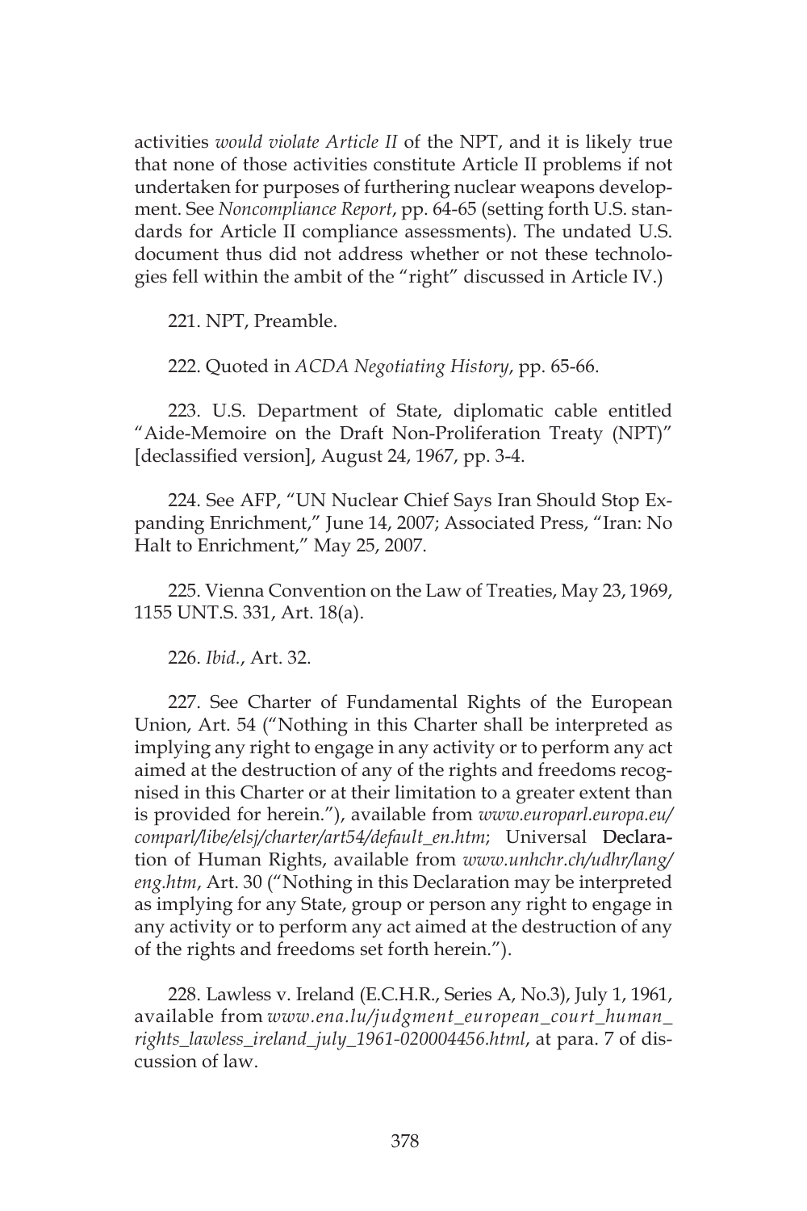activities *would violate Article II* of the NPT, and it is likely true that none of those activities constitute Article II problems if not undertaken for purposes of furthering nuclear weapons development. See *Noncompliance Report*, pp. 64-65 (setting forth U.S. standards for Article II compliance assessments). The undated U.S. document thus did not address whether or not these technologies fell within the ambit of the "right" discussed in Article IV.)

221. NPT, Preamble.

222. Quoted in *ACDA Negotiating History*, pp. 65-66.

223. U.S. Department of State, diplomatic cable entitled "Aide-Memoire on the Draft Non-Proliferation Treaty (NPT)" [declassified version], August 24, 1967, pp. 3-4.

224. See AFP, "UN Nuclear Chief Says Iran Should Stop Expanding Enrichment," June 14, 2007; Associated Press, "Iran: No Halt to Enrichment," May 25, 2007.

225. Vienna Convention on the Law of Treaties, May 23, 1969, 1155 UNT.S. 331, Art. 18(a).

226. *Ibid.*, Art. 32.

227. See Charter of Fundamental Rights of the European Union, Art. 54 ("Nothing in this Charter shall be interpreted as implying any right to engage in any activity or to perform any act aimed at the destruction of any of the rights and freedoms recognised in this Charter or at their limitation to a greater extent than is provided for herein."), available from *www.europarl.europa.eu/comparl/libe/elsj/charter/art54/default_en.htm*; Universal Declaration of Human Rights, available from *www.unhchr.ch/udhr/lang/eng.htm*, Art. 30 ("Nothing in this Declaration may be interpreted as implying for any State, group or person any right to engage in any activity or to perform any act aimed at the destruction of any of the rights and freedoms set forth herein.").

228. Lawless v. Ireland (E.C.H.R., Series A, No.3), July 1, 1961, available from *www.ena.lu/judgment_european_court_human_rights_lawless_ireland_july_1961-020004456.html*, at para. 7 of discussion of law.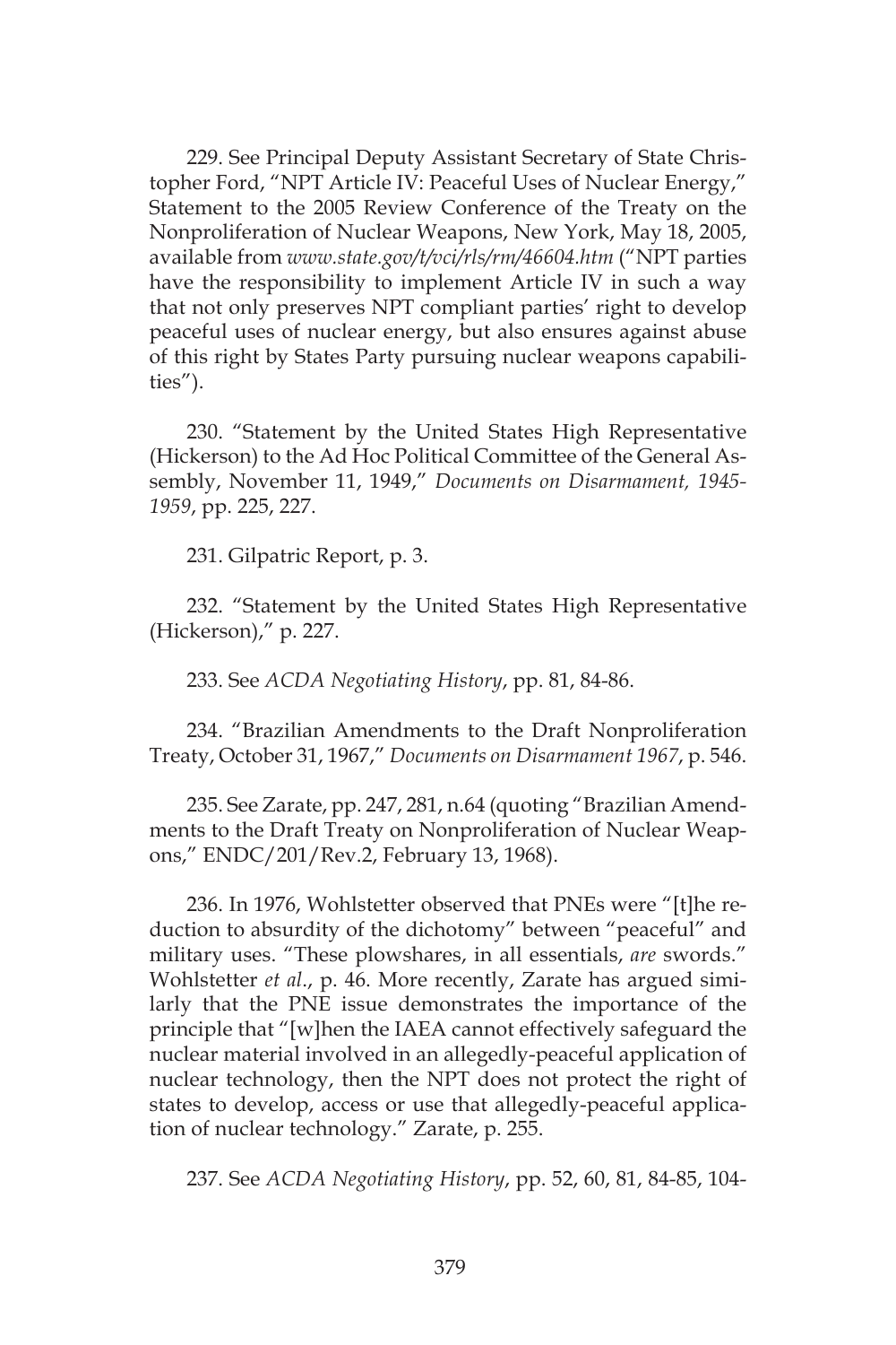229. See Principal Deputy Assistant Secretary of State Christopher Ford, "NPT Article IV: Peaceful Uses of Nuclear Energy," Statement to the 2005 Review Conference of the Treaty on the Nonproliferation of Nuclear Weapons, New York, May 18, 2005, available from *www.state.gov/t/vci/rls/rm/46604.htm* ("NPT parties have the responsibility to implement Article IV in such a way that not only preserves NPT compliant parties' right to develop peaceful uses of nuclear energy, but also ensures against abuse of this right by States Party pursuing nuclear weapons capabilities").

230. "Statement by the United States High Representative (Hickerson) to the Ad Hoc Political Committee of the General Assembly, November 11, 1949," *Documents on Disarmament, 1945-1959*, pp. 225, 227.

231. Gilpatric Report, p. 3.

232. "Statement by the United States High Representative (Hickerson)," p. 227.

233. See *ACDA Negotiating History*, pp. 81, 84-86.

234. "Brazilian Amendments to the Draft Nonproliferation Treaty, October 31, 1967," *Documents on Disarmament 1967*, p. 546.

235. See Zarate, pp. 247, 281, n.64 (quoting "Brazilian Amendments to the Draft Treaty on Nonproliferation of Nuclear Weapons," ENDC/201/Rev.2, February 13, 1968).

236. In 1976, Wohlstetter observed that PNEs were "[t]he reduction to absurdity of the dichotomy" between "peaceful" and military uses. "These plowshares, in all essentials, *are* swords." Wohlstetter *et al*., p. 46. More recently, Zarate has argued similarly that the PNE issue demonstrates the importance of the principle that "[w]hen the IAEA cannot effectively safeguard the nuclear material involved in an allegedly-peaceful application of nuclear technology, then the NPT does not protect the right of states to develop, access or use that allegedly-peaceful application of nuclear technology." Zarate, p. 255.

237. See *ACDA Negotiating History*, pp. 52, 60, 81, 84-85, 104-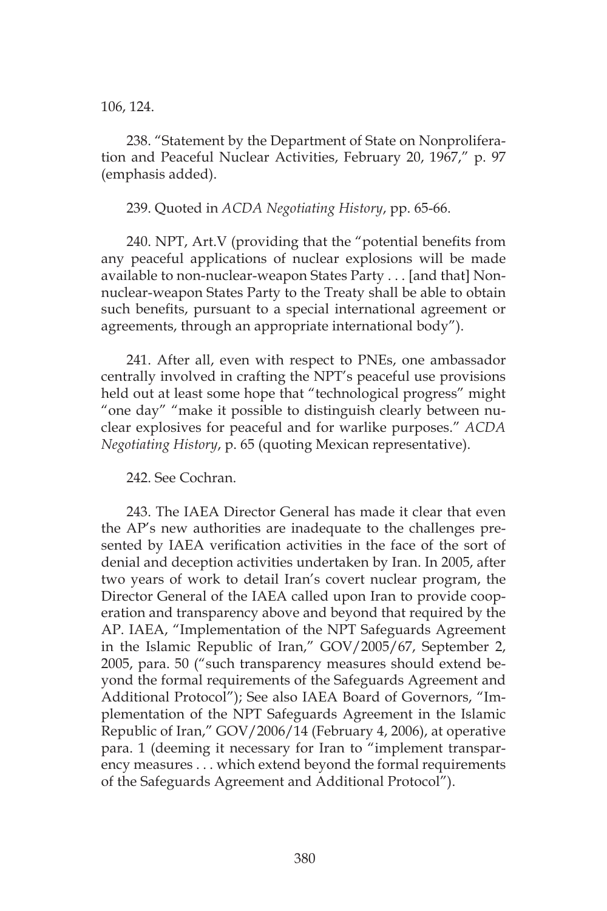106, 124.

238. "Statement by the Department of State on Nonproliferation and Peaceful Nuclear Activities, February 20, 1967," p. 97 (emphasis added).

239. Quoted in *ACDA Negotiating History*, pp. 65-66.

240. NPT, Art.V (providing that the "potential benefits from any peaceful applications of nuclear explosions will be made available to non-nuclear-weapon States Party . . . [and that] Non-nuclear-weapon States Party to the Treaty shall be able to obtain such benefits, pursuant to a special international agreement or agreements, through an appropriate international body").

241. After all, even with respect to PNEs, one ambassador centrally involved in crafting the NPT's peaceful use provisions held out at least some hope that "technological progress" might "one day" "make it possible to distinguish clearly between nuclear explosives for peaceful and for warlike purposes." *ACDA Negotiating History*, p. 65 (quoting Mexican representative).

242. See Cochran.

243. The IAEA Director General has made it clear that even the AP's new authorities are inadequate to the challenges presented by IAEA verification activities in the face of the sort of denial and deception activities undertaken by Iran. In 2005, after two years of work to detail Iran's covert nuclear program, the Director General of the IAEA called upon Iran to provide cooperation and transparency above and beyond that required by the AP. IAEA, "Implementation of the NPT Safeguards Agreement in the Islamic Republic of Iran," GOV/2005/67, September 2, 2005, para. 50 ("such transparency measures should extend beyond the formal requirements of the Safeguards Agreement and Additional Protocol"); See also IAEA Board of Governors, "Implementation of the NPT Safeguards Agreement in the Islamic Republic of Iran," GOV/2006/14 (February 4, 2006), at operative para. 1 (deeming it necessary for Iran to "implement transparency measures . . . which extend beyond the formal requirements of the Safeguards Agreement and Additional Protocol").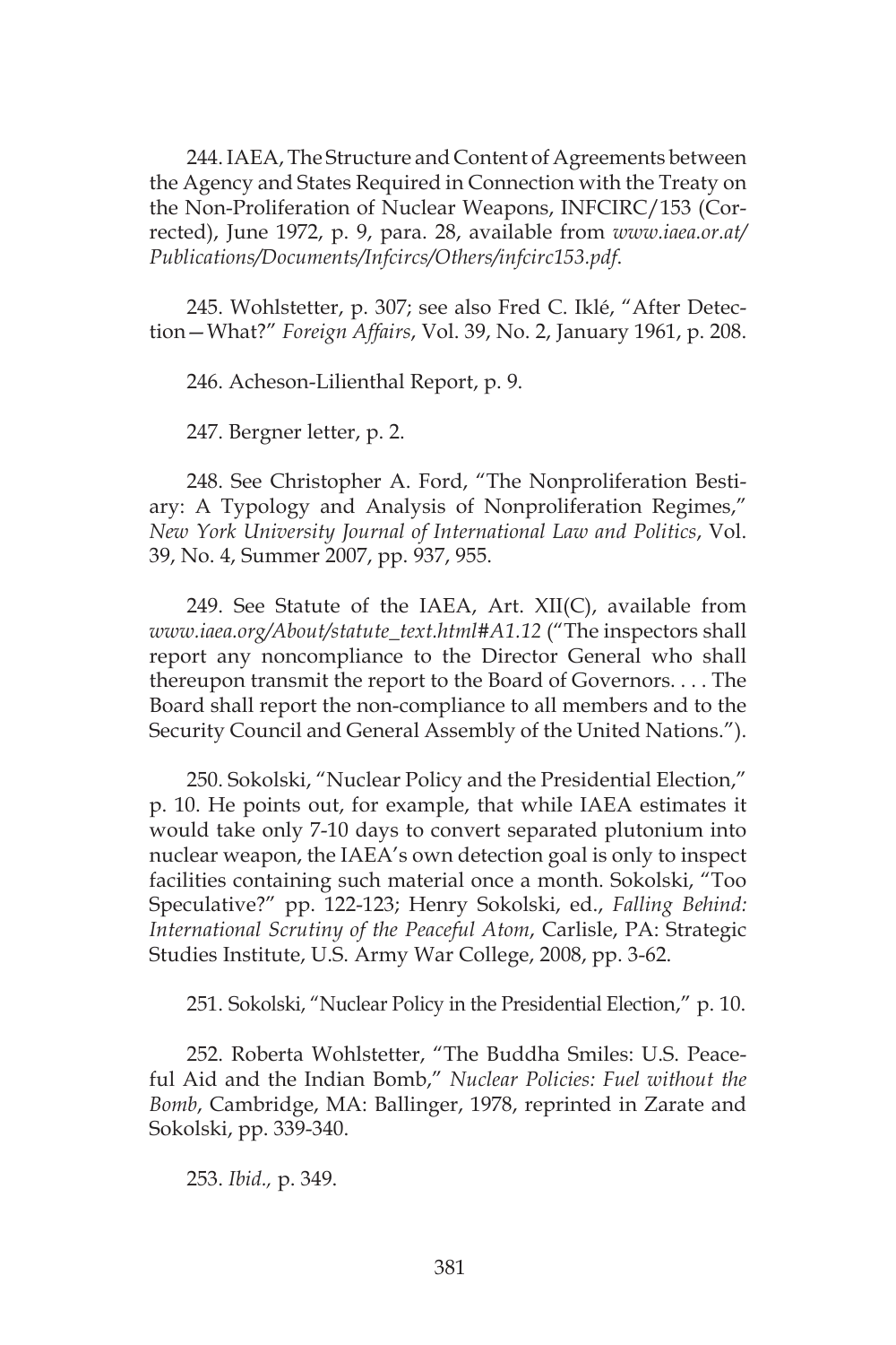244. IAEA, The Structure and Content of Agreements between the Agency and States Required in Connection with the Treaty on the Non-Proliferation of Nuclear Weapons, INFCIRC/153 (Corrected), June 1972, p. 9, para. 28, available from *www.iaea.or.at/Publications/Documents/Infcircs/Others/infcirc153.pdf*.

245. Wohlstetter, p. 307; see also Fred C. Iklé, "After Detection—What?" *Foreign Affairs*, Vol. 39, No. 2, January 1961, p. 208.

246. Acheson-Lilienthal Report, p. 9.

247. Bergner letter, p. 2.

248. See Christopher A. Ford, "The Nonproliferation Bestiary: A Typology and Analysis of Nonproliferation Regimes," *New York University Journal of International Law and Politics*, Vol. 39, No. 4, Summer 2007, pp. 937, 955.

249. See Statute of the IAEA, Art. XII(C), available from *www.iaea.org/About/statute_text.html#A1.12* ("The inspectors shall report any noncompliance to the Director General who shall thereupon transmit the report to the Board of Governors. . . . The Board shall report the non-compliance to all members and to the Security Council and General Assembly of the United Nations.").

250. Sokolski, "Nuclear Policy and the Presidential Election," p. 10. He points out, for example, that while IAEA estimates it would take only 7-10 days to convert separated plutonium into nuclear weapon, the IAEA's own detection goal is only to inspect facilities containing such material once a month. Sokolski, "Too Speculative?" pp. 122-123; Henry Sokolski, ed., *Falling Behind: International Scrutiny of the Peaceful Atom*, Carlisle, PA: Strategic Studies Institute, U.S. Army War College, 2008, pp. 3-62.

251. Sokolski, "Nuclear Policy in the Presidential Election," p. 10.

252. Roberta Wohlstetter, "The Buddha Smiles: U.S. Peaceful Aid and the Indian Bomb," *Nuclear Policies: Fuel without the Bomb*, Cambridge, MA: Ballinger, 1978, reprinted in Zarate and Sokolski, pp. 339-340.

253. *Ibid.,* p. 349.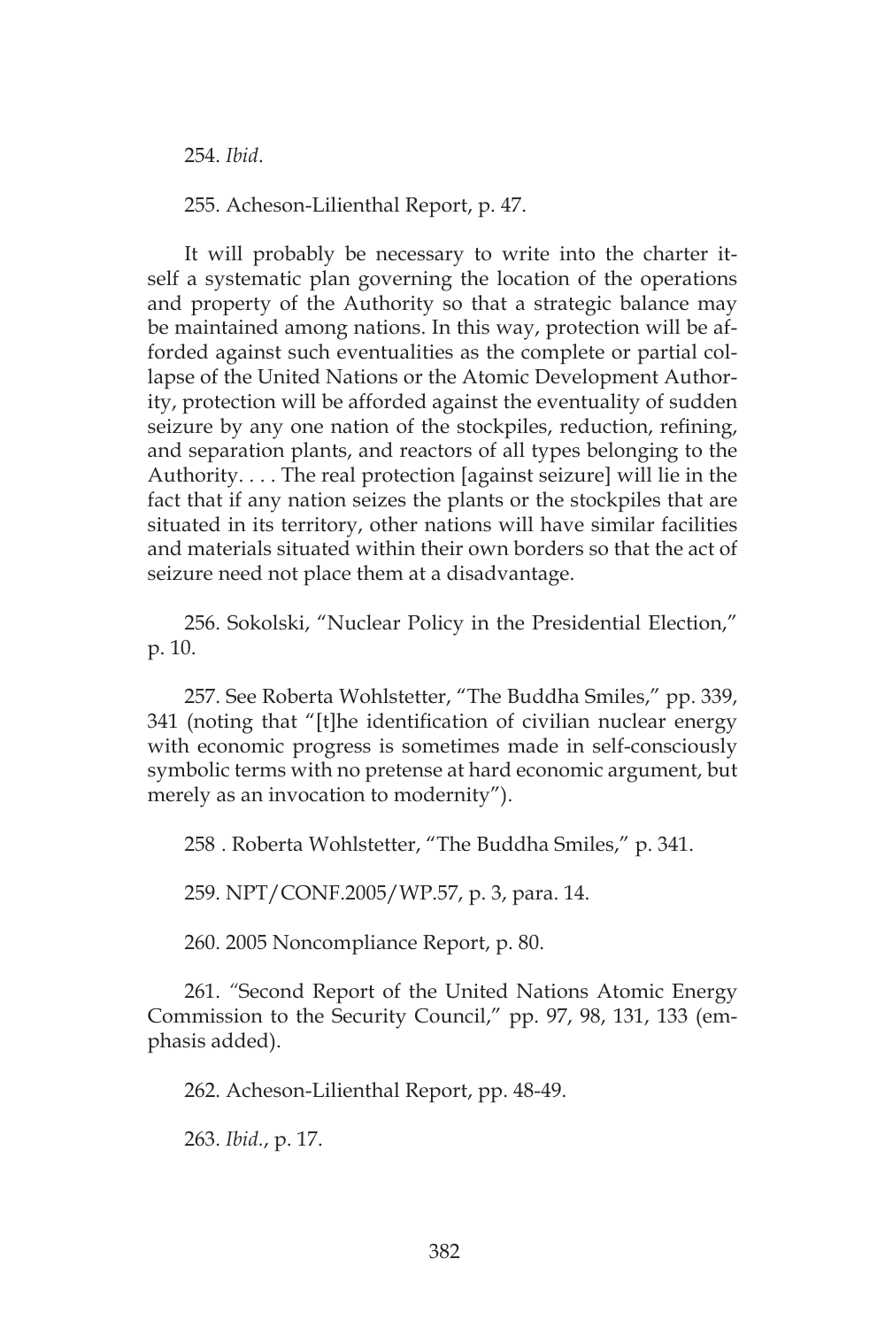254. *Ibid*.

255. Acheson-Lilienthal Report, p. 47.

It will probably be necessary to write into the charter itself a systematic plan governing the location of the operations and property of the Authority so that a strategic balance may be maintained among nations. In this way, protection will be afforded against such eventualities as the complete or partial collapse of the United Nations or the Atomic Development Authority, protection will be afforded against the eventuality of sudden seizure by any one nation of the stockpiles, reduction, refining, and separation plants, and reactors of all types belonging to the Authority. . . . The real protection [against seizure] will lie in the fact that if any nation seizes the plants or the stockpiles that are situated in its territory, other nations will have similar facilities and materials situated within their own borders so that the act of seizure need not place them at a disadvantage.

256. Sokolski, "Nuclear Policy in the Presidential Election," p. 10.

257. See Roberta Wohlstetter, "The Buddha Smiles," pp. 339, 341 (noting that "[t]he identification of civilian nuclear energy with economic progress is sometimes made in self-consciously symbolic terms with no pretense at hard economic argument, but merely as an invocation to modernity").

258 . Roberta Wohlstetter, "The Buddha Smiles," p. 341.

259. NPT/CONF.2005/WP.57, p. 3, para. 14.

260. 2005 Noncompliance Report, p. 80.

261. "Second Report of the United Nations Atomic Energy Commission to the Security Council," pp. 97, 98, 131, 133 (emphasis added).

262. Acheson-Lilienthal Report, pp. 48-49.

263. *Ibid.*, p. 17.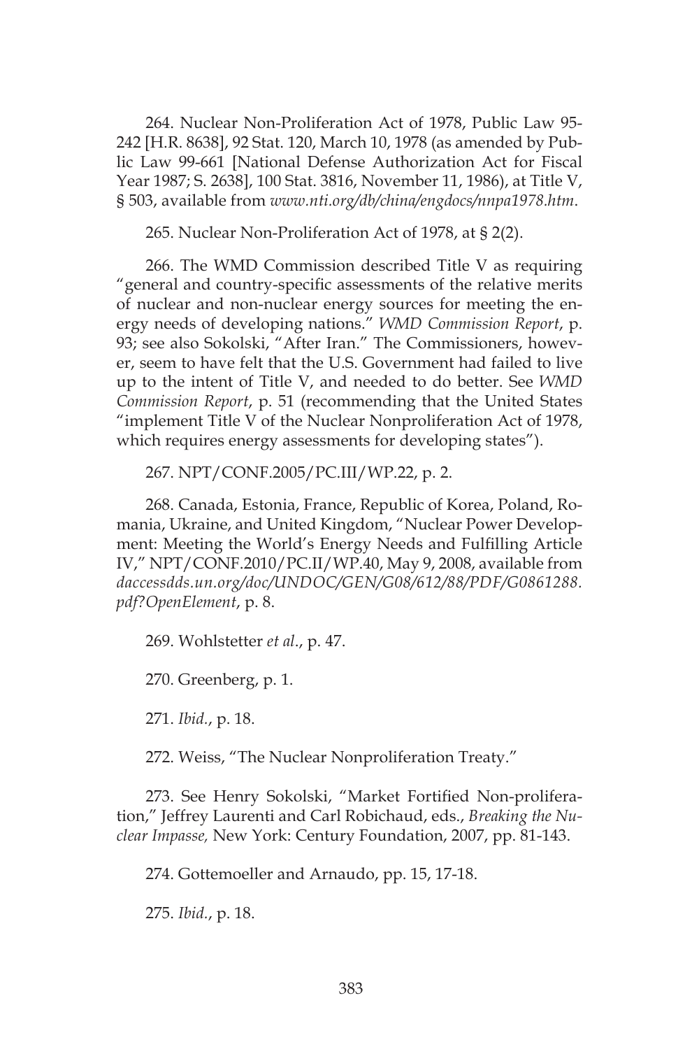264. Nuclear Non-Proliferation Act of 1978, Public Law 95-242 [H.R. 8638], 92 Stat. 120, March 10, 1978 (as amended by Public Law 99-661 [National Defense Authorization Act for Fiscal Year 1987; S. 2638], 100 Stat. 3816, November 11, 1986), at Title V, § 503, available from *www.nti.org/db/china/engdocs/nnpa1978.htm*.

265. Nuclear Non-Proliferation Act of 1978, at § 2(2).

266. The WMD Commission described Title V as requiring "general and country-specific assessments of the relative merits of nuclear and non-nuclear energy sources for meeting the energy needs of developing nations." *WMD Commission Report*, p. 93; see also Sokolski, "After Iran." The Commissioners, however, seem to have felt that the U.S. Government had failed to live up to the intent of Title V, and needed to do better. See *WMD Commission Report*, p. 51 (recommending that the United States "implement Title V of the Nuclear Nonproliferation Act of 1978, which requires energy assessments for developing states").

267. NPT/CONF.2005/PC.III/WP.22, p. 2.

268. Canada, Estonia, France, Republic of Korea, Poland, Romania, Ukraine, and United Kingdom, "Nuclear Power Development: Meeting the World's Energy Needs and Fulfilling Article IV," NPT/CONF.2010/PC.II/WP.40, May 9, 2008, available from *daccessdds.un.org/doc/UNDOC/GEN/G08/612/88/PDF/G0861288.pdf?OpenElement*, p. 8.

269. Wohlstetter *et al*., p. 47.

270. Greenberg, p. 1.

271. *Ibid*., p. 18.

272. Weiss, "The Nuclear Nonproliferation Treaty."

273. See Henry Sokolski, "Market Fortified Non-proliferation," Jeffrey Laurenti and Carl Robichaud, eds., *Breaking the Nuclear Impasse,* New York: Century Foundation, 2007, pp. 81-143.

274. Gottemoeller and Arnaudo, pp. 15, 17-18.

275. *Ibid*., p. 18.